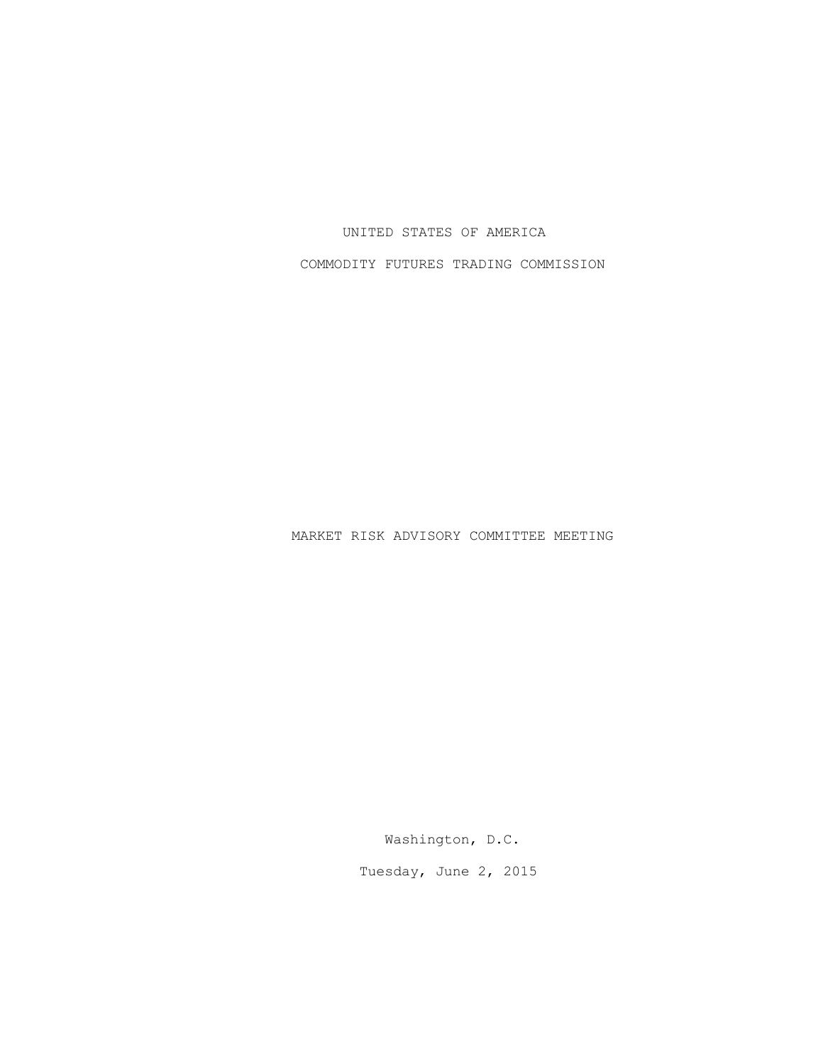UNITED STATES OF AMERICA

COMMODITY FUTURES TRADING COMMISSION

MARKET RISK ADVISORY COMMITTEE MEETING

Washington, D.C.

Tuesday, June 2, 2015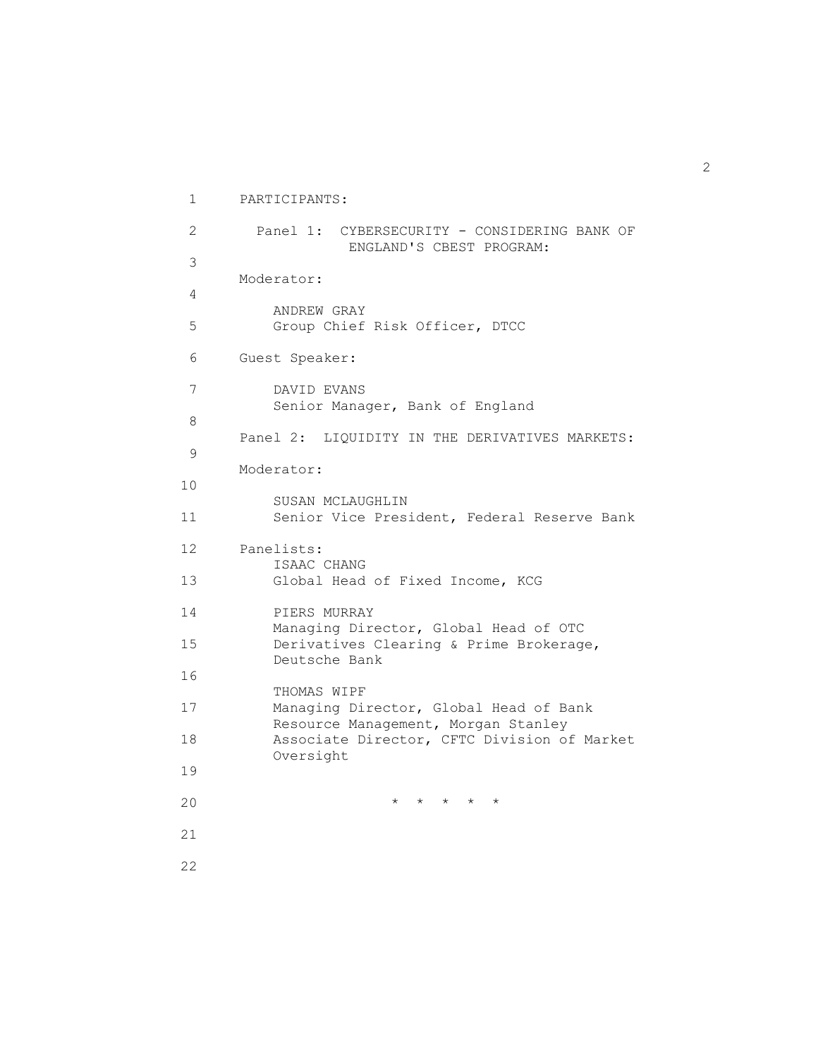PARTICIPANTS:

Panel 1: CYBERSECURITY - CONSIDERING BANK OF ENGLAND'S CBEST PROGRAM:

Moderator:

ANDREW GRAY
Group Chief Risk Officer, DTCC

Guest Speaker:

DAVID EVANS
Senior Manager, Bank of England

Panel 2: LIQUIDITY IN THE DERIVATIVES MARKETS:

Moderator:

SUSAN MCLAUGHLIN
Senior Vice President, Federal Reserve Bank

Panelists:

ISAAC CHANG
Global Head of Fixed Income, KCG

PIERS MURRAY
Managing Director, Global Head of OTC Derivatives Clearing & Prime Brokerage, Deutsche Bank

THOMAS WIPF
Managing Director, Global Head of Bank Resource Management, Morgan Stanley
Associate Director, CFTC Division of Market Oversight

\* \* \* \* \*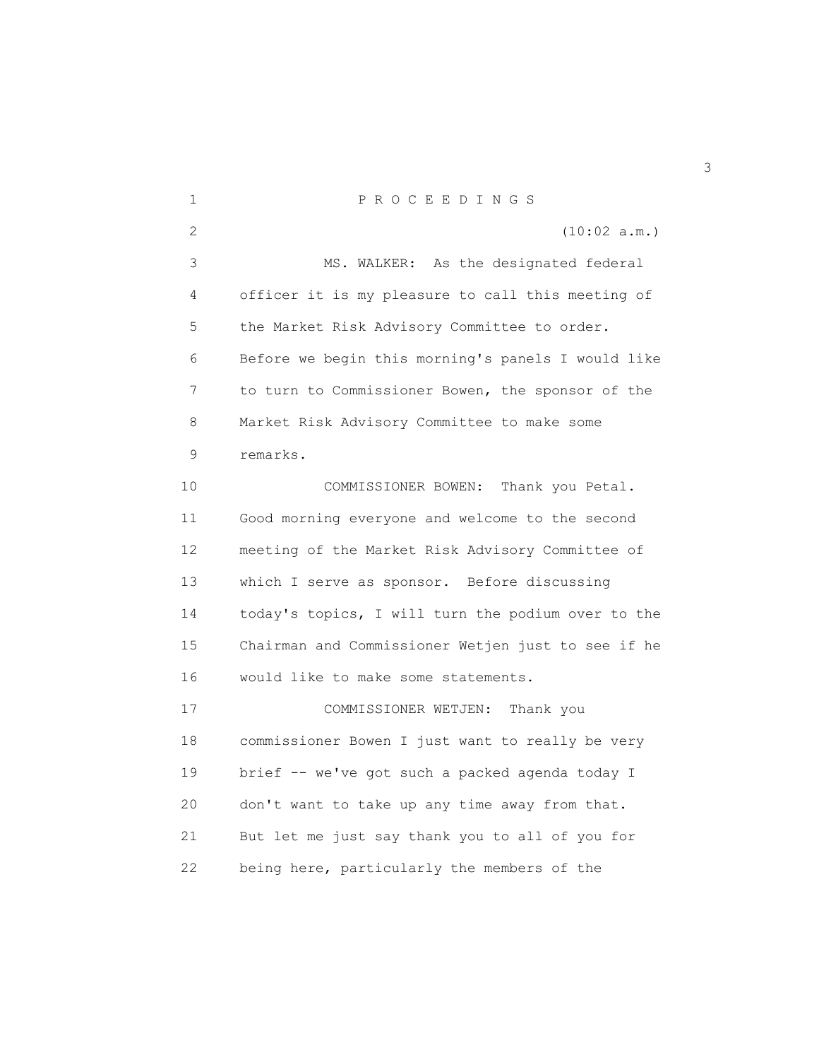P R O C E E D I N G S

(10:02 a.m.)

MS. WALKER: As the designated federal officer it is my pleasure to call this meeting of the Market Risk Advisory Committee to order. Before we begin this morning's panels I would like to turn to Commissioner Bowen, the sponsor of the Market Risk Advisory Committee to make some remarks.

COMMISSIONER BOWEN: Thank you Petal. Good morning everyone and welcome to the second meeting of the Market Risk Advisory Committee of which I serve as sponsor. Before discussing today's topics, I will turn the podium over to the Chairman and Commissioner Wetjen just to see if he would like to make some statements.

COMMISSIONER WETJEN: Thank you commissioner Bowen I just want to really be very brief -- we've got such a packed agenda today I don't want to take up any time away from that. But let me just say thank you to all of you for being here, particularly the members of the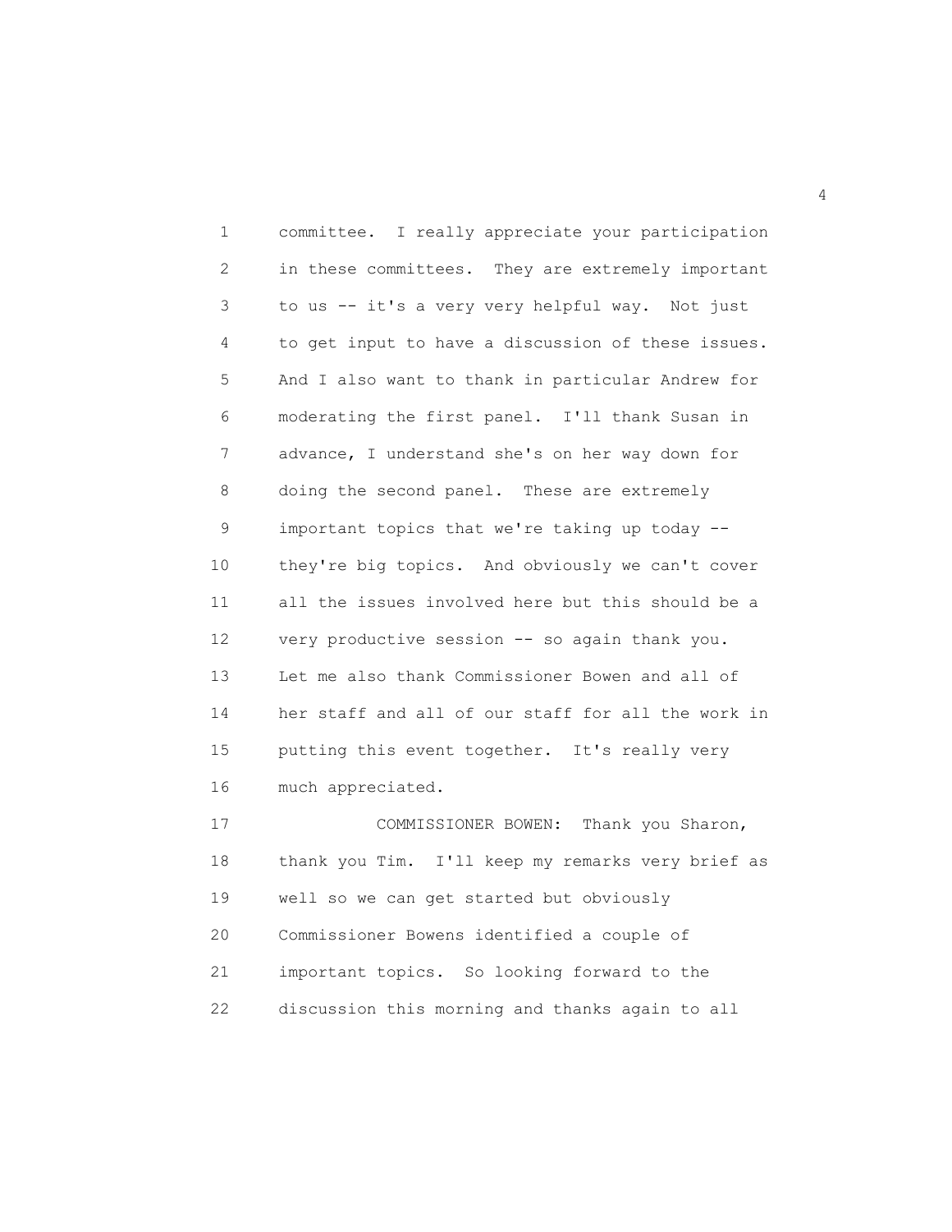committee. I really appreciate your participation in these committees. They are extremely important to us -- it's a very very helpful way. Not just to get input to have a discussion of these issues. And I also want to thank in particular Andrew for moderating the first panel. I'll thank Susan in advance, I understand she's on her way down for doing the second panel. These are extremely important topics that we're taking up today -- they're big topics. And obviously we can't cover all the issues involved here but this should be a very productive session -- so again thank you. Let me also thank Commissioner Bowen and all of her staff and all of our staff for all the work in putting this event together. It's really very much appreciated.

COMMISSIONER BOWEN: Thank you Sharon, thank you Tim. I'll keep my remarks very brief as well so we can get started but obviously Commissioner Bowens identified a couple of important topics. So looking forward to the discussion this morning and thanks again to all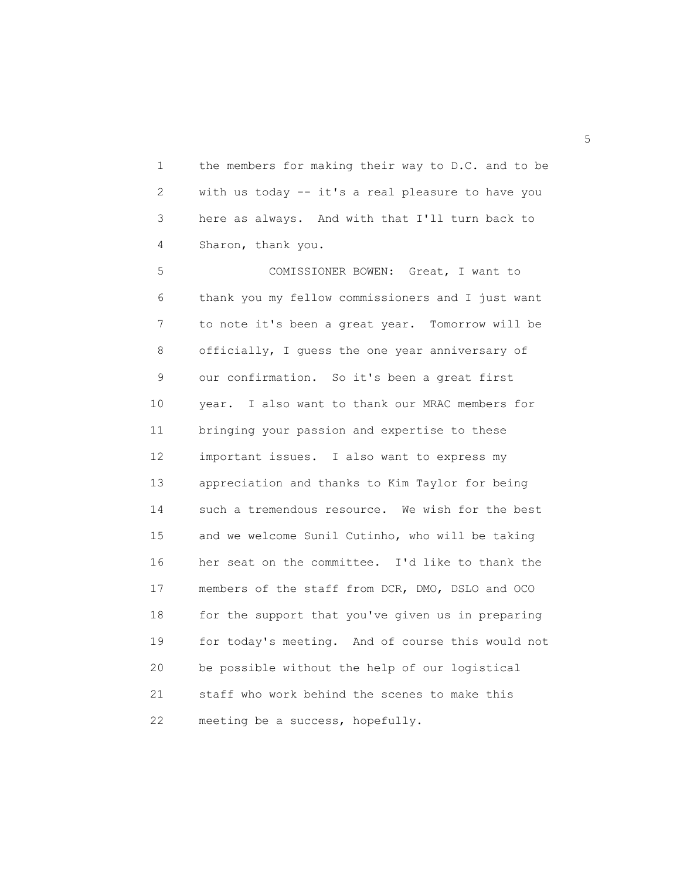the members for making their way to D.C. and to be with us today -- it's a real pleasure to have you here as always. And with that I'll turn back to Sharon, thank you.

COMISSIONER BOWEN: Great, I want to thank you my fellow commissioners and I just want to note it's been a great year. Tomorrow will be officially, I guess the one year anniversary of our confirmation. So it's been a great first year. I also want to thank our MRAC members for bringing your passion and expertise to these important issues. I also want to express my appreciation and thanks to Kim Taylor for being such a tremendous resource. We wish for the best and we welcome Sunil Cutinho, who will be taking her seat on the committee. I'd like to thank the members of the staff from DCR, DMO, DSLO and OCO for the support that you've given us in preparing for today's meeting. And of course this would not be possible without the help of our logistical staff who work behind the scenes to make this meeting be a success, hopefully.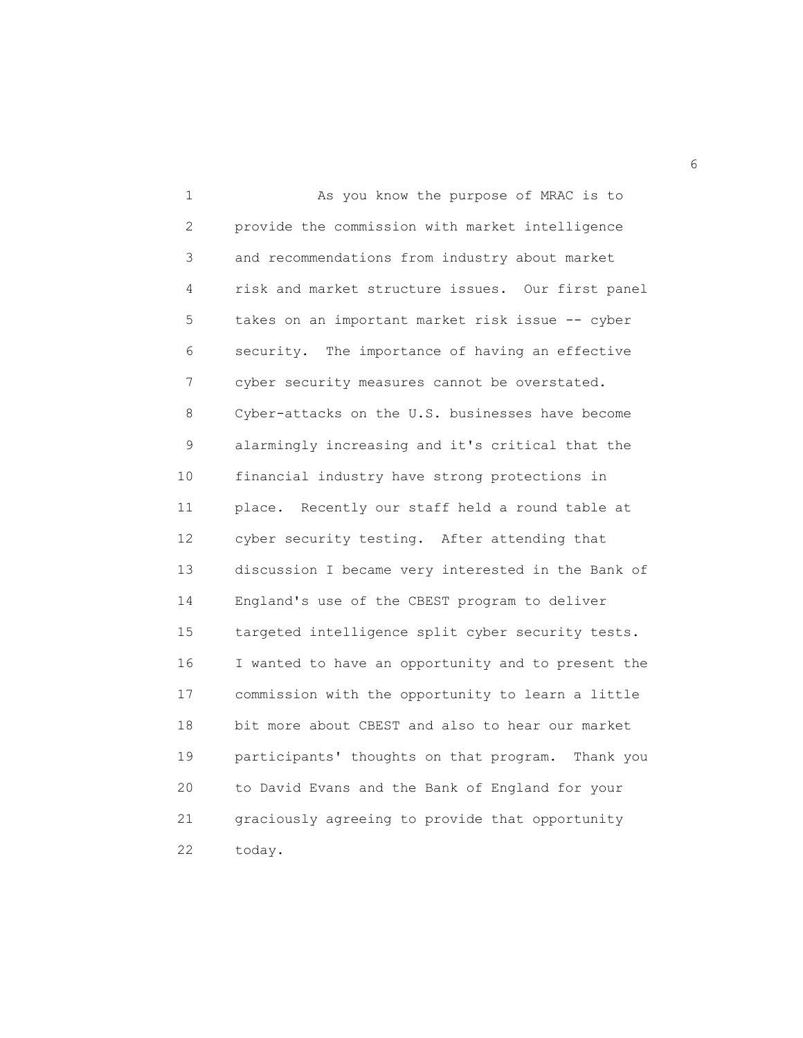As you know the purpose of MRAC is to provide the commission with market intelligence and recommendations from industry about market risk and market structure issues. Our first panel takes on an important market risk issue -- cyber security. The importance of having an effective cyber security measures cannot be overstated. Cyber-attacks on the U.S. businesses have become alarmingly increasing and it's critical that the financial industry have strong protections in place. Recently our staff held a round table at cyber security testing. After attending that discussion I became very interested in the Bank of England's use of the CBEST program to deliver targeted intelligence split cyber security tests. I wanted to have an opportunity and to present the commission with the opportunity to learn a little bit more about CBEST and also to hear our market participants' thoughts on that program. Thank you to David Evans and the Bank of England for your graciously agreeing to provide that opportunity today.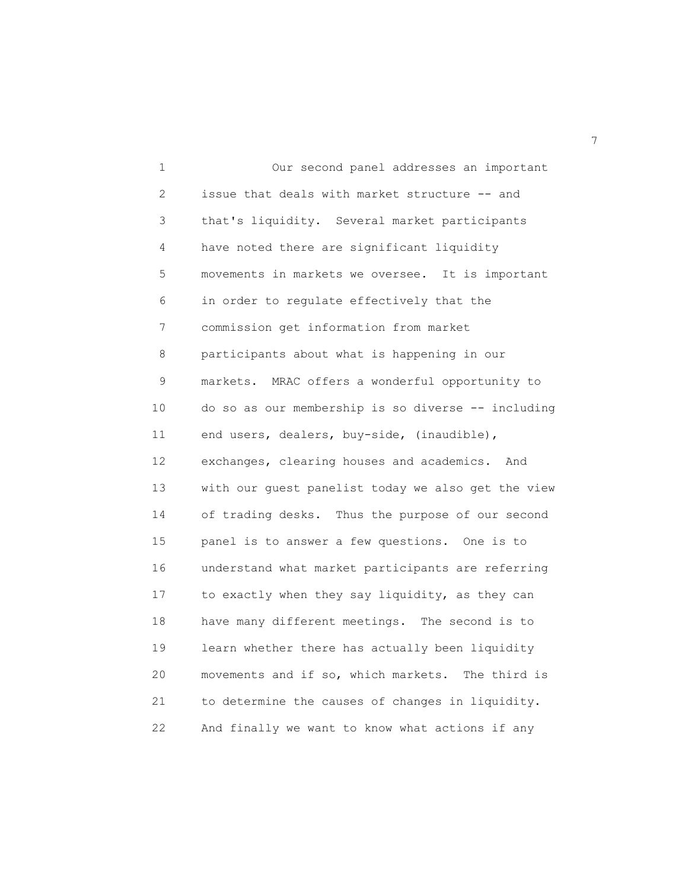Our second panel addresses an important issue that deals with market structure -- and that's liquidity. Several market participants have noted there are significant liquidity movements in markets we oversee. It is important in order to regulate effectively that the commission get information from market participants about what is happening in our markets. MRAC offers a wonderful opportunity to do so as our membership is so diverse -- including end users, dealers, buy-side, (inaudible), exchanges, clearing houses and academics. And with our guest panelist today we also get the view of trading desks. Thus the purpose of our second panel is to answer a few questions. One is to understand what market participants are referring to exactly when they say liquidity, as they can have many different meetings. The second is to learn whether there has actually been liquidity movements and if so, which markets. The third is to determine the causes of changes in liquidity. And finally we want to know what actions if any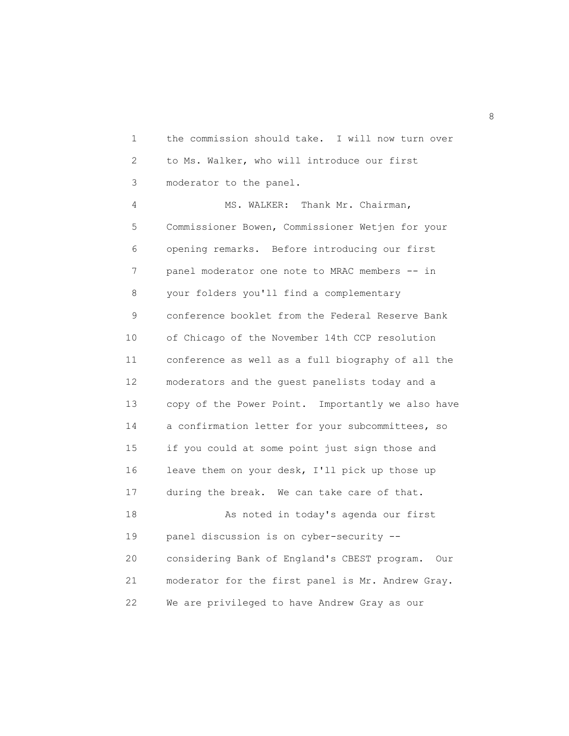the commission should take. I will now turn over to Ms. Walker, who will introduce our first moderator to the panel.

MS. WALKER: Thank Mr. Chairman, Commissioner Bowen, Commissioner Wetjen for your opening remarks. Before introducing our first panel moderator one note to MRAC members -- in your folders you'll find a complementary conference booklet from the Federal Reserve Bank of Chicago of the November 14th CCP resolution conference as well as a full biography of all the moderators and the guest panelists today and a copy of the Power Point. Importantly we also have a confirmation letter for your subcommittees, so if you could at some point just sign those and leave them on your desk, I'll pick up those up during the break. We can take care of that.

As noted in today's agenda our first panel discussion is on cyber-security -- considering Bank of England's CBEST program. Our moderator for the first panel is Mr. Andrew Gray. We are privileged to have Andrew Gray as our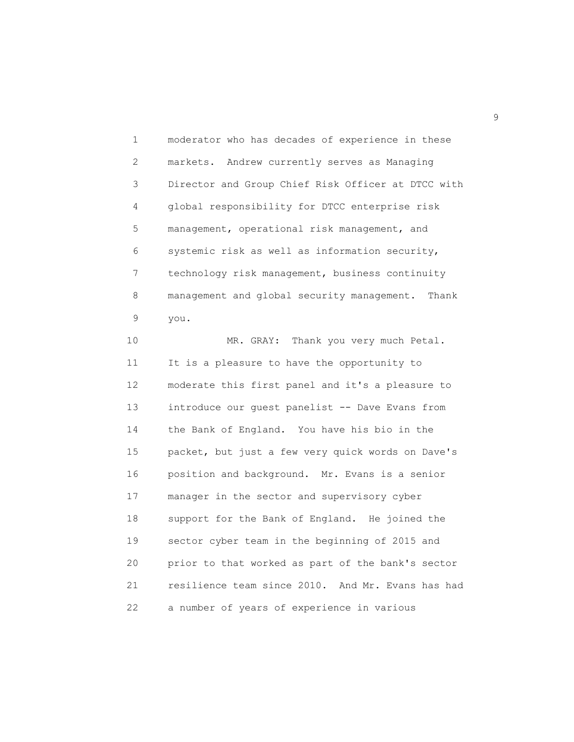moderator who has decades of experience in these markets. Andrew currently serves as Managing Director and Group Chief Risk Officer at DTCC with global responsibility for DTCC enterprise risk management, operational risk management, and systemic risk as well as information security, technology risk management, business continuity management and global security management. Thank you.

MR. GRAY: Thank you very much Petal. It is a pleasure to have the opportunity to moderate this first panel and it's a pleasure to introduce our guest panelist -- Dave Evans from the Bank of England. You have his bio in the packet, but just a few very quick words on Dave's position and background. Mr. Evans is a senior manager in the sector and supervisory cyber support for the Bank of England. He joined the sector cyber team in the beginning of 2015 and prior to that worked as part of the bank's sector resilience team since 2010. And Mr. Evans has had a number of years of experience in various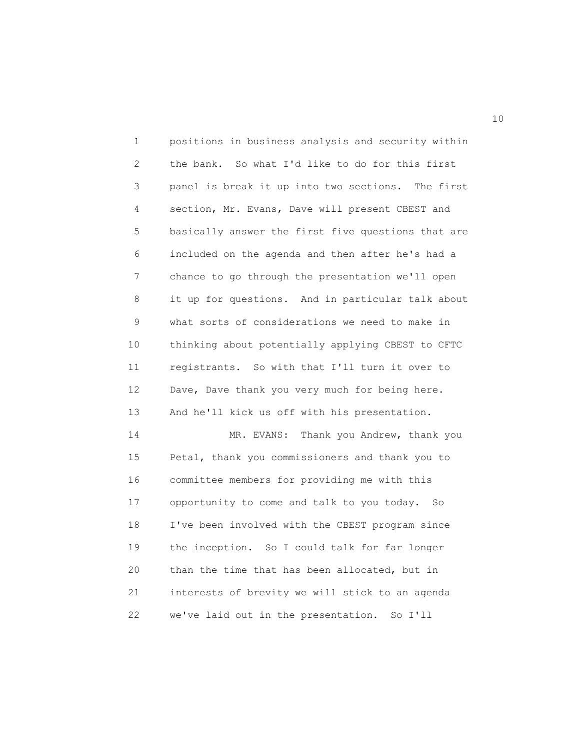positions in business analysis and security within the bank. So what I'd like to do for this first panel is break it up into two sections. The first section, Mr. Evans, Dave will present CBEST and basically answer the first five questions that are included on the agenda and then after he's had a chance to go through the presentation we'll open it up for questions. And in particular talk about what sorts of considerations we need to make in thinking about potentially applying CBEST to CFTC registrants. So with that I'll turn it over to Dave, Dave thank you very much for being here. And he'll kick us off with his presentation.

MR. EVANS: Thank you Andrew, thank you Petal, thank you commissioners and thank you to committee members for providing me with this opportunity to come and talk to you today. So I've been involved with the CBEST program since the inception. So I could talk for far longer than the time that has been allocated, but in interests of brevity we will stick to an agenda we've laid out in the presentation. So I'll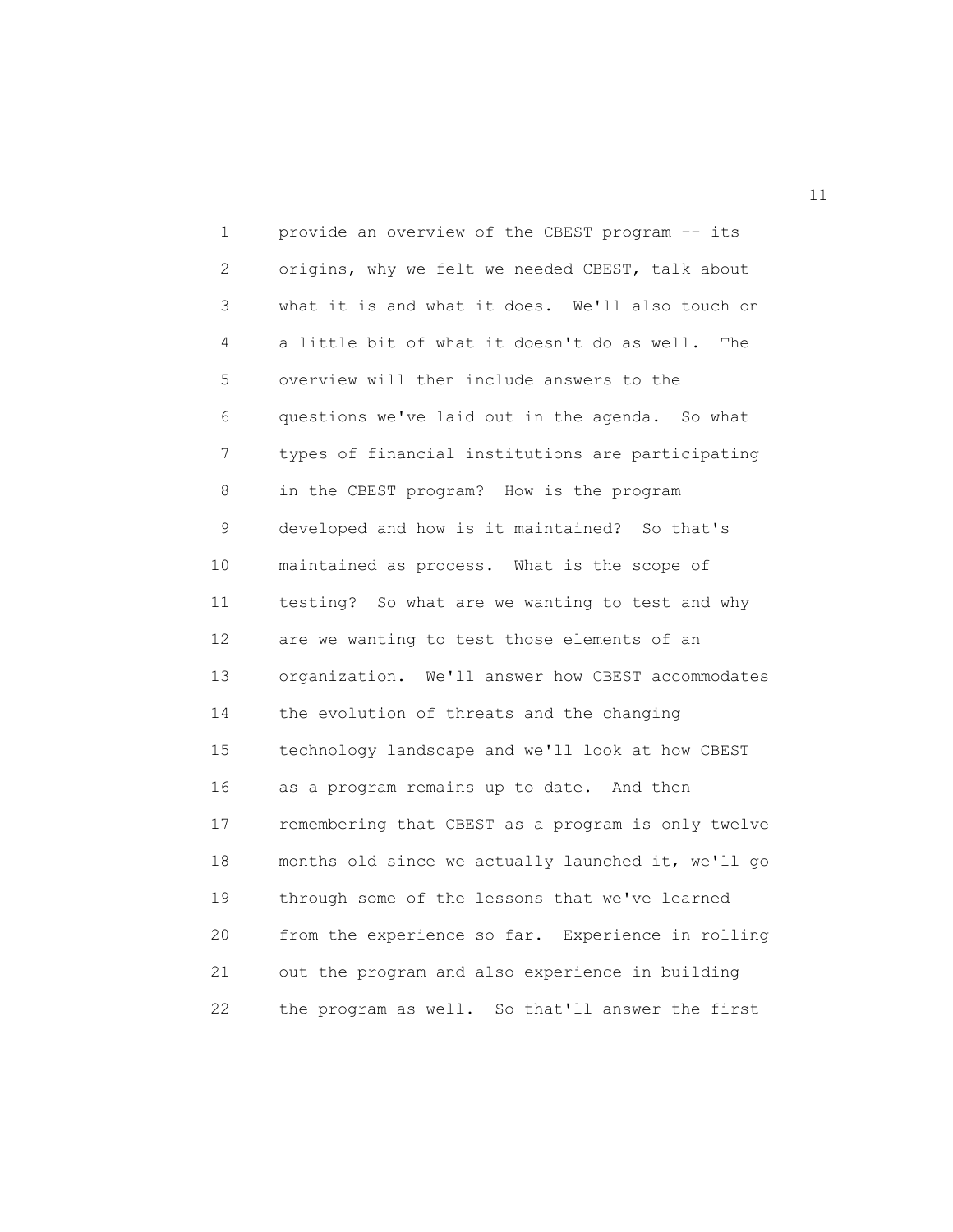provide an overview of the CBEST program -- its origins, why we felt we needed CBEST, talk about what it is and what it does. We'll also touch on a little bit of what it doesn't do as well. The overview will then include answers to the questions we've laid out in the agenda. So what types of financial institutions are participating in the CBEST program? How is the program developed and how is it maintained? So that's maintained as process. What is the scope of testing? So what are we wanting to test and why are we wanting to test those elements of an organization. We'll answer how CBEST accommodates the evolution of threats and the changing technology landscape and we'll look at how CBEST as a program remains up to date. And then remembering that CBEST as a program is only twelve months old since we actually launched it, we'll go through some of the lessons that we've learned from the experience so far. Experience in rolling out the program and also experience in building the program as well. So that'll answer the first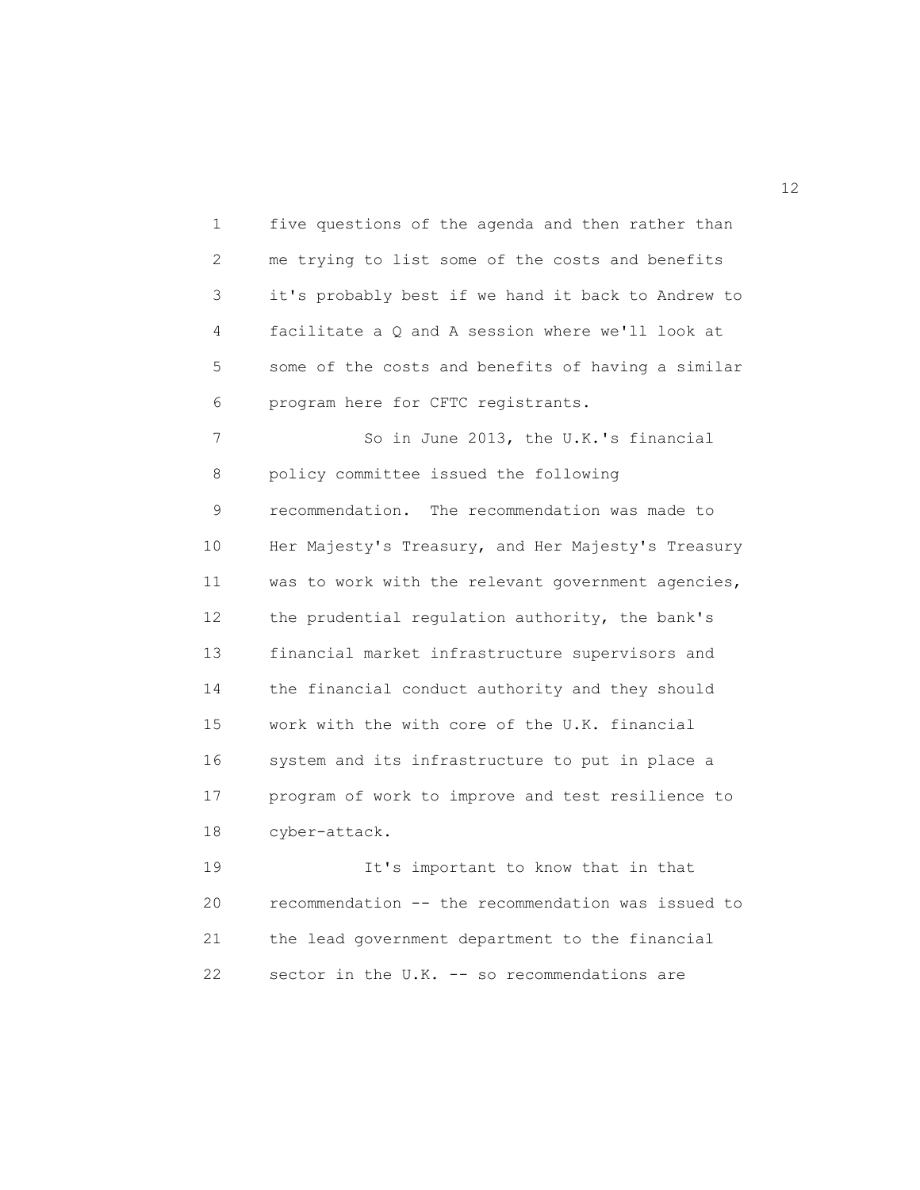five questions of the agenda and then rather than me trying to list some of the costs and benefits it's probably best if we hand it back to Andrew to facilitate a Q and A session where we'll look at some of the costs and benefits of having a similar program here for CFTC registrants.

So in June 2013, the U.K.'s financial policy committee issued the following recommendation. The recommendation was made to Her Majesty's Treasury, and Her Majesty's Treasury was to work with the relevant government agencies, the prudential regulation authority, the bank's financial market infrastructure supervisors and the financial conduct authority and they should work with the with core of the U.K. financial system and its infrastructure to put in place a program of work to improve and test resilience to cyber-attack.

It's important to know that in that recommendation -- the recommendation was issued to the lead government department to the financial sector in the U.K. -- so recommendations are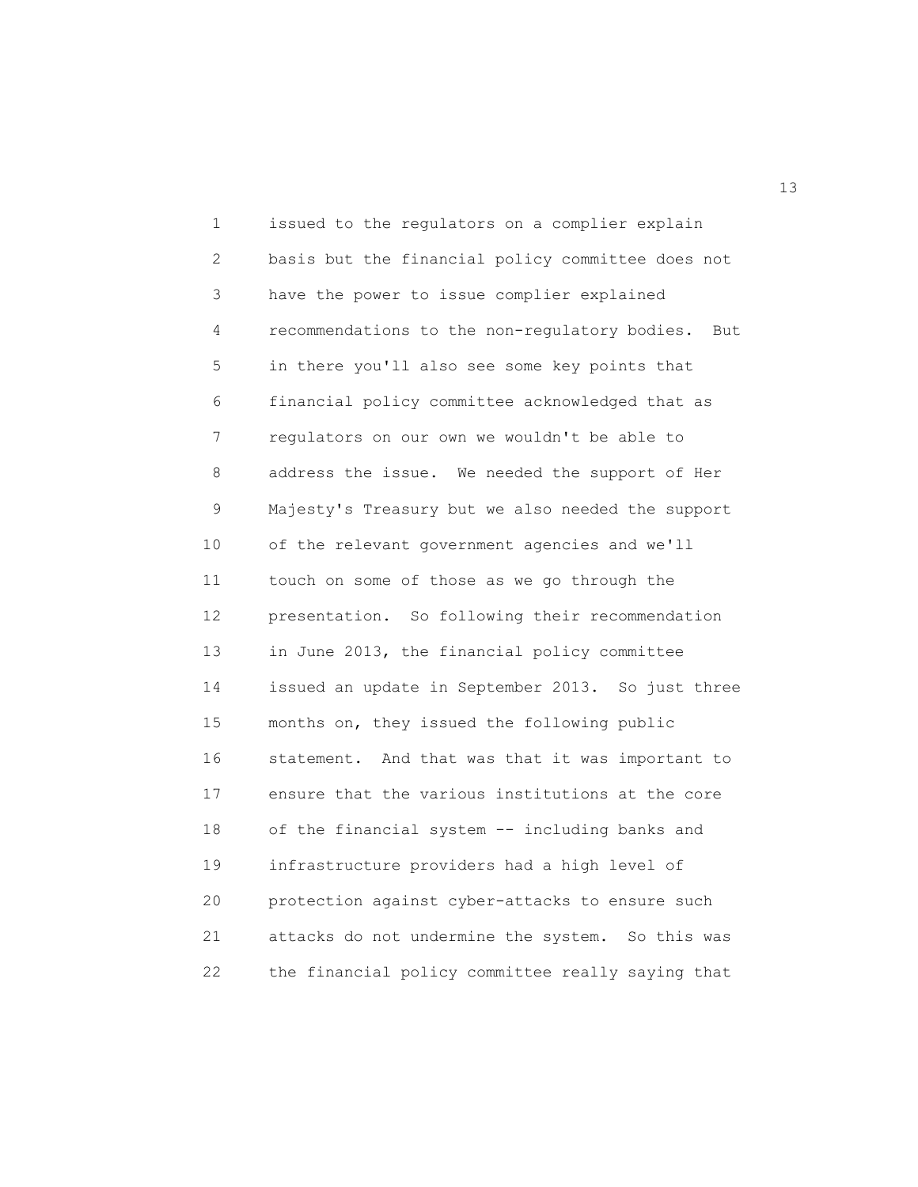issued to the regulators on a complier explain basis but the financial policy committee does not have the power to issue complier explained recommendations to the non-regulatory bodies. But in there you'll also see some key points that financial policy committee acknowledged that as regulators on our own we wouldn't be able to address the issue. We needed the support of Her Majesty's Treasury but we also needed the support of the relevant government agencies and we'll touch on some of those as we go through the presentation. So following their recommendation in June 2013, the financial policy committee issued an update in September 2013. So just three months on, they issued the following public statement. And that was that it was important to ensure that the various institutions at the core of the financial system -- including banks and infrastructure providers had a high level of protection against cyber-attacks to ensure such attacks do not undermine the system. So this was the financial policy committee really saying that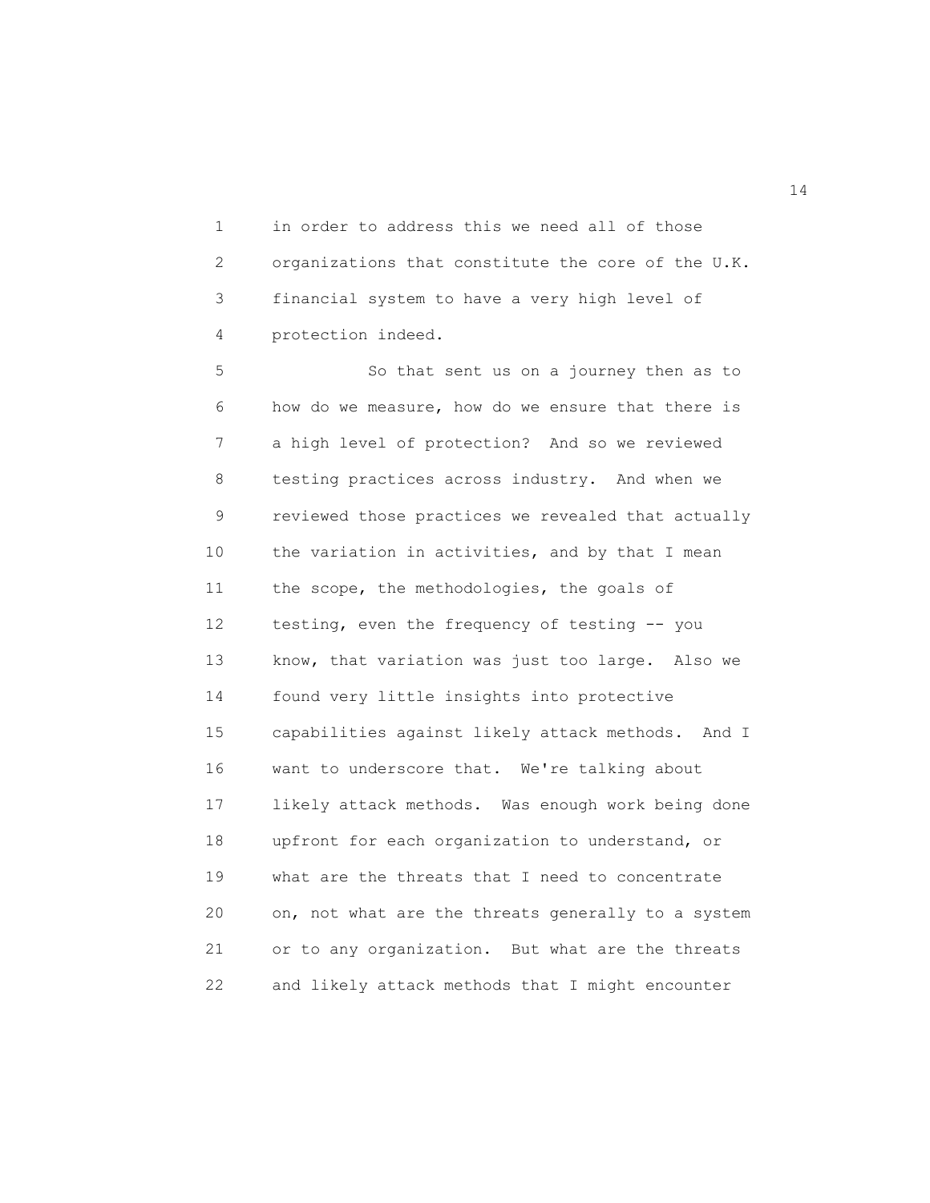in order to address this we need all of those organizations that constitute the core of the U.K. financial system to have a very high level of protection indeed.

So that sent us on a journey then as to how do we measure, how do we ensure that there is a high level of protection? And so we reviewed testing practices across industry. And when we reviewed those practices we revealed that actually the variation in activities, and by that I mean the scope, the methodologies, the goals of testing, even the frequency of testing -- you know, that variation was just too large. Also we found very little insights into protective capabilities against likely attack methods. And I want to underscore that. We're talking about likely attack methods. Was enough work being done upfront for each organization to understand, or what are the threats that I need to concentrate on, not what are the threats generally to a system or to any organization. But what are the threats and likely attack methods that I might encounter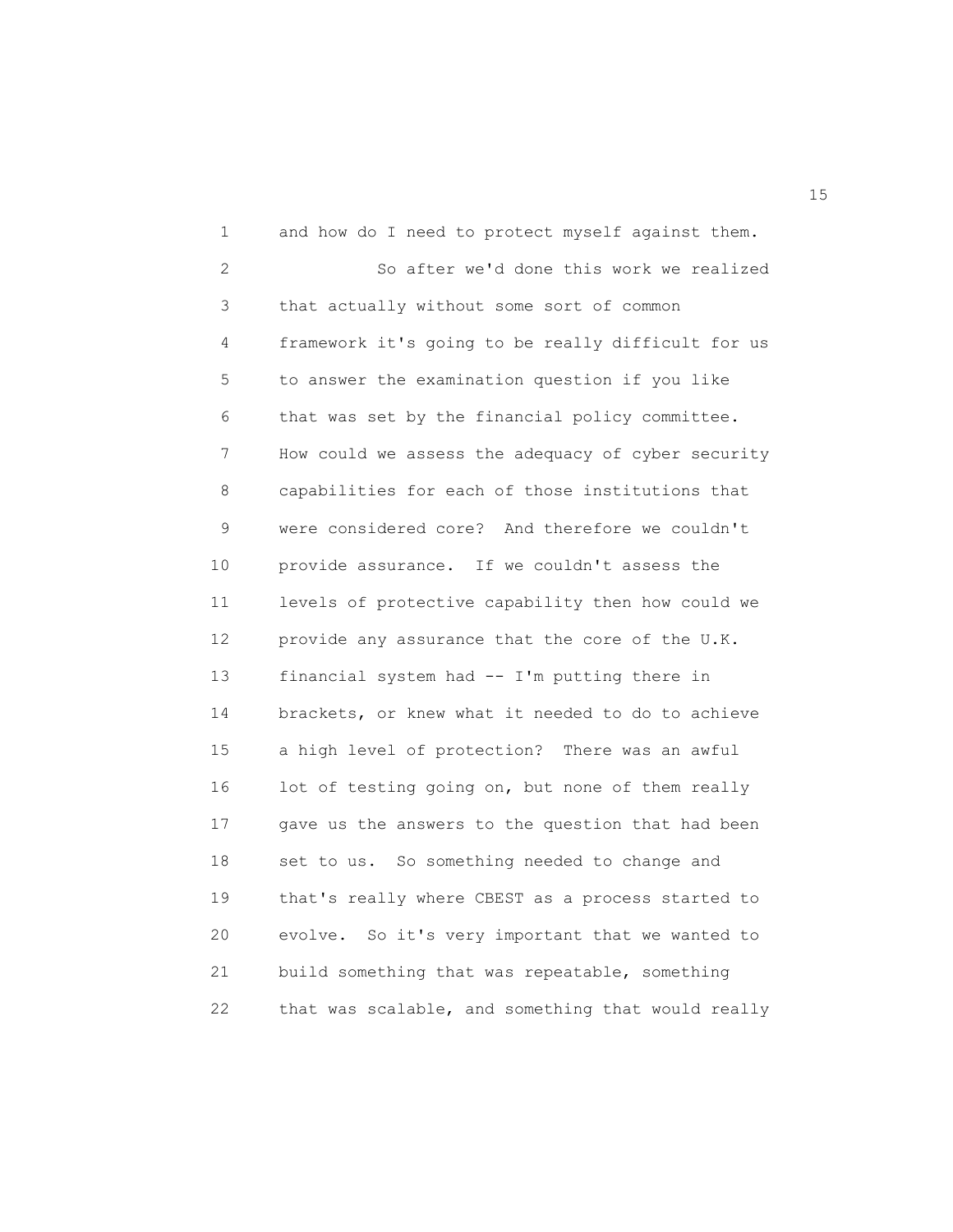and how do I need to protect myself against them.

So after we'd done this work we realized that actually without some sort of common framework it's going to be really difficult for us to answer the examination question if you like that was set by the financial policy committee. How could we assess the adequacy of cyber security capabilities for each of those institutions that were considered core? And therefore we couldn't provide assurance. If we couldn't assess the levels of protective capability then how could we provide any assurance that the core of the U.K. financial system had -- I'm putting there in brackets, or knew what it needed to do to achieve a high level of protection? There was an awful lot of testing going on, but none of them really gave us the answers to the question that had been set to us. So something needed to change and that's really where CBEST as a process started to evolve. So it's very important that we wanted to build something that was repeatable, something that was scalable, and something that would really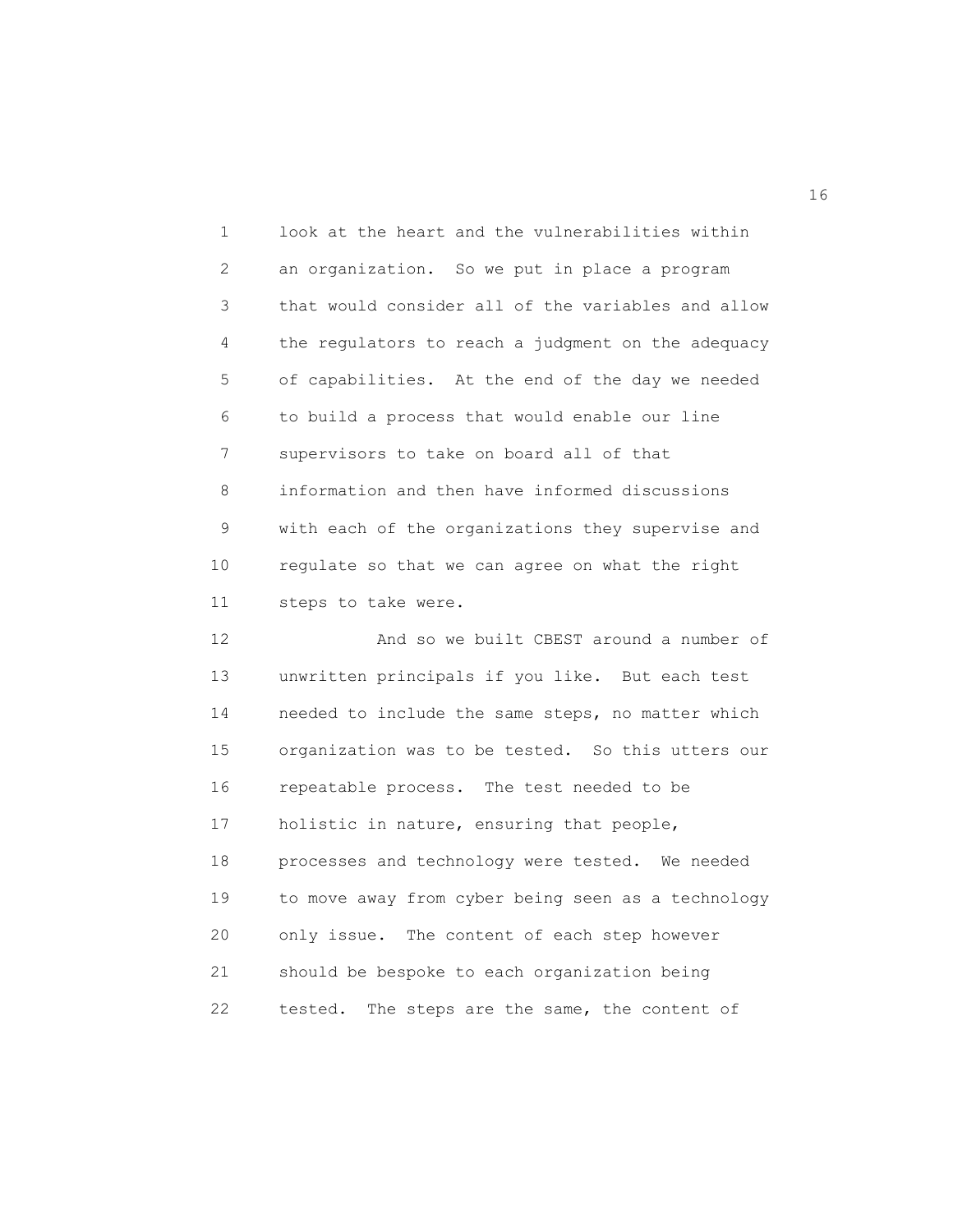look at the heart and the vulnerabilities within an organization. So we put in place a program that would consider all of the variables and allow the regulators to reach a judgment on the adequacy of capabilities. At the end of the day we needed to build a process that would enable our line supervisors to take on board all of that information and then have informed discussions with each of the organizations they supervise and regulate so that we can agree on what the right steps to take were.

And so we built CBEST around a number of unwritten principals if you like. But each test needed to include the same steps, no matter which organization was to be tested. So this utters our repeatable process. The test needed to be holistic in nature, ensuring that people, processes and technology were tested. We needed to move away from cyber being seen as a technology only issue. The content of each step however should be bespoke to each organization being tested. The steps are the same, the content of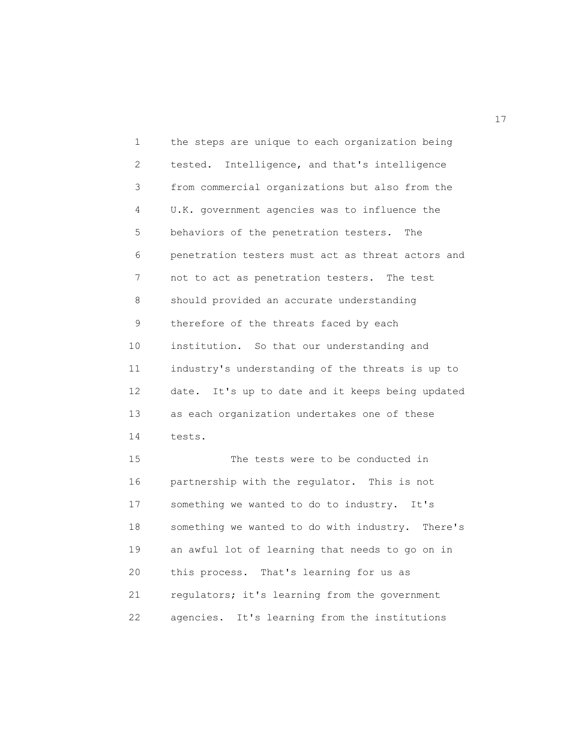the steps are unique to each organization being tested. Intelligence, and that's intelligence from commercial organizations but also from the U.K. government agencies was to influence the behaviors of the penetration testers. The penetration testers must act as threat actors and not to act as penetration testers. The test should provided an accurate understanding therefore of the threats faced by each institution. So that our understanding and industry's understanding of the threats is up to date. It's up to date and it keeps being updated as each organization undertakes one of these tests.

The tests were to be conducted in partnership with the regulator. This is not something we wanted to do to industry. It's something we wanted to do with industry. There's an awful lot of learning that needs to go on in this process. That's learning for us as regulators; it's learning from the government agencies. It's learning from the institutions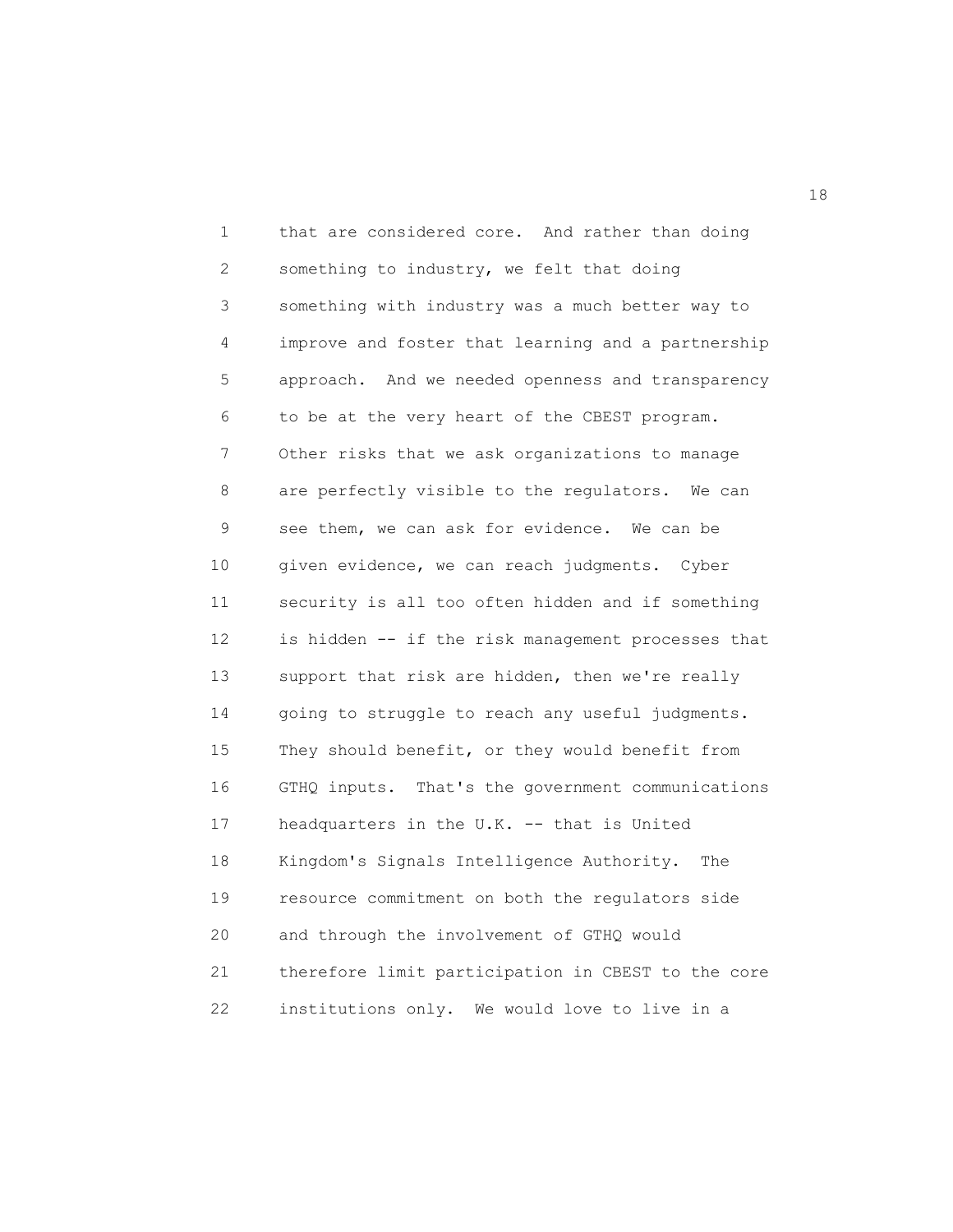that are considered core. And rather than doing something to industry, we felt that doing something with industry was a much better way to improve and foster that learning and a partnership approach. And we needed openness and transparency to be at the very heart of the CBEST program. Other risks that we ask organizations to manage are perfectly visible to the regulators. We can see them, we can ask for evidence. We can be given evidence, we can reach judgments. Cyber security is all too often hidden and if something is hidden -- if the risk management processes that support that risk are hidden, then we're really going to struggle to reach any useful judgments. They should benefit, or they would benefit from GTHQ inputs. That's the government communications headquarters in the U.K. -- that is United Kingdom's Signals Intelligence Authority. The resource commitment on both the regulators side and through the involvement of GTHQ would therefore limit participation in CBEST to the core institutions only. We would love to live in a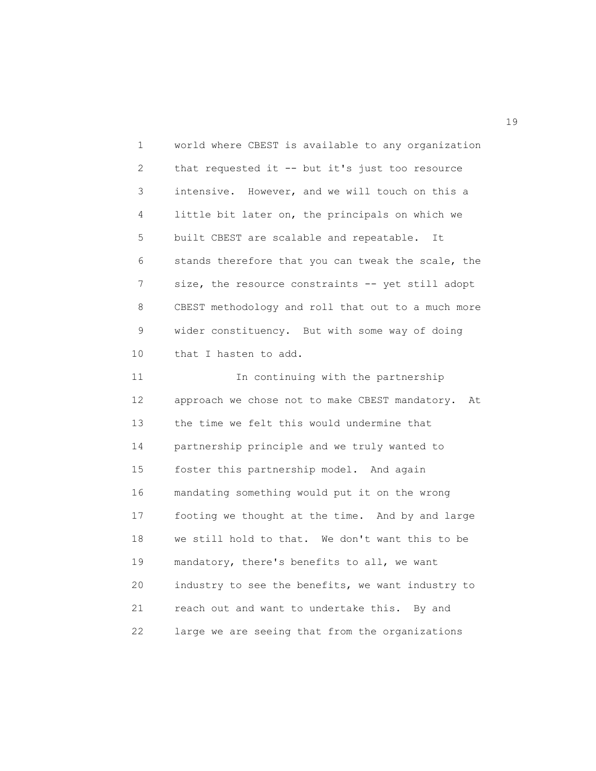world where CBEST is available to any organization that requested it -- but it's just too resource intensive. However, and we will touch on this a little bit later on, the principals on which we built CBEST are scalable and repeatable. It stands therefore that you can tweak the scale, the size, the resource constraints -- yet still adopt CBEST methodology and roll that out to a much more wider constituency. But with some way of doing that I hasten to add.

In continuing with the partnership approach we chose not to make CBEST mandatory. At the time we felt this would undermine that partnership principle and we truly wanted to foster this partnership model. And again mandating something would put it on the wrong footing we thought at the time. And by and large we still hold to that. We don't want this to be mandatory, there's benefits to all, we want industry to see the benefits, we want industry to reach out and want to undertake this. By and large we are seeing that from the organizations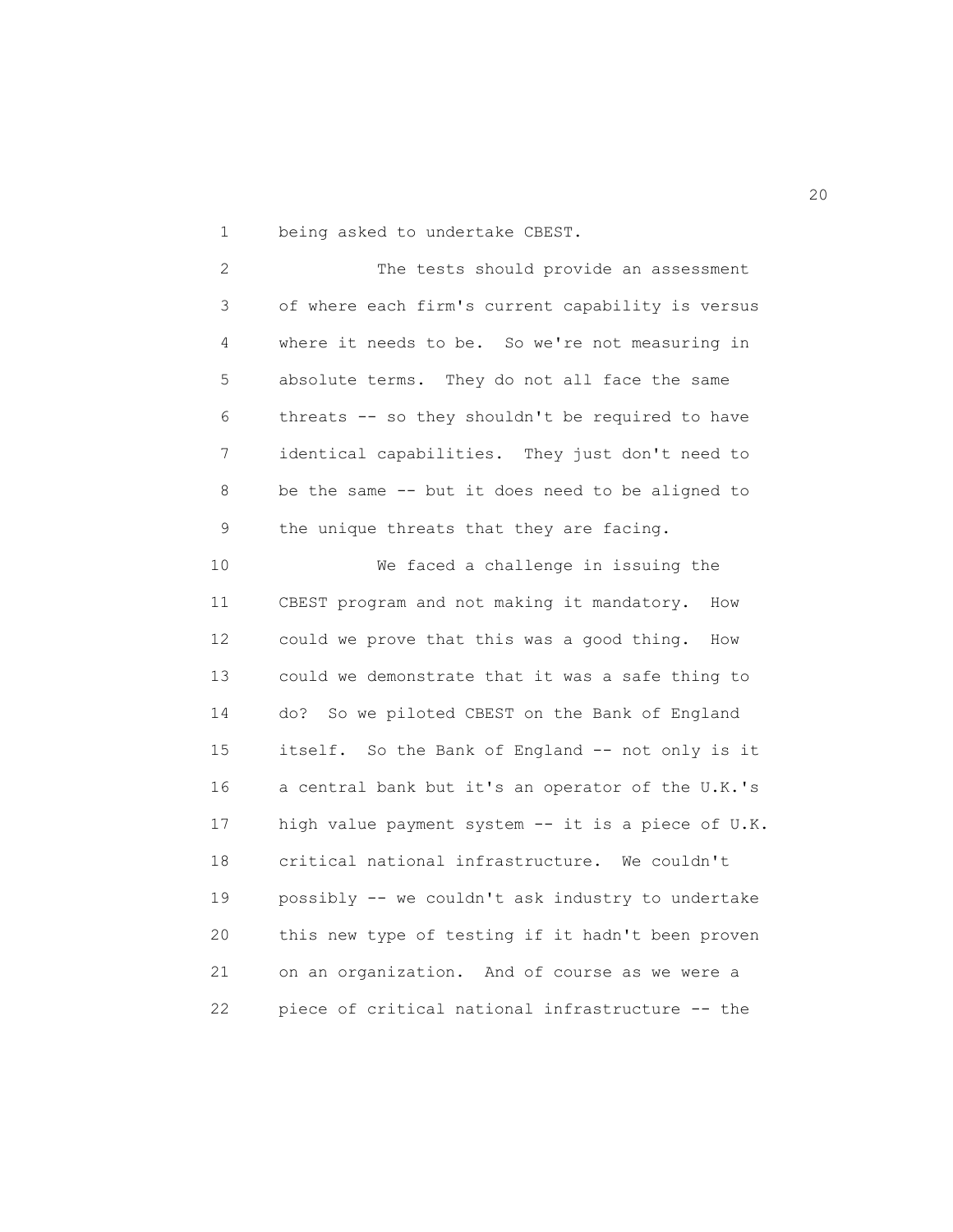being asked to undertake CBEST.

The tests should provide an assessment of where each firm's current capability is versus where it needs to be. So we're not measuring in absolute terms. They do not all face the same threats -- so they shouldn't be required to have identical capabilities. They just don't need to be the same -- but it does need to be aligned to the unique threats that they are facing.

We faced a challenge in issuing the CBEST program and not making it mandatory. How could we prove that this was a good thing. How could we demonstrate that it was a safe thing to do? So we piloted CBEST on the Bank of England itself. So the Bank of England -- not only is it a central bank but it's an operator of the U.K.'s high value payment system -- it is a piece of U.K. critical national infrastructure. We couldn't possibly -- we couldn't ask industry to undertake this new type of testing if it hadn't been proven on an organization. And of course as we were a piece of critical national infrastructure -- the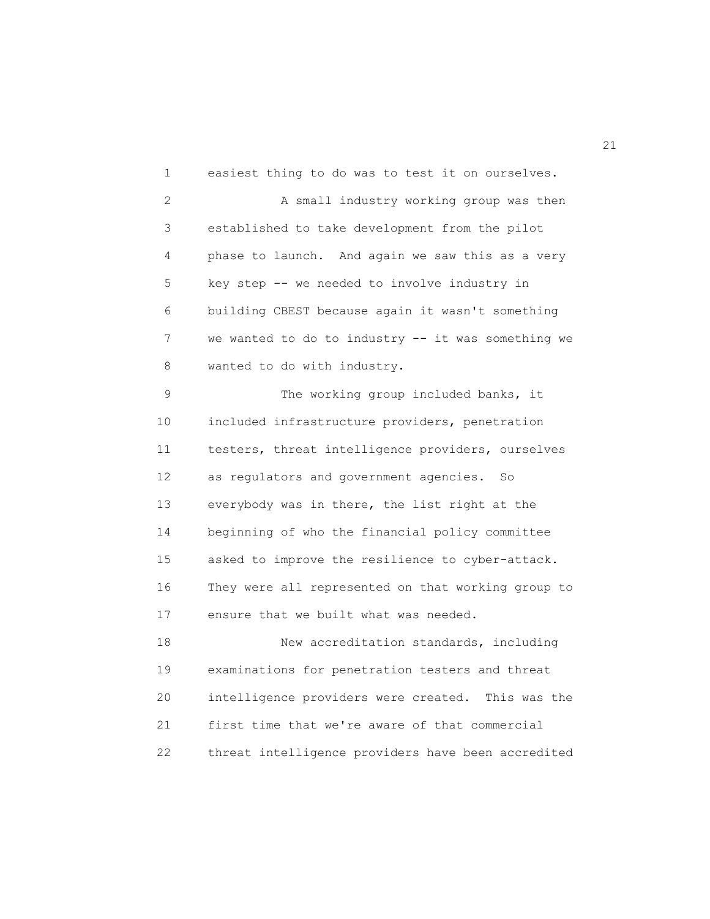easiest thing to do was to test it on ourselves.

A small industry working group was then established to take development from the pilot phase to launch. And again we saw this as a very key step -- we needed to involve industry in building CBEST because again it wasn't something we wanted to do to industry -- it was something we wanted to do with industry.

The working group included banks, it included infrastructure providers, penetration testers, threat intelligence providers, ourselves as regulators and government agencies. So everybody was in there, the list right at the beginning of who the financial policy committee asked to improve the resilience to cyber-attack. They were all represented on that working group to ensure that we built what was needed.

New accreditation standards, including examinations for penetration testers and threat intelligence providers were created. This was the first time that we're aware of that commercial threat intelligence providers have been accredited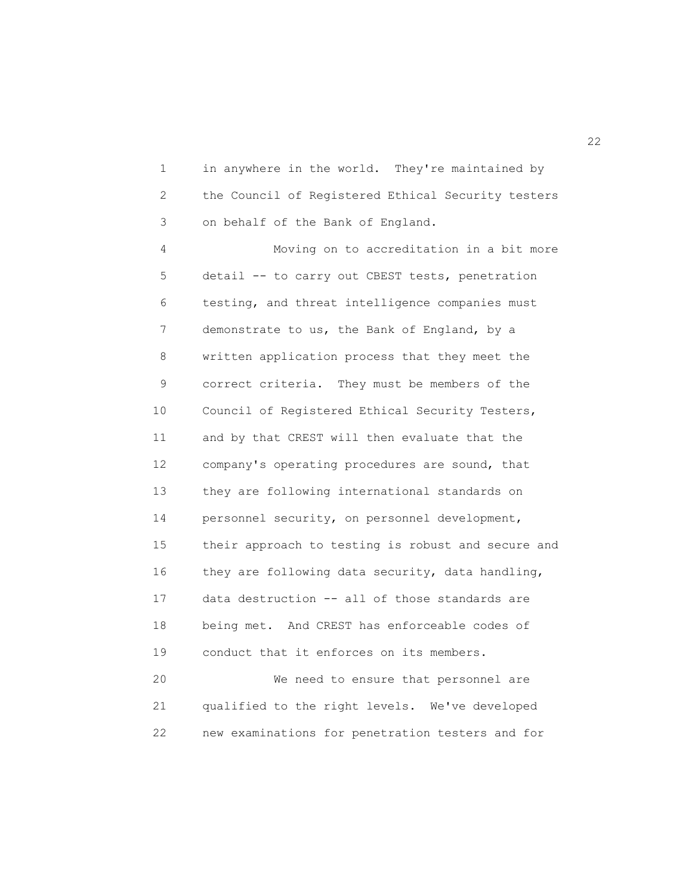in anywhere in the world. They're maintained by the Council of Registered Ethical Security testers on behalf of the Bank of England.

Moving on to accreditation in a bit more detail -- to carry out CBEST tests, penetration testing, and threat intelligence companies must demonstrate to us, the Bank of England, by a written application process that they meet the correct criteria. They must be members of the Council of Registered Ethical Security Testers, and by that CREST will then evaluate that the company's operating procedures are sound, that they are following international standards on personnel security, on personnel development, their approach to testing is robust and secure and they are following data security, data handling, data destruction -- all of those standards are being met. And CREST has enforceable codes of conduct that it enforces on its members.

We need to ensure that personnel are qualified to the right levels. We've developed new examinations for penetration testers and for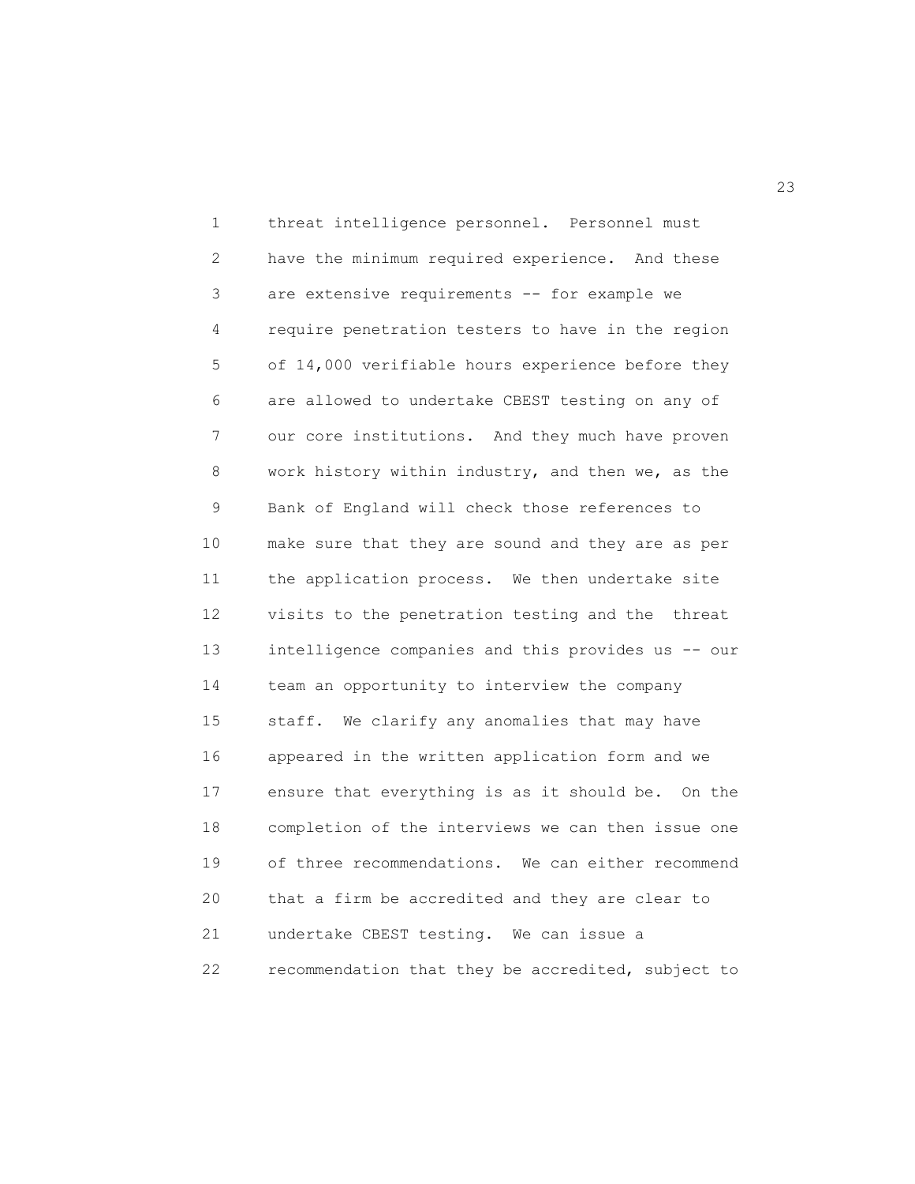threat intelligence personnel. Personnel must have the minimum required experience. And these are extensive requirements -- for example we require penetration testers to have in the region of 14,000 verifiable hours experience before they are allowed to undertake CBEST testing on any of our core institutions. And they much have proven work history within industry, and then we, as the Bank of England will check those references to make sure that they are sound and they are as per the application process. We then undertake site visits to the penetration testing and the threat intelligence companies and this provides us -- our team an opportunity to interview the company staff. We clarify any anomalies that may have appeared in the written application form and we ensure that everything is as it should be. On the completion of the interviews we can then issue one of three recommendations. We can either recommend that a firm be accredited and they are clear to undertake CBEST testing. We can issue a recommendation that they be accredited, subject to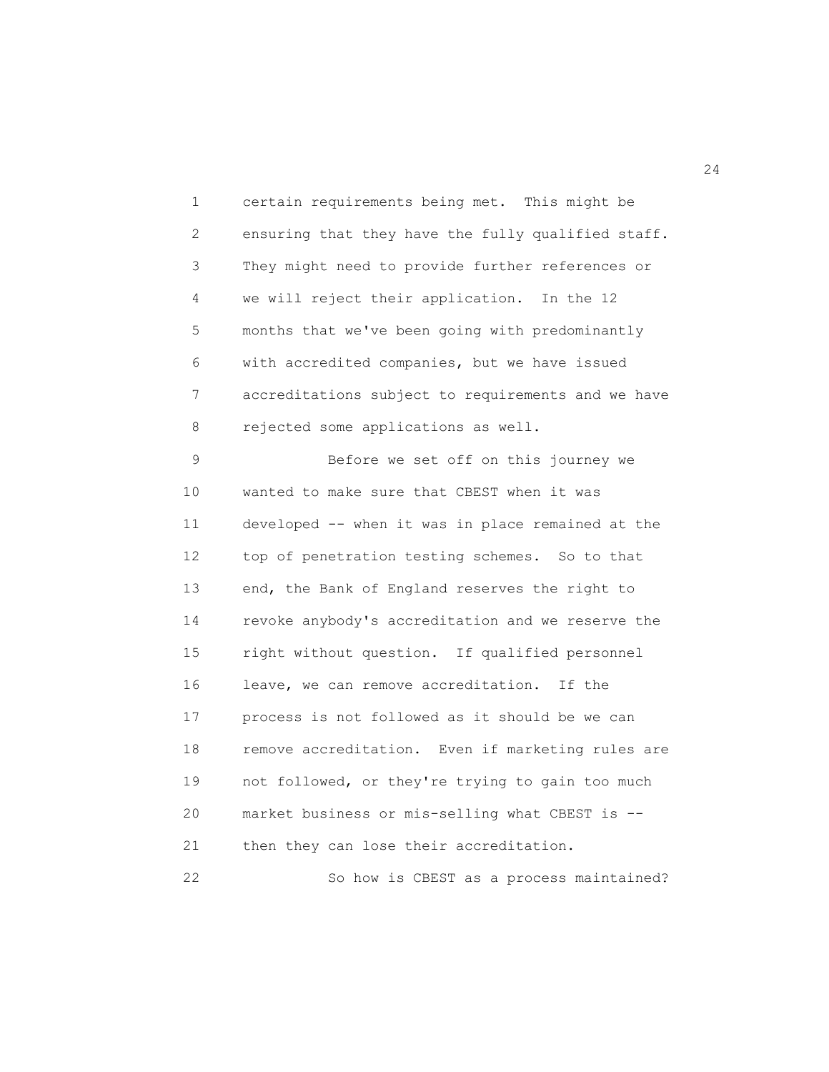certain requirements being met. This might be ensuring that they have the fully qualified staff. They might need to provide further references or we will reject their application. In the 12 months that we've been going with predominantly with accredited companies, but we have issued accreditations subject to requirements and we have rejected some applications as well.

Before we set off on this journey we wanted to make sure that CBEST when it was developed -- when it was in place remained at the top of penetration testing schemes. So to that end, the Bank of England reserves the right to revoke anybody's accreditation and we reserve the right without question. If qualified personnel leave, we can remove accreditation. If the process is not followed as it should be we can remove accreditation. Even if marketing rules are not followed, or they're trying to gain too much market business or mis-selling what CBEST is -- then they can lose their accreditation.

So how is CBEST as a process maintained?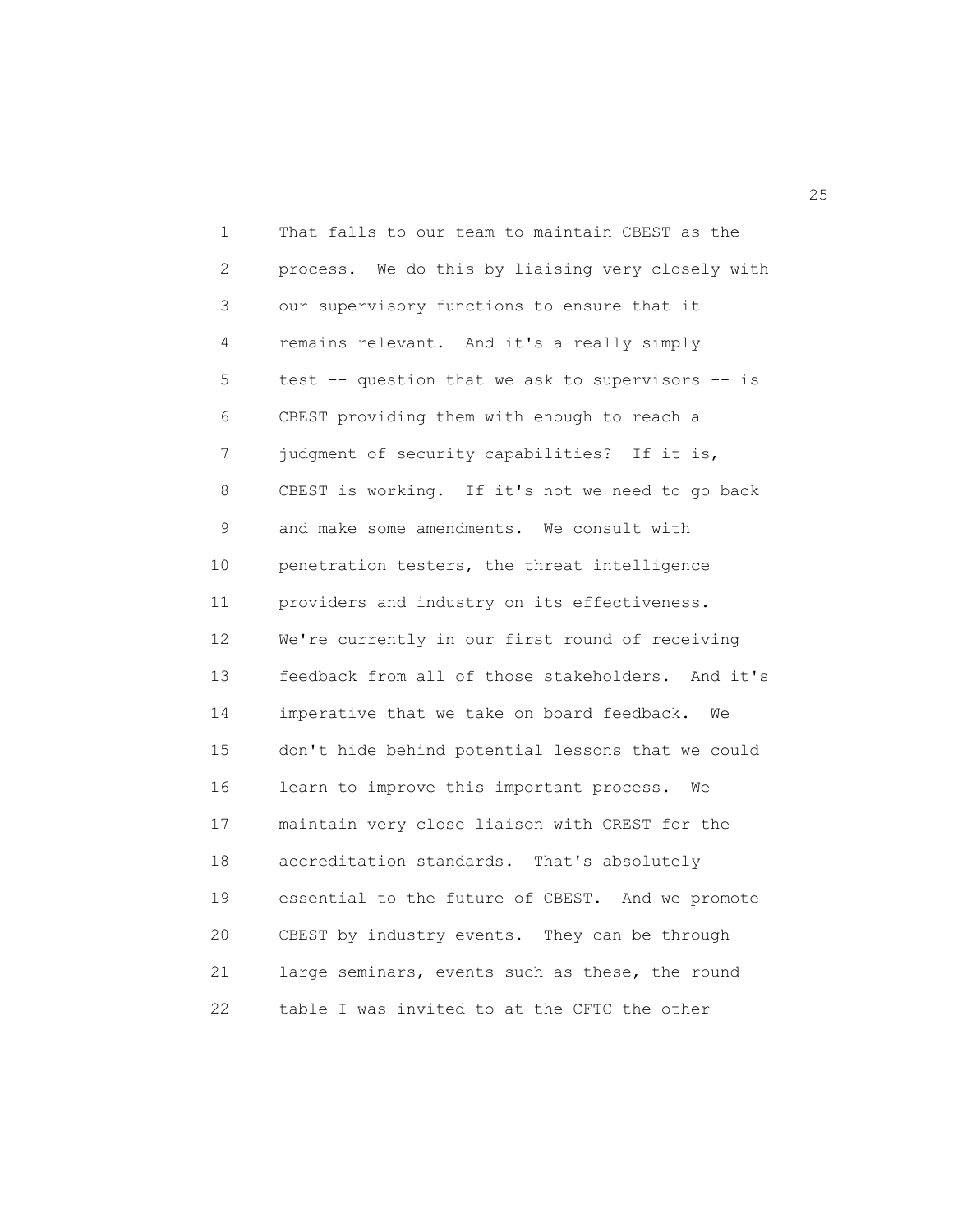That falls to our team to maintain CBEST as the process. We do this by liaising very closely with our supervisory functions to ensure that it remains relevant. And it's a really simply test -- question that we ask to supervisors -- is CBEST providing them with enough to reach a judgment of security capabilities? If it is, CBEST is working. If it's not we need to go back and make some amendments. We consult with penetration testers, the threat intelligence providers and industry on its effectiveness. We're currently in our first round of receiving feedback from all of those stakeholders. And it's imperative that we take on board feedback. We don't hide behind potential lessons that we could learn to improve this important process. We maintain very close liaison with CREST for the accreditation standards. That's absolutely essential to the future of CBEST. And we promote CBEST by industry events. They can be through large seminars, events such as these, the round table I was invited to at the CFTC the other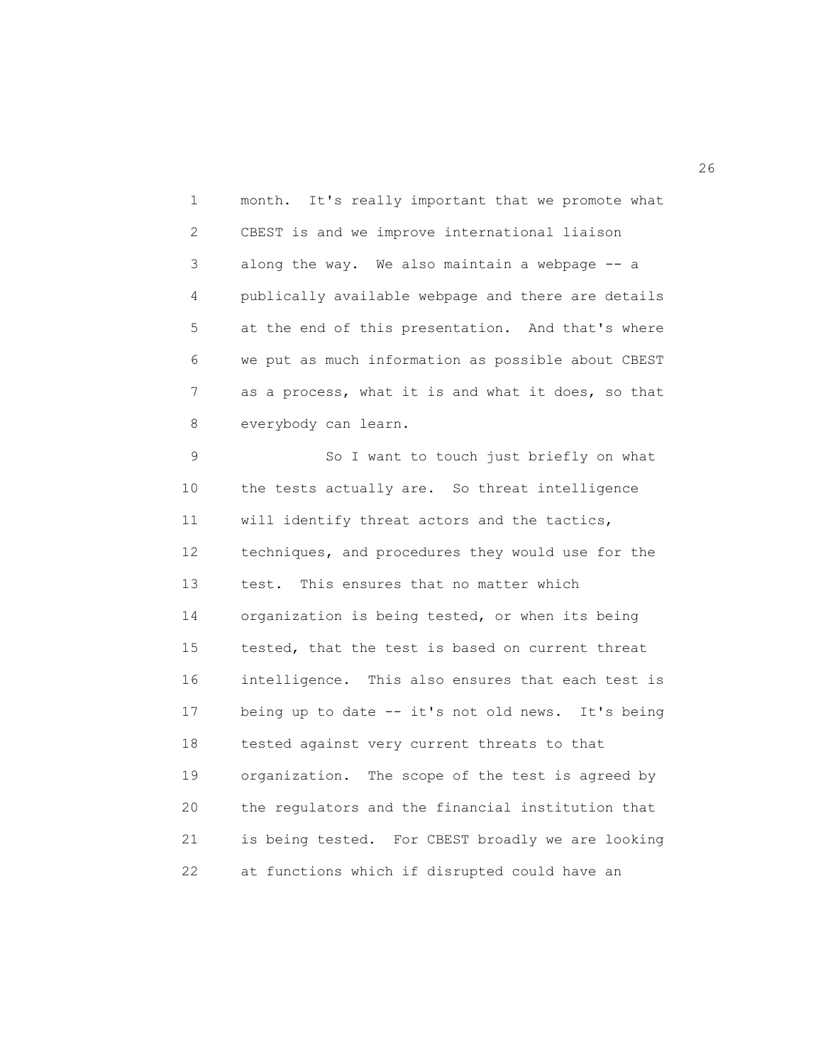month. It's really important that we promote what CBEST is and we improve international liaison along the way. We also maintain a webpage -- a publically available webpage and there are details at the end of this presentation. And that's where we put as much information as possible about CBEST as a process, what it is and what it does, so that everybody can learn.

So I want to touch just briefly on what the tests actually are. So threat intelligence will identify threat actors and the tactics, techniques, and procedures they would use for the test. This ensures that no matter which organization is being tested, or when its being tested, that the test is based on current threat intelligence. This also ensures that each test is being up to date -- it's not old news. It's being tested against very current threats to that organization. The scope of the test is agreed by the regulators and the financial institution that is being tested. For CBEST broadly we are looking at functions which if disrupted could have an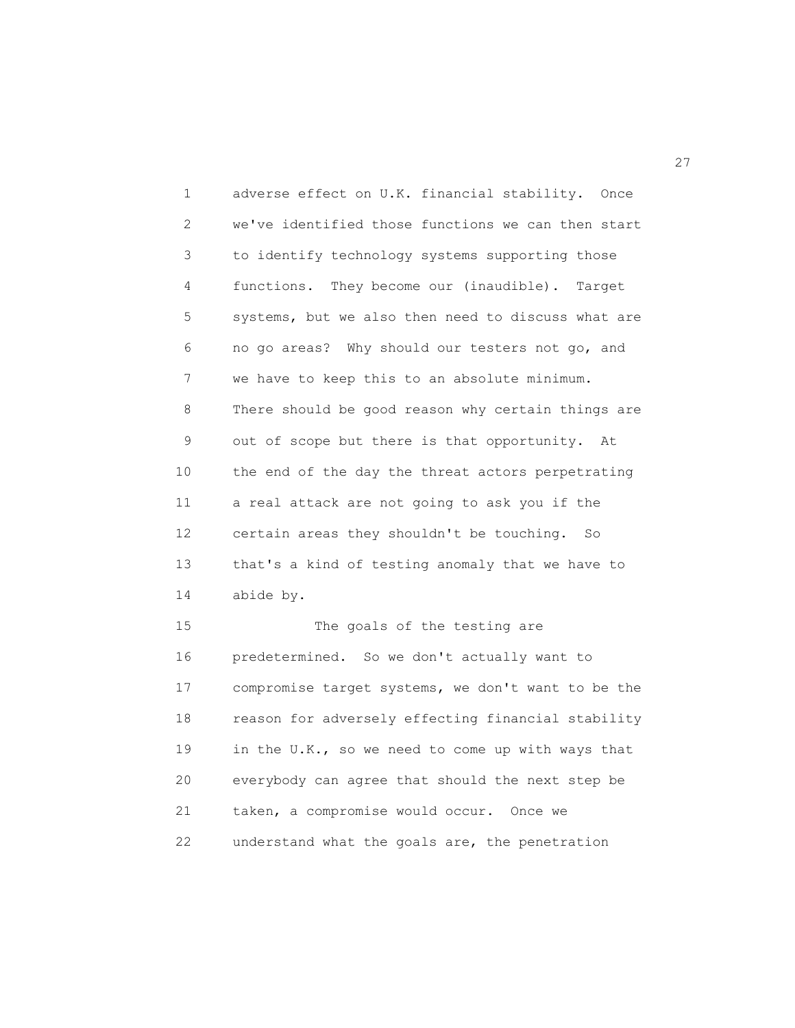adverse effect on U.K. financial stability. Once we've identified those functions we can then start to identify technology systems supporting those functions. They become our (inaudible). Target systems, but we also then need to discuss what are no go areas? Why should our testers not go, and we have to keep this to an absolute minimum. There should be good reason why certain things are out of scope but there is that opportunity. At the end of the day the threat actors perpetrating a real attack are not going to ask you if the certain areas they shouldn't be touching. So that's a kind of testing anomaly that we have to abide by.

The goals of the testing are predetermined. So we don't actually want to compromise target systems, we don't want to be the reason for adversely effecting financial stability in the U.K., so we need to come up with ways that everybody can agree that should the next step be taken, a compromise would occur. Once we understand what the goals are, the penetration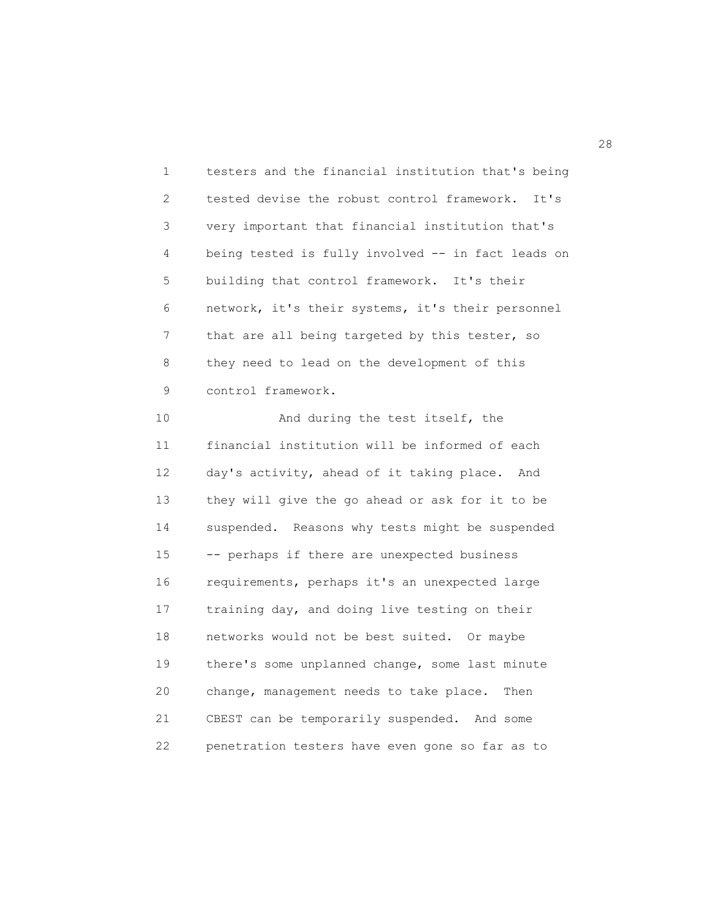testers and the financial institution that's being tested devise the robust control framework. It's very important that financial institution that's being tested is fully involved -- in fact leads on building that control framework. It's their network, it's their systems, it's their personnel that are all being targeted by this tester, so they need to lead on the development of this control framework.

And during the test itself, the financial institution will be informed of each day's activity, ahead of it taking place. And they will give the go ahead or ask for it to be suspended. Reasons why tests might be suspended -- perhaps if there are unexpected business requirements, perhaps it's an unexpected large training day, and doing live testing on their networks would not be best suited. Or maybe there's some unplanned change, some last minute change, management needs to take place. Then CBEST can be temporarily suspended. And some penetration testers have even gone so far as to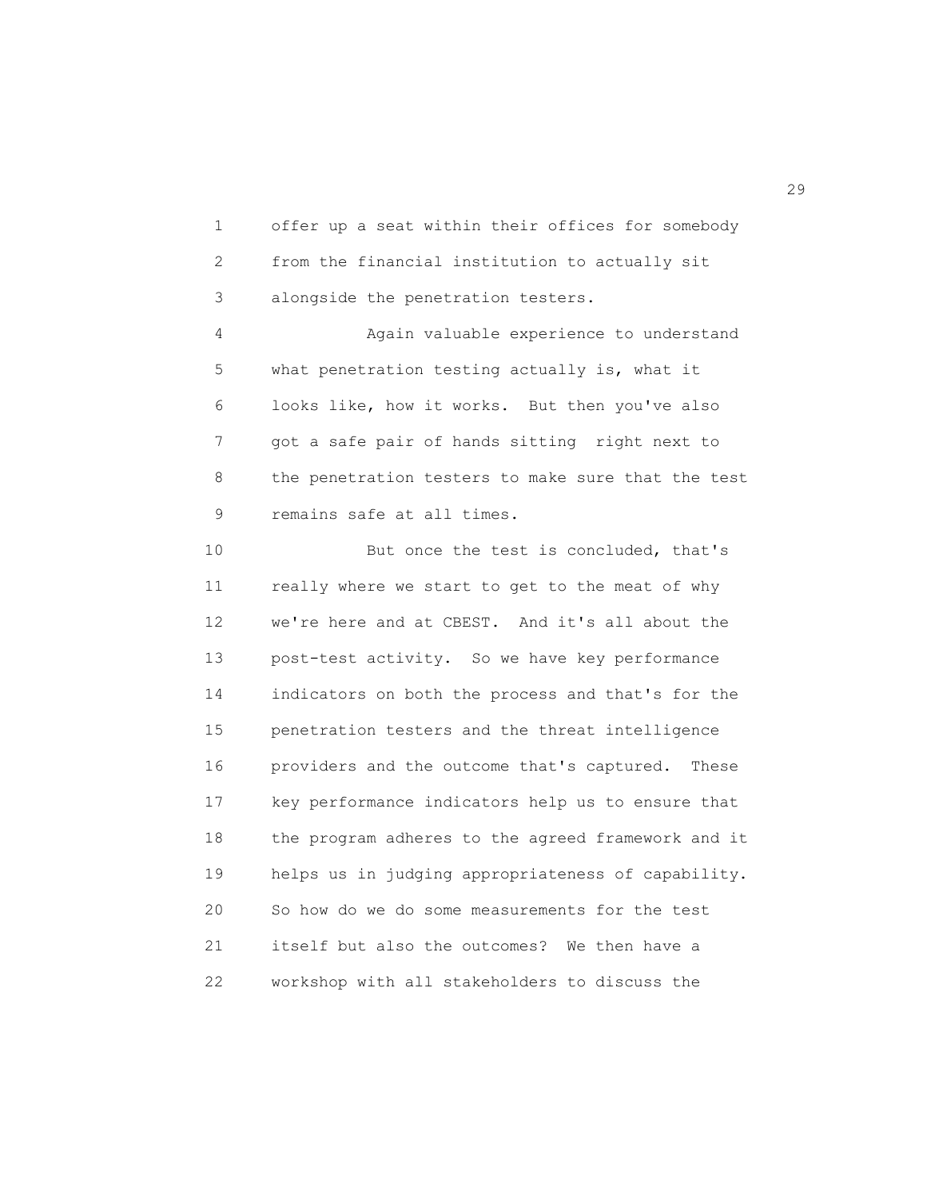offer up a seat within their offices for somebody from the financial institution to actually sit alongside the penetration testers.

Again valuable experience to understand what penetration testing actually is, what it looks like, how it works. But then you've also got a safe pair of hands sitting right next to the penetration testers to make sure that the test remains safe at all times.

But once the test is concluded, that's really where we start to get to the meat of why we're here and at CBEST. And it's all about the post-test activity. So we have key performance indicators on both the process and that's for the penetration testers and the threat intelligence providers and the outcome that's captured. These key performance indicators help us to ensure that the program adheres to the agreed framework and it helps us in judging appropriateness of capability. So how do we do some measurements for the test itself but also the outcomes? We then have a workshop with all stakeholders to discuss the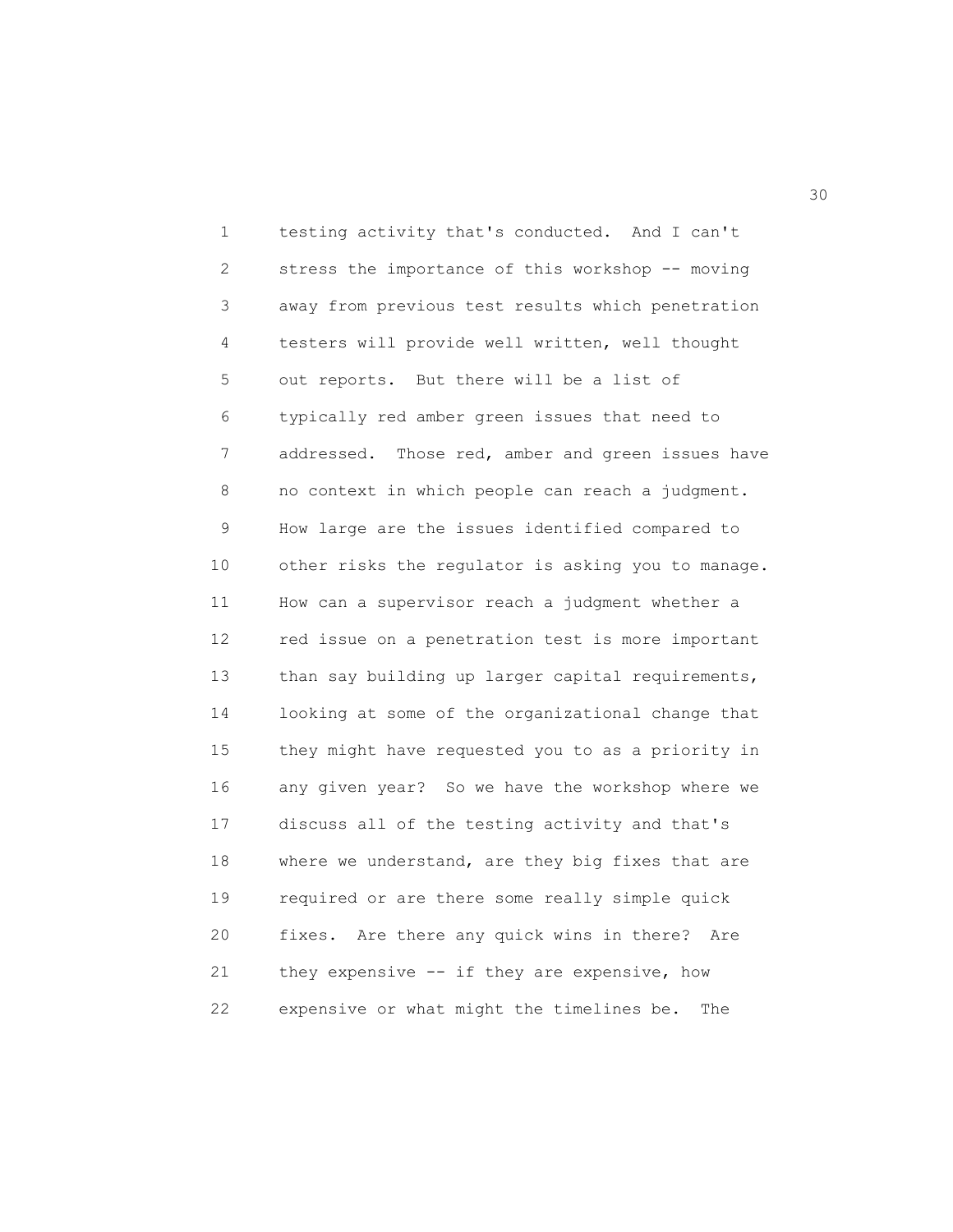testing activity that's conducted. And I can't stress the importance of this workshop -- moving away from previous test results which penetration testers will provide well written, well thought out reports. But there will be a list of typically red amber green issues that need to addressed. Those red, amber and green issues have no context in which people can reach a judgment. How large are the issues identified compared to other risks the regulator is asking you to manage. How can a supervisor reach a judgment whether a red issue on a penetration test is more important than say building up larger capital requirements, looking at some of the organizational change that they might have requested you to as a priority in any given year? So we have the workshop where we discuss all of the testing activity and that's where we understand, are they big fixes that are required or are there some really simple quick fixes. Are there any quick wins in there? Are they expensive -- if they are expensive, how expensive or what might the timelines be. The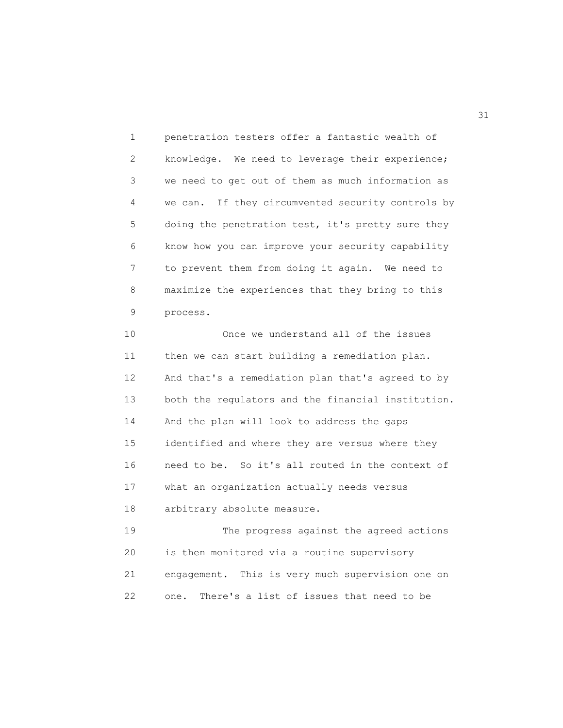penetration testers offer a fantastic wealth of knowledge. We need to leverage their experience; we need to get out of them as much information as we can. If they circumvented security controls by doing the penetration test, it's pretty sure they know how you can improve your security capability to prevent them from doing it again. We need to maximize the experiences that they bring to this process.

Once we understand all of the issues then we can start building a remediation plan. And that's a remediation plan that's agreed to by both the regulators and the financial institution. And the plan will look to address the gaps identified and where they are versus where they need to be. So it's all routed in the context of what an organization actually needs versus arbitrary absolute measure.

The progress against the agreed actions is then monitored via a routine supervisory engagement. This is very much supervision one on one. There's a list of issues that need to be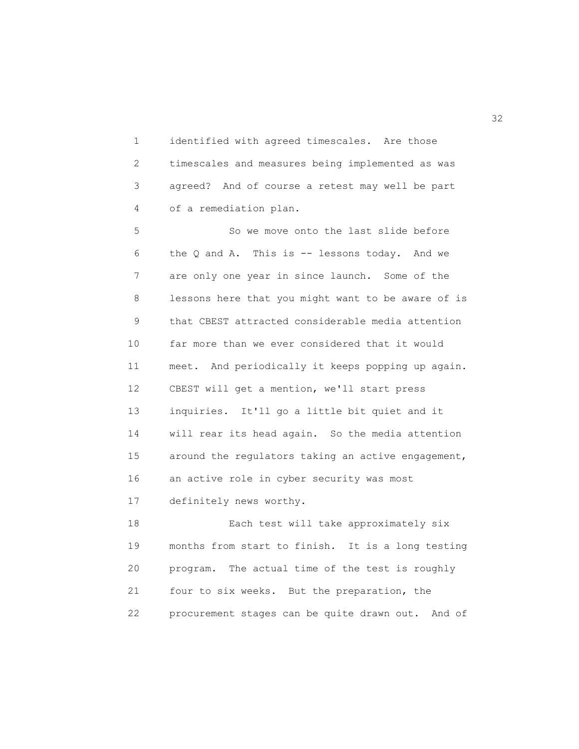identified with agreed timescales. Are those timescales and measures being implemented as was agreed? And of course a retest may well be part of a remediation plan.

So we move onto the last slide before the Q and A. This is -- lessons today. And we are only one year in since launch. Some of the lessons here that you might want to be aware of is that CBEST attracted considerable media attention far more than we ever considered that it would meet. And periodically it keeps popping up again. CBEST will get a mention, we'll start press inquiries. It'll go a little bit quiet and it will rear its head again. So the media attention around the regulators taking an active engagement, an active role in cyber security was most definitely news worthy.

Each test will take approximately six months from start to finish. It is a long testing program. The actual time of the test is roughly four to six weeks. But the preparation, the procurement stages can be quite drawn out. And of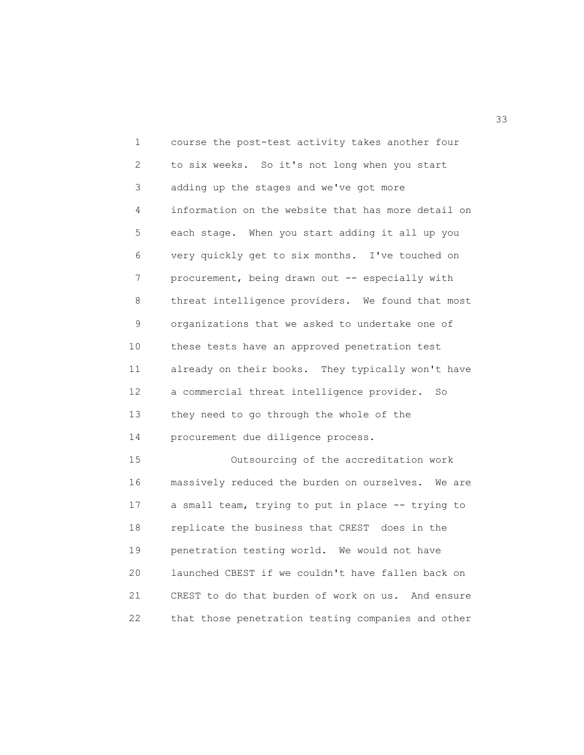course the post-test activity takes another four to six weeks. So it's not long when you start adding up the stages and we've got more information on the website that has more detail on each stage. When you start adding it all up you very quickly get to six months. I've touched on procurement, being drawn out -- especially with threat intelligence providers. We found that most organizations that we asked to undertake one of these tests have an approved penetration test already on their books. They typically won't have a commercial threat intelligence provider. So they need to go through the whole of the procurement due diligence process.

Outsourcing of the accreditation work massively reduced the burden on ourselves. We are a small team, trying to put in place -- trying to replicate the business that CREST does in the penetration testing world. We would not have launched CBEST if we couldn't have fallen back on CREST to do that burden of work on us. And ensure that those penetration testing companies and other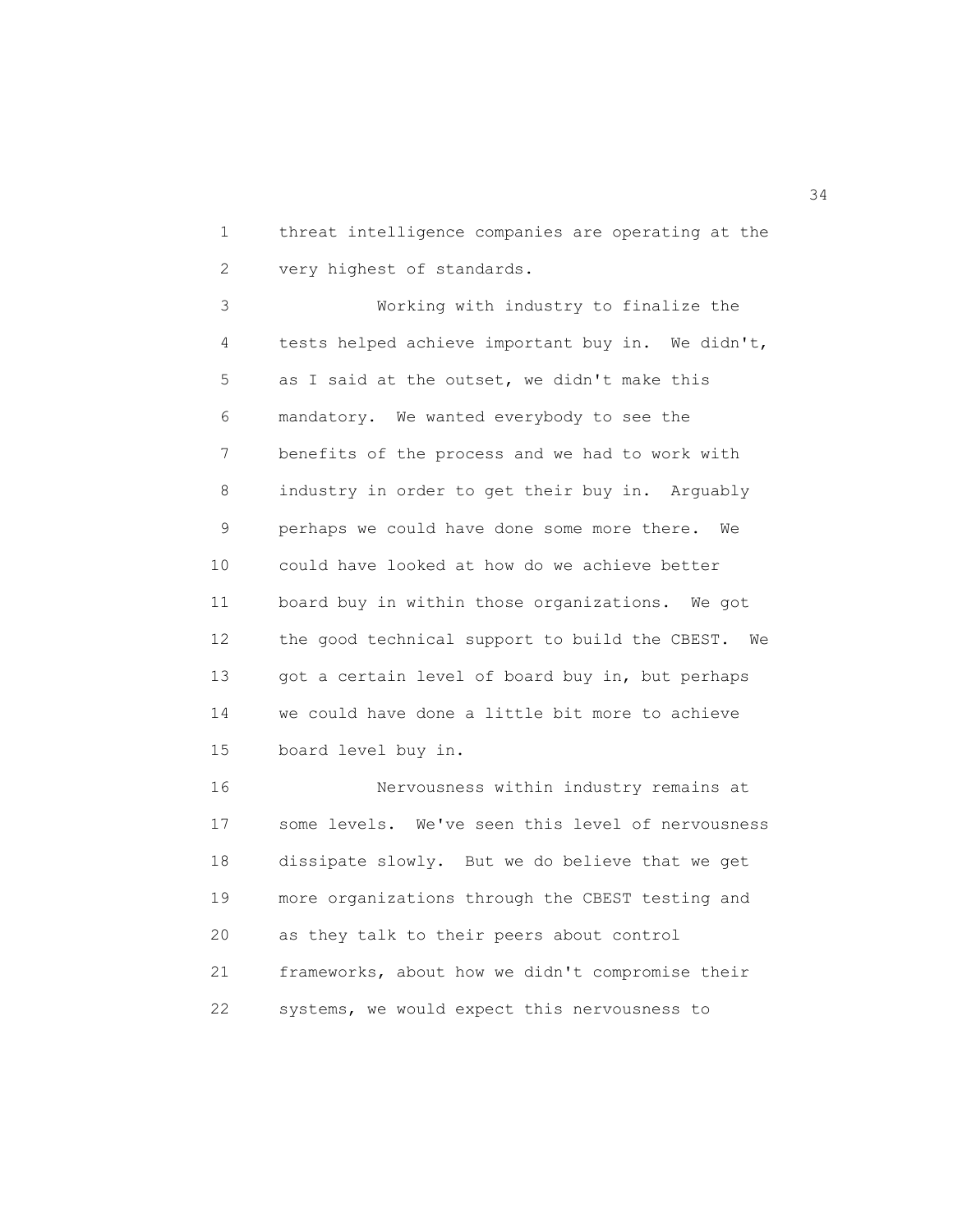threat intelligence companies are operating at the very highest of standards.

Working with industry to finalize the tests helped achieve important buy in. We didn't, as I said at the outset, we didn't make this mandatory. We wanted everybody to see the benefits of the process and we had to work with industry in order to get their buy in. Arguably perhaps we could have done some more there. We could have looked at how do we achieve better board buy in within those organizations. We got the good technical support to build the CBEST. We got a certain level of board buy in, but perhaps we could have done a little bit more to achieve board level buy in.

Nervousness within industry remains at some levels. We've seen this level of nervousness dissipate slowly. But we do believe that we get more organizations through the CBEST testing and as they talk to their peers about control frameworks, about how we didn't compromise their systems, we would expect this nervousness to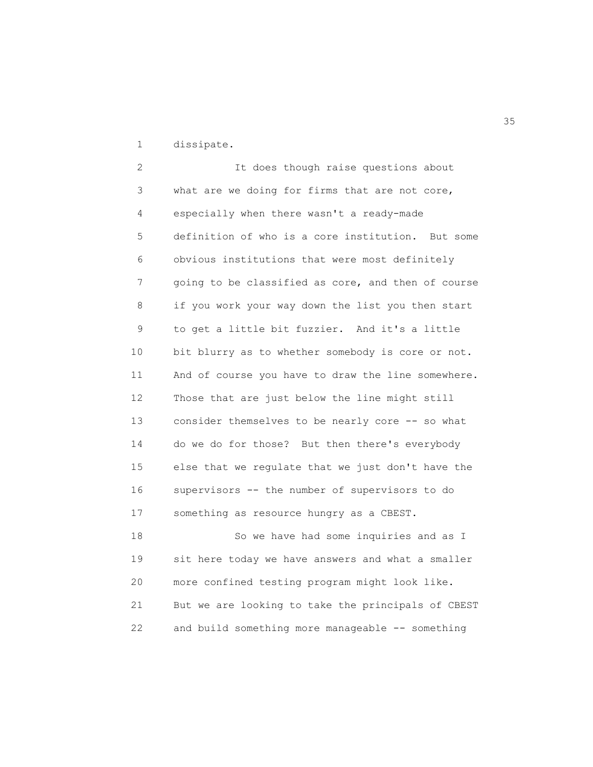dissipate.

It does though raise questions about what are we doing for firms that are not core, especially when there wasn't a ready-made definition of who is a core institution. But some obvious institutions that were most definitely going to be classified as core, and then of course if you work your way down the list you then start to get a little bit fuzzier. And it's a little bit blurry as to whether somebody is core or not. And of course you have to draw the line somewhere. Those that are just below the line might still consider themselves to be nearly core -- so what do we do for those? But then there's everybody else that we regulate that we just don't have the supervisors -- the number of supervisors to do something as resource hungry as a CBEST.

So we have had some inquiries and as I sit here today we have answers and what a smaller more confined testing program might look like. But we are looking to take the principals of CBEST and build something more manageable -- something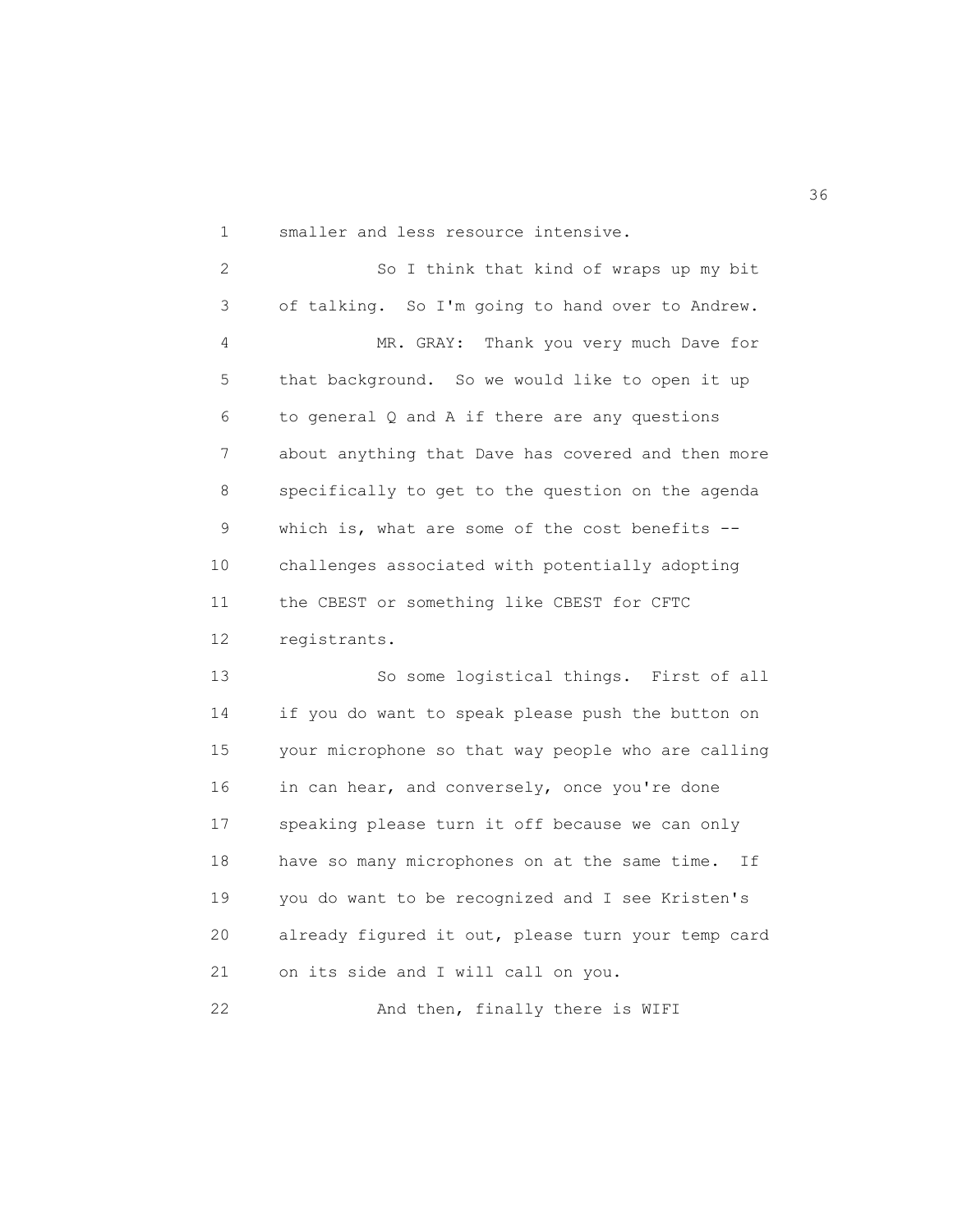smaller and less resource intensive.

So I think that kind of wraps up my bit of talking. So I'm going to hand over to Andrew.

MR. GRAY: Thank you very much Dave for that background. So we would like to open it up to general Q and A if there are any questions about anything that Dave has covered and then more specifically to get to the question on the agenda which is, what are some of the cost benefits -- challenges associated with potentially adopting the CBEST or something like CBEST for CFTC registrants.

So some logistical things. First of all if you do want to speak please push the button on your microphone so that way people who are calling in can hear, and conversely, once you're done speaking please turn it off because we can only have so many microphones on at the same time. If you do want to be recognized and I see Kristen's already figured it out, please turn your temp card on its side and I will call on you.

And then, finally there is WIFI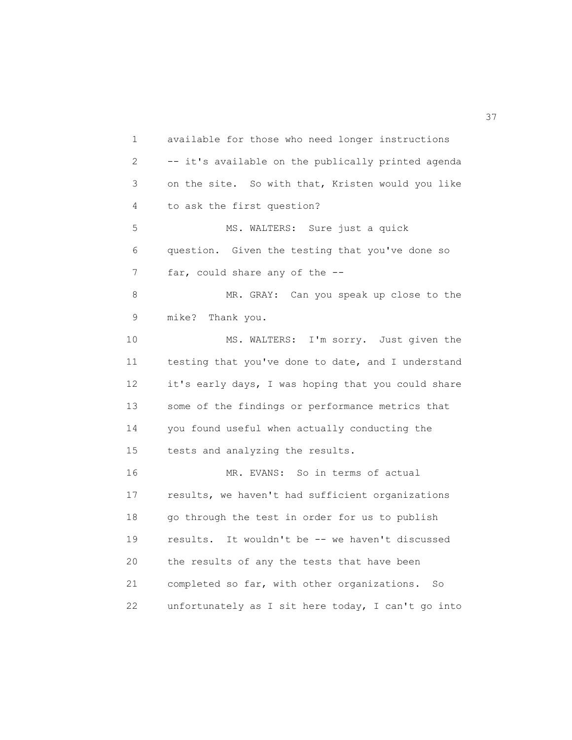available for those who need longer instructions -- it's available on the publically printed agenda on the site. So with that, Kristen would you like to ask the first question?

MS. WALTERS: Sure just a quick question. Given the testing that you've done so far, could share any of the --

MR. GRAY: Can you speak up close to the mike? Thank you.

MS. WALTERS: I'm sorry. Just given the testing that you've done to date, and I understand it's early days, I was hoping that you could share some of the findings or performance metrics that you found useful when actually conducting the tests and analyzing the results.

MR. EVANS: So in terms of actual results, we haven't had sufficient organizations go through the test in order for us to publish results. It wouldn't be -- we haven't discussed the results of any the tests that have been completed so far, with other organizations. So unfortunately as I sit here today, I can't go into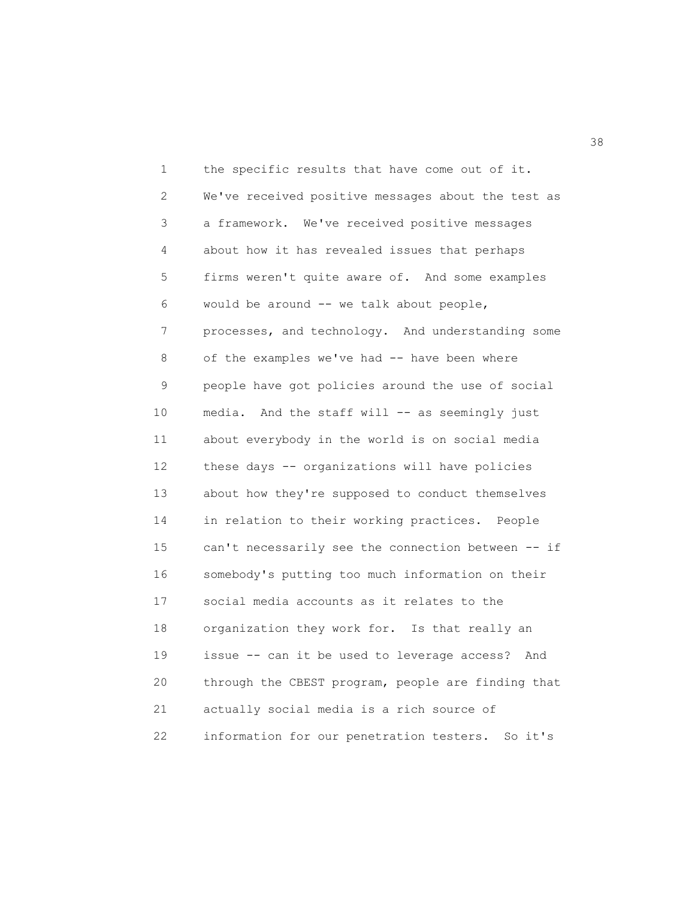the specific results that have come out of it. We've received positive messages about the test as a framework. We've received positive messages about how it has revealed issues that perhaps firms weren't quite aware of. And some examples would be around -- we talk about people, processes, and technology. And understanding some of the examples we've had -- have been where people have got policies around the use of social media. And the staff will -- as seemingly just about everybody in the world is on social media these days -- organizations will have policies about how they're supposed to conduct themselves in relation to their working practices. People can't necessarily see the connection between -- if somebody's putting too much information on their social media accounts as it relates to the organization they work for. Is that really an issue -- can it be used to leverage access? And through the CBEST program, people are finding that actually social media is a rich source of information for our penetration testers. So it's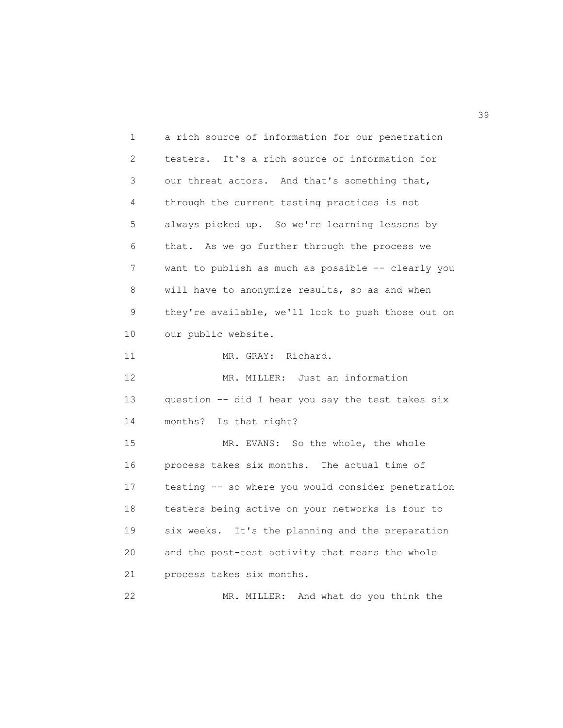a rich source of information for our penetration testers. It's a rich source of information for our threat actors. And that's something that, through the current testing practices is not always picked up. So we're learning lessons by that. As we go further through the process we want to publish as much as possible -- clearly you will have to anonymize results, so as and when they're available, we'll look to push those out on our public website.

MR. GRAY: Richard.

MR. MILLER: Just an information question -- did I hear you say the test takes six months? Is that right?

MR. EVANS: So the whole, the whole process takes six months. The actual time of testing -- so where you would consider penetration testers being active on your networks is four to six weeks. It's the planning and the preparation and the post-test activity that means the whole process takes six months.

MR. MILLER: And what do you think the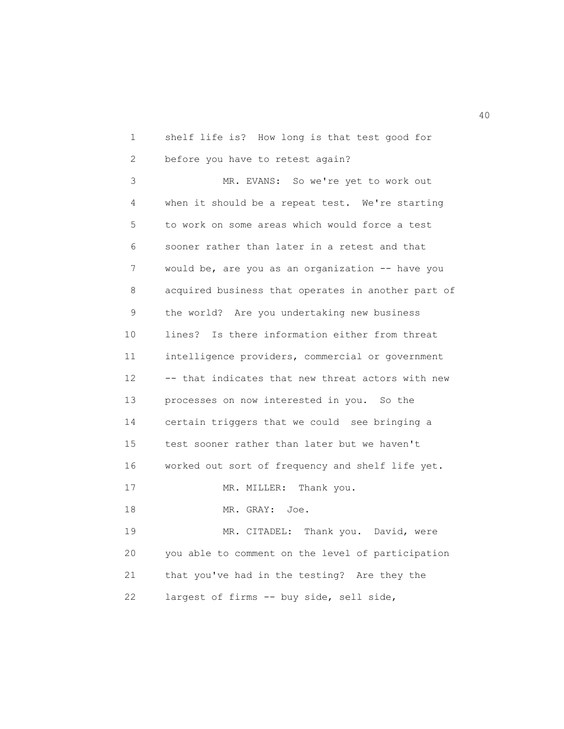shelf life is? How long is that test good for before you have to retest again?

MR. EVANS: So we're yet to work out when it should be a repeat test. We're starting to work on some areas which would force a test sooner rather than later in a retest and that would be, are you as an organization -- have you acquired business that operates in another part of the world? Are you undertaking new business lines? Is there information either from threat intelligence providers, commercial or government -- that indicates that new threat actors with new processes on now interested in you. So the certain triggers that we could see bringing a test sooner rather than later but we haven't worked out sort of frequency and shelf life yet.

MR. MILLER: Thank you.

MR. GRAY: Joe.

MR. CITADEL: Thank you. David, were you able to comment on the level of participation that you've had in the testing? Are they the largest of firms -- buy side, sell side,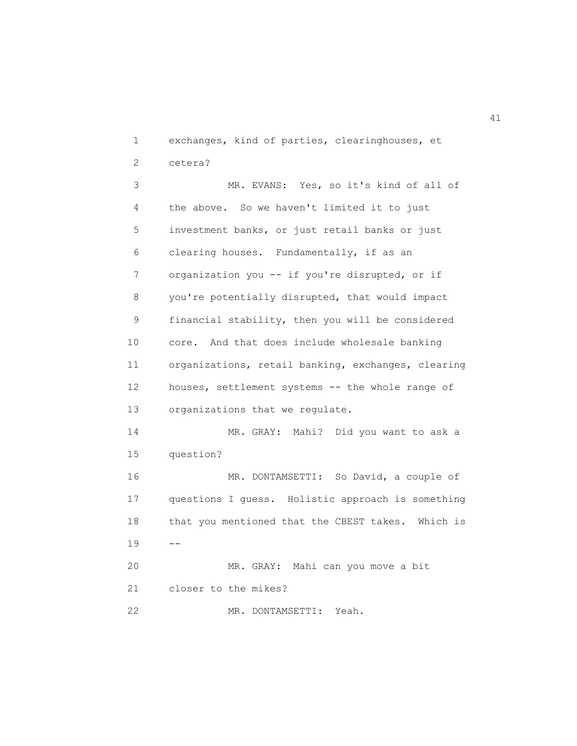exchanges, kind of parties, clearinghouses, et cetera?

MR. EVANS: Yes, so it's kind of all of the above. So we haven't limited it to just investment banks, or just retail banks or just clearing houses. Fundamentally, if as an organization you -- if you're disrupted, or if you're potentially disrupted, that would impact financial stability, then you will be considered core. And that does include wholesale banking organizations, retail banking, exchanges, clearing houses, settlement systems -- the whole range of organizations that we regulate.

MR. GRAY: Mahi? Did you want to ask a question?

MR. DONTAMSETTI: So David, a couple of questions I guess. Holistic approach is something that you mentioned that the CBEST takes. Which is --

MR. GRAY: Mahi can you move a bit closer to the mikes?

MR. DONTAMSETTI: Yeah.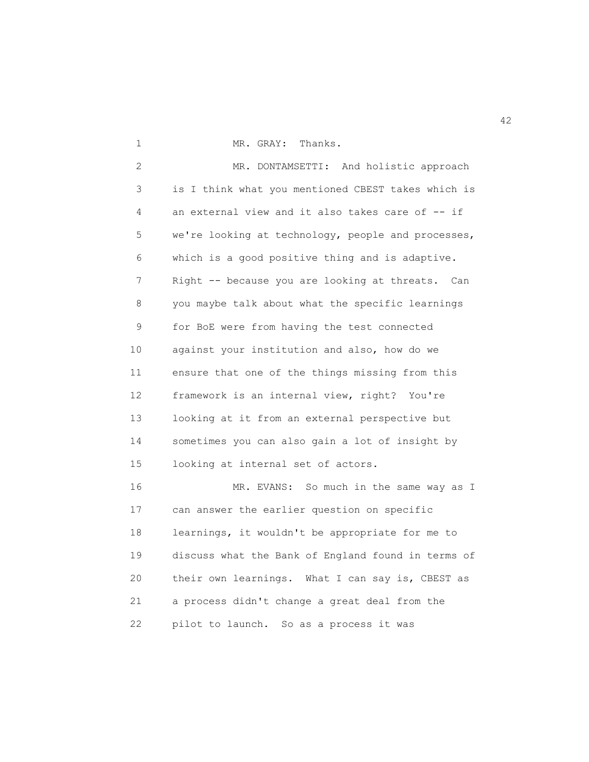MR. GRAY: Thanks.

MR. DONTAMSETTI: And holistic approach is I think what you mentioned CBEST takes which is an external view and it also takes care of -- if we're looking at technology, people and processes, which is a good positive thing and is adaptive. Right -- because you are looking at threats. Can you maybe talk about what the specific learnings for BoE were from having the test connected against your institution and also, how do we ensure that one of the things missing from this framework is an internal view, right? You're looking at it from an external perspective but sometimes you can also gain a lot of insight by looking at internal set of actors.

MR. EVANS: So much in the same way as I can answer the earlier question on specific learnings, it wouldn't be appropriate for me to discuss what the Bank of England found in terms of their own learnings. What I can say is, CBEST as a process didn't change a great deal from the pilot to launch. So as a process it was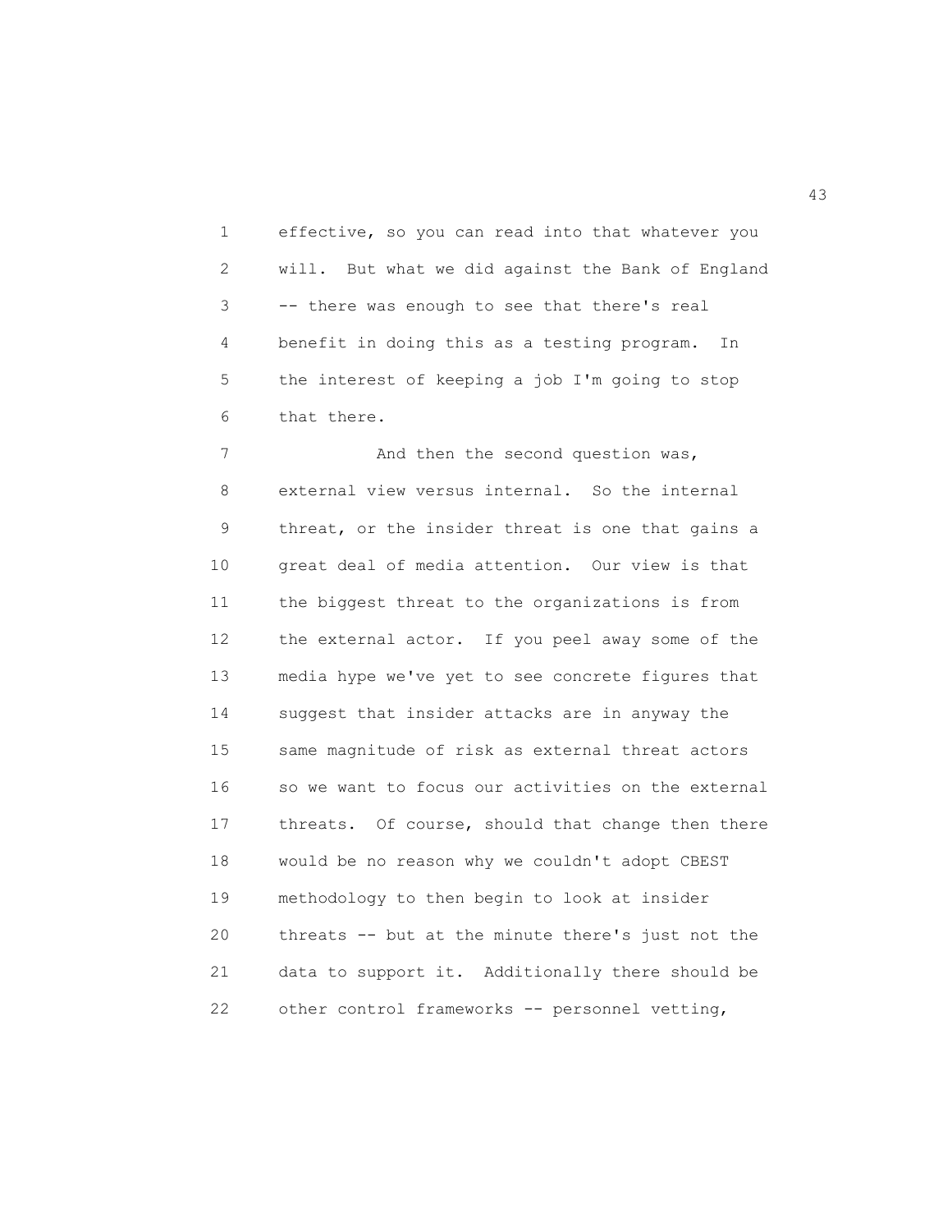effective, so you can read into that whatever you will. But what we did against the Bank of England -- there was enough to see that there's real benefit in doing this as a testing program. In the interest of keeping a job I'm going to stop that there.

And then the second question was, external view versus internal. So the internal threat, or the insider threat is one that gains a great deal of media attention. Our view is that the biggest threat to the organizations is from the external actor. If you peel away some of the media hype we've yet to see concrete figures that suggest that insider attacks are in anyway the same magnitude of risk as external threat actors so we want to focus our activities on the external threats. Of course, should that change then there would be no reason why we couldn't adopt CBEST methodology to then begin to look at insider threats -- but at the minute there's just not the data to support it. Additionally there should be other control frameworks -- personnel vetting,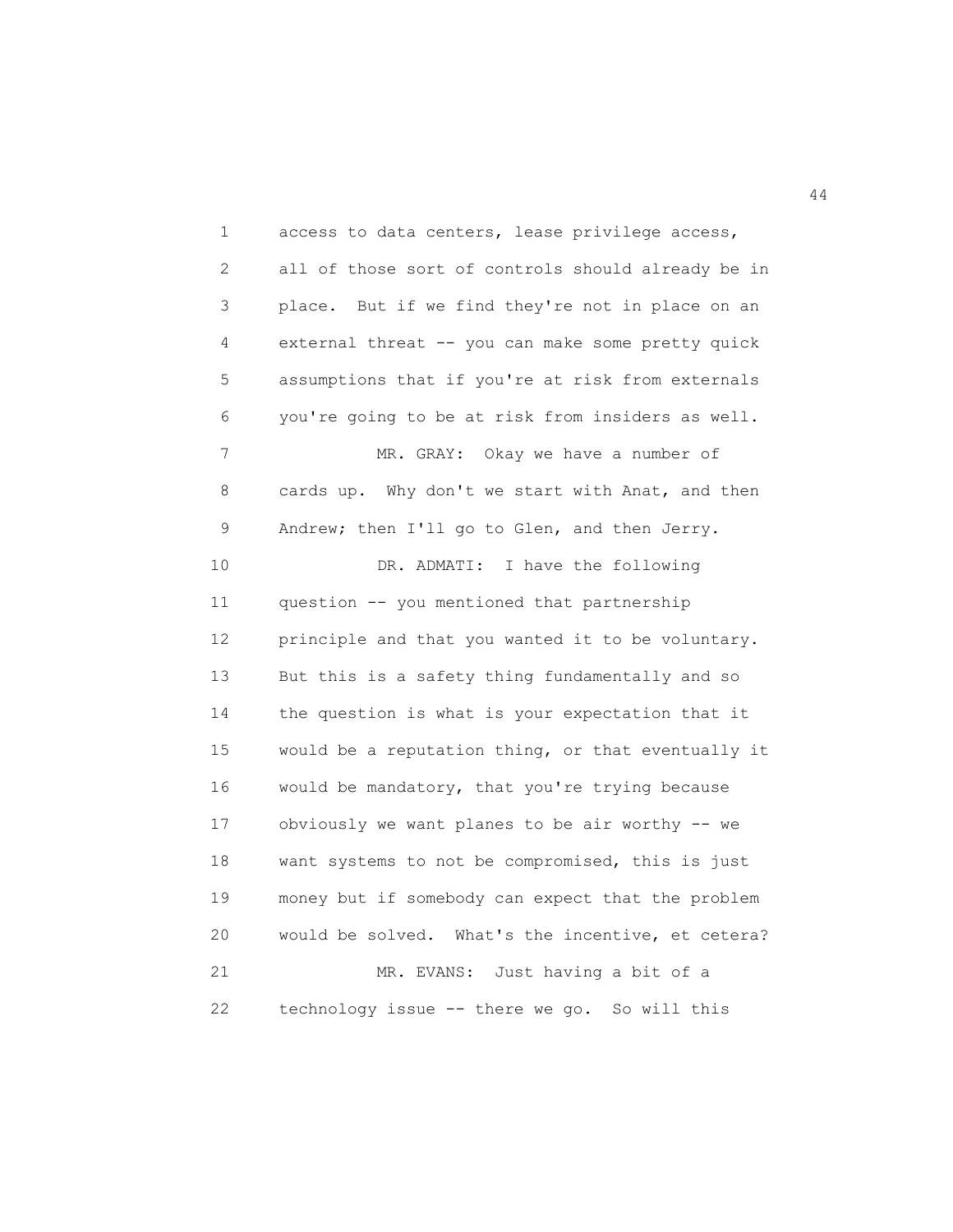access to data centers, lease privilege access, all of those sort of controls should already be in place. But if we find they're not in place on an external threat -- you can make some pretty quick assumptions that if you're at risk from externals you're going to be at risk from insiders as well.

MR. GRAY: Okay we have a number of cards up. Why don't we start with Anat, and then Andrew; then I'll go to Glen, and then Jerry.

DR. ADMATI: I have the following question -- you mentioned that partnership principle and that you wanted it to be voluntary. But this is a safety thing fundamentally and so the question is what is your expectation that it would be a reputation thing, or that eventually it would be mandatory, that you're trying because obviously we want planes to be air worthy -- we want systems to not be compromised, this is just money but if somebody can expect that the problem would be solved. What's the incentive, et cetera?

MR. EVANS: Just having a bit of a technology issue -- there we go. So will this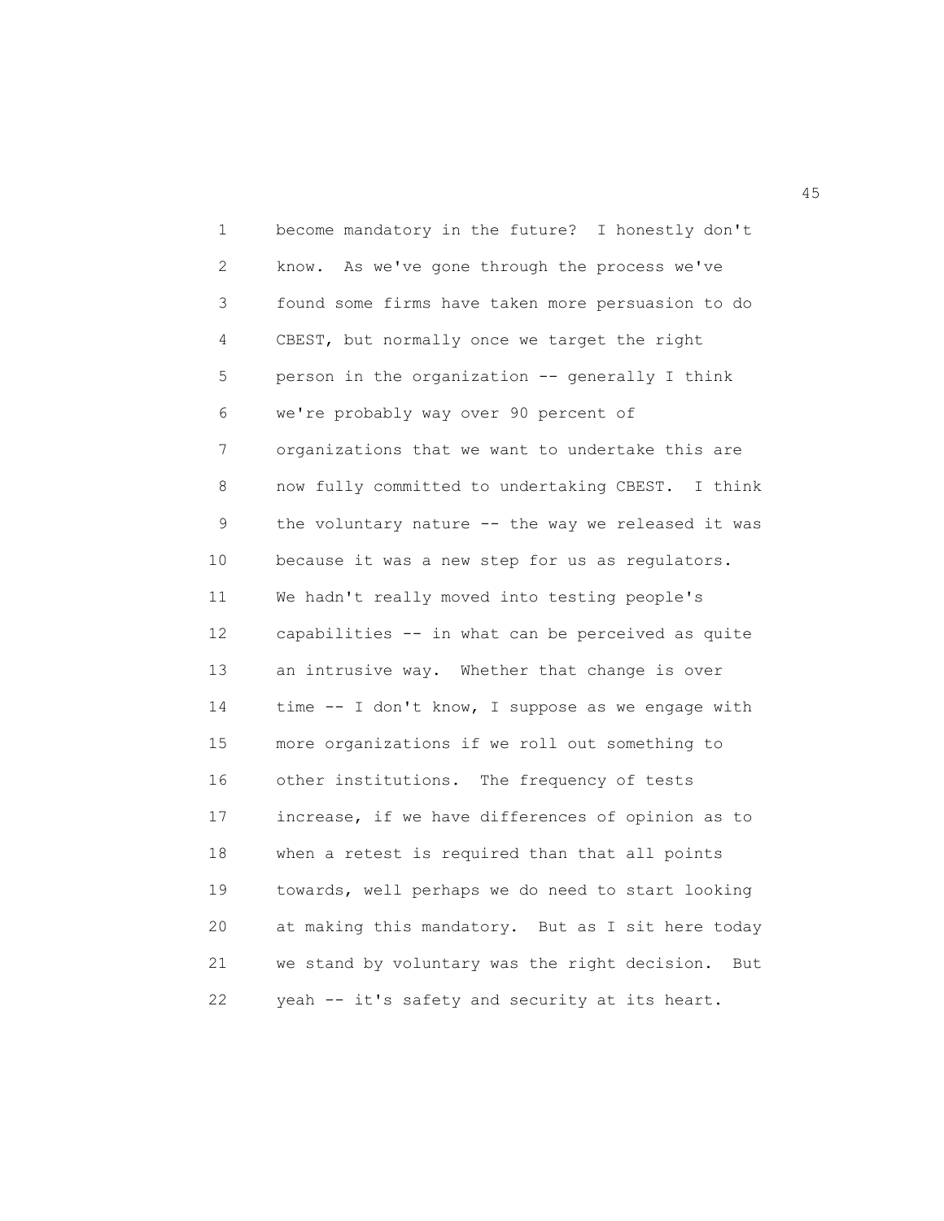become mandatory in the future? I honestly don't know. As we've gone through the process we've found some firms have taken more persuasion to do CBEST, but normally once we target the right person in the organization -- generally I think we're probably way over 90 percent of organizations that we want to undertake this are now fully committed to undertaking CBEST. I think the voluntary nature -- the way we released it was because it was a new step for us as regulators. We hadn't really moved into testing people's capabilities -- in what can be perceived as quite an intrusive way. Whether that change is over time -- I don't know, I suppose as we engage with more organizations if we roll out something to other institutions. The frequency of tests increase, if we have differences of opinion as to when a retest is required than that all points towards, well perhaps we do need to start looking at making this mandatory. But as I sit here today we stand by voluntary was the right decision. But yeah -- it's safety and security at its heart.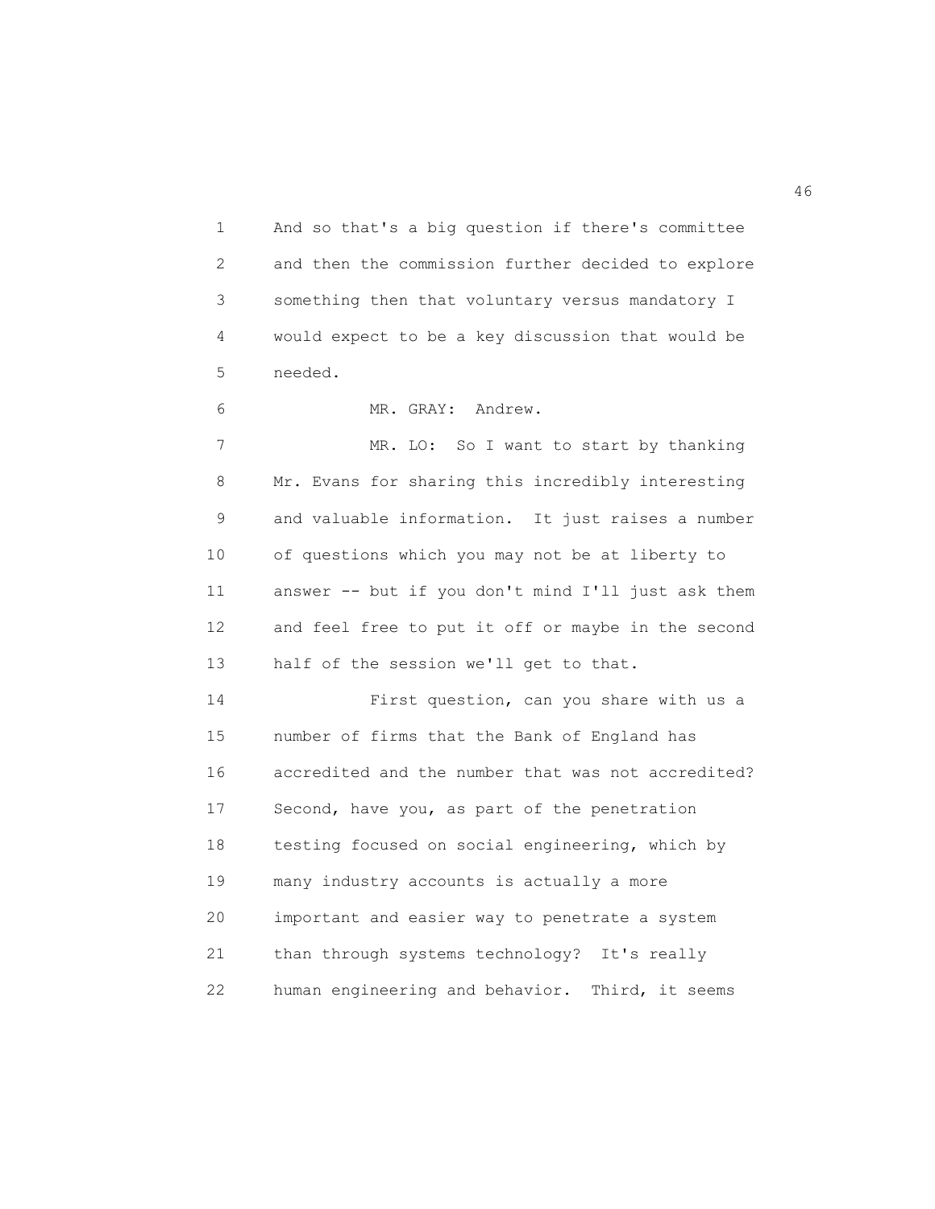And so that's a big question if there's committee and then the commission further decided to explore something then that voluntary versus mandatory I would expect to be a key discussion that would be needed.

MR. GRAY: Andrew.

MR. LO: So I want to start by thanking Mr. Evans for sharing this incredibly interesting and valuable information. It just raises a number of questions which you may not be at liberty to answer -- but if you don't mind I'll just ask them and feel free to put it off or maybe in the second half of the session we'll get to that.

First question, can you share with us a number of firms that the Bank of England has accredited and the number that was not accredited? Second, have you, as part of the penetration testing focused on social engineering, which by many industry accounts is actually a more important and easier way to penetrate a system than through systems technology? It's really human engineering and behavior. Third, it seems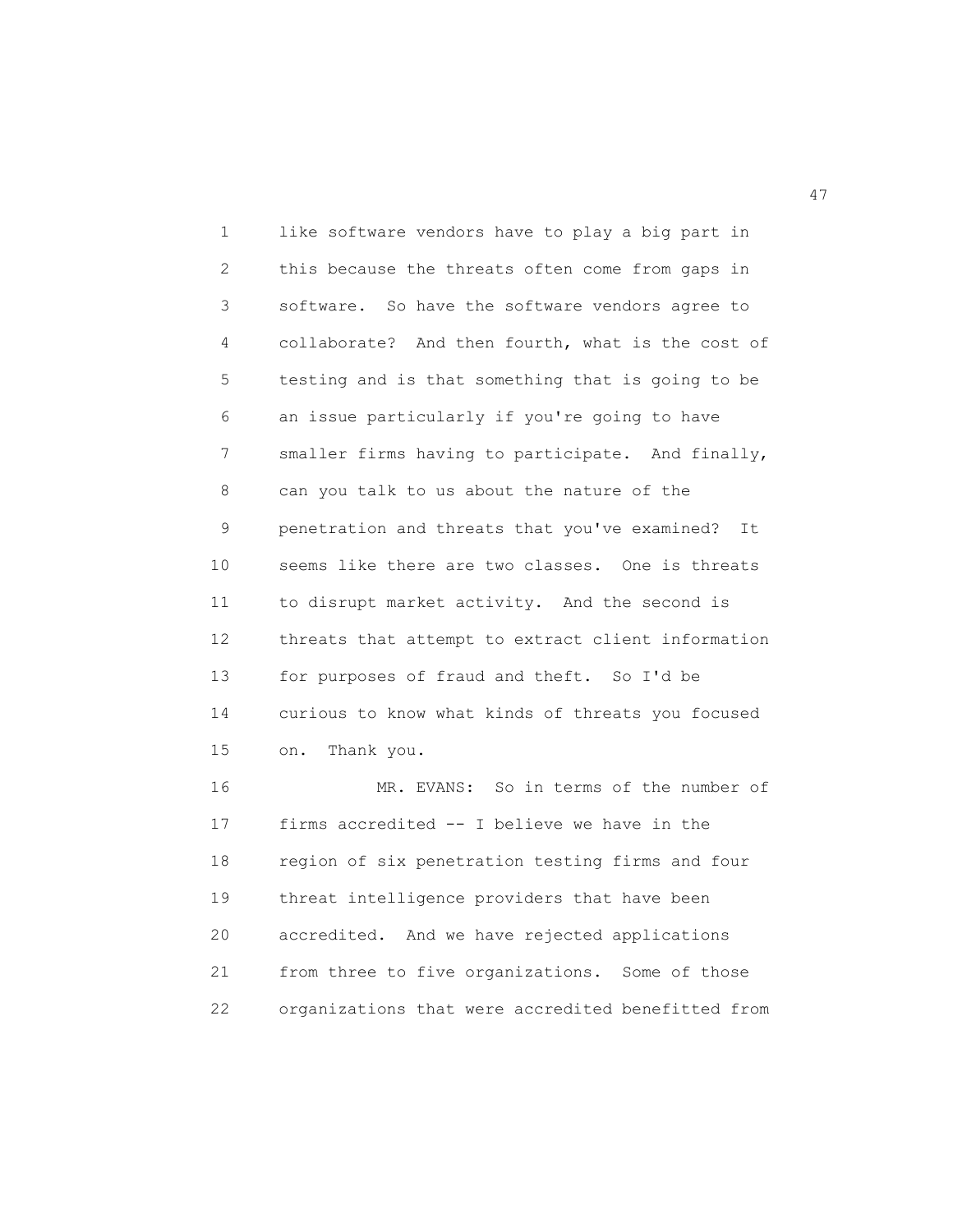like software vendors have to play a big part in this because the threats often come from gaps in software. So have the software vendors agree to collaborate? And then fourth, what is the cost of testing and is that something that is going to be an issue particularly if you're going to have smaller firms having to participate. And finally, can you talk to us about the nature of the penetration and threats that you've examined? It seems like there are two classes. One is threats to disrupt market activity. And the second is threats that attempt to extract client information for purposes of fraud and theft. So I'd be curious to know what kinds of threats you focused on. Thank you.

MR. EVANS: So in terms of the number of firms accredited -- I believe we have in the region of six penetration testing firms and four threat intelligence providers that have been accredited. And we have rejected applications from three to five organizations. Some of those organizations that were accredited benefitted from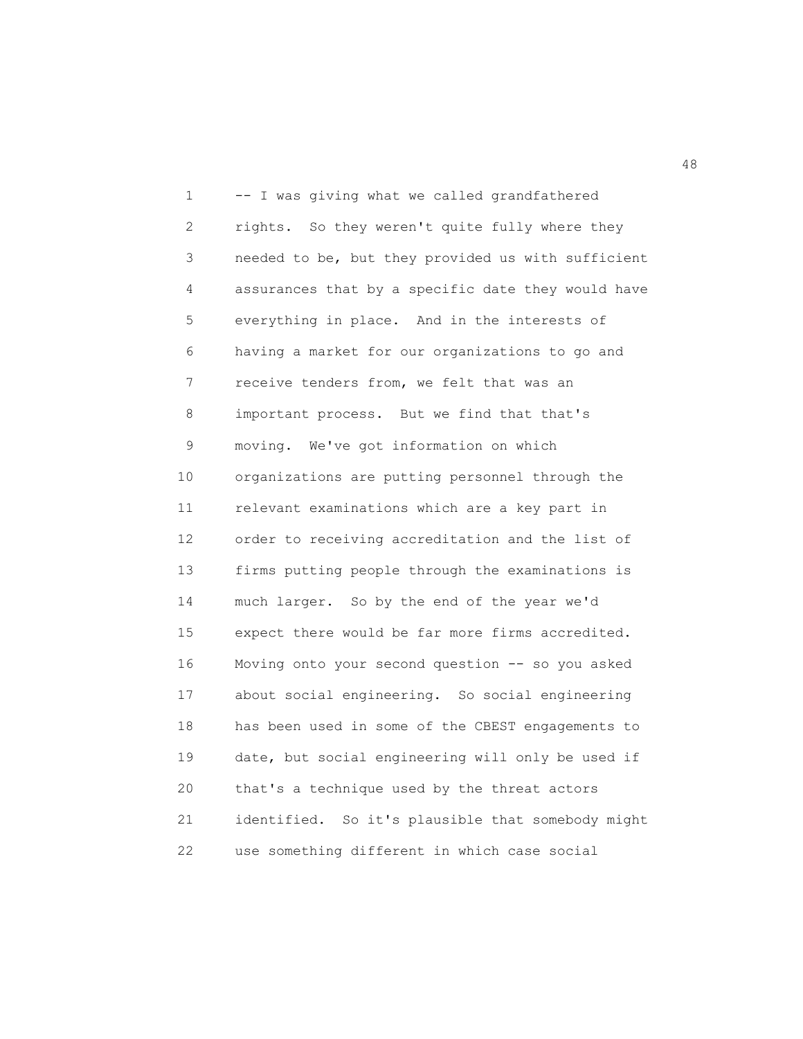-- I was giving what we called grandfathered rights. So they weren't quite fully where they needed to be, but they provided us with sufficient assurances that by a specific date they would have everything in place. And in the interests of having a market for our organizations to go and receive tenders from, we felt that was an important process. But we find that that's moving. We've got information on which organizations are putting personnel through the relevant examinations which are a key part in order to receiving accreditation and the list of firms putting people through the examinations is much larger. So by the end of the year we'd expect there would be far more firms accredited. Moving onto your second question -- so you asked about social engineering. So social engineering has been used in some of the CBEST engagements to date, but social engineering will only be used if that's a technique used by the threat actors identified. So it's plausible that somebody might use something different in which case social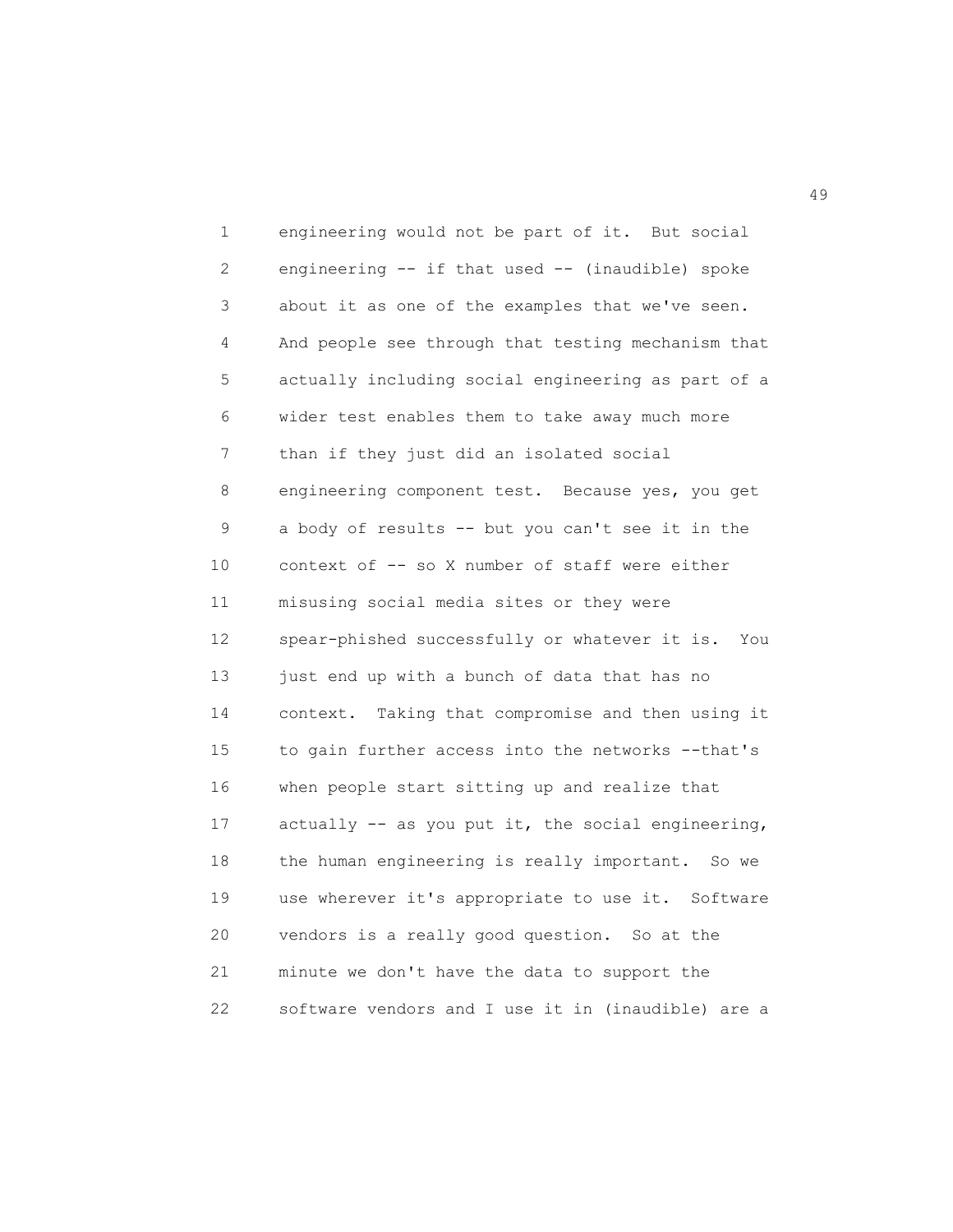engineering would not be part of it. But social engineering -- if that used -- (inaudible) spoke about it as one of the examples that we've seen. And people see through that testing mechanism that actually including social engineering as part of a wider test enables them to take away much more than if they just did an isolated social engineering component test. Because yes, you get a body of results -- but you can't see it in the context of -- so X number of staff were either misusing social media sites or they were spear-phished successfully or whatever it is. You just end up with a bunch of data that has no context. Taking that compromise and then using it to gain further access into the networks --that's when people start sitting up and realize that actually -- as you put it, the social engineering, the human engineering is really important. So we use wherever it's appropriate to use it. Software vendors is a really good question. So at the minute we don't have the data to support the software vendors and I use it in (inaudible) are a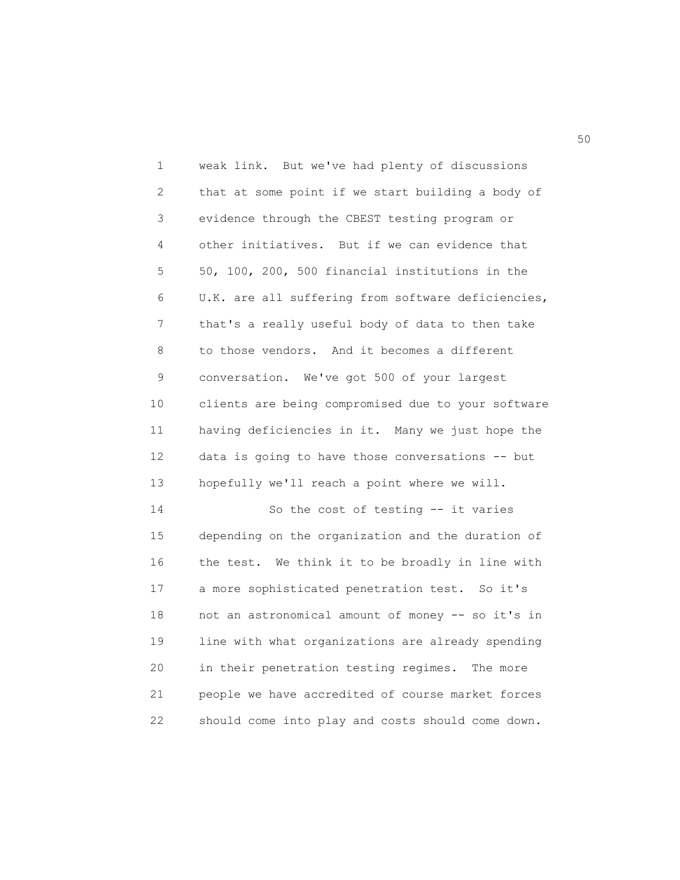weak link. But we've had plenty of discussions that at some point if we start building a body of evidence through the CBEST testing program or other initiatives. But if we can evidence that 50, 100, 200, 500 financial institutions in the U.K. are all suffering from software deficiencies, that's a really useful body of data to then take to those vendors. And it becomes a different conversation. We've got 500 of your largest clients are being compromised due to your software having deficiencies in it. Many we just hope the data is going to have those conversations -- but hopefully we'll reach a point where we will.

So the cost of testing -- it varies depending on the organization and the duration of the test. We think it to be broadly in line with a more sophisticated penetration test. So it's not an astronomical amount of money -- so it's in line with what organizations are already spending in their penetration testing regimes. The more people we have accredited of course market forces should come into play and costs should come down.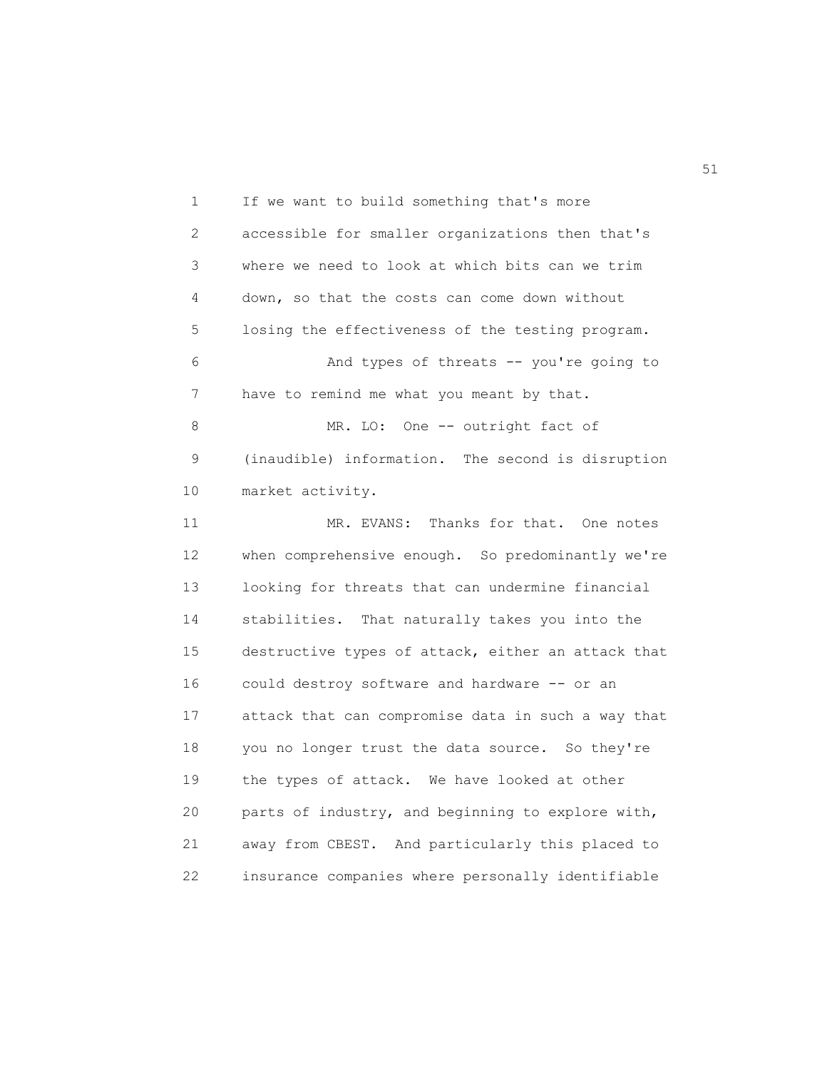If we want to build something that's more accessible for smaller organizations then that's where we need to look at which bits can we trim down, so that the costs can come down without losing the effectiveness of the testing program.

And types of threats -- you're going to have to remind me what you meant by that.

MR. LO: One -- outright fact of (inaudible) information. The second is disruption market activity.

MR. EVANS: Thanks for that. One notes when comprehensive enough. So predominantly we're looking for threats that can undermine financial stabilities. That naturally takes you into the destructive types of attack, either an attack that could destroy software and hardware -- or an attack that can compromise data in such a way that you no longer trust the data source. So they're the types of attack. We have looked at other parts of industry, and beginning to explore with, away from CBEST. And particularly this placed to insurance companies where personally identifiable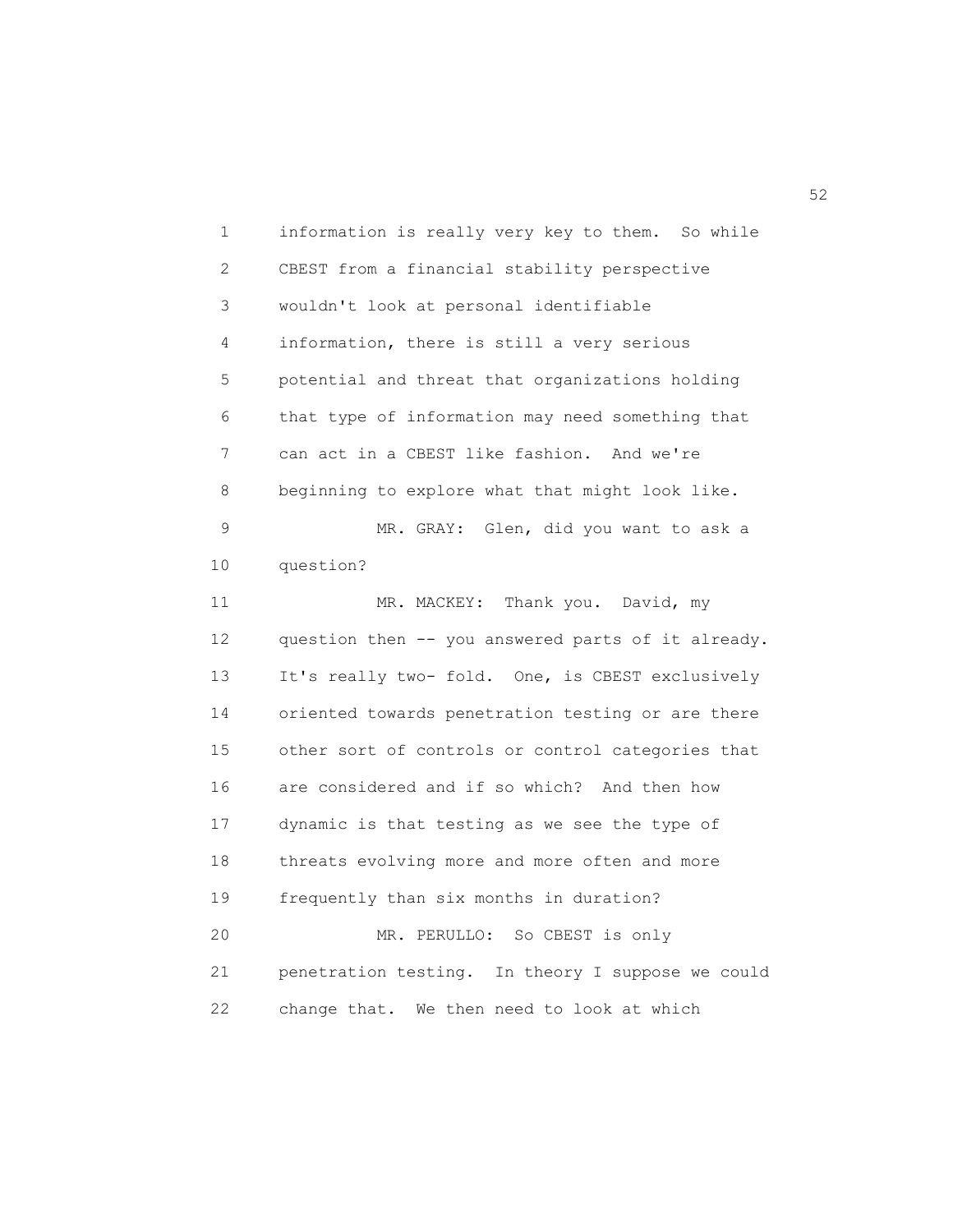information is really very key to them. So while CBEST from a financial stability perspective wouldn't look at personal identifiable information, there is still a very serious potential and threat that organizations holding that type of information may need something that can act in a CBEST like fashion. And we're beginning to explore what that might look like.

MR. GRAY: Glen, did you want to ask a question?

MR. MACKEY: Thank you. David, my question then -- you answered parts of it already. It's really two- fold. One, is CBEST exclusively oriented towards penetration testing or are there other sort of controls or control categories that are considered and if so which? And then how dynamic is that testing as we see the type of threats evolving more and more often and more frequently than six months in duration?

MR. PERULLO: So CBEST is only penetration testing. In theory I suppose we could change that. We then need to look at which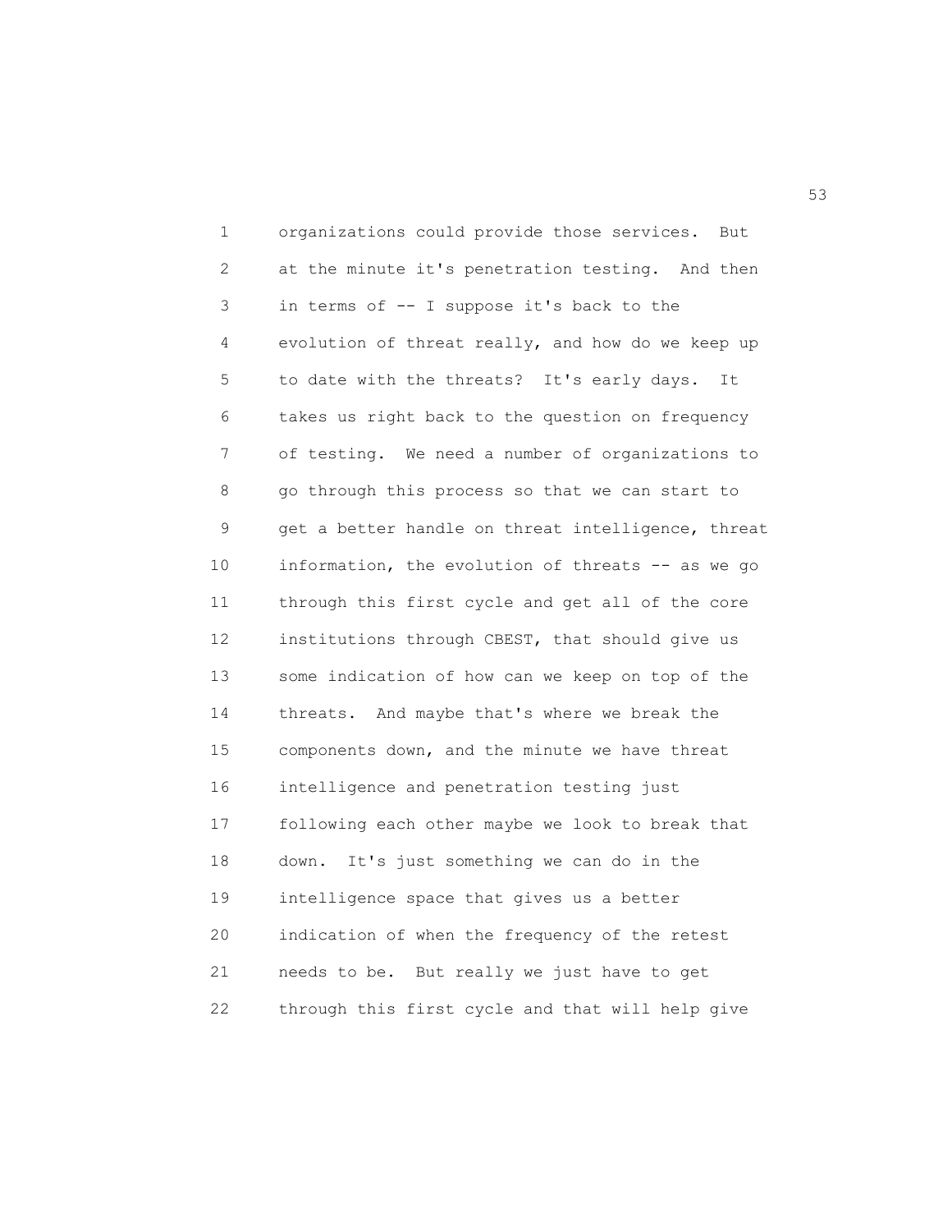organizations could provide those services. But at the minute it's penetration testing. And then in terms of -- I suppose it's back to the evolution of threat really, and how do we keep up to date with the threats? It's early days. It takes us right back to the question on frequency of testing. We need a number of organizations to go through this process so that we can start to get a better handle on threat intelligence, threat information, the evolution of threats -- as we go through this first cycle and get all of the core institutions through CBEST, that should give us some indication of how can we keep on top of the threats. And maybe that's where we break the components down, and the minute we have threat intelligence and penetration testing just following each other maybe we look to break that down. It's just something we can do in the intelligence space that gives us a better indication of when the frequency of the retest needs to be. But really we just have to get through this first cycle and that will help give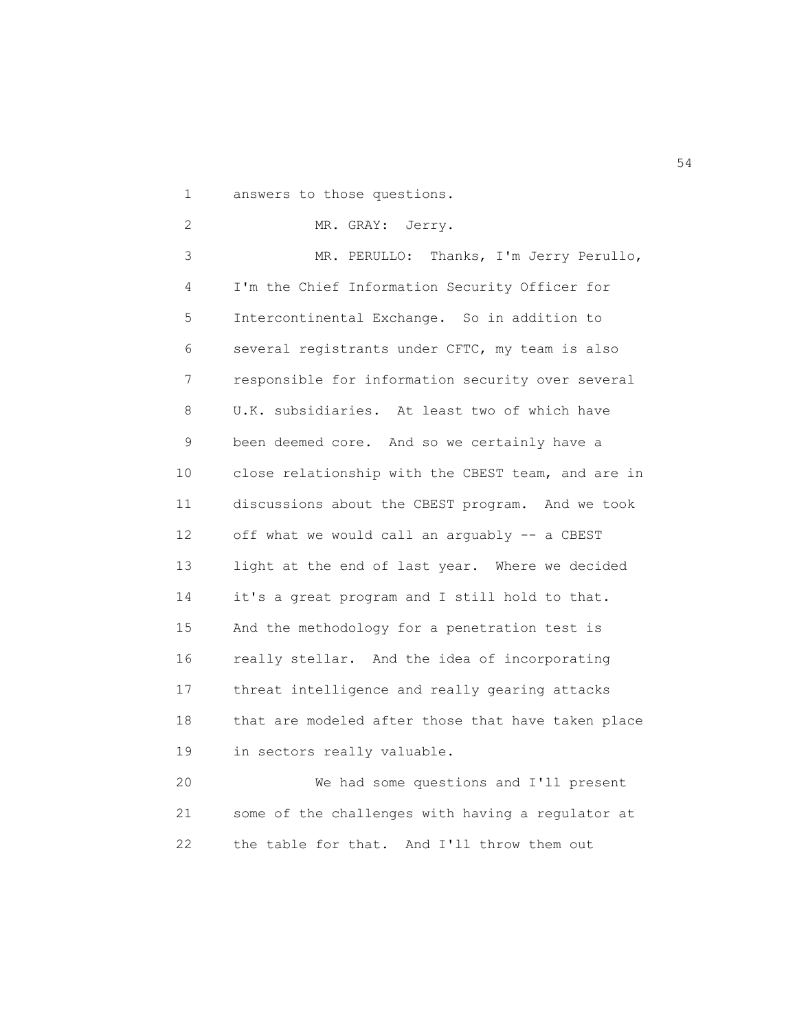answers to those questions.

MR. GRAY: Jerry.

MR. PERULLO: Thanks, I'm Jerry Perullo, I'm the Chief Information Security Officer for Intercontinental Exchange. So in addition to several registrants under CFTC, my team is also responsible for information security over several U.K. subsidiaries. At least two of which have been deemed core. And so we certainly have a close relationship with the CBEST team, and are in discussions about the CBEST program. And we took off what we would call an arguably -- a CBEST light at the end of last year. Where we decided it's a great program and I still hold to that. And the methodology for a penetration test is really stellar. And the idea of incorporating threat intelligence and really gearing attacks that are modeled after those that have taken place in sectors really valuable.

We had some questions and I'll present some of the challenges with having a regulator at the table for that. And I'll throw them out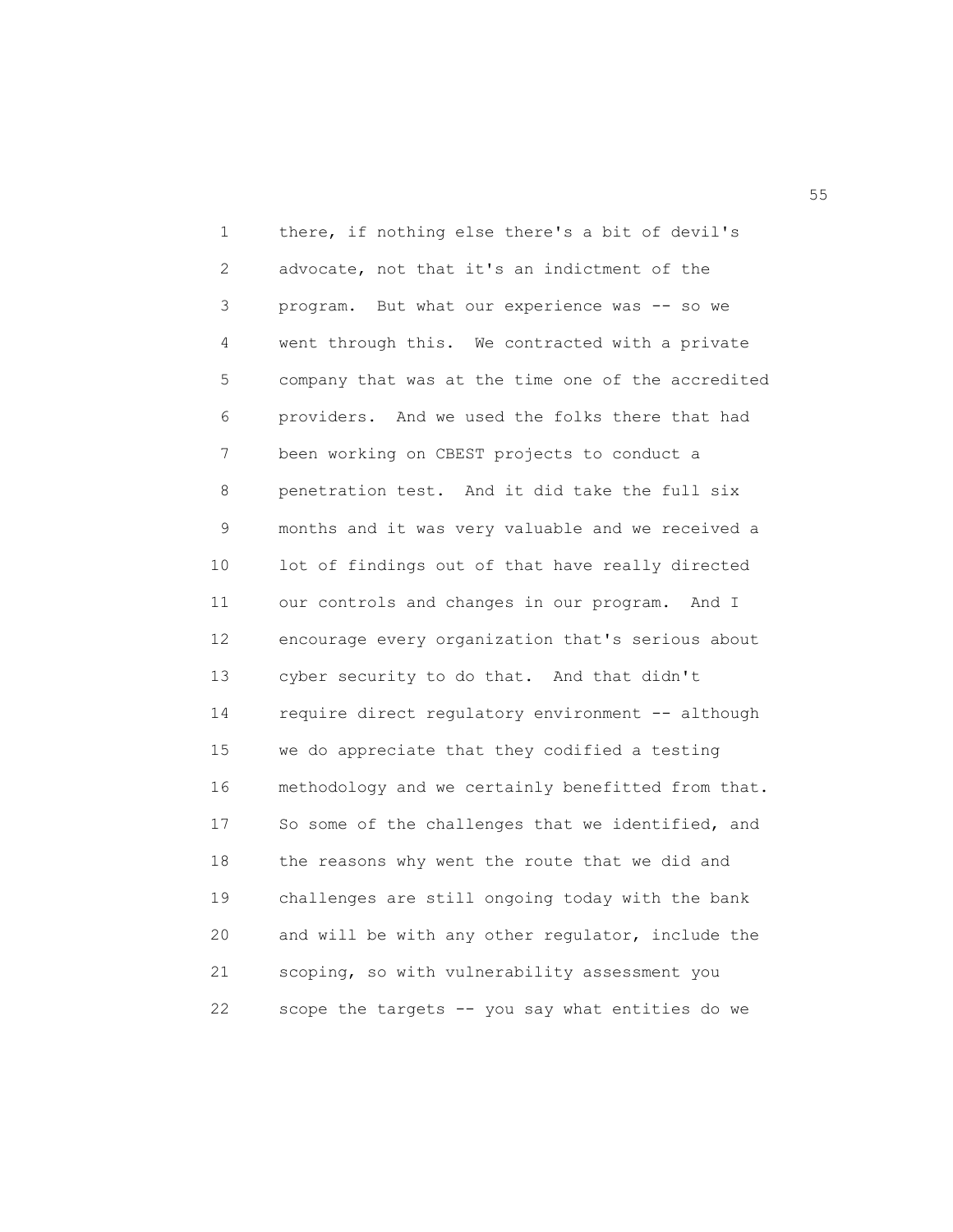there, if nothing else there's a bit of devil's advocate, not that it's an indictment of the program. But what our experience was -- so we went through this. We contracted with a private company that was at the time one of the accredited providers. And we used the folks there that had been working on CBEST projects to conduct a penetration test. And it did take the full six months and it was very valuable and we received a lot of findings out of that have really directed our controls and changes in our program. And I encourage every organization that's serious about cyber security to do that. And that didn't require direct regulatory environment -- although we do appreciate that they codified a testing methodology and we certainly benefitted from that. So some of the challenges that we identified, and the reasons why went the route that we did and challenges are still ongoing today with the bank and will be with any other regulator, include the scoping, so with vulnerability assessment you scope the targets -- you say what entities do we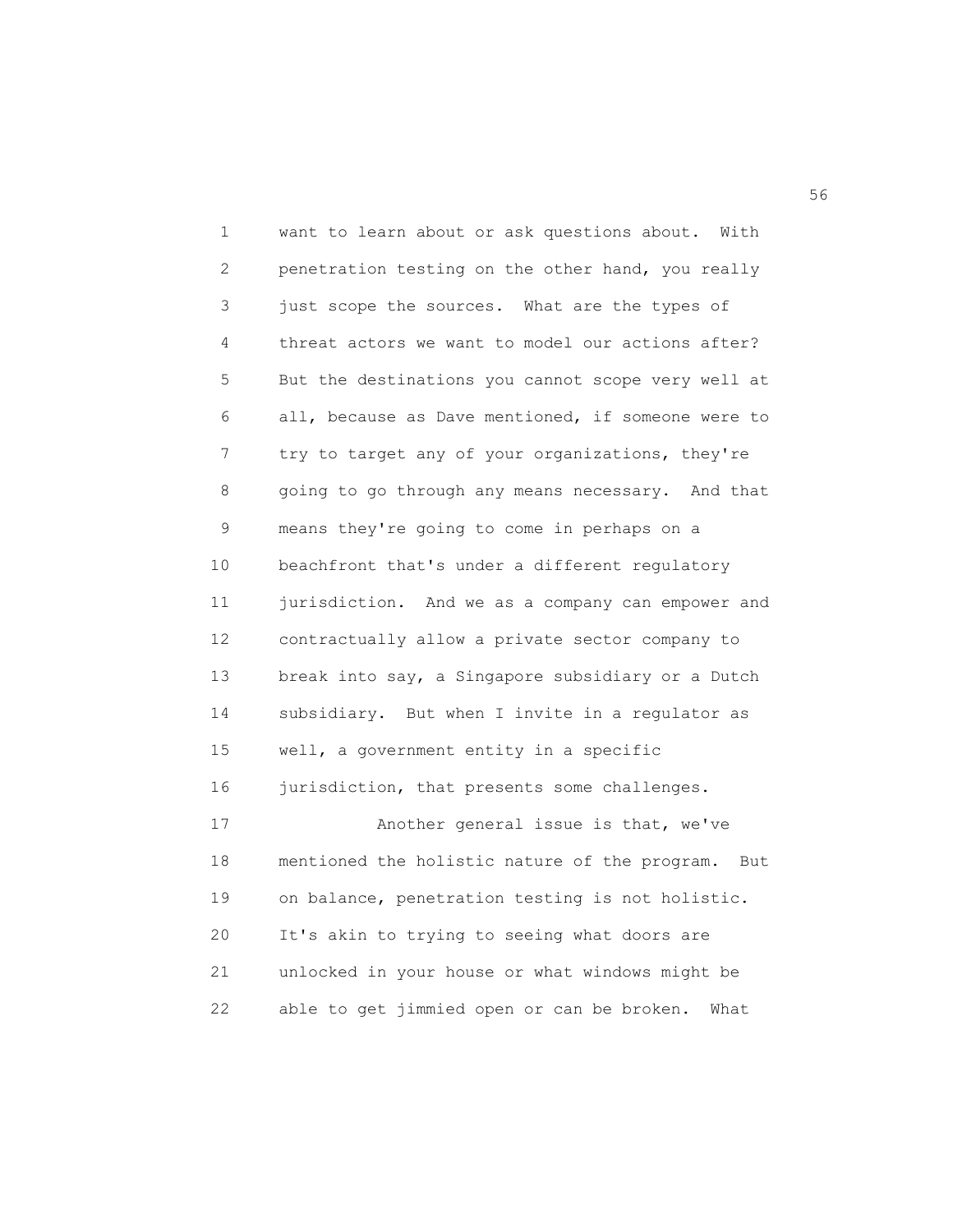want to learn about or ask questions about. With penetration testing on the other hand, you really just scope the sources. What are the types of threat actors we want to model our actions after? But the destinations you cannot scope very well at all, because as Dave mentioned, if someone were to try to target any of your organizations, they're going to go through any means necessary. And that means they're going to come in perhaps on a beachfront that's under a different regulatory jurisdiction. And we as a company can empower and contractually allow a private sector company to break into say, a Singapore subsidiary or a Dutch subsidiary. But when I invite in a regulator as well, a government entity in a specific jurisdiction, that presents some challenges.

Another general issue is that, we've mentioned the holistic nature of the program. But on balance, penetration testing is not holistic. It's akin to trying to seeing what doors are unlocked in your house or what windows might be able to get jimmied open or can be broken. What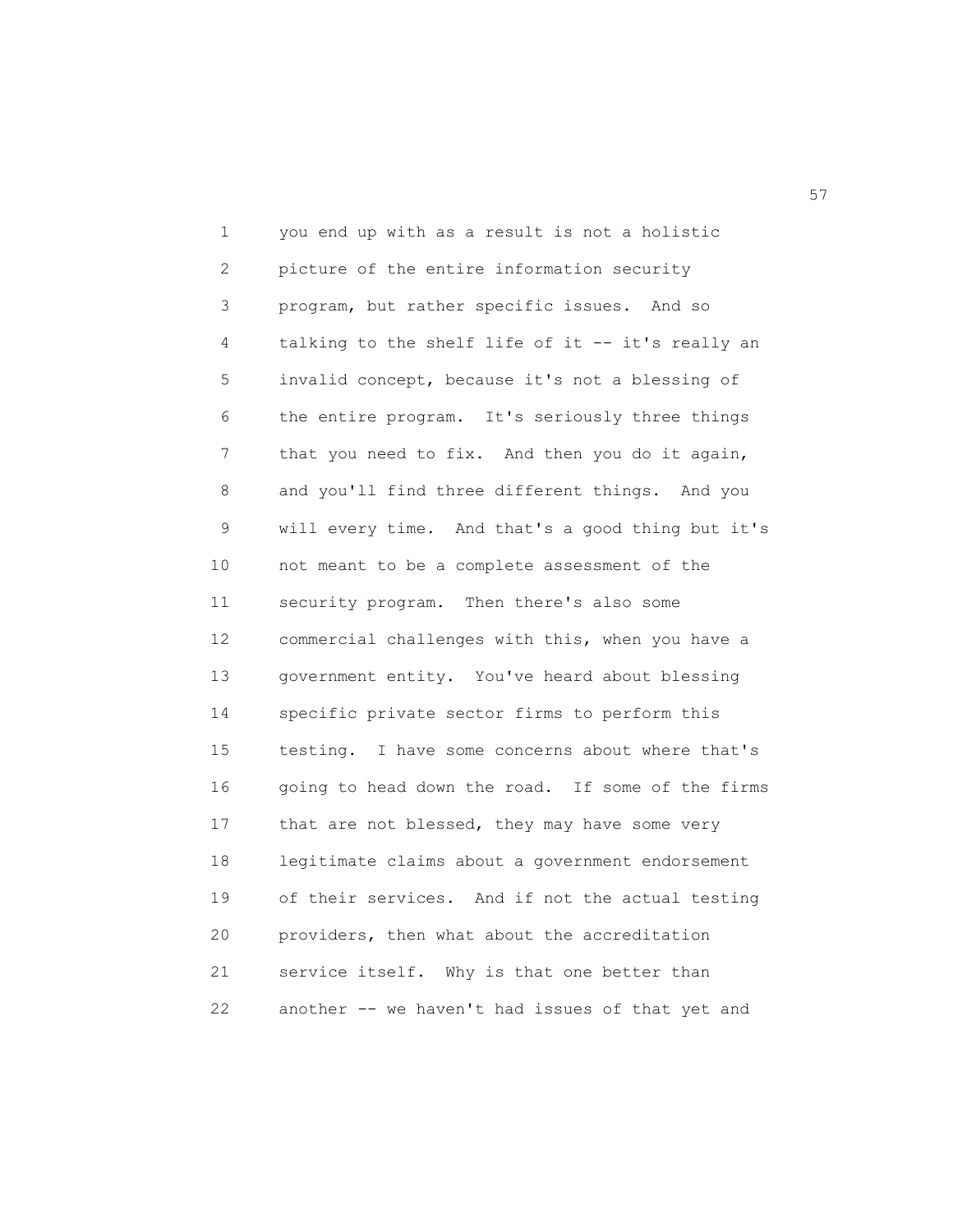you end up with as a result is not a holistic picture of the entire information security program, but rather specific issues. And so talking to the shelf life of it -- it's really an invalid concept, because it's not a blessing of the entire program. It's seriously three things that you need to fix. And then you do it again, and you'll find three different things. And you will every time. And that's a good thing but it's not meant to be a complete assessment of the security program. Then there's also some commercial challenges with this, when you have a government entity. You've heard about blessing specific private sector firms to perform this testing. I have some concerns about where that's going to head down the road. If some of the firms that are not blessed, they may have some very legitimate claims about a government endorsement of their services. And if not the actual testing providers, then what about the accreditation service itself. Why is that one better than another -- we haven't had issues of that yet and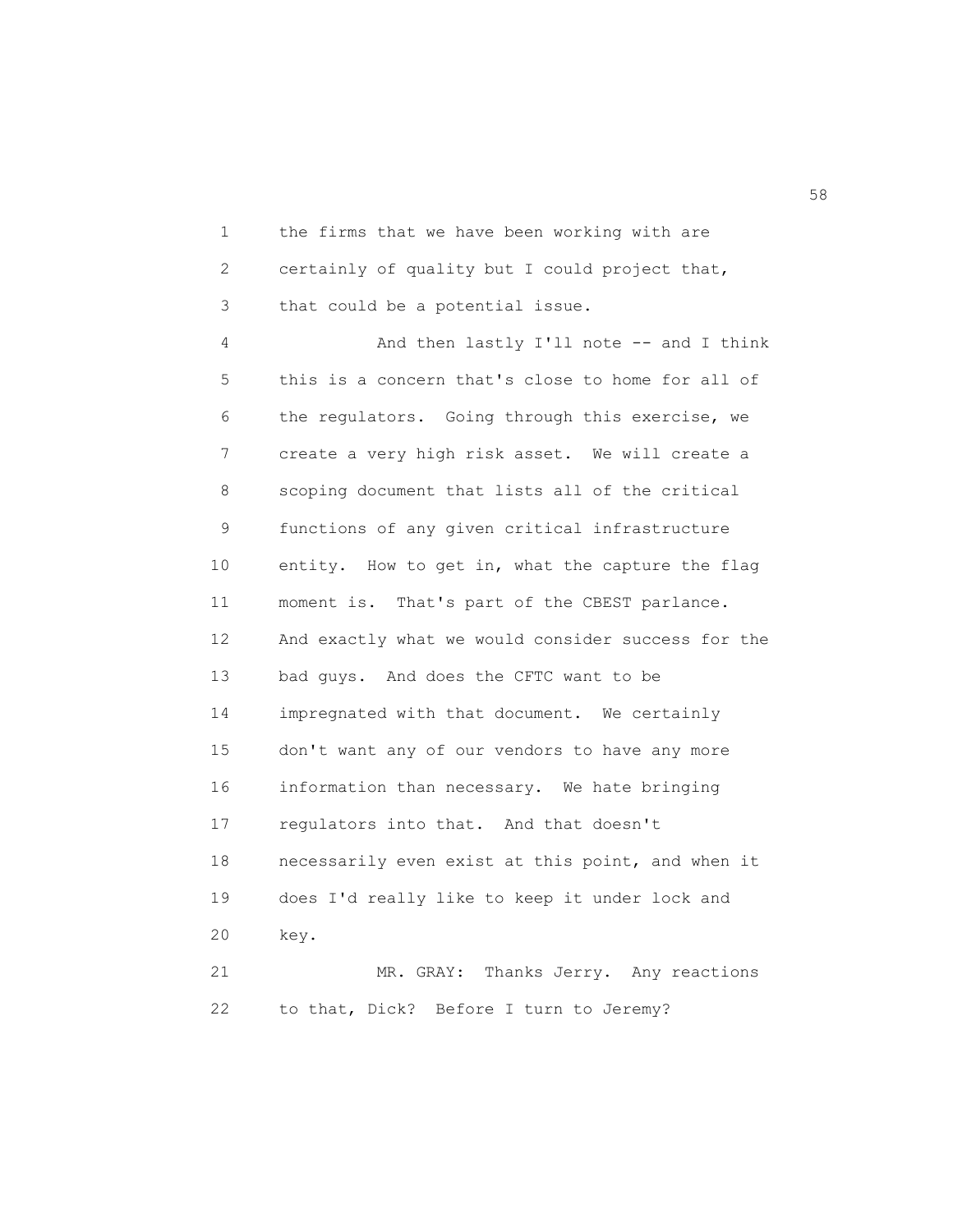the firms that we have been working with are certainly of quality but I could project that, that could be a potential issue.

And then lastly I'll note -- and I think this is a concern that's close to home for all of the regulators. Going through this exercise, we create a very high risk asset. We will create a scoping document that lists all of the critical functions of any given critical infrastructure entity. How to get in, what the capture the flag moment is. That's part of the CBEST parlance. And exactly what we would consider success for the bad guys. And does the CFTC want to be impregnated with that document. We certainly don't want any of our vendors to have any more information than necessary. We hate bringing regulators into that. And that doesn't necessarily even exist at this point, and when it does I'd really like to keep it under lock and key.

MR. GRAY: Thanks Jerry. Any reactions to that, Dick? Before I turn to Jeremy?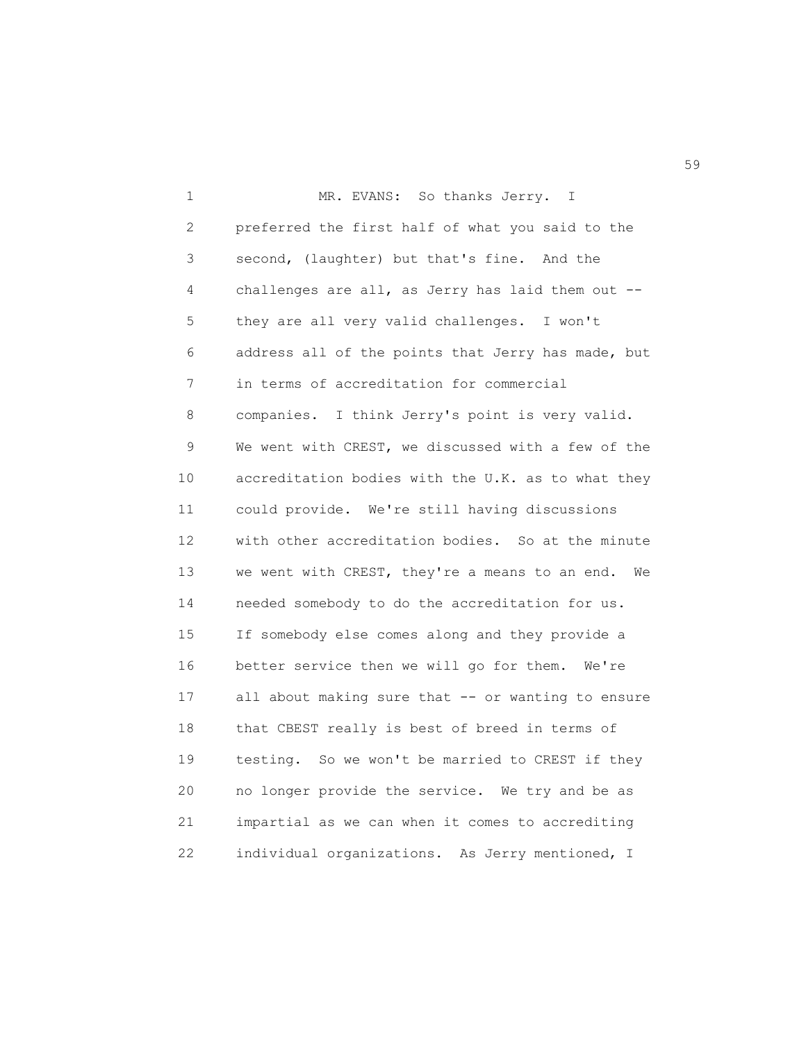MR. EVANS: So thanks Jerry. I preferred the first half of what you said to the second, (laughter) but that's fine. And the challenges are all, as Jerry has laid them out -- they are all very valid challenges. I won't address all of the points that Jerry has made, but in terms of accreditation for commercial companies. I think Jerry's point is very valid. We went with CREST, we discussed with a few of the accreditation bodies with the U.K. as to what they could provide. We're still having discussions with other accreditation bodies. So at the minute we went with CREST, they're a means to an end. We needed somebody to do the accreditation for us. If somebody else comes along and they provide a better service then we will go for them. We're all about making sure that -- or wanting to ensure that CBEST really is best of breed in terms of testing. So we won't be married to CREST if they no longer provide the service. We try and be as impartial as we can when it comes to accrediting individual organizations. As Jerry mentioned, I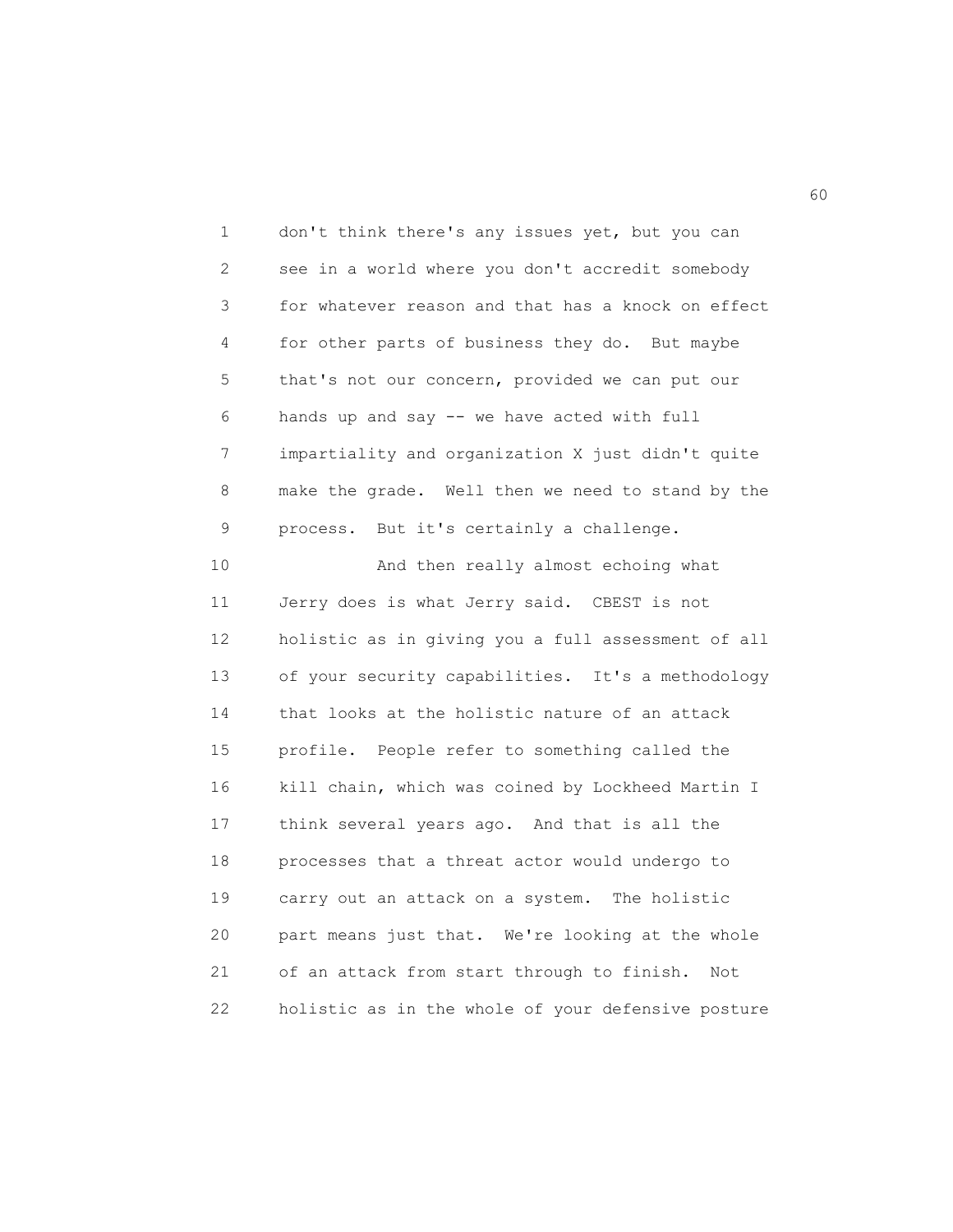don't think there's any issues yet, but you can see in a world where you don't accredit somebody for whatever reason and that has a knock on effect for other parts of business they do. But maybe that's not our concern, provided we can put our hands up and say -- we have acted with full impartiality and organization X just didn't quite make the grade. Well then we need to stand by the process. But it's certainly a challenge.

And then really almost echoing what Jerry does is what Jerry said. CBEST is not holistic as in giving you a full assessment of all of your security capabilities. It's a methodology that looks at the holistic nature of an attack profile. People refer to something called the kill chain, which was coined by Lockheed Martin I think several years ago. And that is all the processes that a threat actor would undergo to carry out an attack on a system. The holistic part means just that. We're looking at the whole of an attack from start through to finish. Not holistic as in the whole of your defensive posture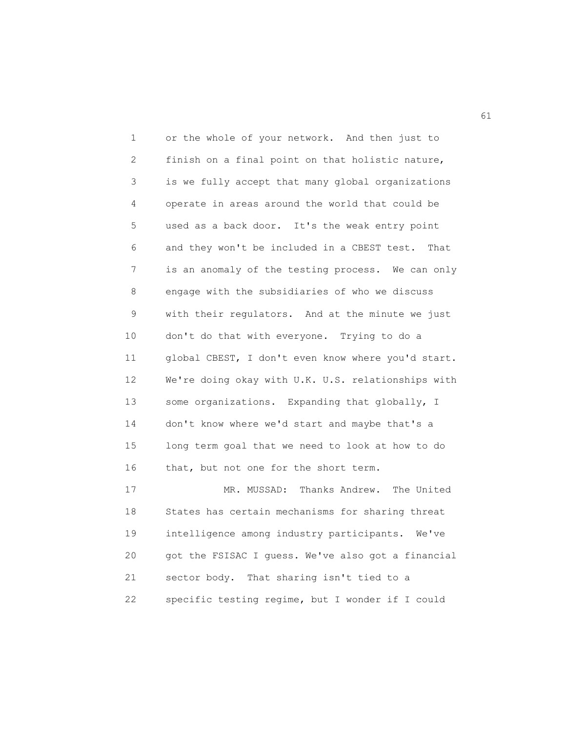or the whole of your network. And then just to finish on a final point on that holistic nature, is we fully accept that many global organizations operate in areas around the world that could be used as a back door. It's the weak entry point and they won't be included in a CBEST test. That is an anomaly of the testing process. We can only engage with the subsidiaries of who we discuss with their regulators. And at the minute we just don't do that with everyone. Trying to do a global CBEST, I don't even know where you'd start. We're doing okay with U.K. U.S. relationships with some organizations. Expanding that globally, I don't know where we'd start and maybe that's a long term goal that we need to look at how to do that, but not one for the short term.

MR. MUSSAD: Thanks Andrew. The United States has certain mechanisms for sharing threat intelligence among industry participants. We've got the FSISAC I guess. We've also got a financial sector body. That sharing isn't tied to a specific testing regime, but I wonder if I could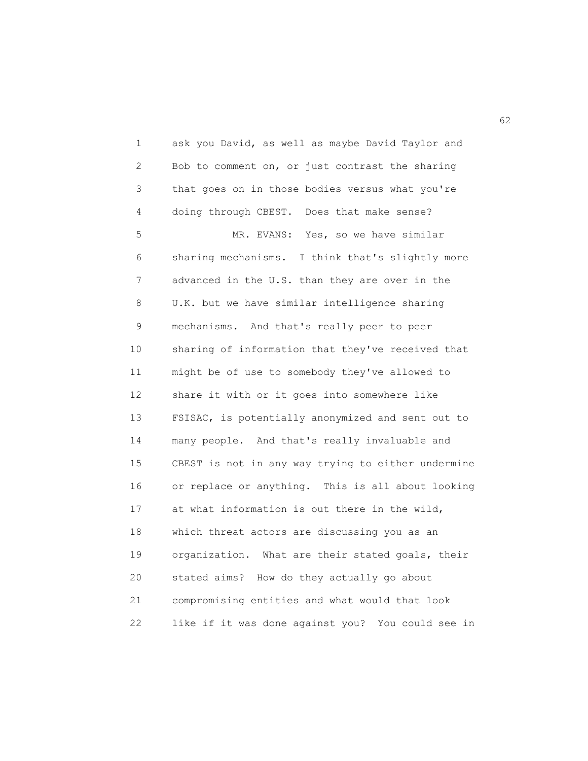ask you David, as well as maybe David Taylor and Bob to comment on, or just contrast the sharing that goes on in those bodies versus what you're doing through CBEST. Does that make sense?

MR. EVANS: Yes, so we have similar sharing mechanisms. I think that's slightly more advanced in the U.S. than they are over in the U.K. but we have similar intelligence sharing mechanisms. And that's really peer to peer sharing of information that they've received that might be of use to somebody they've allowed to share it with or it goes into somewhere like FSISAC, is potentially anonymized and sent out to many people. And that's really invaluable and CBEST is not in any way trying to either undermine or replace or anything. This is all about looking at what information is out there in the wild, which threat actors are discussing you as an organization. What are their stated goals, their stated aims? How do they actually go about compromising entities and what would that look like if it was done against you? You could see in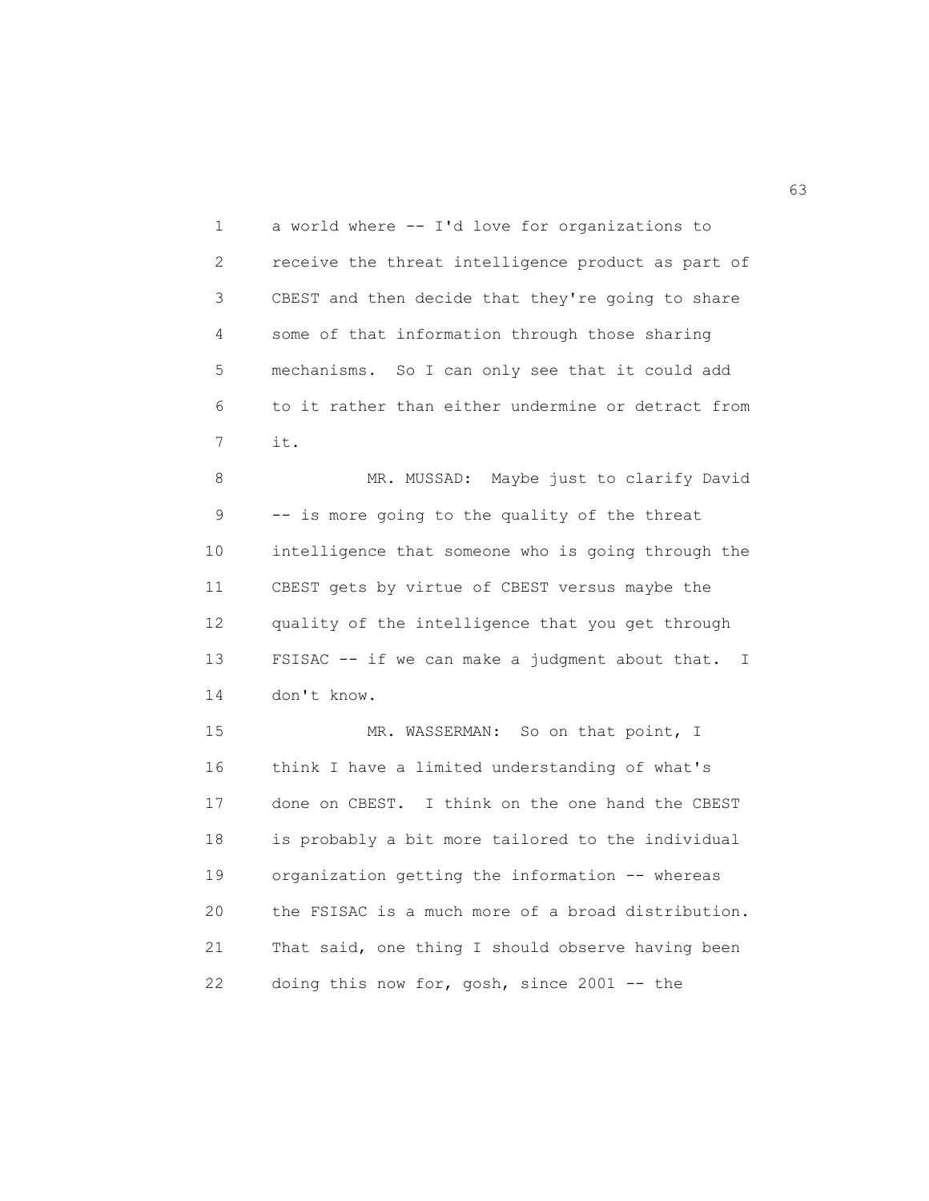a world where -- I'd love for organizations to receive the threat intelligence product as part of CBEST and then decide that they're going to share some of that information through those sharing mechanisms. So I can only see that it could add to it rather than either undermine or detract from it.

MR. MUSSAD: Maybe just to clarify David -- is more going to the quality of the threat intelligence that someone who is going through the CBEST gets by virtue of CBEST versus maybe the quality of the intelligence that you get through FSISAC -- if we can make a judgment about that. I don't know.

MR. WASSERMAN: So on that point, I think I have a limited understanding of what's done on CBEST. I think on the one hand the CBEST is probably a bit more tailored to the individual organization getting the information -- whereas the FSISAC is a much more of a broad distribution. That said, one thing I should observe having been doing this now for, gosh, since 2001 -- the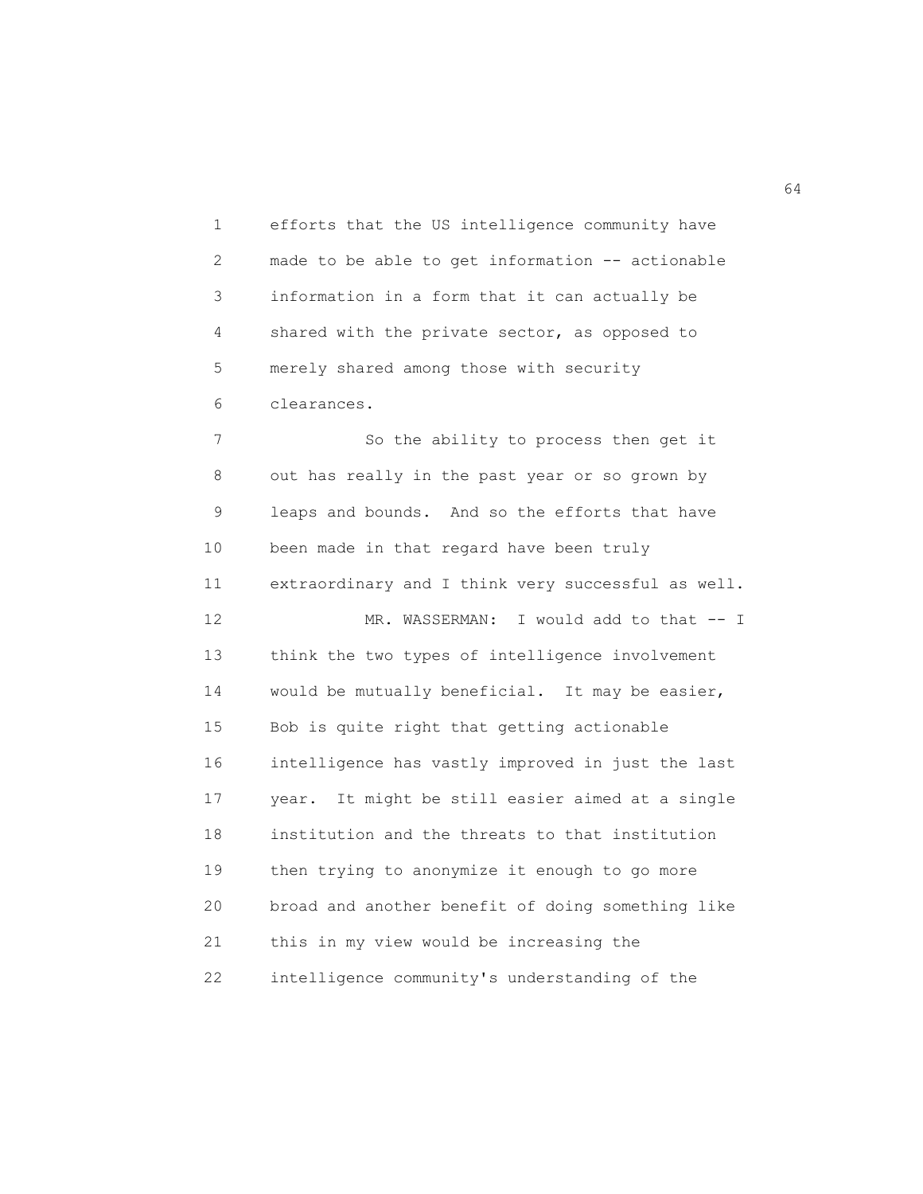efforts that the US intelligence community have made to be able to get information -- actionable information in a form that it can actually be shared with the private sector, as opposed to merely shared among those with security clearances.

So the ability to process then get it out has really in the past year or so grown by leaps and bounds. And so the efforts that have been made in that regard have been truly extraordinary and I think very successful as well.

MR. WASSERMAN: I would add to that -- I think the two types of intelligence involvement would be mutually beneficial. It may be easier, Bob is quite right that getting actionable intelligence has vastly improved in just the last year. It might be still easier aimed at a single institution and the threats to that institution then trying to anonymize it enough to go more broad and another benefit of doing something like this in my view would be increasing the intelligence community's understanding of the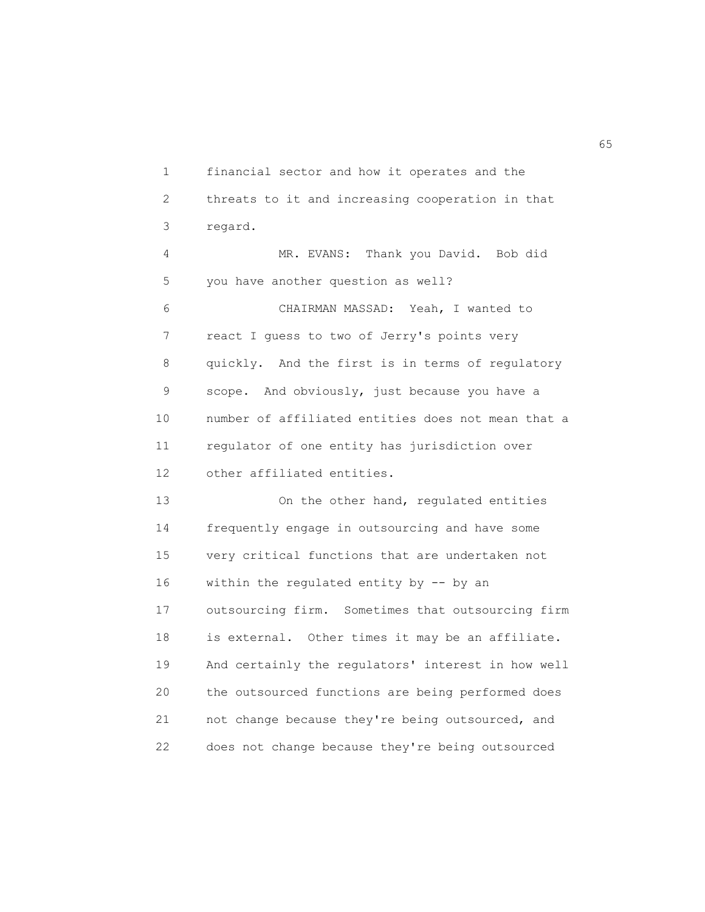financial sector and how it operates and the threats to it and increasing cooperation in that regard.

MR. EVANS: Thank you David. Bob did you have another question as well?

CHAIRMAN MASSAD: Yeah, I wanted to react I guess to two of Jerry's points very quickly. And the first is in terms of regulatory scope. And obviously, just because you have a number of affiliated entities does not mean that a regulator of one entity has jurisdiction over other affiliated entities.

On the other hand, regulated entities frequently engage in outsourcing and have some very critical functions that are undertaken not within the regulated entity by -- by an outsourcing firm. Sometimes that outsourcing firm is external. Other times it may be an affiliate. And certainly the regulators' interest in how well the outsourced functions are being performed does not change because they're being outsourced, and does not change because they're being outsourced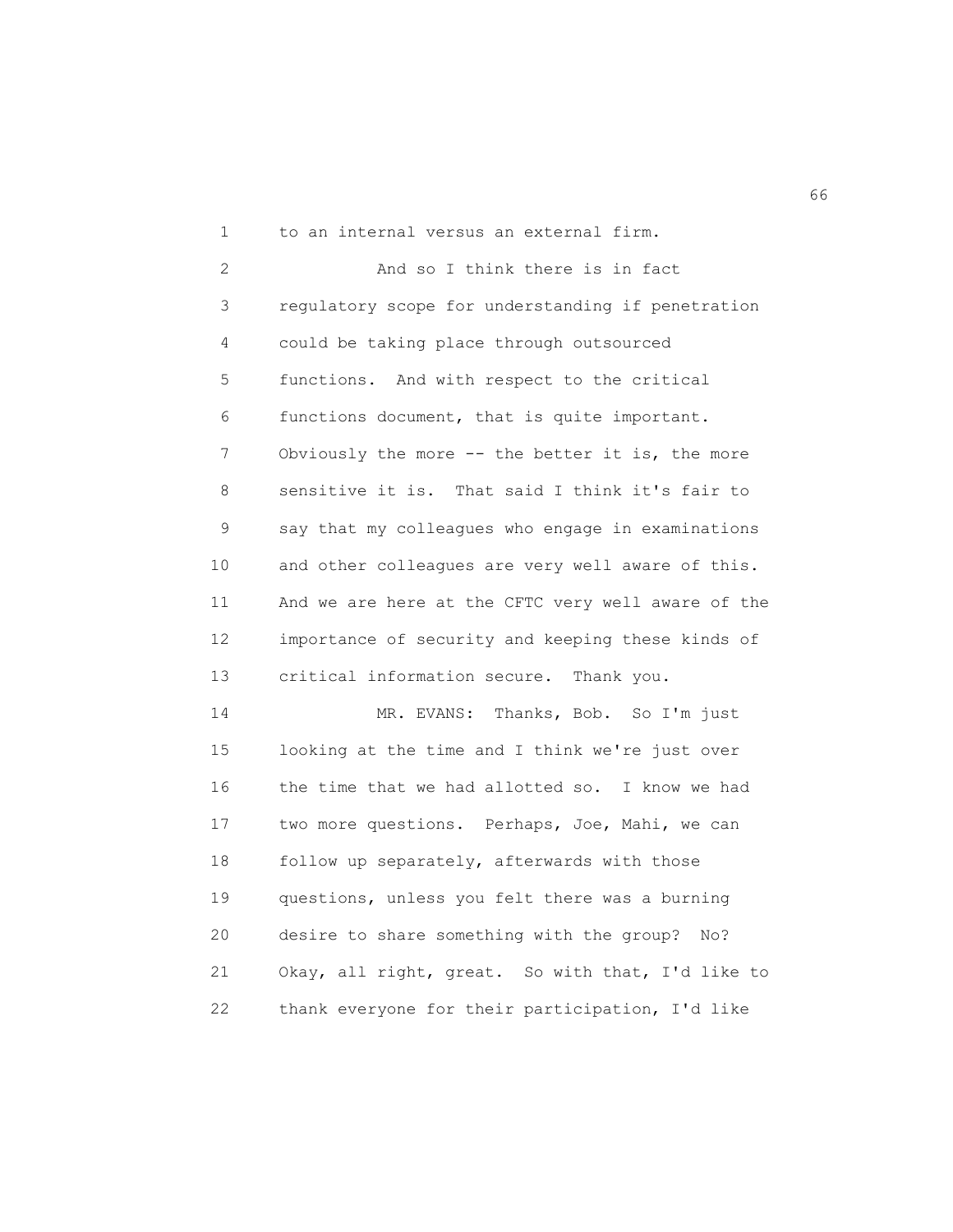to an internal versus an external firm.

And so I think there is in fact regulatory scope for understanding if penetration could be taking place through outsourced functions. And with respect to the critical functions document, that is quite important. Obviously the more -- the better it is, the more sensitive it is. That said I think it's fair to say that my colleagues who engage in examinations and other colleagues are very well aware of this. And we are here at the CFTC very well aware of the importance of security and keeping these kinds of critical information secure. Thank you.

MR. EVANS: Thanks, Bob. So I'm just looking at the time and I think we're just over the time that we had allotted so. I know we had two more questions. Perhaps, Joe, Mahi, we can follow up separately, afterwards with those questions, unless you felt there was a burning desire to share something with the group? No? Okay, all right, great. So with that, I'd like to thank everyone for their participation, I'd like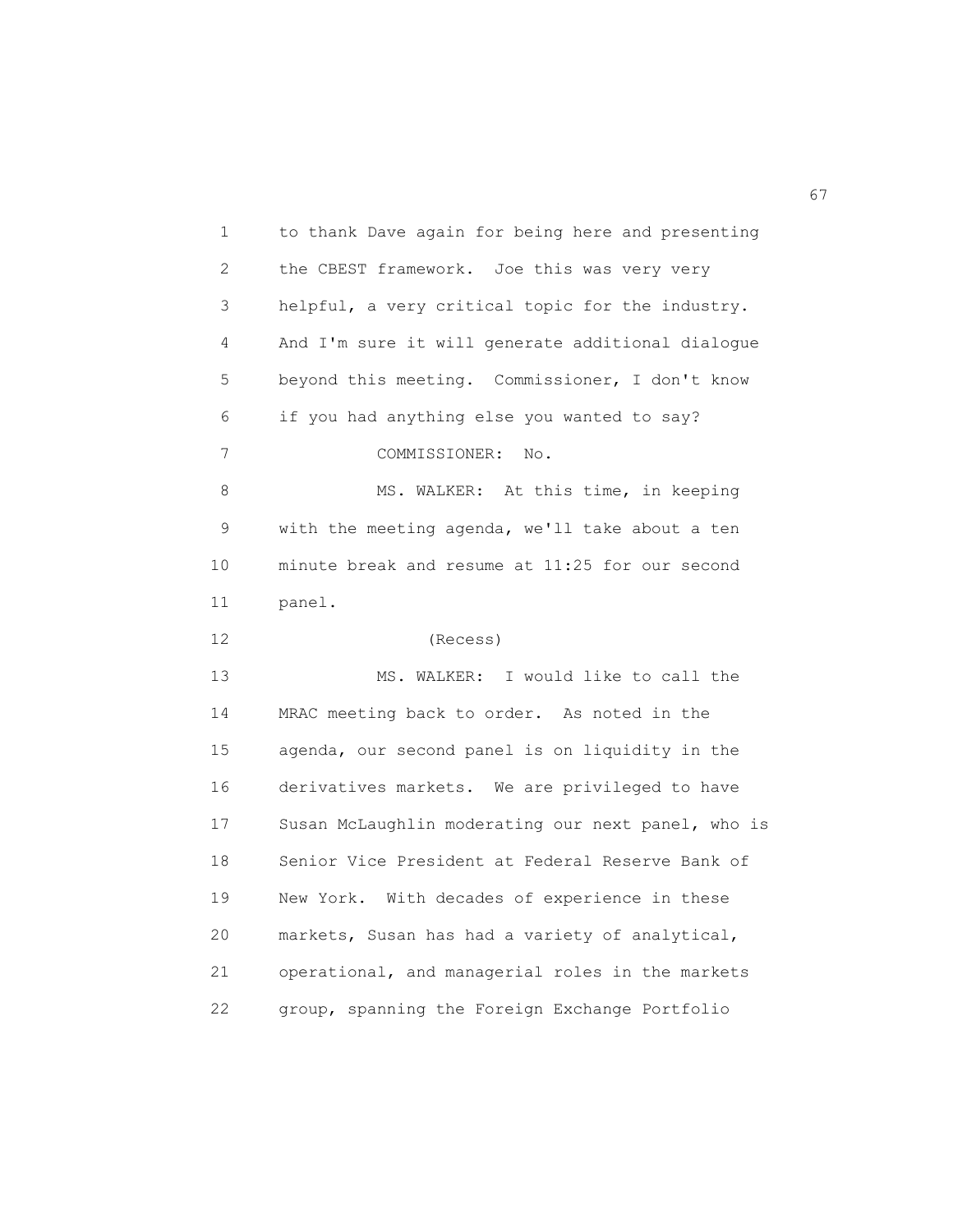to thank Dave again for being here and presenting the CBEST framework. Joe this was very very helpful, a very critical topic for the industry. And I'm sure it will generate additional dialogue beyond this meeting. Commissioner, I don't know if you had anything else you wanted to say?

COMMISSIONER: No.

MS. WALKER: At this time, in keeping with the meeting agenda, we'll take about a ten minute break and resume at 11:25 for our second panel.

(Recess)

MS. WALKER: I would like to call the MRAC meeting back to order. As noted in the agenda, our second panel is on liquidity in the derivatives markets. We are privileged to have Susan McLaughlin moderating our next panel, who is Senior Vice President at Federal Reserve Bank of New York. With decades of experience in these markets, Susan has had a variety of analytical, operational, and managerial roles in the markets group, spanning the Foreign Exchange Portfolio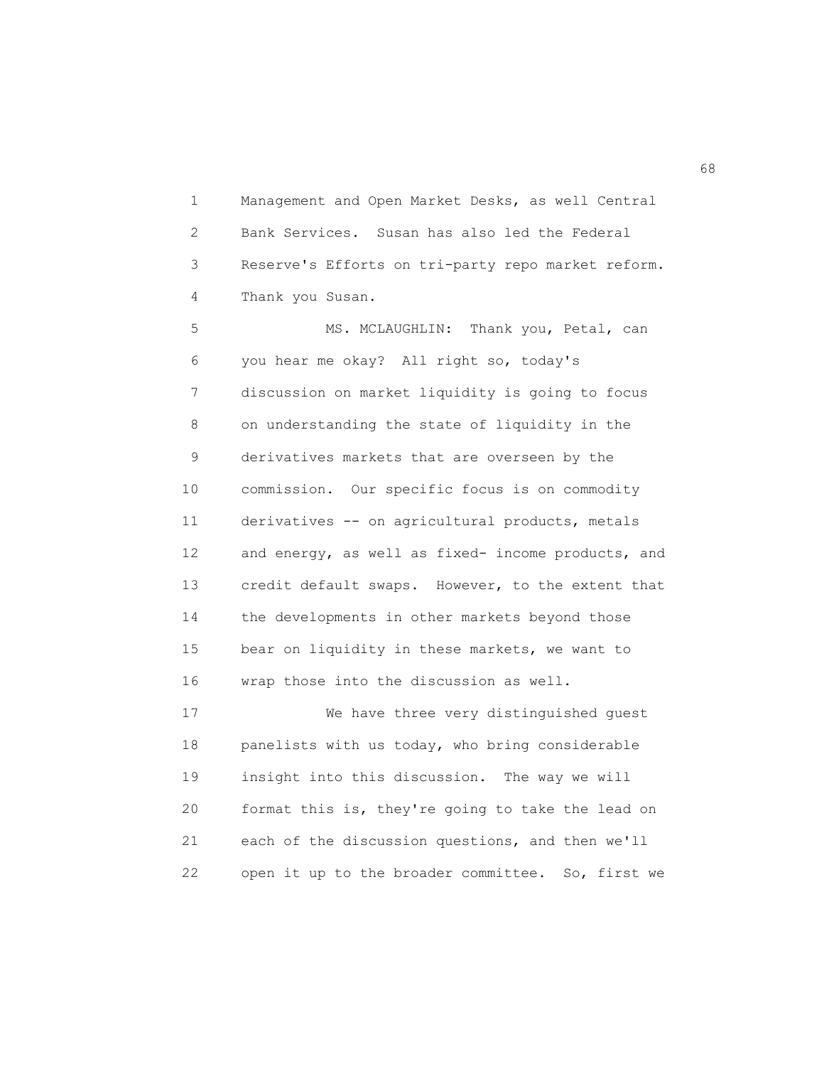Management and Open Market Desks, as well Central Bank Services. Susan has also led the Federal Reserve's Efforts on tri-party repo market reform. Thank you Susan.

MS. MCLAUGHLIN: Thank you, Petal, can you hear me okay? All right so, today's discussion on market liquidity is going to focus on understanding the state of liquidity in the derivatives markets that are overseen by the commission. Our specific focus is on commodity derivatives -- on agricultural products, metals and energy, as well as fixed- income products, and credit default swaps. However, to the extent that the developments in other markets beyond those bear on liquidity in these markets, we want to wrap those into the discussion as well.

We have three very distinguished guest panelists with us today, who bring considerable insight into this discussion. The way we will format this is, they're going to take the lead on each of the discussion questions, and then we'll open it up to the broader committee. So, first we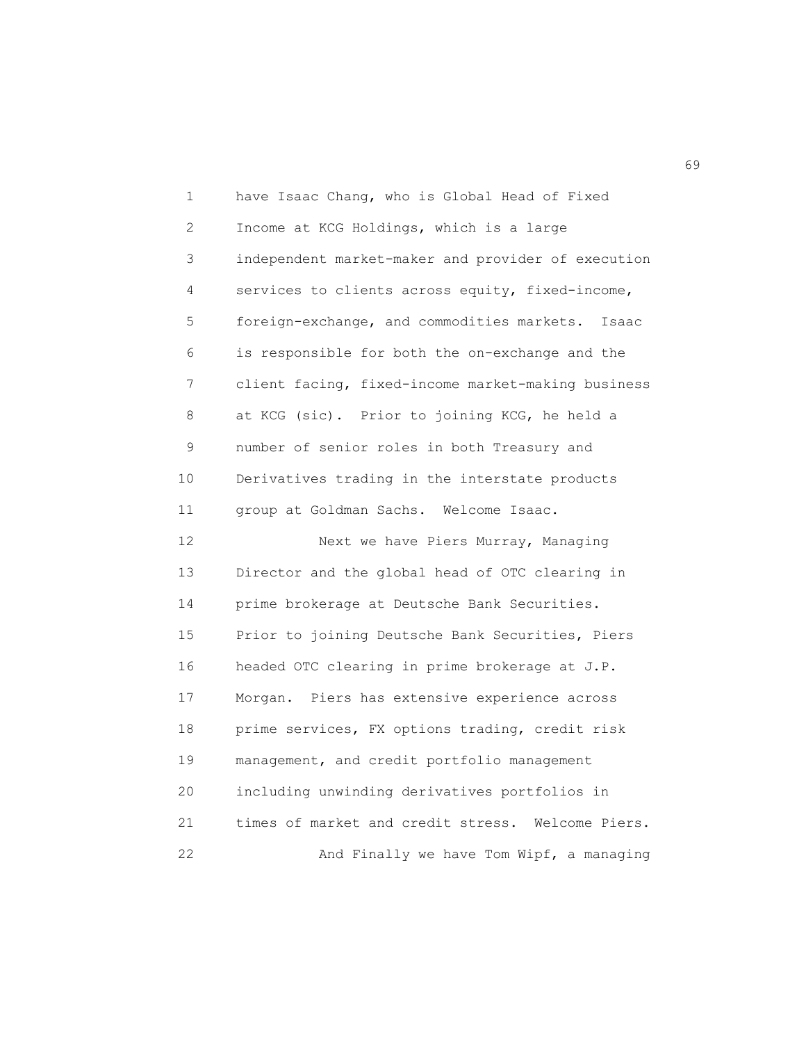have Isaac Chang, who is Global Head of Fixed Income at KCG Holdings, which is a large independent market-maker and provider of execution services to clients across equity, fixed-income, foreign-exchange, and commodities markets. Isaac is responsible for both the on-exchange and the client facing, fixed-income market-making business at KCG (sic). Prior to joining KCG, he held a number of senior roles in both Treasury and Derivatives trading in the interstate products group at Goldman Sachs. Welcome Isaac.

Next we have Piers Murray, Managing Director and the global head of OTC clearing in prime brokerage at Deutsche Bank Securities. Prior to joining Deutsche Bank Securities, Piers headed OTC clearing in prime brokerage at J.P. Morgan. Piers has extensive experience across prime services, FX options trading, credit risk management, and credit portfolio management including unwinding derivatives portfolios in times of market and credit stress. Welcome Piers.

And Finally we have Tom Wipf, a managing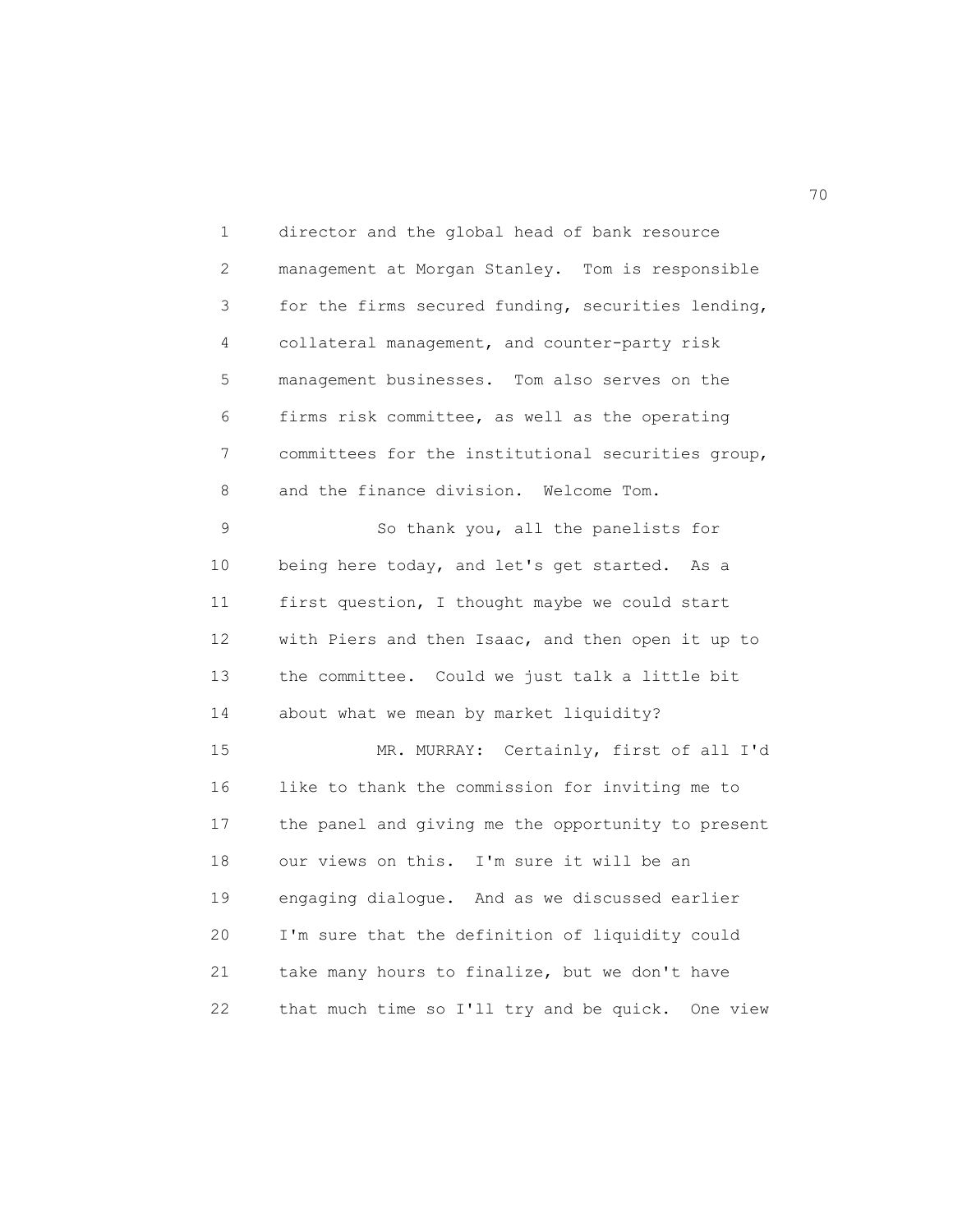director and the global head of bank resource management at Morgan Stanley. Tom is responsible for the firms secured funding, securities lending, collateral management, and counter-party risk management businesses. Tom also serves on the firms risk committee, as well as the operating committees for the institutional securities group, and the finance division. Welcome Tom.

So thank you, all the panelists for being here today, and let's get started. As a first question, I thought maybe we could start with Piers and then Isaac, and then open it up to the committee. Could we just talk a little bit about what we mean by market liquidity?

MR. MURRAY: Certainly, first of all I'd like to thank the commission for inviting me to the panel and giving me the opportunity to present our views on this. I'm sure it will be an engaging dialogue. And as we discussed earlier I'm sure that the definition of liquidity could take many hours to finalize, but we don't have that much time so I'll try and be quick. One view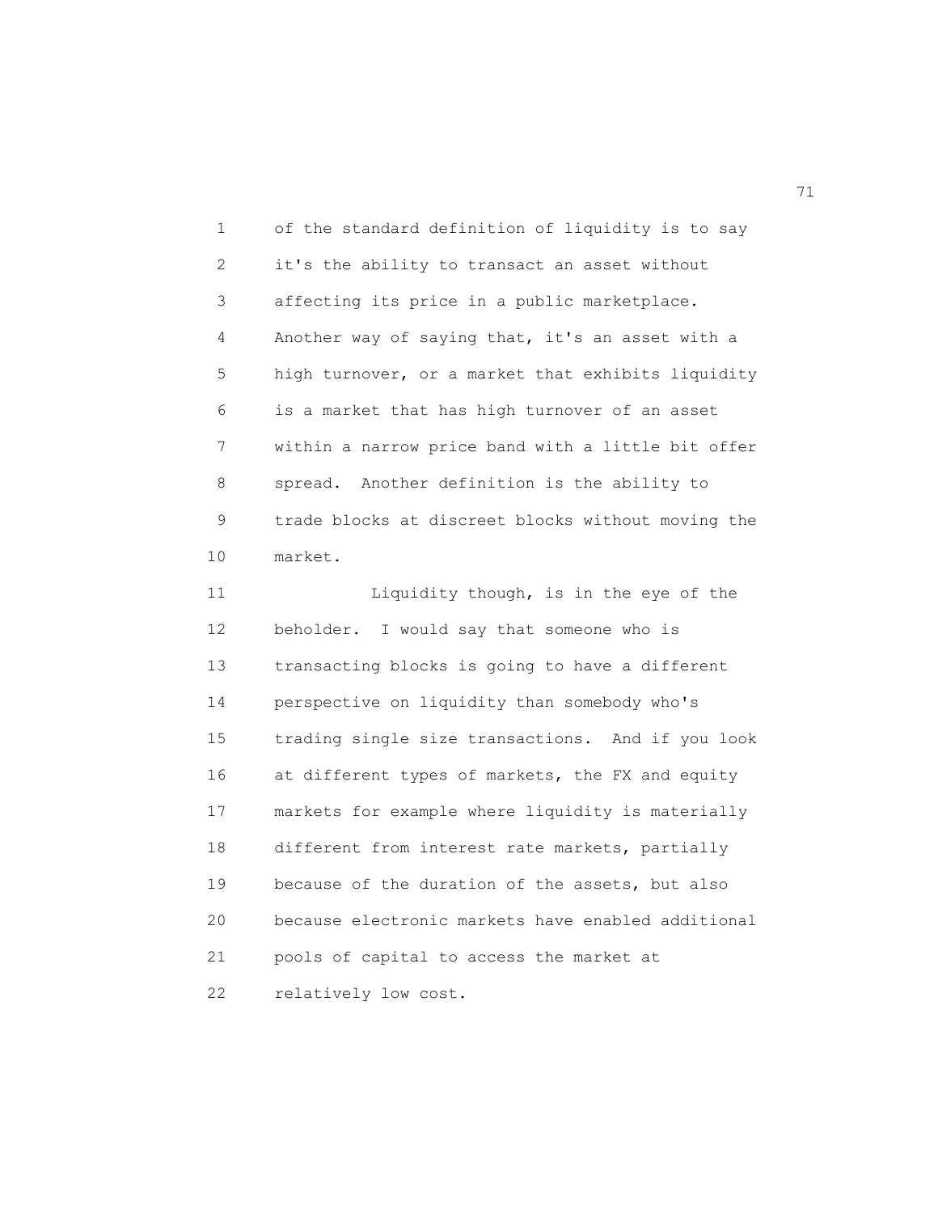of the standard definition of liquidity is to say it's the ability to transact an asset without affecting its price in a public marketplace. Another way of saying that, it's an asset with a high turnover, or a market that exhibits liquidity is a market that has high turnover of an asset within a narrow price band with a little bit offer spread. Another definition is the ability to trade blocks at discreet blocks without moving the market.

Liquidity though, is in the eye of the beholder. I would say that someone who is transacting blocks is going to have a different perspective on liquidity than somebody who's trading single size transactions. And if you look at different types of markets, the FX and equity markets for example where liquidity is materially different from interest rate markets, partially because of the duration of the assets, but also because electronic markets have enabled additional pools of capital to access the market at relatively low cost.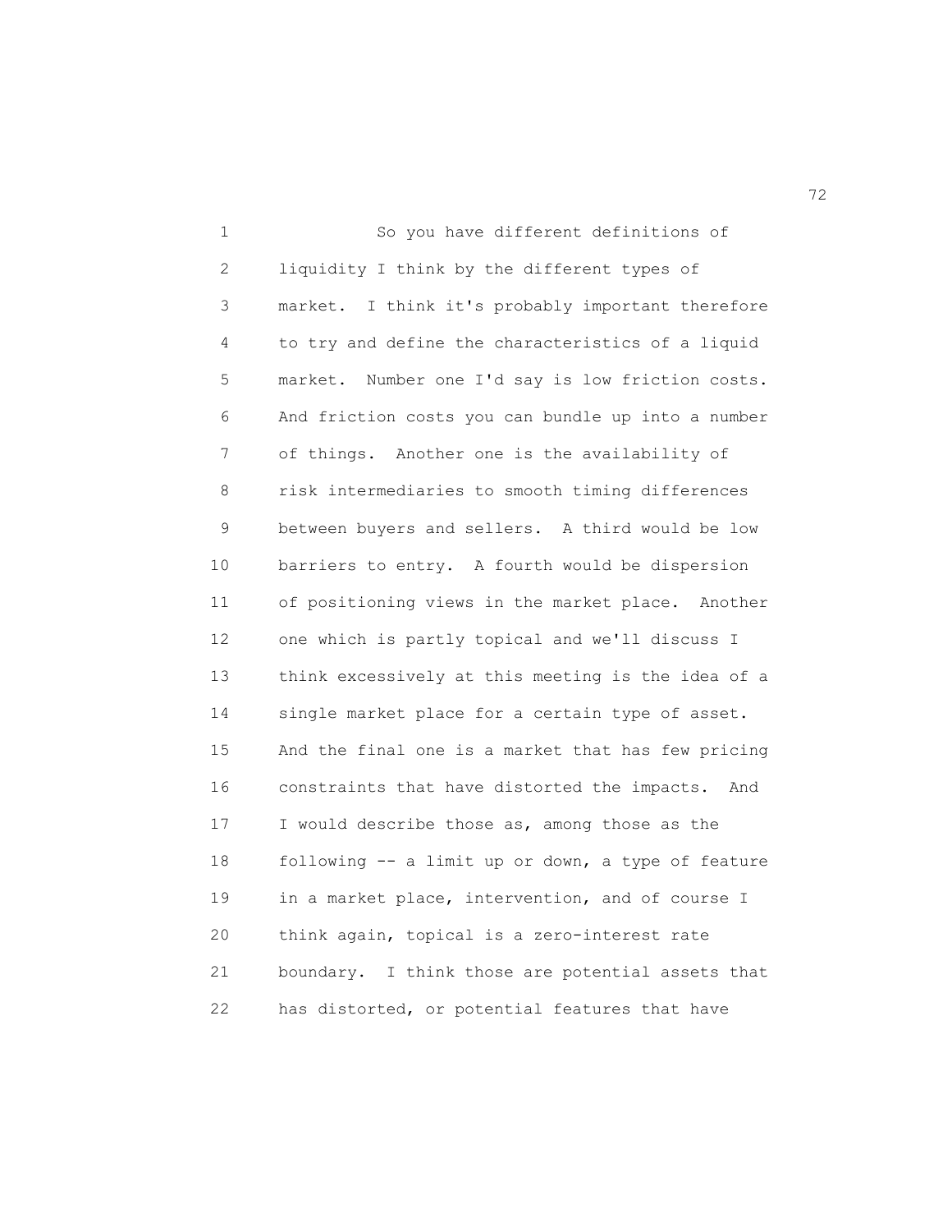So you have different definitions of liquidity I think by the different types of market. I think it's probably important therefore to try and define the characteristics of a liquid market. Number one I'd say is low friction costs. And friction costs you can bundle up into a number of things. Another one is the availability of risk intermediaries to smooth timing differences between buyers and sellers. A third would be low barriers to entry. A fourth would be dispersion of positioning views in the market place. Another one which is partly topical and we'll discuss I think excessively at this meeting is the idea of a single market place for a certain type of asset. And the final one is a market that has few pricing constraints that have distorted the impacts. And I would describe those as, among those as the following -- a limit up or down, a type of feature in a market place, intervention, and of course I think again, topical is a zero-interest rate boundary. I think those are potential assets that has distorted, or potential features that have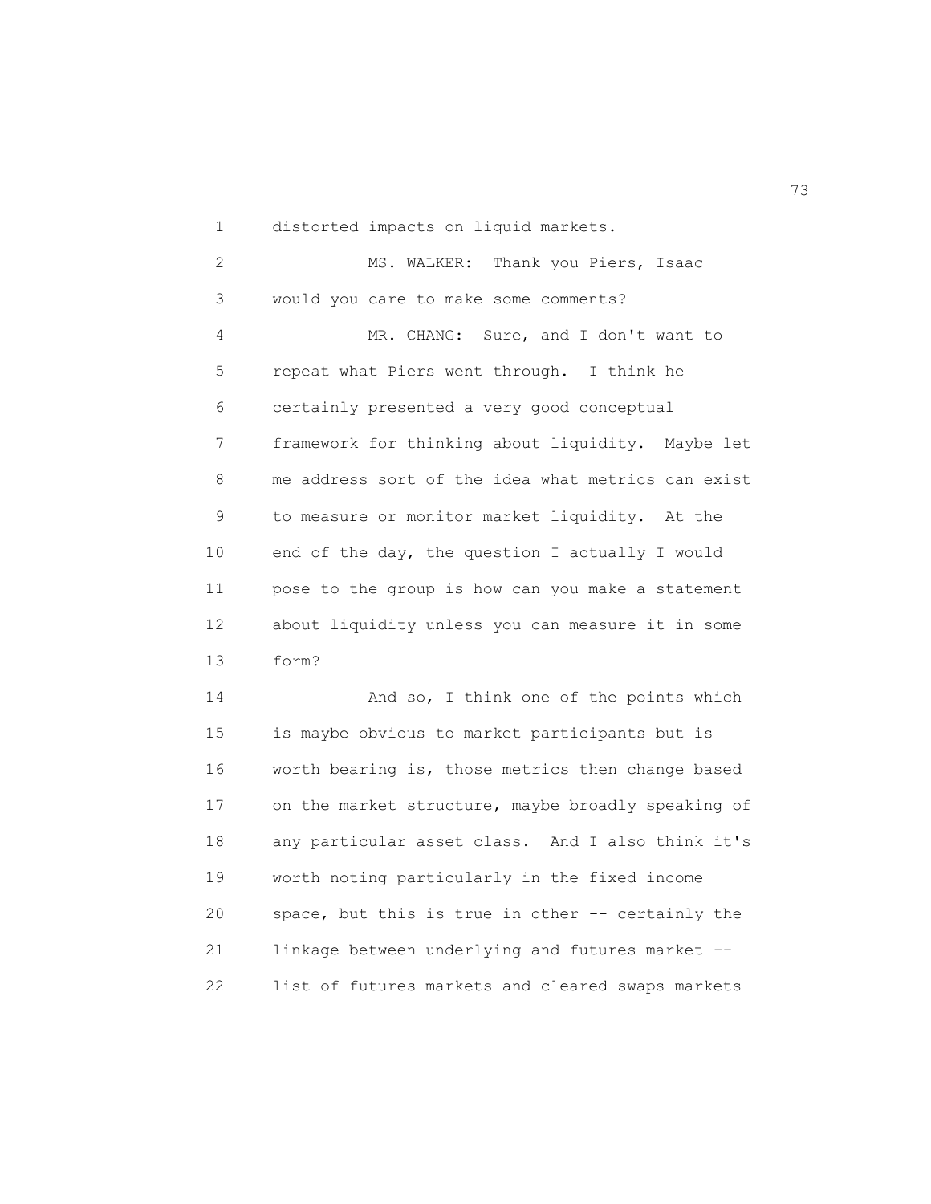distorted impacts on liquid markets.

MS. WALKER: Thank you Piers, Isaac would you care to make some comments?

MR. CHANG: Sure, and I don't want to repeat what Piers went through. I think he certainly presented a very good conceptual framework for thinking about liquidity. Maybe let me address sort of the idea what metrics can exist to measure or monitor market liquidity. At the end of the day, the question I actually I would pose to the group is how can you make a statement about liquidity unless you can measure it in some form?

And so, I think one of the points which is maybe obvious to market participants but is worth bearing is, those metrics then change based on the market structure, maybe broadly speaking of any particular asset class. And I also think it's worth noting particularly in the fixed income space, but this is true in other -- certainly the linkage between underlying and futures market -- list of futures markets and cleared swaps markets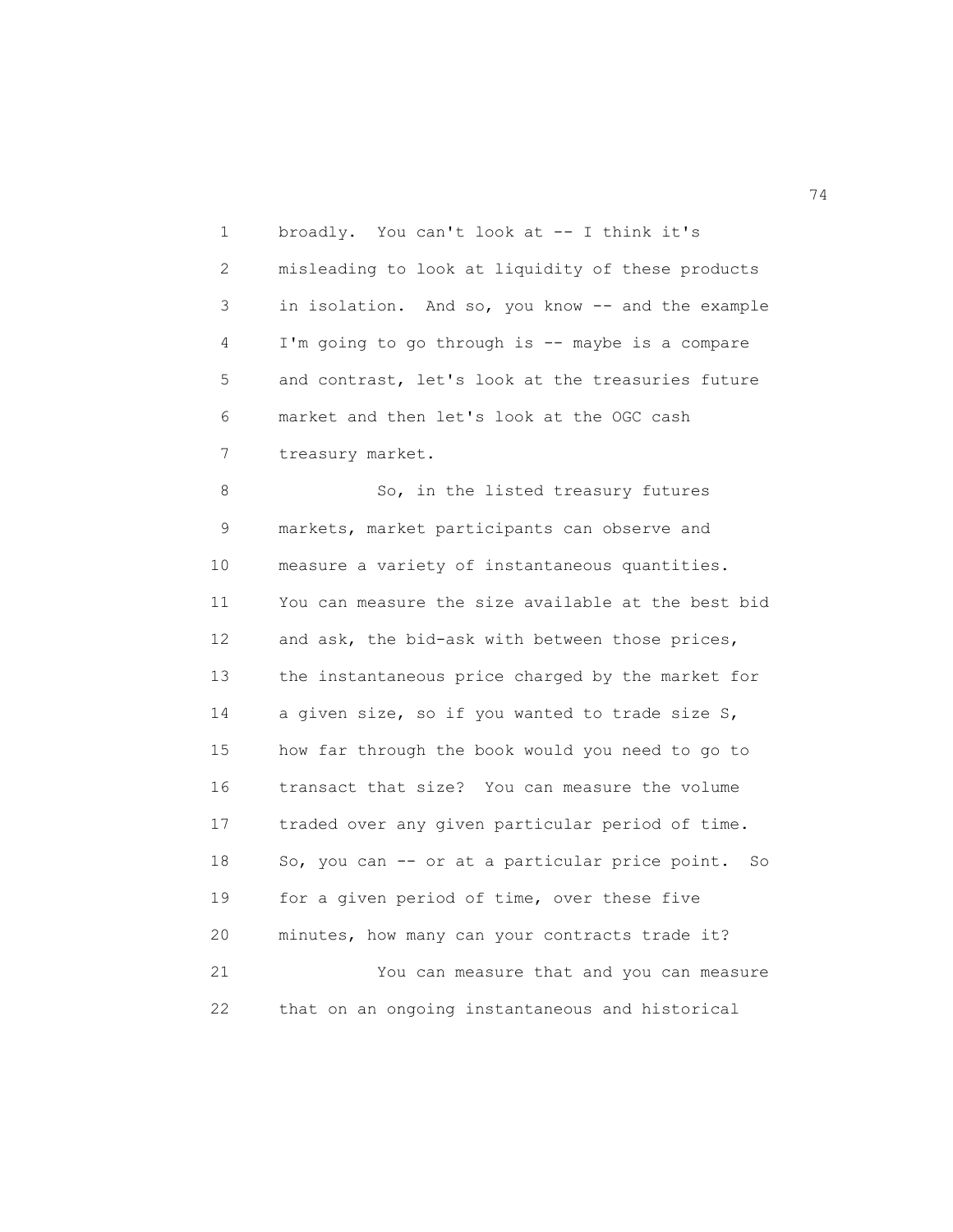broadly. You can't look at -- I think it's misleading to look at liquidity of these products in isolation. And so, you know -- and the example I'm going to go through is -- maybe is a compare and contrast, let's look at the treasuries future market and then let's look at the OGC cash treasury market.

So, in the listed treasury futures markets, market participants can observe and measure a variety of instantaneous quantities. You can measure the size available at the best bid and ask, the bid-ask with between those prices, the instantaneous price charged by the market for a given size, so if you wanted to trade size S, how far through the book would you need to go to transact that size? You can measure the volume traded over any given particular period of time. So, you can -- or at a particular price point. So for a given period of time, over these five minutes, how many can your contracts trade it?

You can measure that and you can measure that on an ongoing instantaneous and historical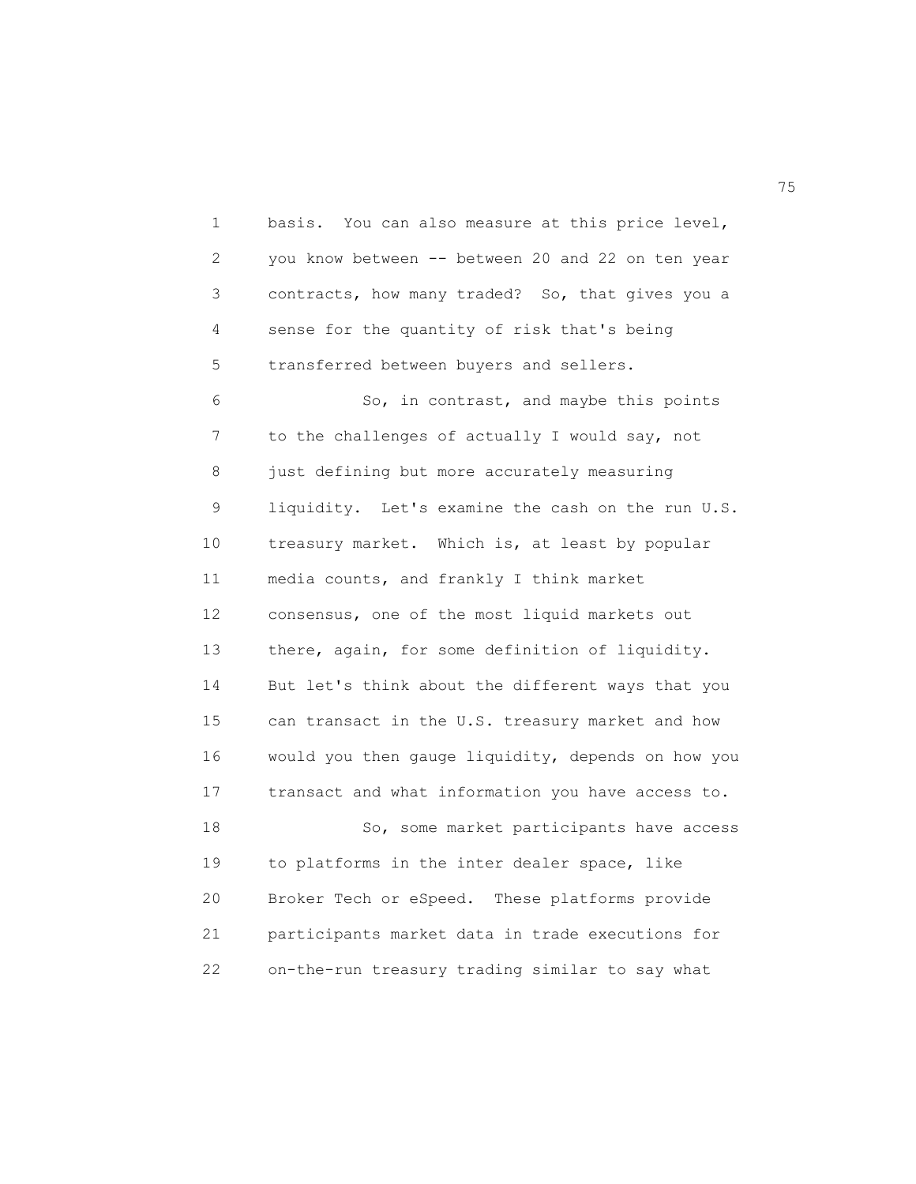basis. You can also measure at this price level, you know between -- between 20 and 22 on ten year contracts, how many traded? So, that gives you a sense for the quantity of risk that's being transferred between buyers and sellers.

So, in contrast, and maybe this points to the challenges of actually I would say, not just defining but more accurately measuring liquidity. Let's examine the cash on the run U.S. treasury market. Which is, at least by popular media counts, and frankly I think market consensus, one of the most liquid markets out there, again, for some definition of liquidity. But let's think about the different ways that you can transact in the U.S. treasury market and how would you then gauge liquidity, depends on how you transact and what information you have access to.

So, some market participants have access to platforms in the inter dealer space, like Broker Tech or eSpeed. These platforms provide participants market data in trade executions for on-the-run treasury trading similar to say what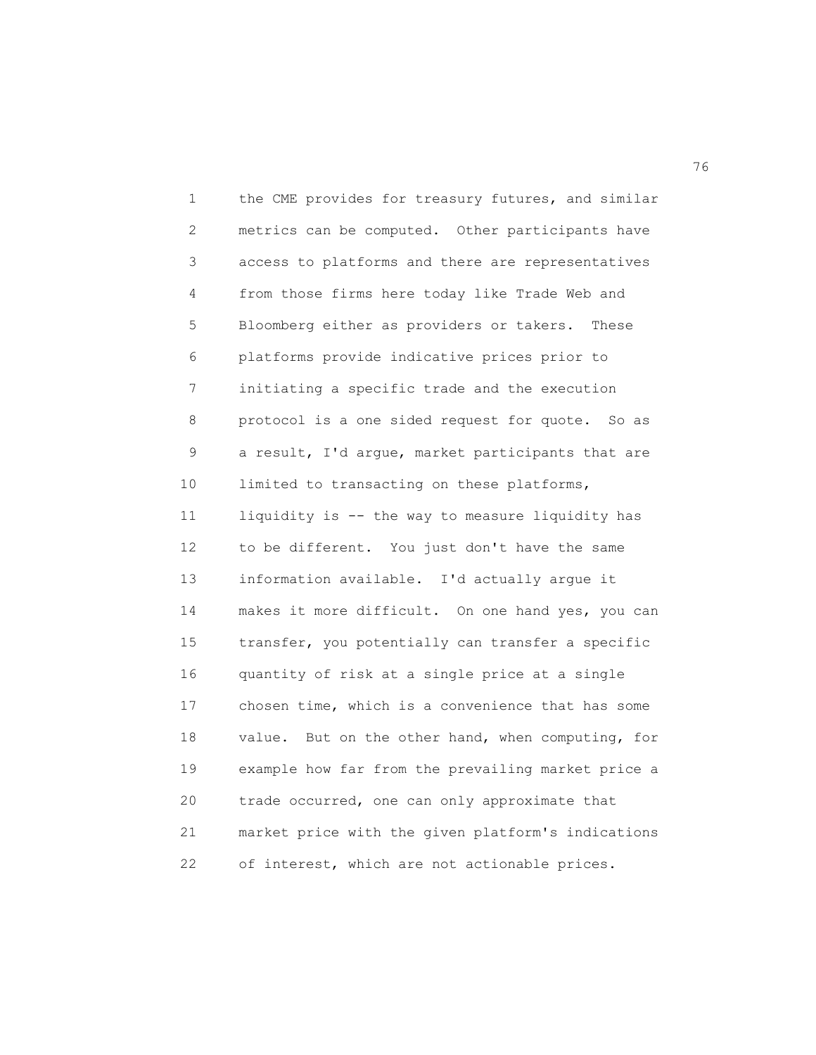the CME provides for treasury futures, and similar metrics can be computed. Other participants have access to platforms and there are representatives from those firms here today like Trade Web and Bloomberg either as providers or takers. These platforms provide indicative prices prior to initiating a specific trade and the execution protocol is a one sided request for quote. So as a result, I'd argue, market participants that are limited to transacting on these platforms, liquidity is -- the way to measure liquidity has to be different. You just don't have the same information available. I'd actually argue it makes it more difficult. On one hand yes, you can transfer, you potentially can transfer a specific quantity of risk at a single price at a single chosen time, which is a convenience that has some value. But on the other hand, when computing, for example how far from the prevailing market price a trade occurred, one can only approximate that market price with the given platform's indications of interest, which are not actionable prices.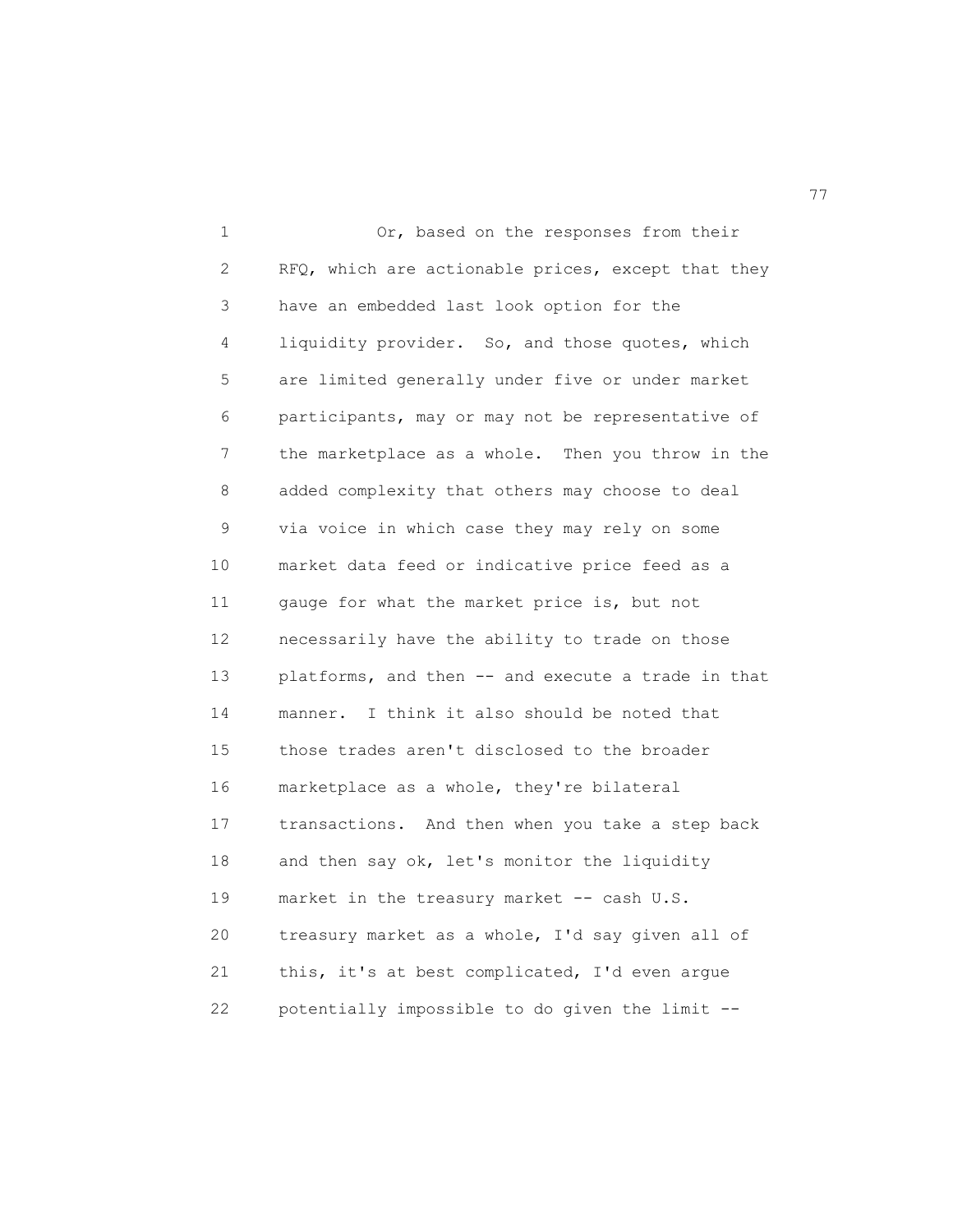Or, based on the responses from their RFQ, which are actionable prices, except that they have an embedded last look option for the liquidity provider. So, and those quotes, which are limited generally under five or under market participants, may or may not be representative of the marketplace as a whole. Then you throw in the added complexity that others may choose to deal via voice in which case they may rely on some market data feed or indicative price feed as a gauge for what the market price is, but not necessarily have the ability to trade on those platforms, and then -- and execute a trade in that manner. I think it also should be noted that those trades aren't disclosed to the broader marketplace as a whole, they're bilateral transactions. And then when you take a step back and then say ok, let's monitor the liquidity market in the treasury market -- cash U.S. treasury market as a whole, I'd say given all of this, it's at best complicated, I'd even argue potentially impossible to do given the limit --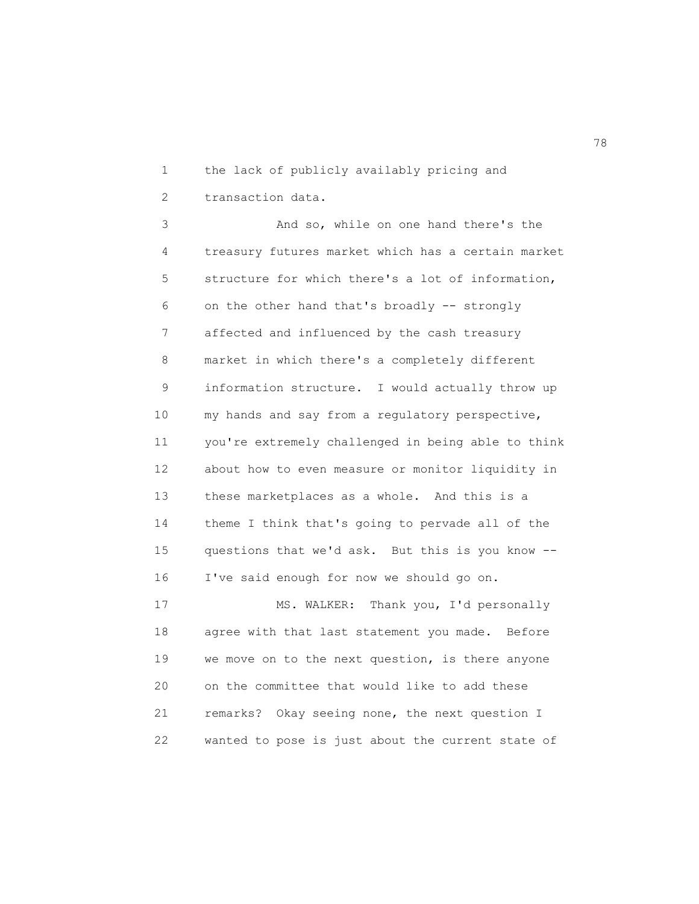the lack of publicly availably pricing and transaction data.

And so, while on one hand there's the treasury futures market which has a certain market structure for which there's a lot of information, on the other hand that's broadly -- strongly affected and influenced by the cash treasury market in which there's a completely different information structure. I would actually throw up my hands and say from a regulatory perspective, you're extremely challenged in being able to think about how to even measure or monitor liquidity in these marketplaces as a whole. And this is a theme I think that's going to pervade all of the questions that we'd ask. But this is you know -- I've said enough for now we should go on.

MS. WALKER: Thank you, I'd personally agree with that last statement you made. Before we move on to the next question, is there anyone on the committee that would like to add these remarks? Okay seeing none, the next question I wanted to pose is just about the current state of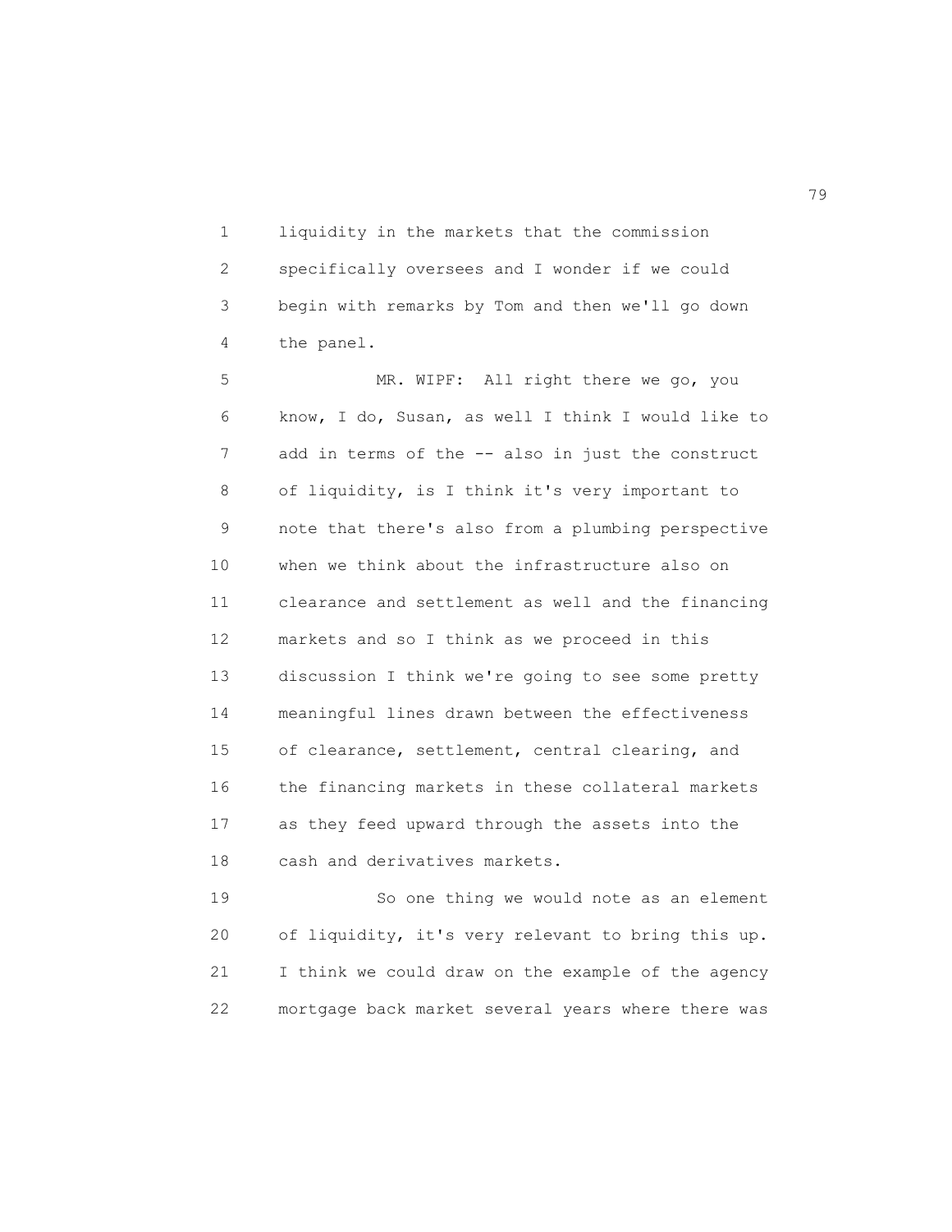liquidity in the markets that the commission specifically oversees and I wonder if we could begin with remarks by Tom and then we'll go down the panel.

MR. WIPF: All right there we go, you know, I do, Susan, as well I think I would like to add in terms of the -- also in just the construct of liquidity, is I think it's very important to note that there's also from a plumbing perspective when we think about the infrastructure also on clearance and settlement as well and the financing markets and so I think as we proceed in this discussion I think we're going to see some pretty meaningful lines drawn between the effectiveness of clearance, settlement, central clearing, and the financing markets in these collateral markets as they feed upward through the assets into the cash and derivatives markets.

So one thing we would note as an element of liquidity, it's very relevant to bring this up. I think we could draw on the example of the agency mortgage back market several years where there was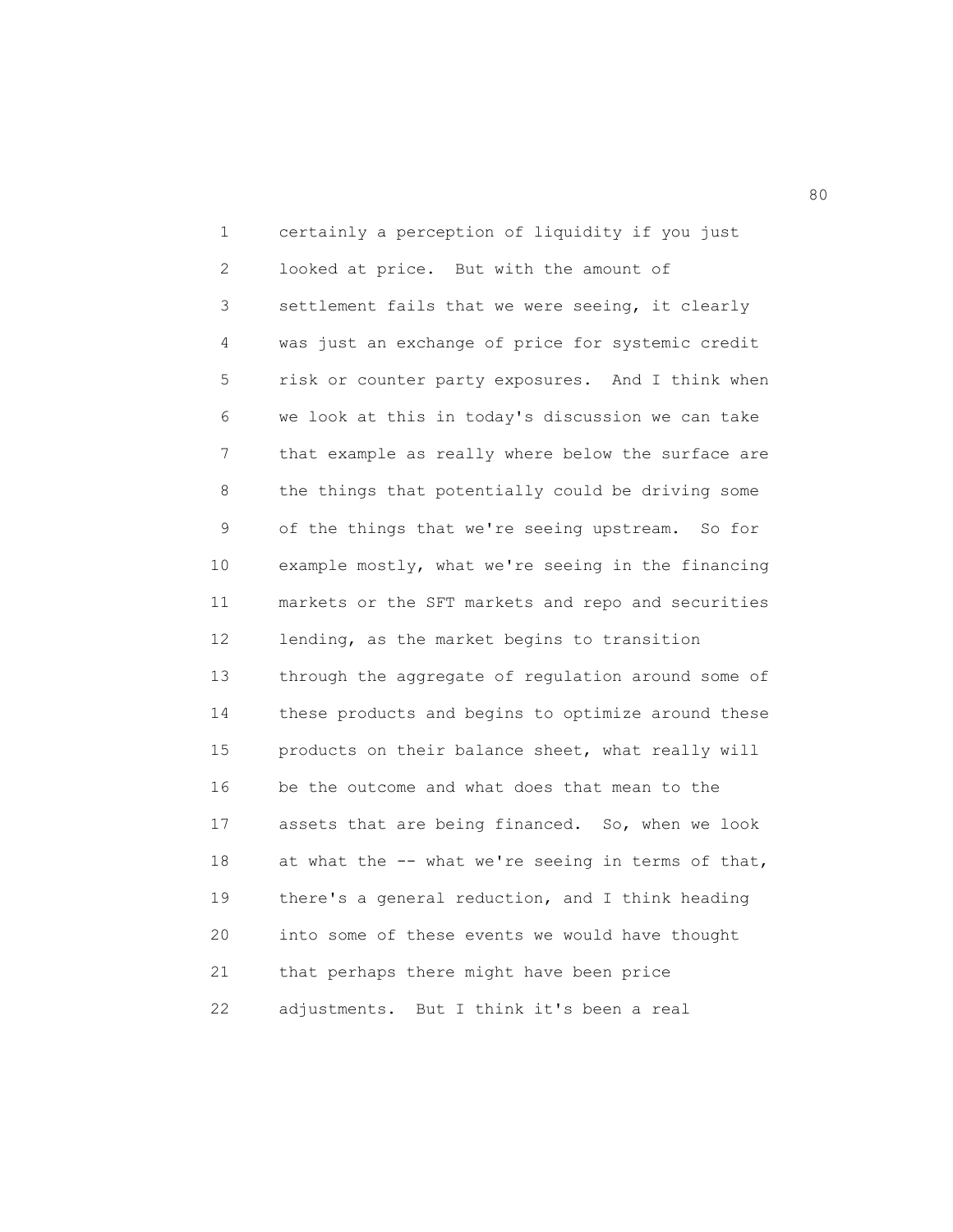certainly a perception of liquidity if you just looked at price. But with the amount of settlement fails that we were seeing, it clearly was just an exchange of price for systemic credit risk or counter party exposures. And I think when we look at this in today's discussion we can take that example as really where below the surface are the things that potentially could be driving some of the things that we're seeing upstream. So for example mostly, what we're seeing in the financing markets or the SFT markets and repo and securities lending, as the market begins to transition through the aggregate of regulation around some of these products and begins to optimize around these products on their balance sheet, what really will be the outcome and what does that mean to the assets that are being financed. So, when we look at what the -- what we're seeing in terms of that, there's a general reduction, and I think heading into some of these events we would have thought that perhaps there might have been price adjustments. But I think it's been a real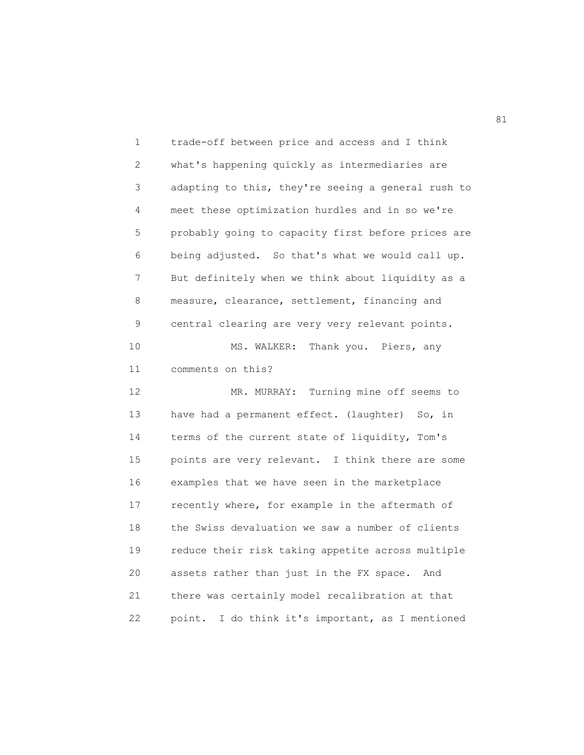trade-off between price and access and I think what's happening quickly as intermediaries are adapting to this, they're seeing a general rush to meet these optimization hurdles and in so we're probably going to capacity first before prices are being adjusted. So that's what we would call up. But definitely when we think about liquidity as a measure, clearance, settlement, financing and central clearing are very very relevant points.

MS. WALKER: Thank you. Piers, any comments on this?

MR. MURRAY: Turning mine off seems to have had a permanent effect. (laughter) So, in terms of the current state of liquidity, Tom's points are very relevant. I think there are some examples that we have seen in the marketplace recently where, for example in the aftermath of the Swiss devaluation we saw a number of clients reduce their risk taking appetite across multiple assets rather than just in the FX space. And there was certainly model recalibration at that point. I do think it's important, as I mentioned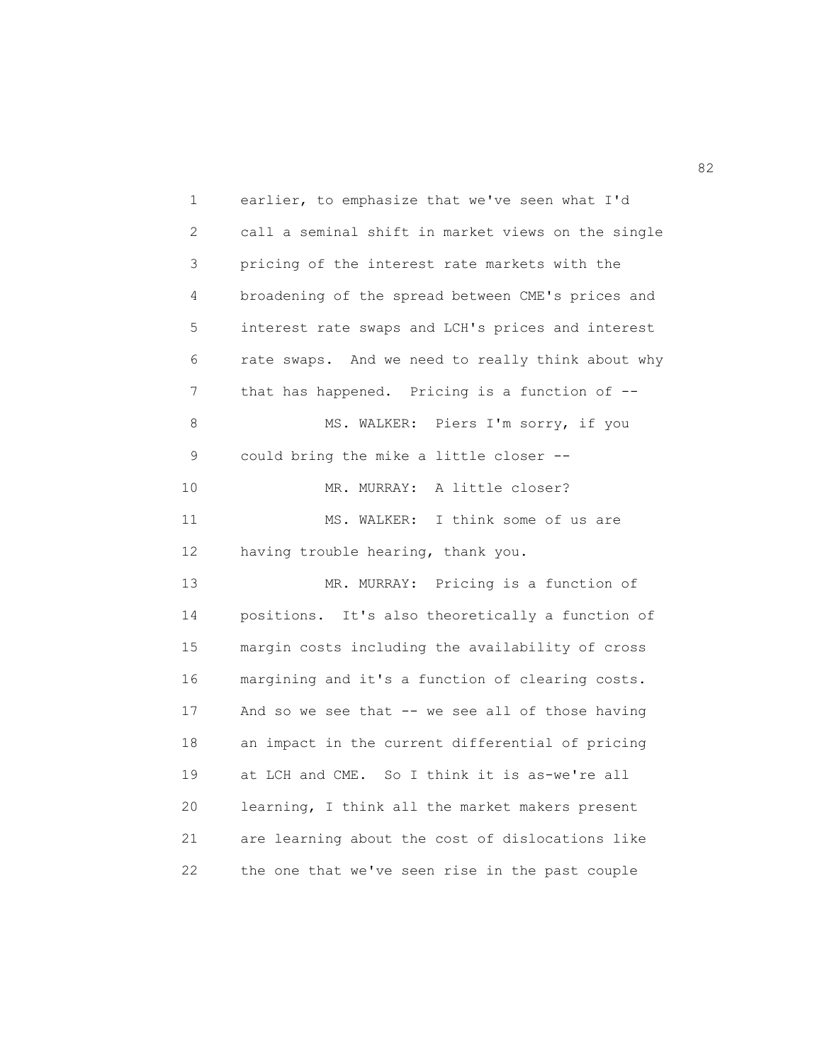earlier, to emphasize that we've seen what I'd call a seminal shift in market views on the single pricing of the interest rate markets with the broadening of the spread between CME's prices and interest rate swaps and LCH's prices and interest rate swaps. And we need to really think about why that has happened. Pricing is a function of --

MS. WALKER: Piers I'm sorry, if you could bring the mike a little closer --

MR. MURRAY: A little closer?

MS. WALKER: I think some of us are having trouble hearing, thank you.

MR. MURRAY: Pricing is a function of positions. It's also theoretically a function of margin costs including the availability of cross margining and it's a function of clearing costs. And so we see that -- we see all of those having an impact in the current differential of pricing at LCH and CME. So I think it is as-we're all learning, I think all the market makers present are learning about the cost of dislocations like the one that we've seen rise in the past couple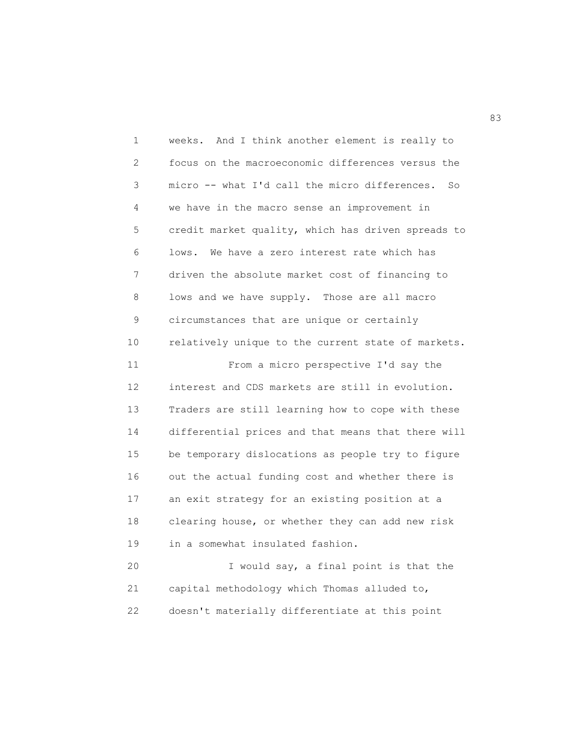weeks. And I think another element is really to focus on the macroeconomic differences versus the micro -- what I'd call the micro differences. So we have in the macro sense an improvement in credit market quality, which has driven spreads to lows. We have a zero interest rate which has driven the absolute market cost of financing to lows and we have supply. Those are all macro circumstances that are unique or certainly relatively unique to the current state of markets.

From a micro perspective I'd say the interest and CDS markets are still in evolution. Traders are still learning how to cope with these differential prices and that means that there will be temporary dislocations as people try to figure out the actual funding cost and whether there is an exit strategy for an existing position at a clearing house, or whether they can add new risk in a somewhat insulated fashion.

I would say, a final point is that the capital methodology which Thomas alluded to, doesn't materially differentiate at this point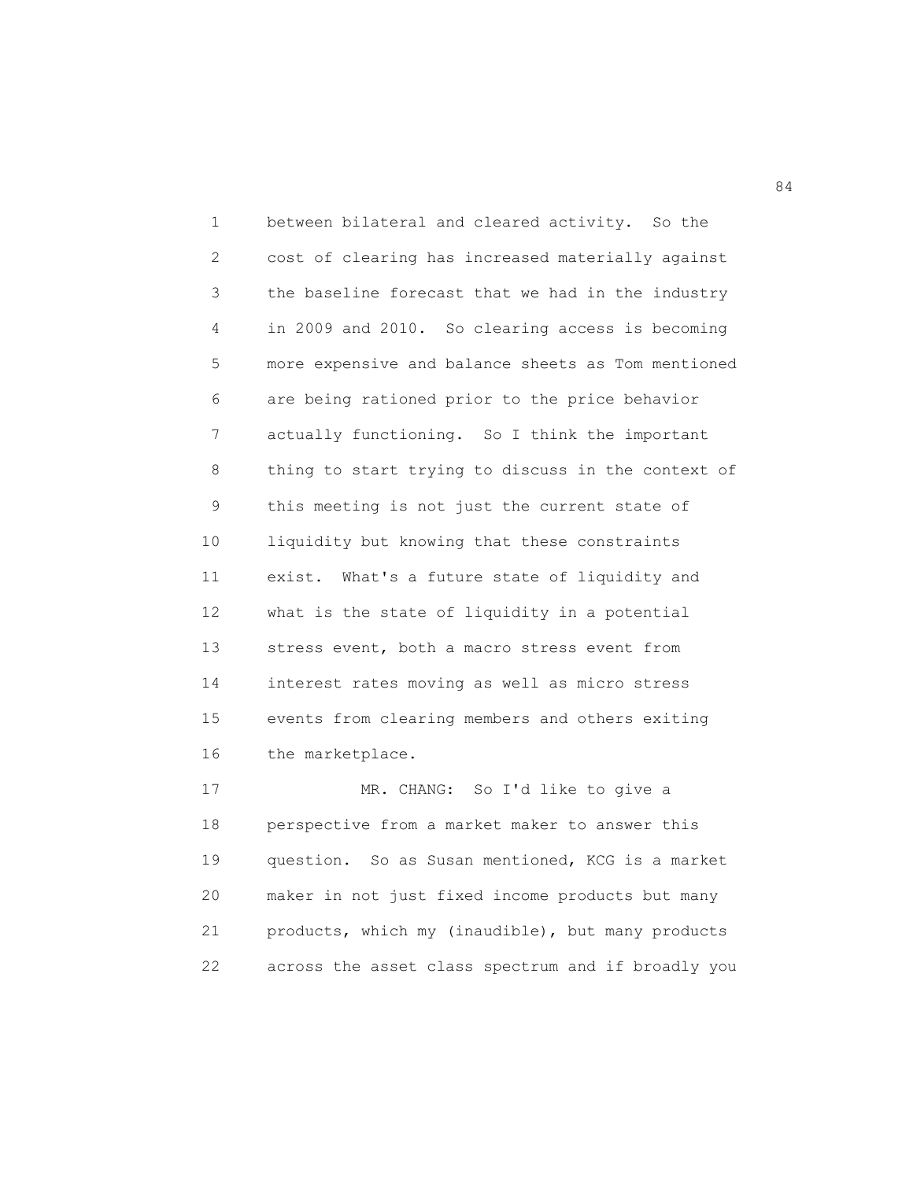between bilateral and cleared activity. So the cost of clearing has increased materially against the baseline forecast that we had in the industry in 2009 and 2010. So clearing access is becoming more expensive and balance sheets as Tom mentioned are being rationed prior to the price behavior actually functioning. So I think the important thing to start trying to discuss in the context of this meeting is not just the current state of liquidity but knowing that these constraints exist. What's a future state of liquidity and what is the state of liquidity in a potential stress event, both a macro stress event from interest rates moving as well as micro stress events from clearing members and others exiting the marketplace.

MR. CHANG: So I'd like to give a perspective from a market maker to answer this question. So as Susan mentioned, KCG is a market maker in not just fixed income products but many products, which my (inaudible), but many products across the asset class spectrum and if broadly you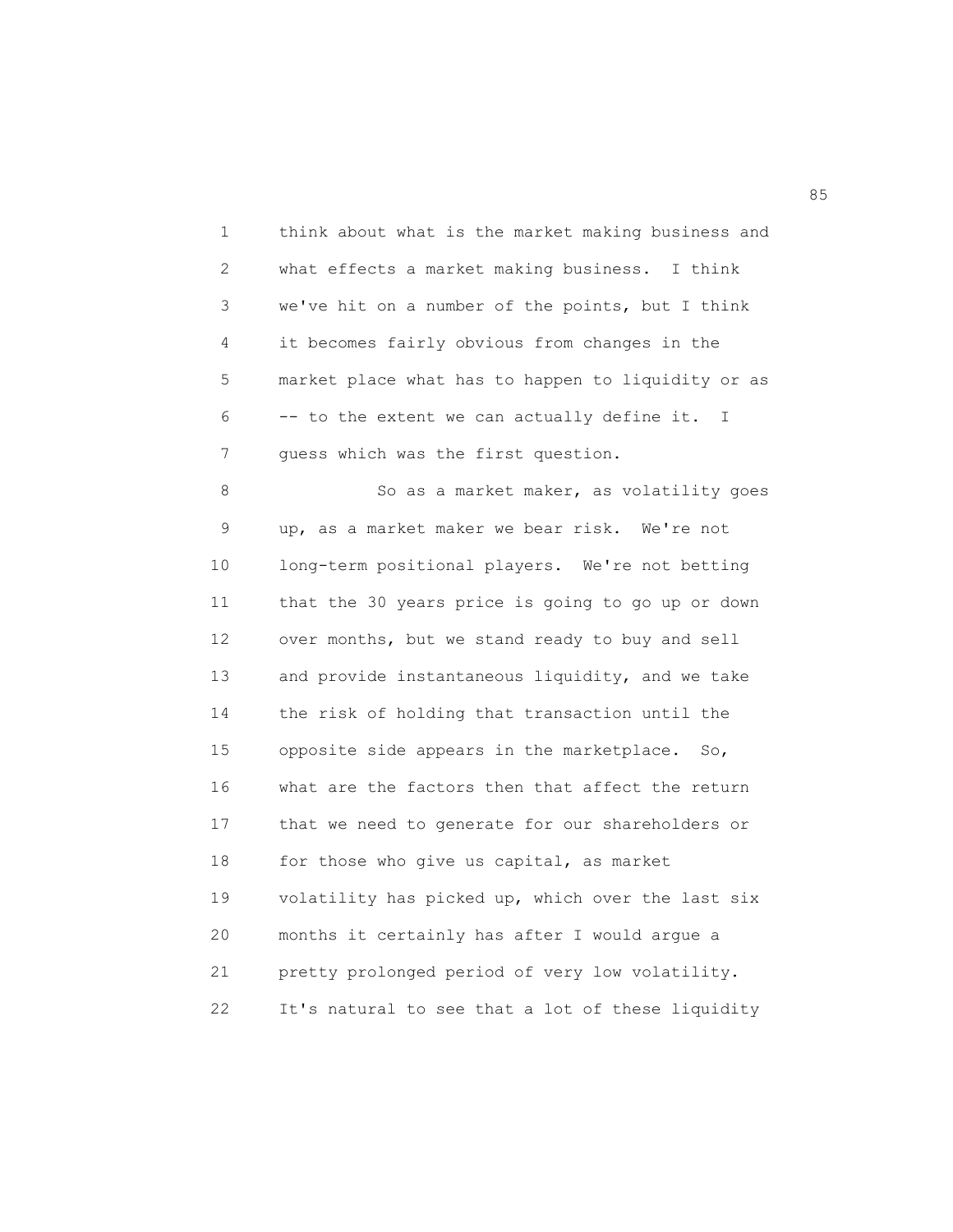think about what is the market making business and what effects a market making business. I think we've hit on a number of the points, but I think it becomes fairly obvious from changes in the market place what has to happen to liquidity or as -- to the extent we can actually define it. I guess which was the first question.

So as a market maker, as volatility goes up, as a market maker we bear risk. We're not long-term positional players. We're not betting that the 30 years price is going to go up or down over months, but we stand ready to buy and sell and provide instantaneous liquidity, and we take the risk of holding that transaction until the opposite side appears in the marketplace. So, what are the factors then that affect the return that we need to generate for our shareholders or for those who give us capital, as market volatility has picked up, which over the last six months it certainly has after I would argue a pretty prolonged period of very low volatility. It's natural to see that a lot of these liquidity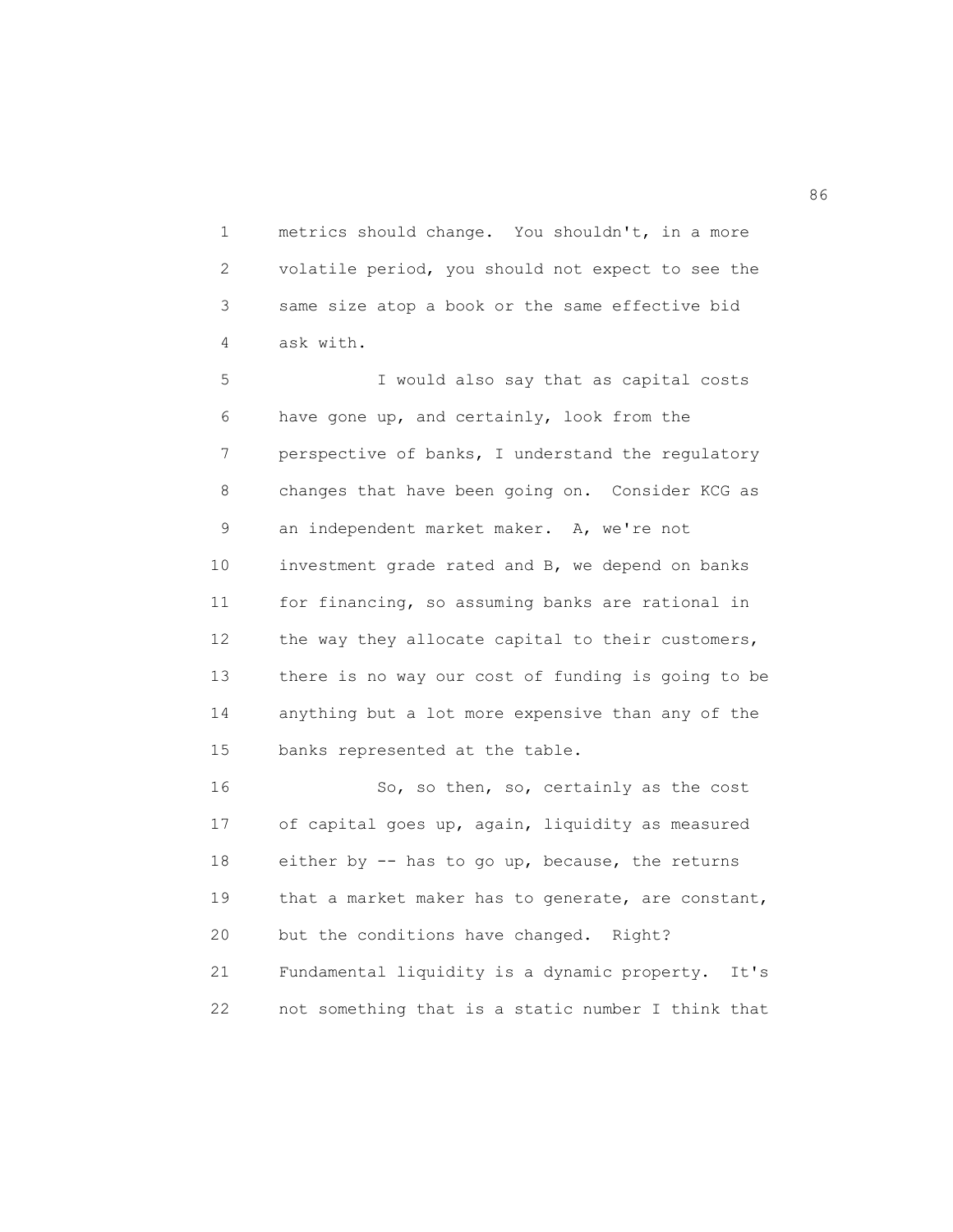metrics should change. You shouldn't, in a more volatile period, you should not expect to see the same size atop a book or the same effective bid ask with.

I would also say that as capital costs have gone up, and certainly, look from the perspective of banks, I understand the regulatory changes that have been going on. Consider KCG as an independent market maker. A, we're not investment grade rated and B, we depend on banks for financing, so assuming banks are rational in the way they allocate capital to their customers, there is no way our cost of funding is going to be anything but a lot more expensive than any of the banks represented at the table.

So, so then, so, certainly as the cost of capital goes up, again, liquidity as measured either by -- has to go up, because, the returns that a market maker has to generate, are constant, but the conditions have changed. Right? Fundamental liquidity is a dynamic property. It's not something that is a static number I think that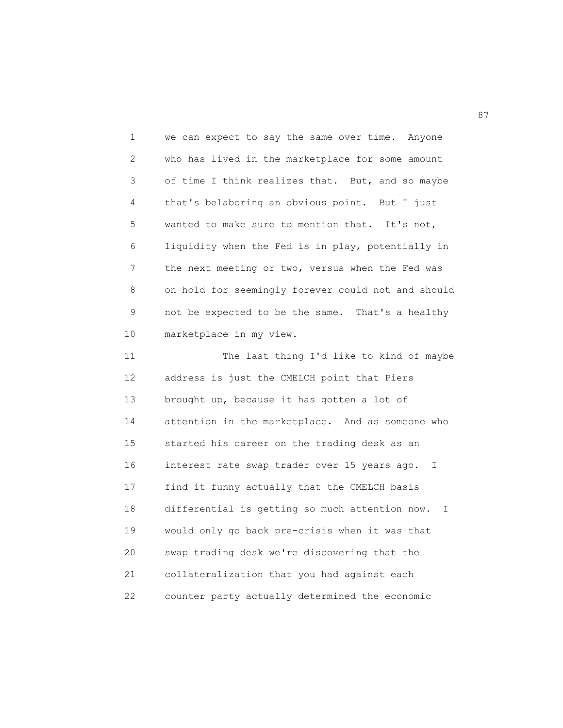we can expect to say the same over time. Anyone who has lived in the marketplace for some amount of time I think realizes that. But, and so maybe that's belaboring an obvious point. But I just wanted to make sure to mention that. It's not, liquidity when the Fed is in play, potentially in the next meeting or two, versus when the Fed was on hold for seemingly forever could not and should not be expected to be the same. That's a healthy marketplace in my view.

The last thing I'd like to kind of maybe address is just the CMELCH point that Piers brought up, because it has gotten a lot of attention in the marketplace. And as someone who started his career on the trading desk as an interest rate swap trader over 15 years ago. I find it funny actually that the CMELCH basis differential is getting so much attention now. I would only go back pre-crisis when it was that swap trading desk we're discovering that the collateralization that you had against each counter party actually determined the economic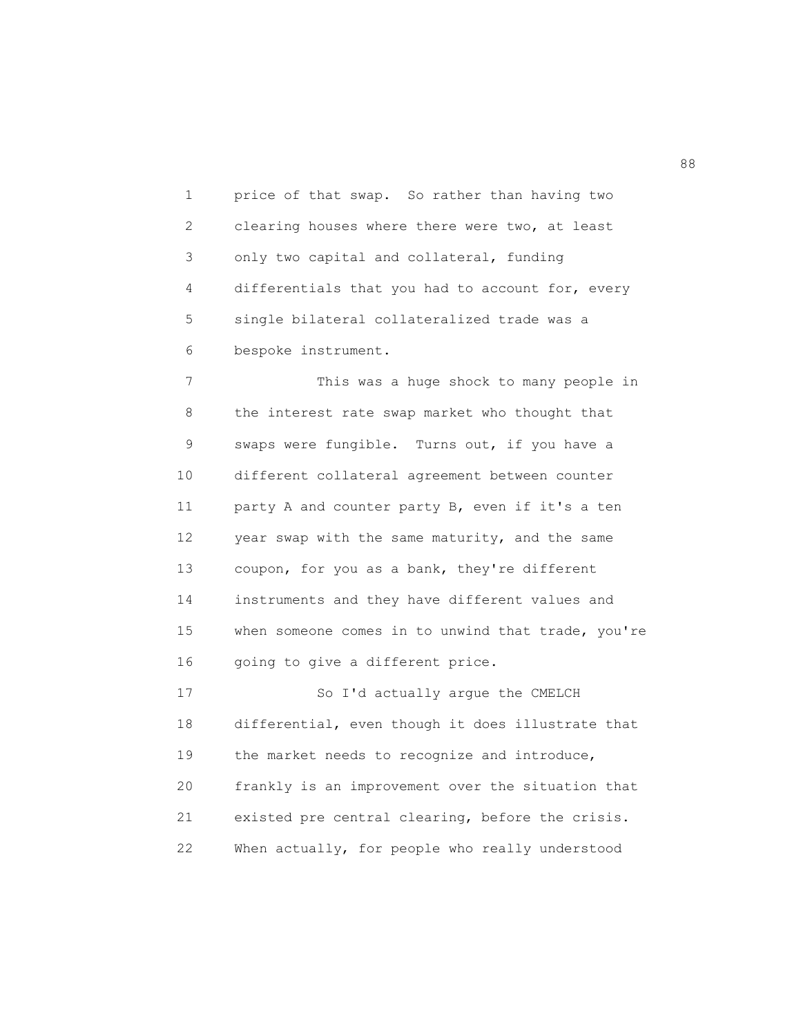price of that swap. So rather than having two clearing houses where there were two, at least only two capital and collateral, funding differentials that you had to account for, every single bilateral collateralized trade was a bespoke instrument.

This was a huge shock to many people in the interest rate swap market who thought that swaps were fungible. Turns out, if you have a different collateral agreement between counter party A and counter party B, even if it's a ten year swap with the same maturity, and the same coupon, for you as a bank, they're different instruments and they have different values and when someone comes in to unwind that trade, you're going to give a different price.

So I'd actually argue the CMELCH differential, even though it does illustrate that the market needs to recognize and introduce, frankly is an improvement over the situation that existed pre central clearing, before the crisis. When actually, for people who really understood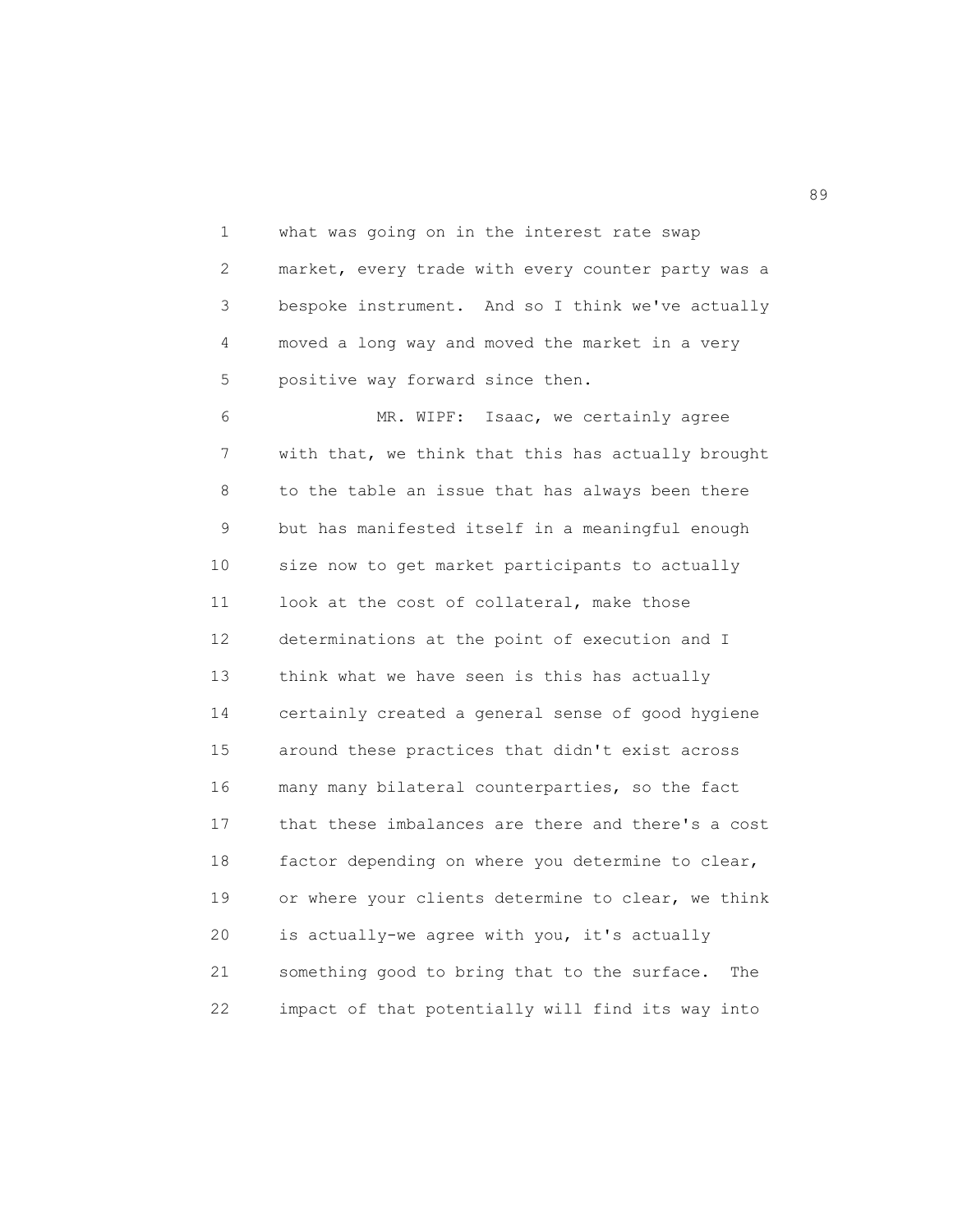what was going on in the interest rate swap market, every trade with every counter party was a bespoke instrument. And so I think we've actually moved a long way and moved the market in a very positive way forward since then.

MR. WIPF: Isaac, we certainly agree with that, we think that this has actually brought to the table an issue that has always been there but has manifested itself in a meaningful enough size now to get market participants to actually look at the cost of collateral, make those determinations at the point of execution and I think what we have seen is this has actually certainly created a general sense of good hygiene around these practices that didn't exist across many many bilateral counterparties, so the fact that these imbalances are there and there's a cost factor depending on where you determine to clear, or where your clients determine to clear, we think is actually-we agree with you, it's actually something good to bring that to the surface. The impact of that potentially will find its way into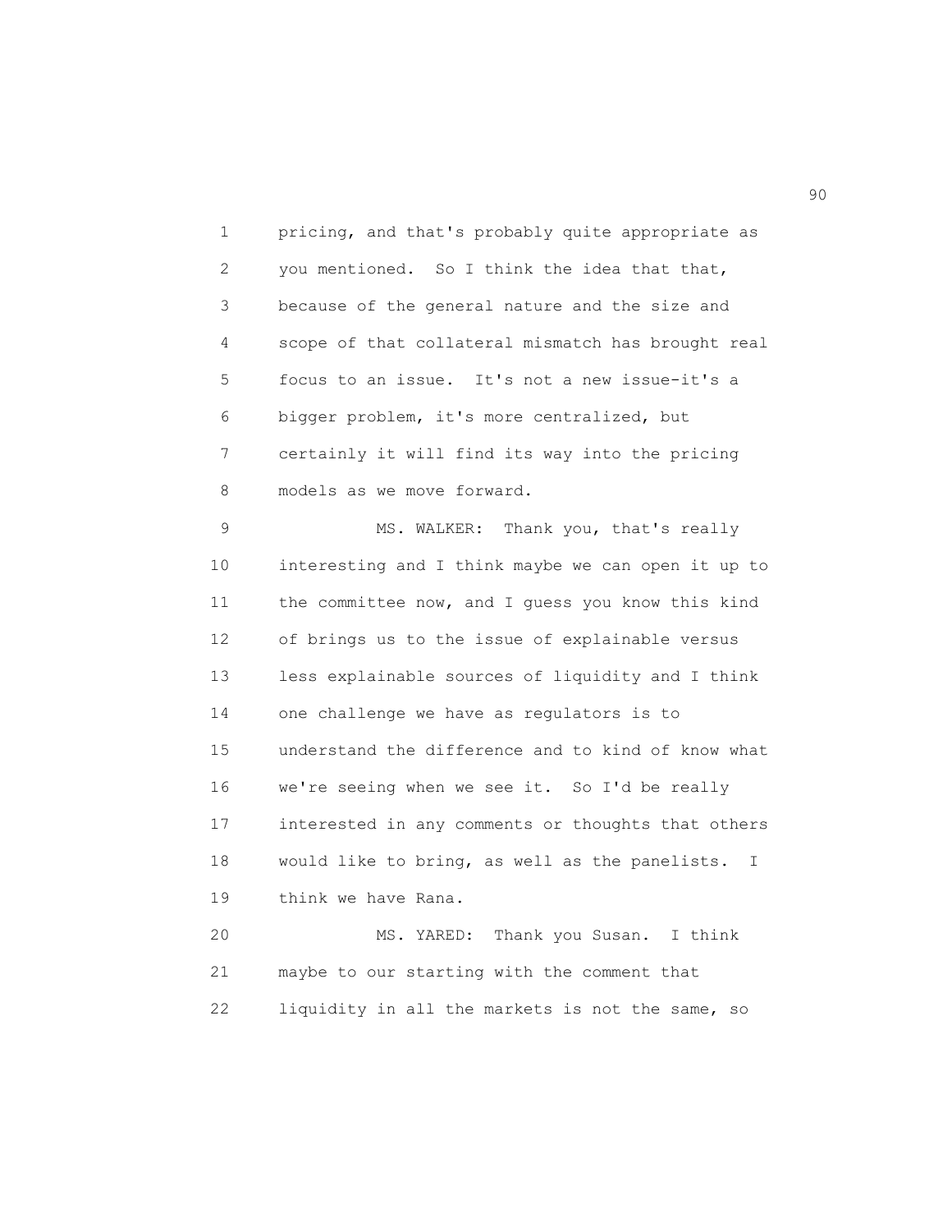pricing, and that's probably quite appropriate as you mentioned. So I think the idea that that, because of the general nature and the size and scope of that collateral mismatch has brought real focus to an issue. It's not a new issue-it's a bigger problem, it's more centralized, but certainly it will find its way into the pricing models as we move forward.

MS. WALKER: Thank you, that's really interesting and I think maybe we can open it up to the committee now, and I guess you know this kind of brings us to the issue of explainable versus less explainable sources of liquidity and I think one challenge we have as regulators is to understand the difference and to kind of know what we're seeing when we see it. So I'd be really interested in any comments or thoughts that others would like to bring, as well as the panelists. I think we have Rana.

MS. YARED: Thank you Susan. I think maybe to our starting with the comment that liquidity in all the markets is not the same, so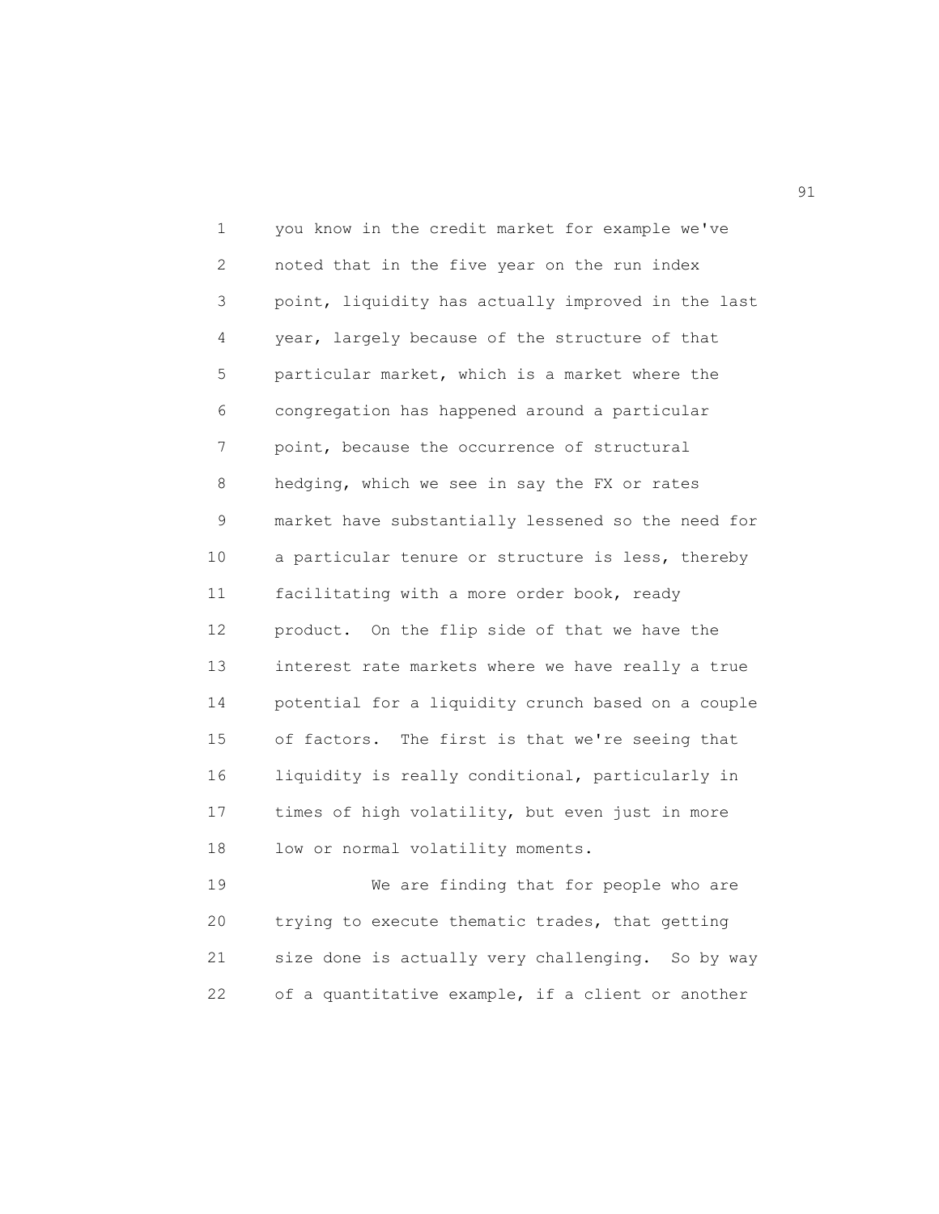you know in the credit market for example we've noted that in the five year on the run index point, liquidity has actually improved in the last year, largely because of the structure of that particular market, which is a market where the congregation has happened around a particular point, because the occurrence of structural hedging, which we see in say the FX or rates market have substantially lessened so the need for a particular tenure or structure is less, thereby facilitating with a more order book, ready product. On the flip side of that we have the interest rate markets where we have really a true potential for a liquidity crunch based on a couple of factors. The first is that we're seeing that liquidity is really conditional, particularly in times of high volatility, but even just in more low or normal volatility moments.

We are finding that for people who are trying to execute thematic trades, that getting size done is actually very challenging. So by way of a quantitative example, if a client or another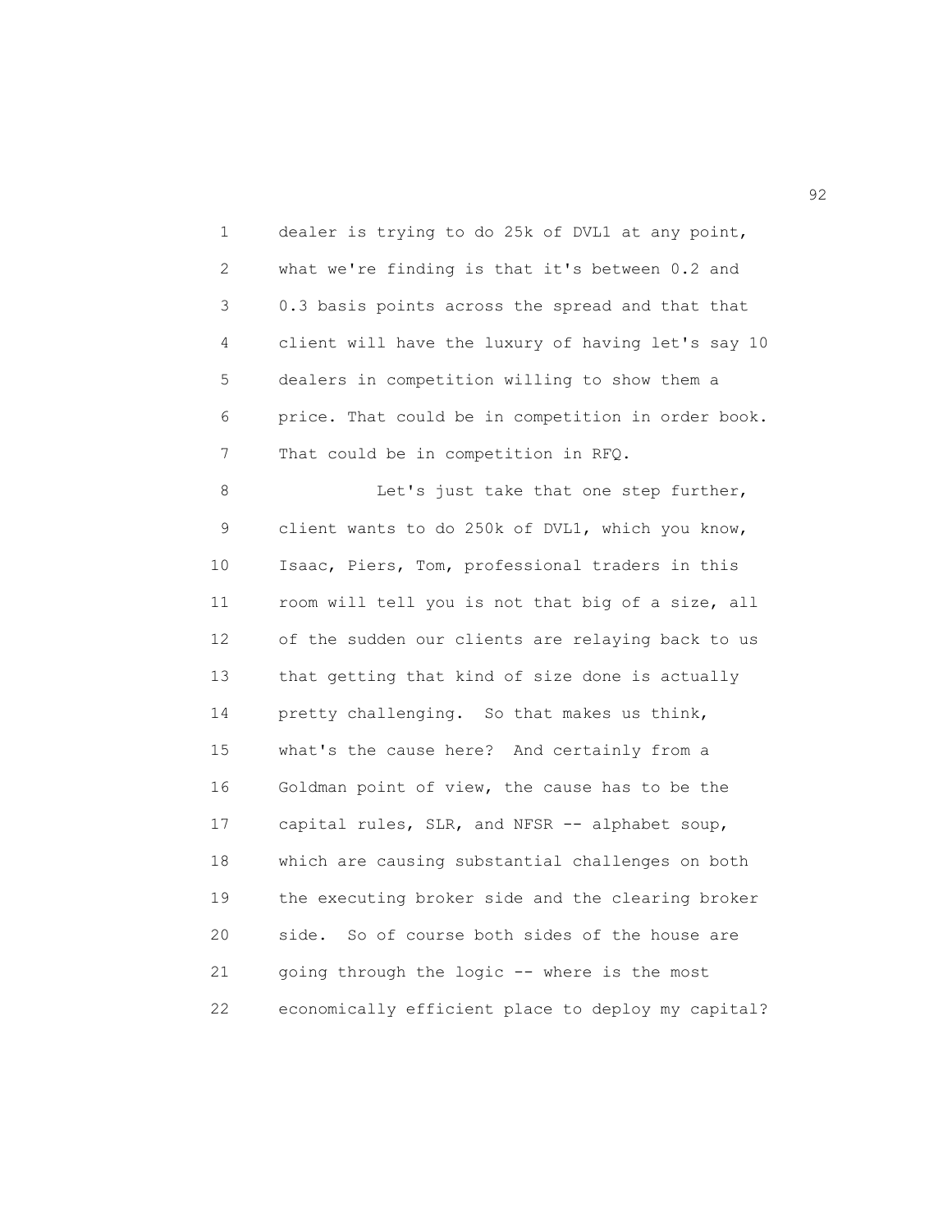dealer is trying to do 25k of DVL1 at any point, what we're finding is that it's between 0.2 and 0.3 basis points across the spread and that that client will have the luxury of having let's say 10 dealers in competition willing to show them a price. That could be in competition in order book. That could be in competition in RFQ.

Let's just take that one step further, client wants to do 250k of DVL1, which you know, Isaac, Piers, Tom, professional traders in this room will tell you is not that big of a size, all of the sudden our clients are relaying back to us that getting that kind of size done is actually pretty challenging. So that makes us think, what's the cause here? And certainly from a Goldman point of view, the cause has to be the capital rules, SLR, and NFSR -- alphabet soup, which are causing substantial challenges on both the executing broker side and the clearing broker side. So of course both sides of the house are going through the logic -- where is the most economically efficient place to deploy my capital?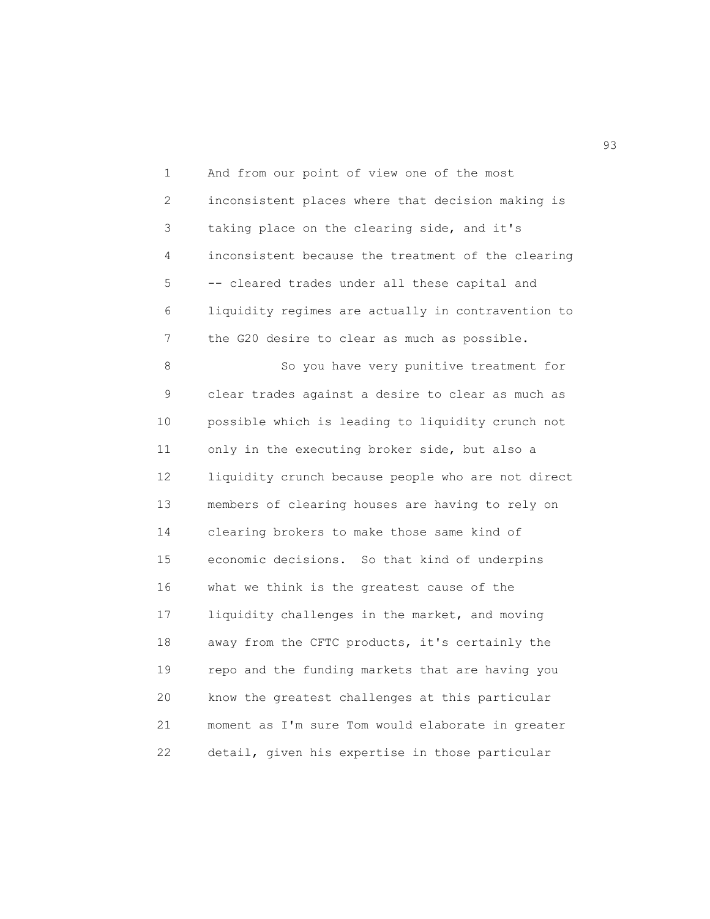And from our point of view one of the most inconsistent places where that decision making is taking place on the clearing side, and it's inconsistent because the treatment of the clearing -- cleared trades under all these capital and liquidity regimes are actually in contravention to the G20 desire to clear as much as possible.

So you have very punitive treatment for clear trades against a desire to clear as much as possible which is leading to liquidity crunch not only in the executing broker side, but also a liquidity crunch because people who are not direct members of clearing houses are having to rely on clearing brokers to make those same kind of economic decisions. So that kind of underpins what we think is the greatest cause of the liquidity challenges in the market, and moving away from the CFTC products, it's certainly the repo and the funding markets that are having you know the greatest challenges at this particular moment as I'm sure Tom would elaborate in greater detail, given his expertise in those particular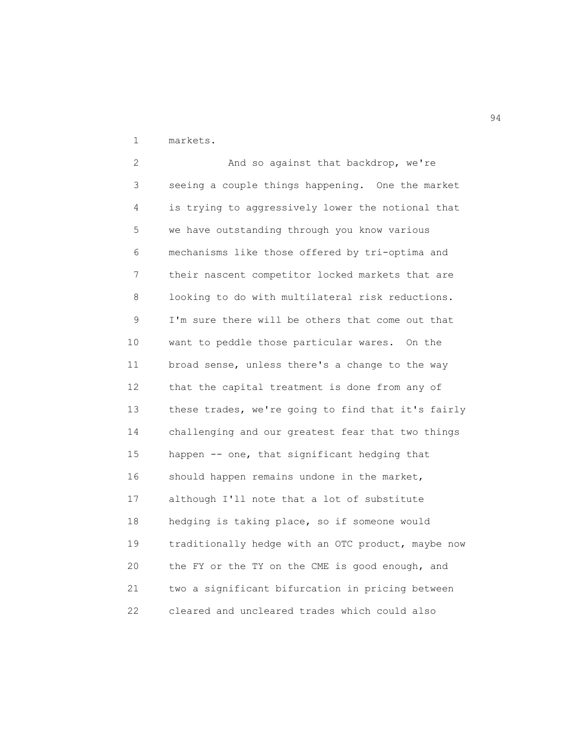markets.

And so against that backdrop, we're seeing a couple things happening. One the market is trying to aggressively lower the notional that we have outstanding through you know various mechanisms like those offered by tri-optima and their nascent competitor locked markets that are looking to do with multilateral risk reductions. I'm sure there will be others that come out that want to peddle those particular wares. On the broad sense, unless there's a change to the way that the capital treatment is done from any of these trades, we're going to find that it's fairly challenging and our greatest fear that two things happen -- one, that significant hedging that should happen remains undone in the market, although I'll note that a lot of substitute hedging is taking place, so if someone would traditionally hedge with an OTC product, maybe now the FY or the TY on the CME is good enough, and two a significant bifurcation in pricing between cleared and uncleared trades which could also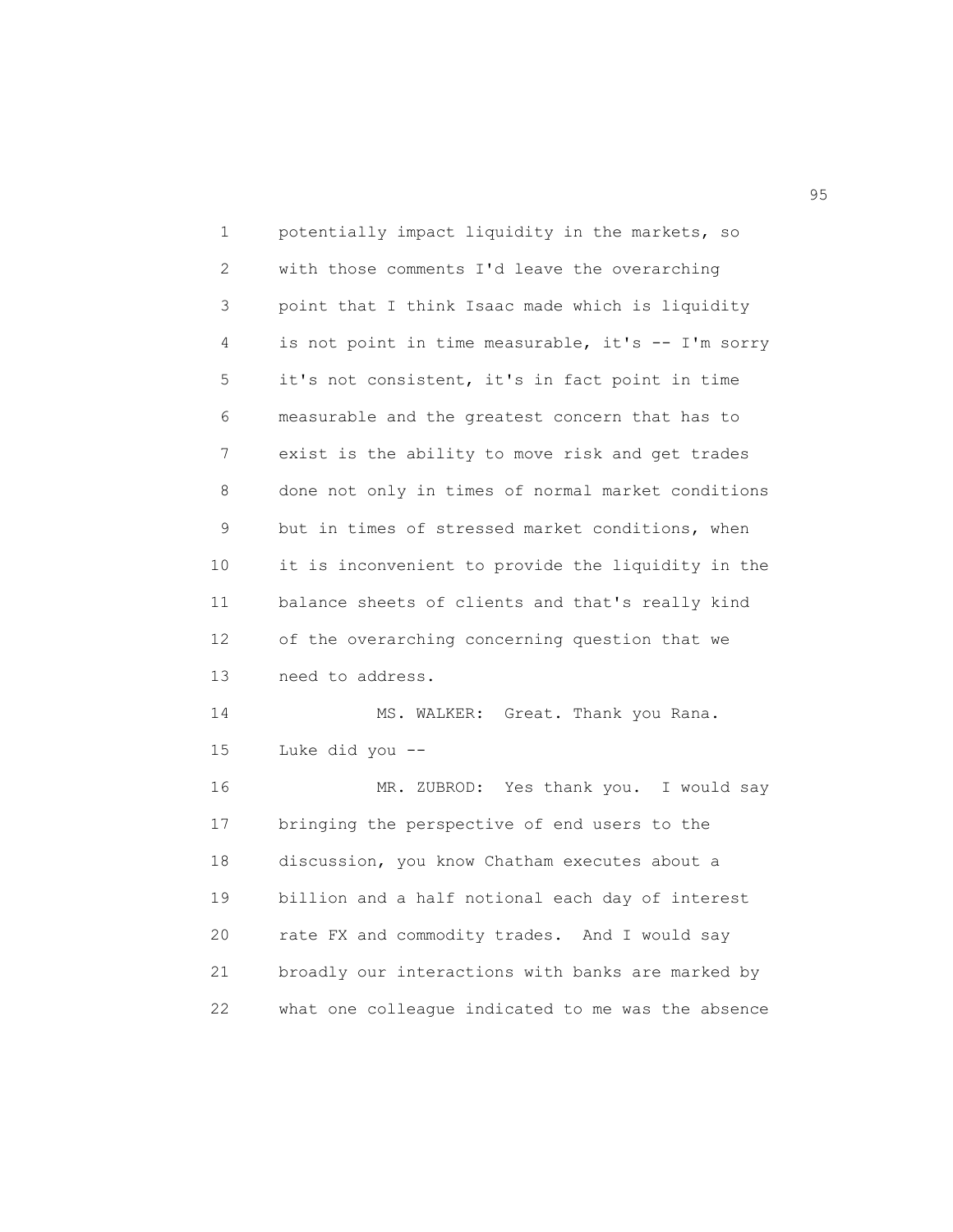potentially impact liquidity in the markets, so with those comments I'd leave the overarching point that I think Isaac made which is liquidity is not point in time measurable, it's -- I'm sorry it's not consistent, it's in fact point in time measurable and the greatest concern that has to exist is the ability to move risk and get trades done not only in times of normal market conditions but in times of stressed market conditions, when it is inconvenient to provide the liquidity in the balance sheets of clients and that's really kind of the overarching concerning question that we need to address.

MS. WALKER: Great. Thank you Rana. Luke did you --

MR. ZUBROD: Yes thank you. I would say bringing the perspective of end users to the discussion, you know Chatham executes about a billion and a half notional each day of interest rate FX and commodity trades. And I would say broadly our interactions with banks are marked by what one colleague indicated to me was the absence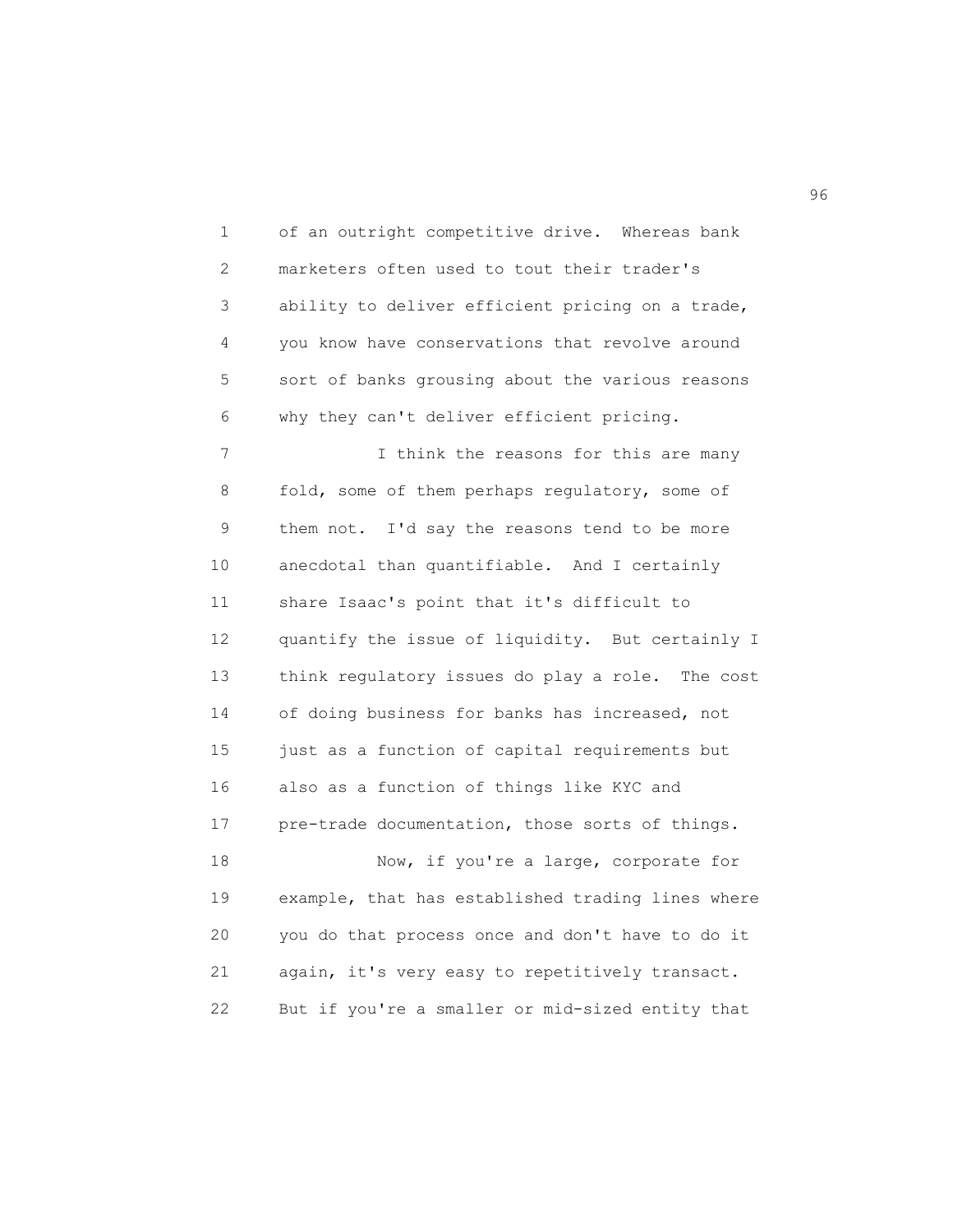of an outright competitive drive. Whereas bank marketers often used to tout their trader's ability to deliver efficient pricing on a trade, you know have conservations that revolve around sort of banks grousing about the various reasons why they can't deliver efficient pricing.

I think the reasons for this are many fold, some of them perhaps regulatory, some of them not. I'd say the reasons tend to be more anecdotal than quantifiable. And I certainly share Isaac's point that it's difficult to quantify the issue of liquidity. But certainly I think regulatory issues do play a role. The cost of doing business for banks has increased, not just as a function of capital requirements but also as a function of things like KYC and pre-trade documentation, those sorts of things.

Now, if you're a large, corporate for example, that has established trading lines where you do that process once and don't have to do it again, it's very easy to repetitively transact. But if you're a smaller or mid-sized entity that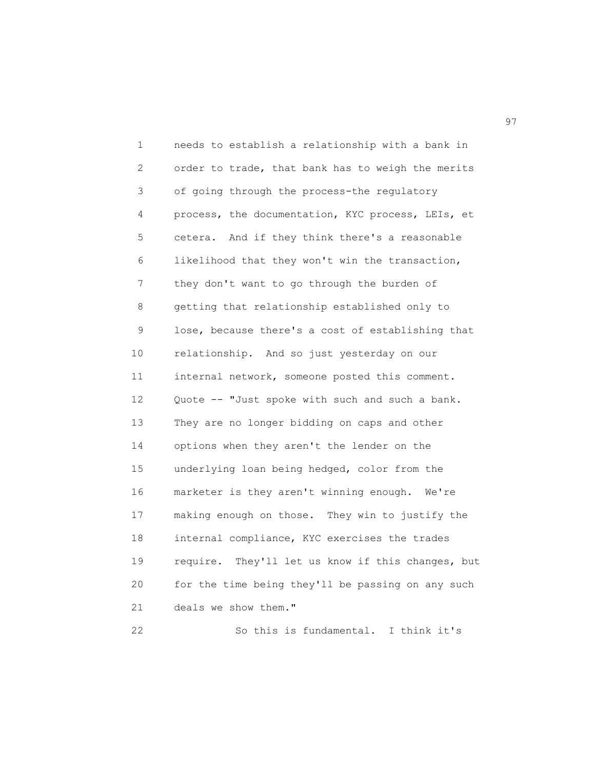needs to establish a relationship with a bank in order to trade, that bank has to weigh the merits of going through the process-the regulatory process, the documentation, KYC process, LEIs, et cetera. And if they think there's a reasonable likelihood that they won't win the transaction, they don't want to go through the burden of getting that relationship established only to lose, because there's a cost of establishing that relationship. And so just yesterday on our internal network, someone posted this comment. Quote -- "Just spoke with such and such a bank. They are no longer bidding on caps and other options when they aren't the lender on the underlying loan being hedged, color from the marketer is they aren't winning enough. We're making enough on those. They win to justify the internal compliance, KYC exercises the trades require. They'll let us know if this changes, but for the time being they'll be passing on any such deals we show them."

So this is fundamental. I think it's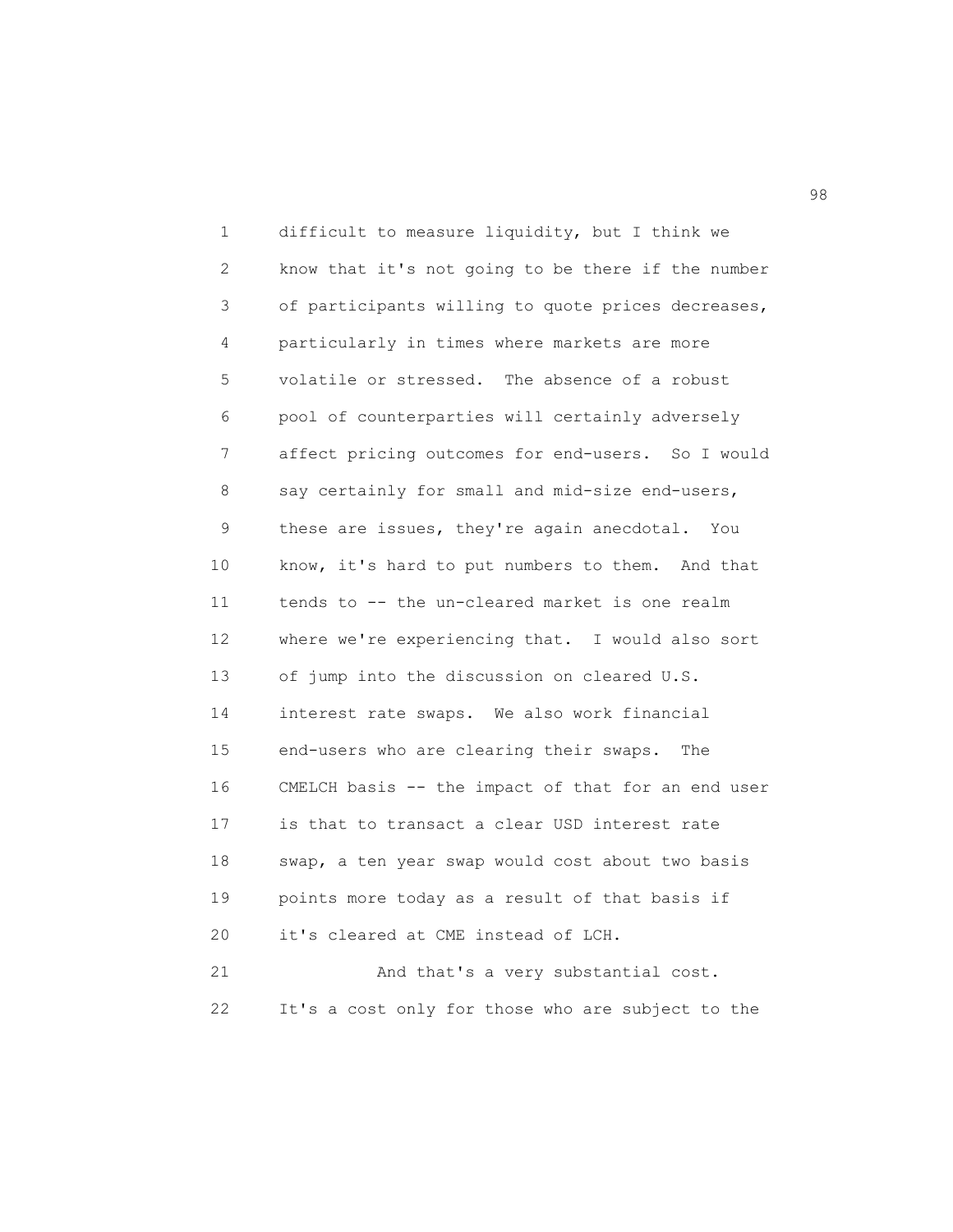difficult to measure liquidity, but I think we know that it's not going to be there if the number of participants willing to quote prices decreases, particularly in times where markets are more volatile or stressed. The absence of a robust pool of counterparties will certainly adversely affect pricing outcomes for end-users. So I would say certainly for small and mid-size end-users, these are issues, they're again anecdotal. You know, it's hard to put numbers to them. And that tends to -- the un-cleared market is one realm where we're experiencing that. I would also sort of jump into the discussion on cleared U.S. interest rate swaps. We also work financial end-users who are clearing their swaps. The CMELCH basis -- the impact of that for an end user is that to transact a clear USD interest rate swap, a ten year swap would cost about two basis points more today as a result of that basis if it's cleared at CME instead of LCH.

And that's a very substantial cost. It's a cost only for those who are subject to the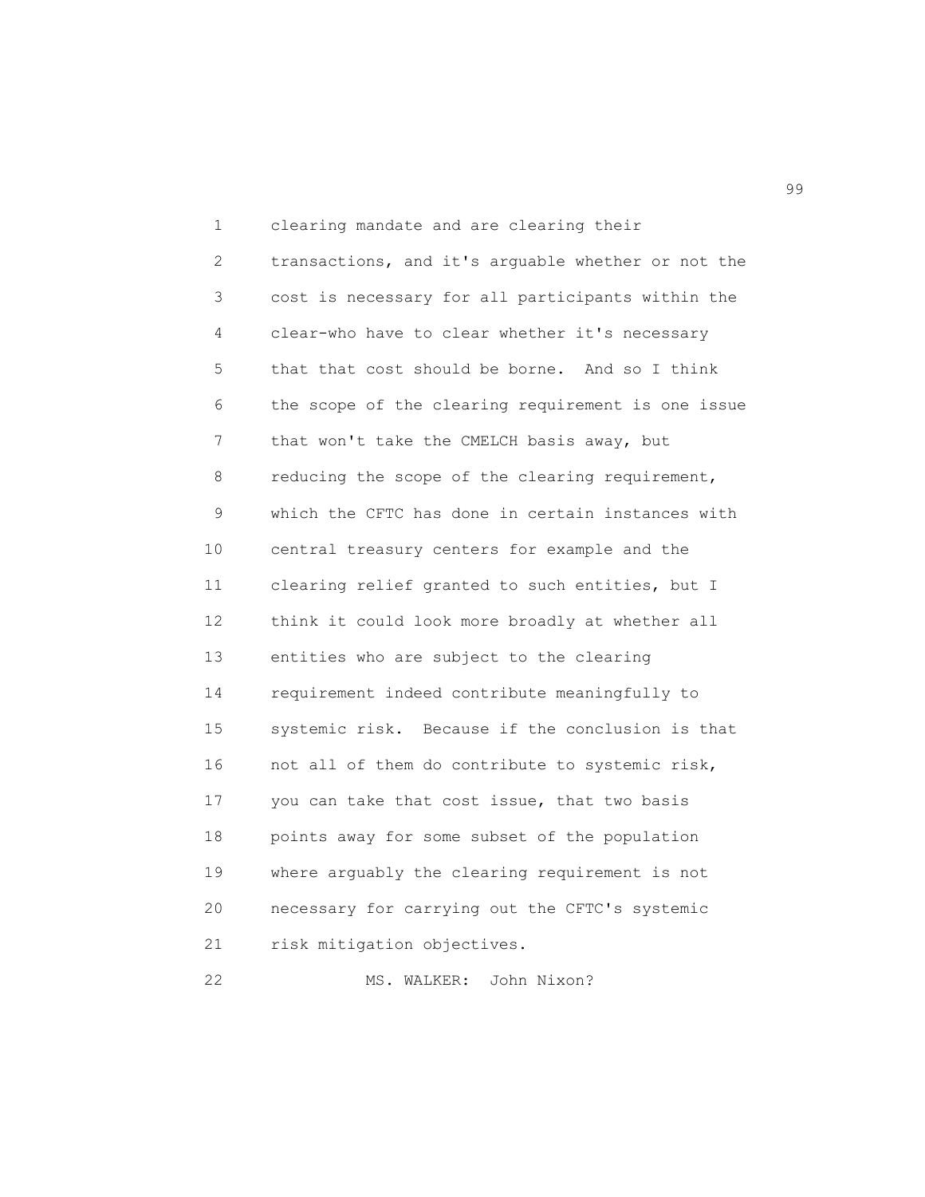clearing mandate and are clearing their transactions, and it's arguable whether or not the cost is necessary for all participants within the clear-who have to clear whether it's necessary that that cost should be borne. And so I think the scope of the clearing requirement is one issue that won't take the CMELCH basis away, but reducing the scope of the clearing requirement, which the CFTC has done in certain instances with central treasury centers for example and the clearing relief granted to such entities, but I think it could look more broadly at whether all entities who are subject to the clearing requirement indeed contribute meaningfully to systemic risk. Because if the conclusion is that not all of them do contribute to systemic risk, you can take that cost issue, that two basis points away for some subset of the population where arguably the clearing requirement is not necessary for carrying out the CFTC's systemic risk mitigation objectives.

MS. WALKER: John Nixon?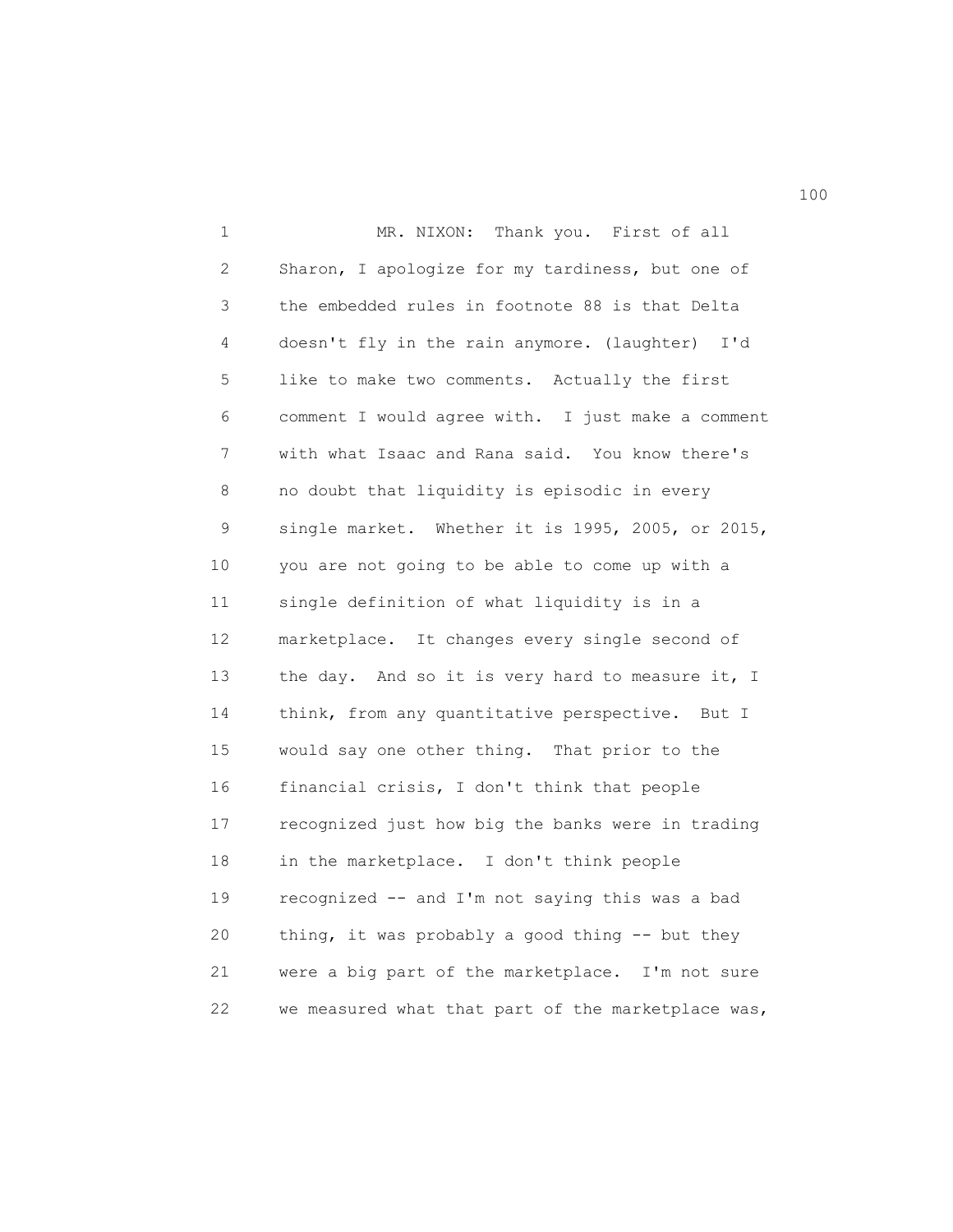MR. NIXON: Thank you. First of all Sharon, I apologize for my tardiness, but one of the embedded rules in footnote 88 is that Delta doesn't fly in the rain anymore. (laughter) I'd like to make two comments. Actually the first comment I would agree with. I just make a comment with what Isaac and Rana said. You know there's no doubt that liquidity is episodic in every single market. Whether it is 1995, 2005, or 2015, you are not going to be able to come up with a single definition of what liquidity is in a marketplace. It changes every single second of the day. And so it is very hard to measure it, I think, from any quantitative perspective. But I would say one other thing. That prior to the financial crisis, I don't think that people recognized just how big the banks were in trading in the marketplace. I don't think people recognized -- and I'm not saying this was a bad thing, it was probably a good thing -- but they were a big part of the marketplace. I'm not sure we measured what that part of the marketplace was,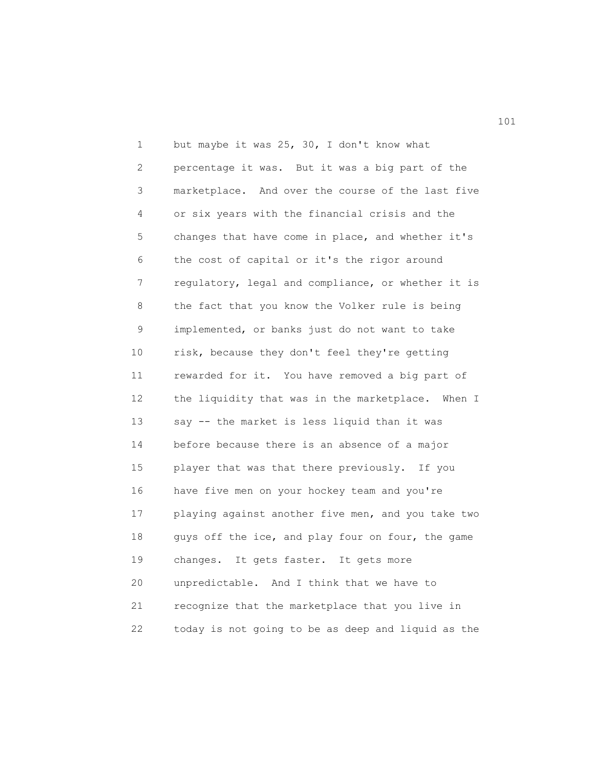but maybe it was 25, 30, I don't know what percentage it was. But it was a big part of the marketplace. And over the course of the last five or six years with the financial crisis and the changes that have come in place, and whether it's the cost of capital or it's the rigor around regulatory, legal and compliance, or whether it is the fact that you know the Volker rule is being implemented, or banks just do not want to take risk, because they don't feel they're getting rewarded for it. You have removed a big part of the liquidity that was in the marketplace. When I say -- the market is less liquid than it was before because there is an absence of a major player that was that there previously. If you have five men on your hockey team and you're playing against another five men, and you take two guys off the ice, and play four on four, the game changes. It gets faster. It gets more unpredictable. And I think that we have to recognize that the marketplace that you live in today is not going to be as deep and liquid as the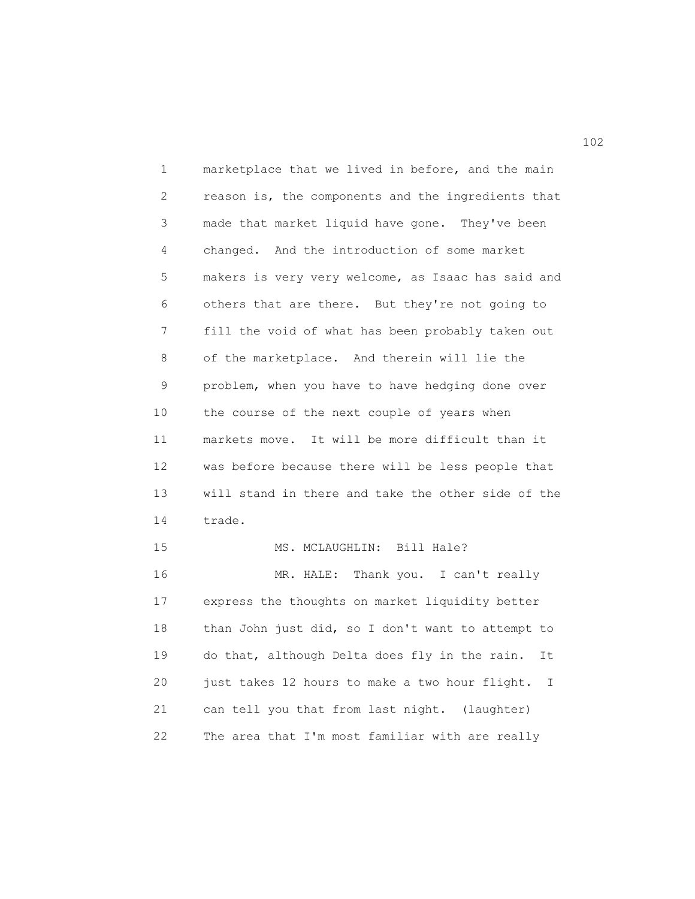marketplace that we lived in before, and the main reason is, the components and the ingredients that made that market liquid have gone. They've been changed. And the introduction of some market makers is very very welcome, as Isaac has said and others that are there. But they're not going to fill the void of what has been probably taken out of the marketplace. And therein will lie the problem, when you have to have hedging done over the course of the next couple of years when markets move. It will be more difficult than it was before because there will be less people that will stand in there and take the other side of the trade.

MS. MCLAUGHLIN: Bill Hale?

MR. HALE: Thank you. I can't really express the thoughts on market liquidity better than John just did, so I don't want to attempt to do that, although Delta does fly in the rain. It just takes 12 hours to make a two hour flight. I can tell you that from last night. (laughter) The area that I'm most familiar with are really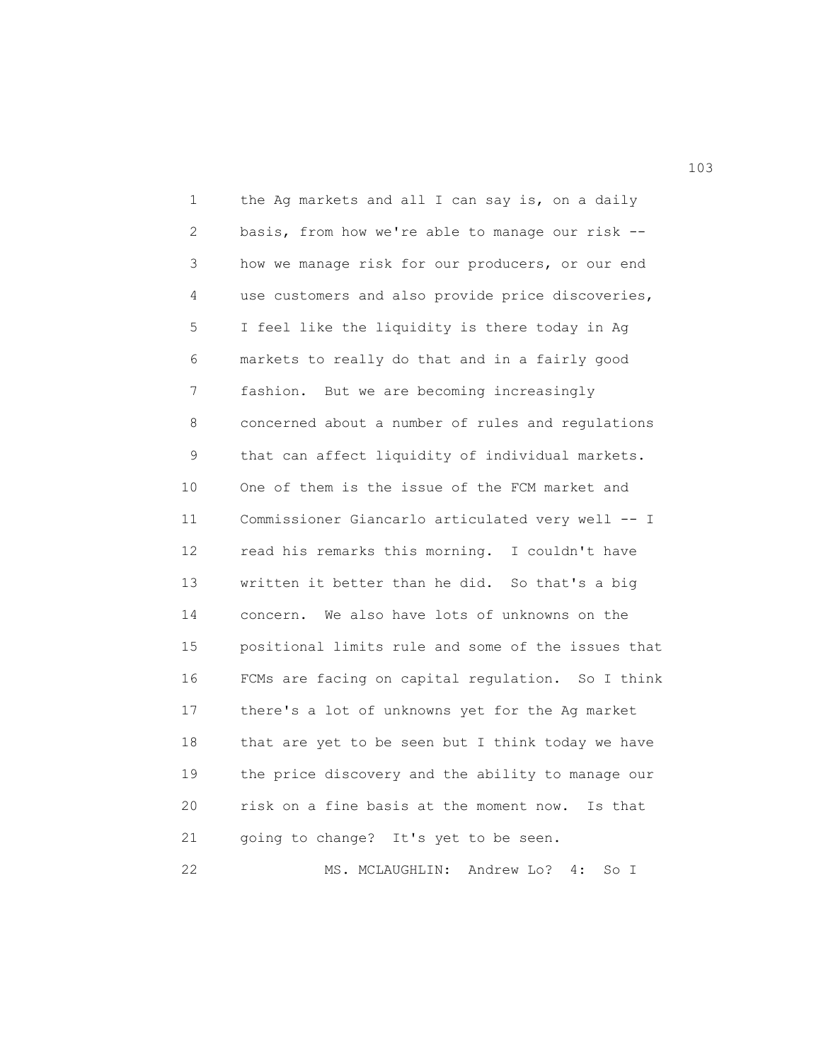the Ag markets and all I can say is, on a daily basis, from how we're able to manage our risk -- how we manage risk for our producers, or our end use customers and also provide price discoveries, I feel like the liquidity is there today in Ag markets to really do that and in a fairly good fashion. But we are becoming increasingly concerned about a number of rules and regulations that can affect liquidity of individual markets. One of them is the issue of the FCM market and Commissioner Giancarlo articulated very well -- I read his remarks this morning. I couldn't have written it better than he did. So that's a big concern. We also have lots of unknowns on the positional limits rule and some of the issues that FCMs are facing on capital regulation. So I think there's a lot of unknowns yet for the Ag market that are yet to be seen but I think today we have the price discovery and the ability to manage our risk on a fine basis at the moment now. Is that going to change? It's yet to be seen.

MS. MCLAUGHLIN: Andrew Lo? 4: So I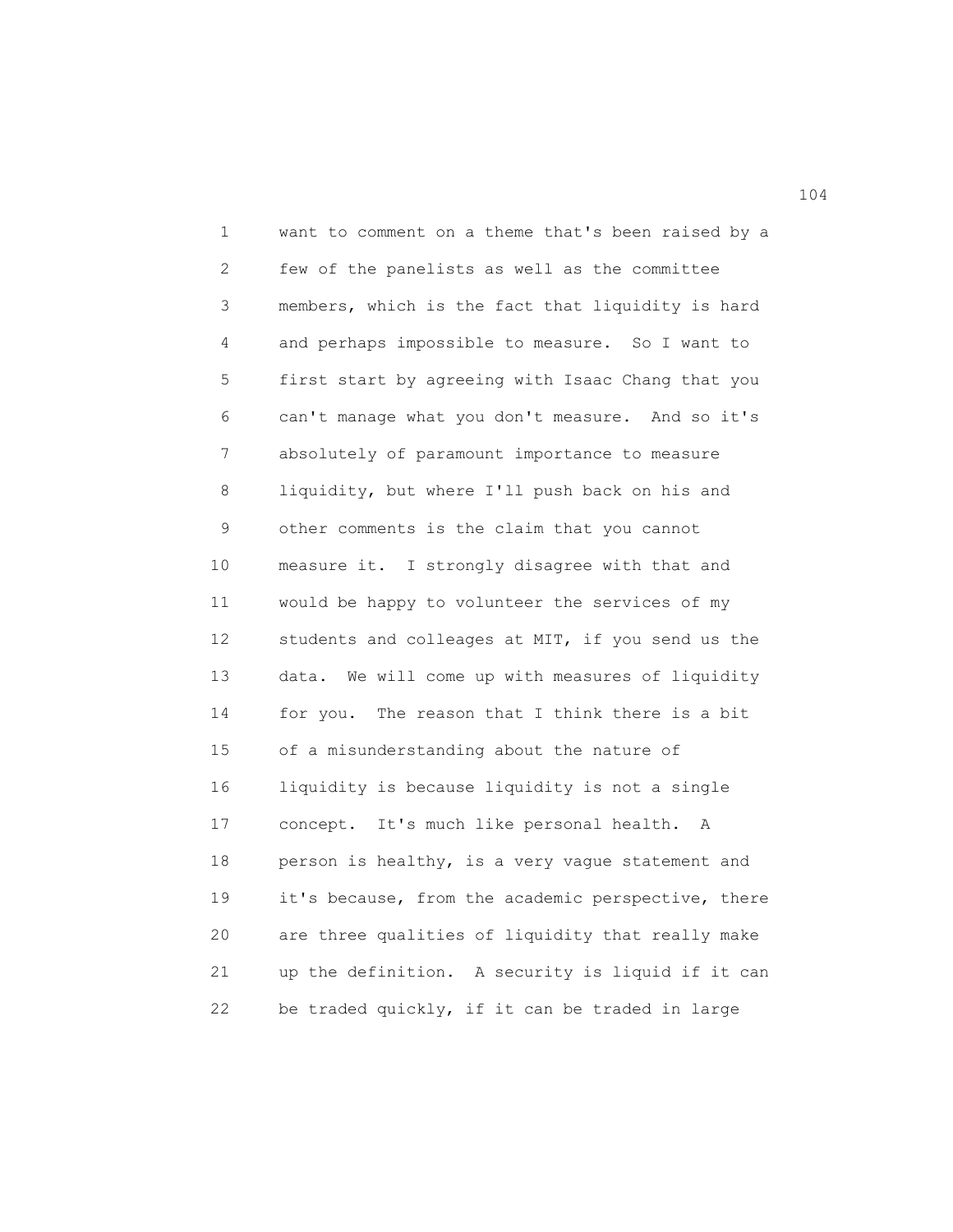want to comment on a theme that's been raised by a few of the panelists as well as the committee members, which is the fact that liquidity is hard and perhaps impossible to measure. So I want to first start by agreeing with Isaac Chang that you can't manage what you don't measure. And so it's absolutely of paramount importance to measure liquidity, but where I'll push back on his and other comments is the claim that you cannot measure it. I strongly disagree with that and would be happy to volunteer the services of my students and colleages at MIT, if you send us the data. We will come up with measures of liquidity for you. The reason that I think there is a bit of a misunderstanding about the nature of liquidity is because liquidity is not a single concept. It's much like personal health. A person is healthy, is a very vague statement and it's because, from the academic perspective, there are three qualities of liquidity that really make up the definition. A security is liquid if it can be traded quickly, if it can be traded in large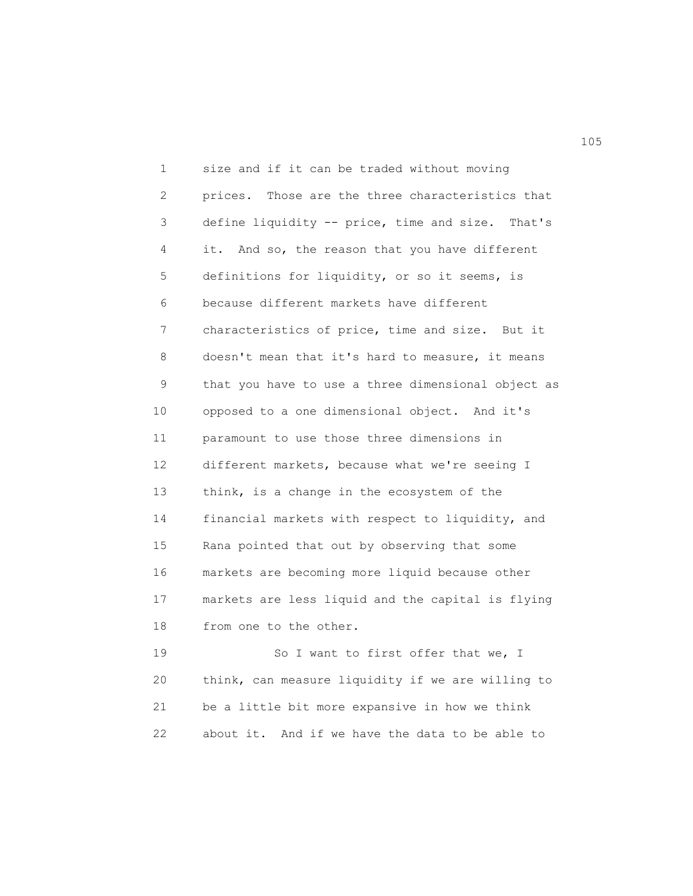size and if it can be traded without moving prices. Those are the three characteristics that define liquidity -- price, time and size. That's it. And so, the reason that you have different definitions for liquidity, or so it seems, is because different markets have different characteristics of price, time and size. But it doesn't mean that it's hard to measure, it means that you have to use a three dimensional object as opposed to a one dimensional object. And it's paramount to use those three dimensions in different markets, because what we're seeing I think, is a change in the ecosystem of the financial markets with respect to liquidity, and Rana pointed that out by observing that some markets are becoming more liquid because other markets are less liquid and the capital is flying from one to the other.

So I want to first offer that we, I think, can measure liquidity if we are willing to be a little bit more expansive in how we think about it. And if we have the data to be able to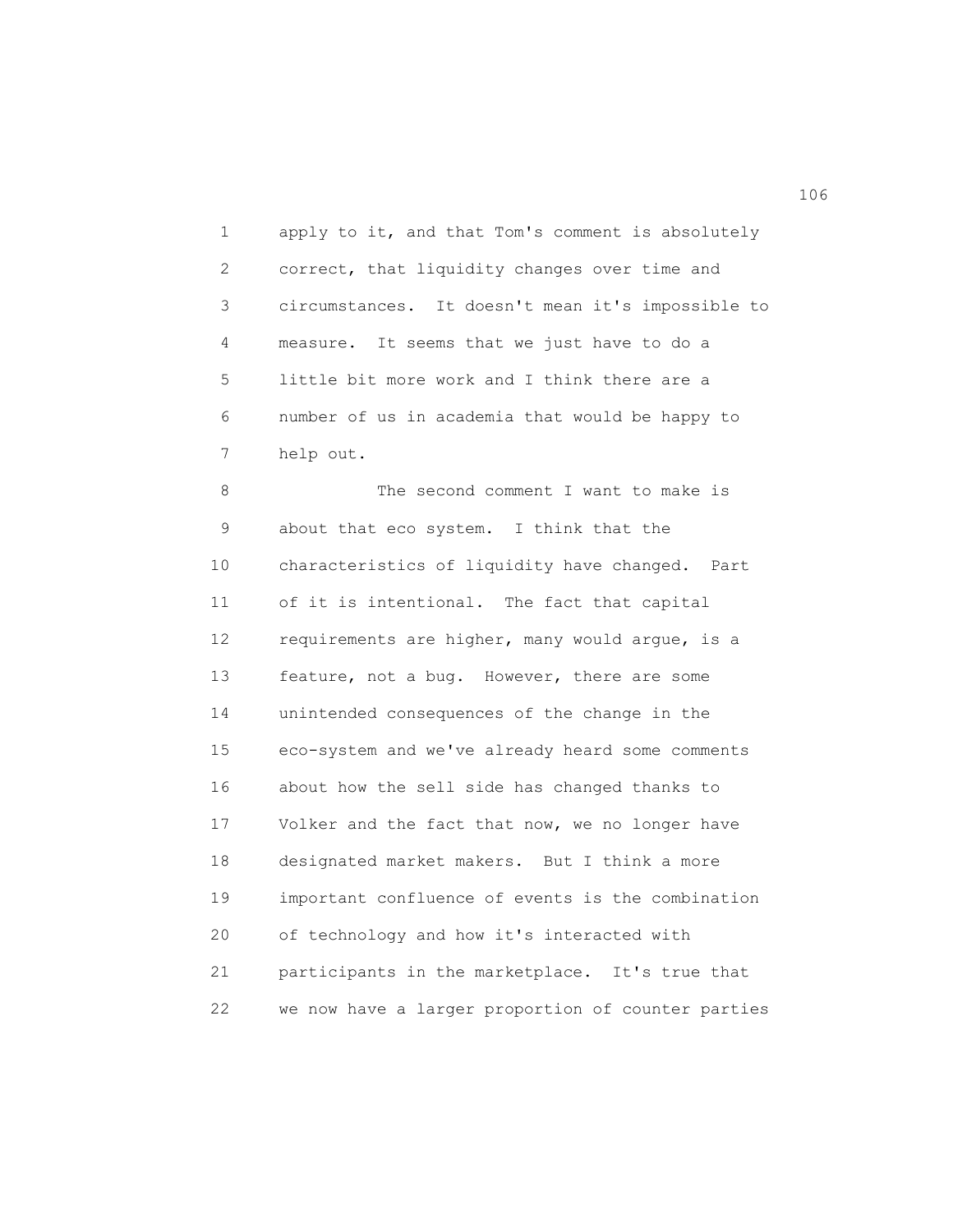apply to it, and that Tom's comment is absolutely correct, that liquidity changes over time and circumstances. It doesn't mean it's impossible to measure. It seems that we just have to do a little bit more work and I think there are a number of us in academia that would be happy to help out.

The second comment I want to make is about that eco system. I think that the characteristics of liquidity have changed. Part of it is intentional. The fact that capital requirements are higher, many would argue, is a feature, not a bug. However, there are some unintended consequences of the change in the eco-system and we've already heard some comments about how the sell side has changed thanks to Volker and the fact that now, we no longer have designated market makers. But I think a more important confluence of events is the combination of technology and how it's interacted with participants in the marketplace. It's true that we now have a larger proportion of counter parties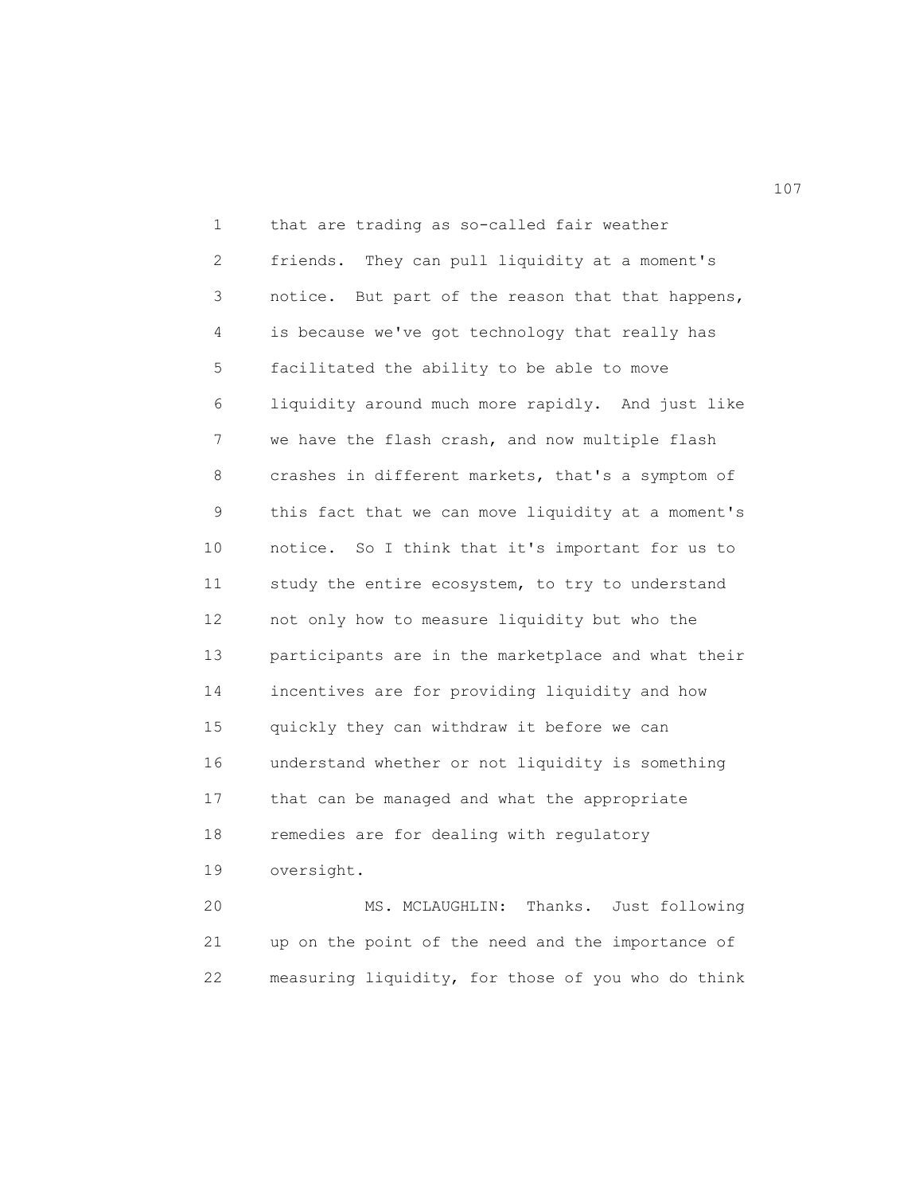that are trading as so-called fair weather friends. They can pull liquidity at a moment's notice. But part of the reason that that happens, is because we've got technology that really has facilitated the ability to be able to move liquidity around much more rapidly. And just like we have the flash crash, and now multiple flash crashes in different markets, that's a symptom of this fact that we can move liquidity at a moment's notice. So I think that it's important for us to study the entire ecosystem, to try to understand not only how to measure liquidity but who the participants are in the marketplace and what their incentives are for providing liquidity and how quickly they can withdraw it before we can understand whether or not liquidity is something that can be managed and what the appropriate remedies are for dealing with regulatory oversight.

MS. MCLAUGHLIN: Thanks. Just following up on the point of the need and the importance of measuring liquidity, for those of you who do think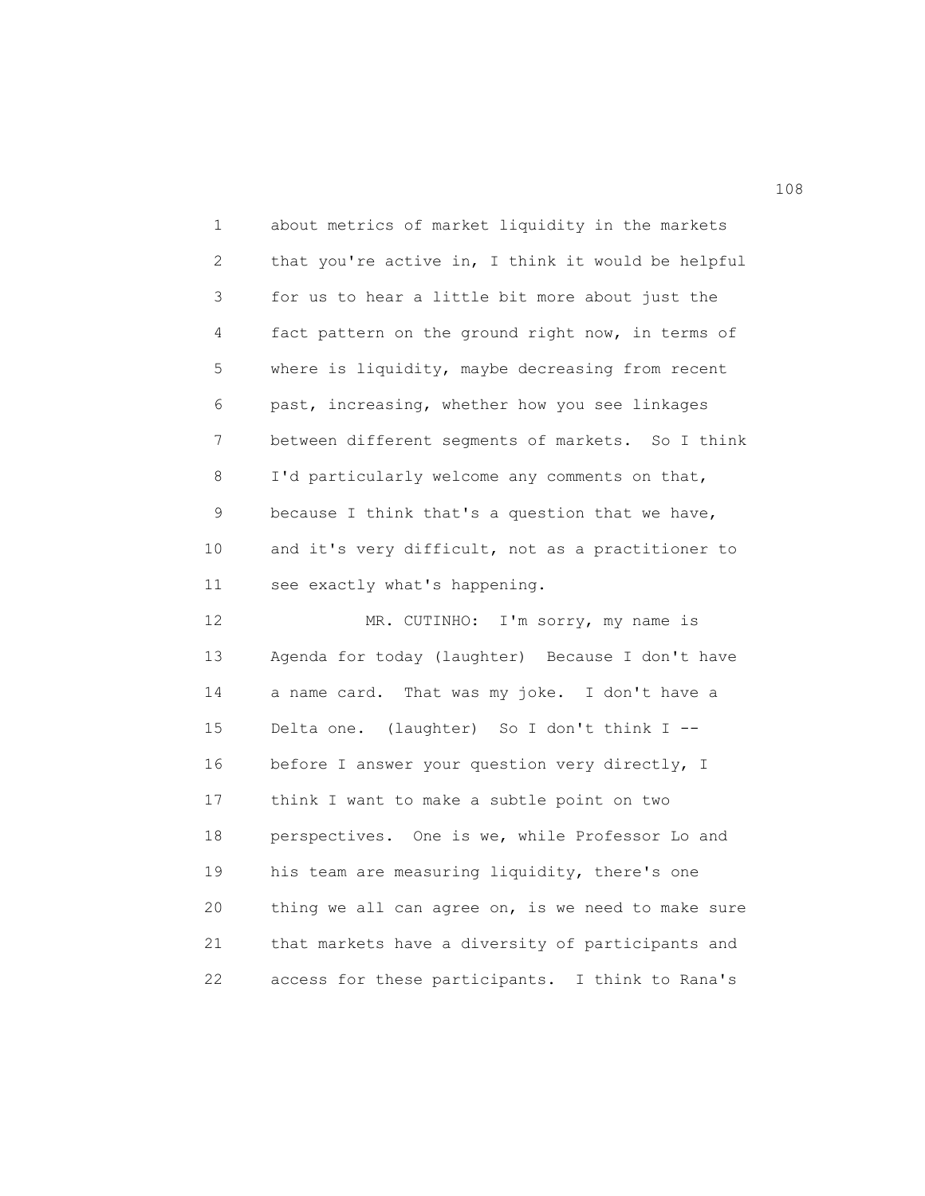about metrics of market liquidity in the markets that you're active in, I think it would be helpful for us to hear a little bit more about just the fact pattern on the ground right now, in terms of where is liquidity, maybe decreasing from recent past, increasing, whether how you see linkages between different segments of markets. So I think I'd particularly welcome any comments on that, because I think that's a question that we have, and it's very difficult, not as a practitioner to see exactly what's happening.

MR. CUTINHO: I'm sorry, my name is Agenda for today (laughter) Because I don't have a name card. That was my joke. I don't have a Delta one. (laughter) So I don't think I -- before I answer your question very directly, I think I want to make a subtle point on two perspectives. One is we, while Professor Lo and his team are measuring liquidity, there's one thing we all can agree on, is we need to make sure that markets have a diversity of participants and access for these participants. I think to Rana's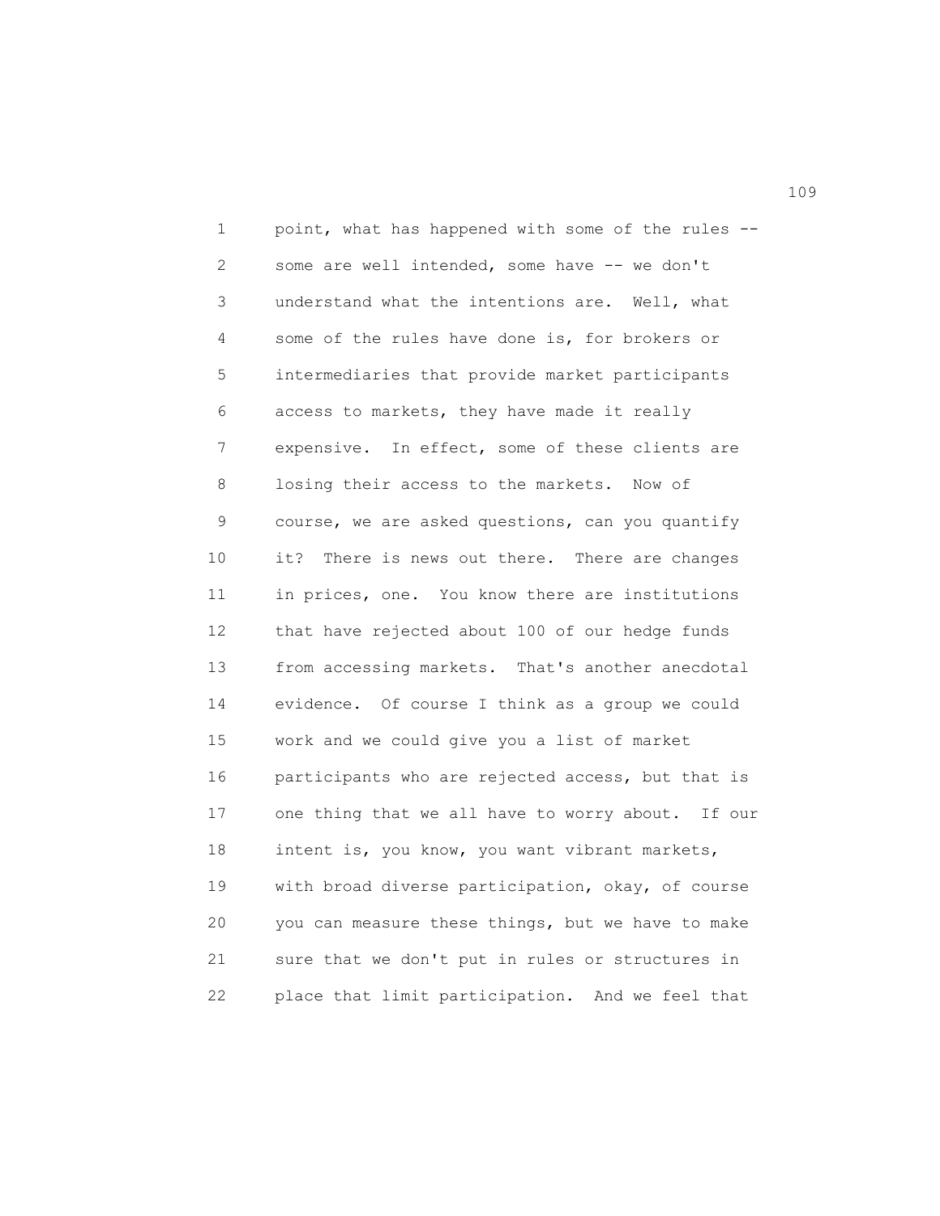point, what has happened with some of the rules -- some are well intended, some have -- we don't understand what the intentions are. Well, what some of the rules have done is, for brokers or intermediaries that provide market participants access to markets, they have made it really expensive. In effect, some of these clients are losing their access to the markets. Now of course, we are asked questions, can you quantify it? There is news out there. There are changes in prices, one. You know there are institutions that have rejected about 100 of our hedge funds from accessing markets. That's another anecdotal evidence. Of course I think as a group we could work and we could give you a list of market participants who are rejected access, but that is one thing that we all have to worry about. If our intent is, you know, you want vibrant markets, with broad diverse participation, okay, of course you can measure these things, but we have to make sure that we don't put in rules or structures in place that limit participation. And we feel that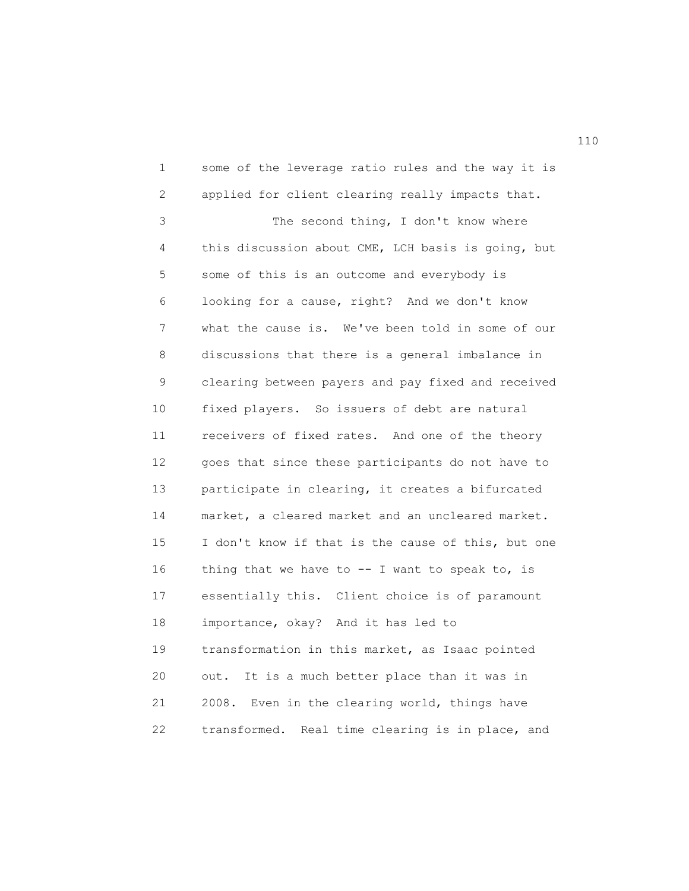some of the leverage ratio rules and the way it is applied for client clearing really impacts that.

The second thing, I don't know where this discussion about CME, LCH basis is going, but some of this is an outcome and everybody is looking for a cause, right? And we don't know what the cause is. We've been told in some of our discussions that there is a general imbalance in clearing between payers and pay fixed and received fixed players. So issuers of debt are natural receivers of fixed rates. And one of the theory goes that since these participants do not have to participate in clearing, it creates a bifurcated market, a cleared market and an uncleared market. I don't know if that is the cause of this, but one thing that we have to -- I want to speak to, is essentially this. Client choice is of paramount importance, okay? And it has led to transformation in this market, as Isaac pointed out. It is a much better place than it was in 2008. Even in the clearing world, things have transformed. Real time clearing is in place, and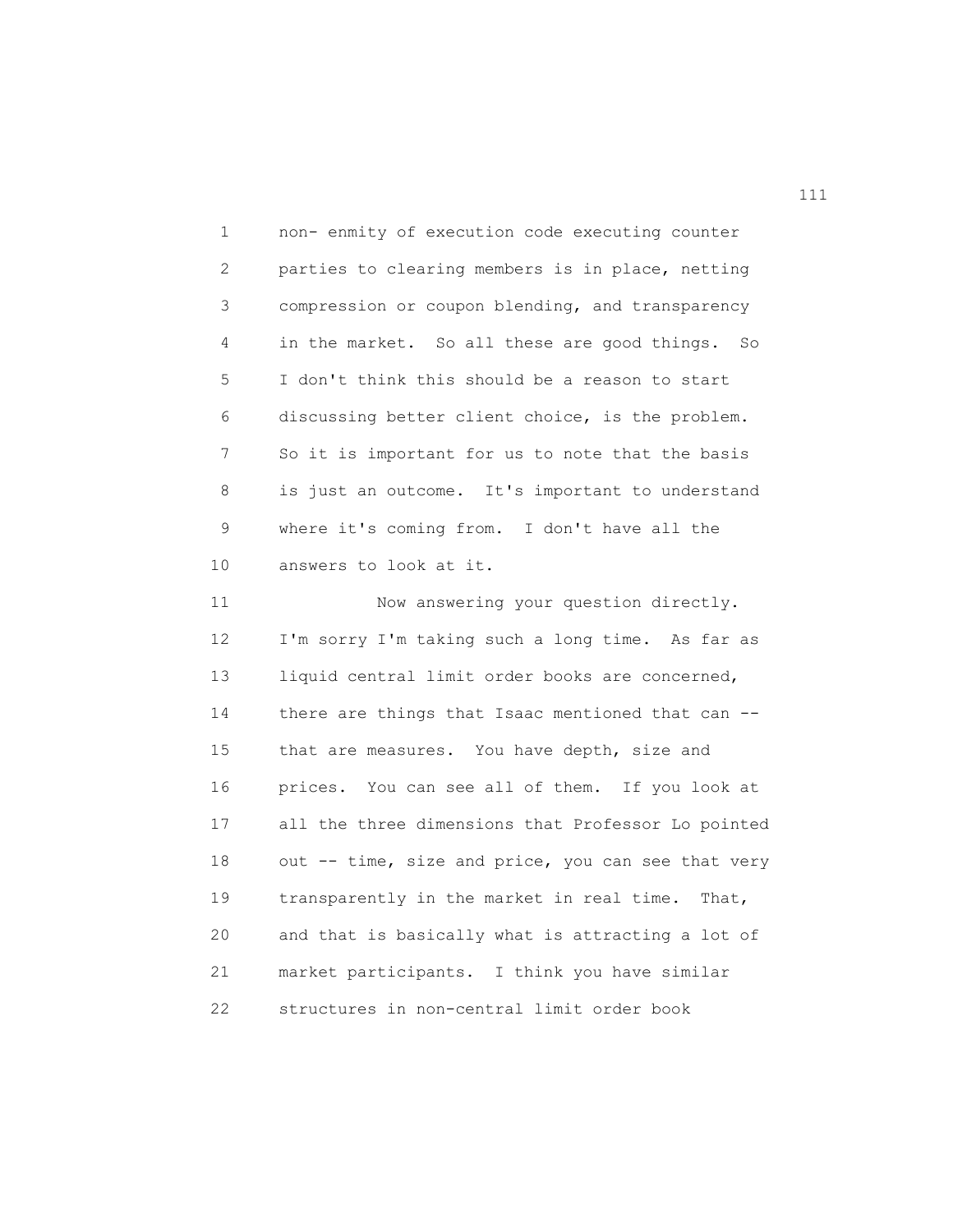non- enmity of execution code executing counter parties to clearing members is in place, netting compression or coupon blending, and transparency in the market. So all these are good things. So I don't think this should be a reason to start discussing better client choice, is the problem. So it is important for us to note that the basis is just an outcome. It's important to understand where it's coming from. I don't have all the answers to look at it.

Now answering your question directly. I'm sorry I'm taking such a long time. As far as liquid central limit order books are concerned, there are things that Isaac mentioned that can -- that are measures. You have depth, size and prices. You can see all of them. If you look at all the three dimensions that Professor Lo pointed out -- time, size and price, you can see that very transparently in the market in real time. That, and that is basically what is attracting a lot of market participants. I think you have similar structures in non-central limit order book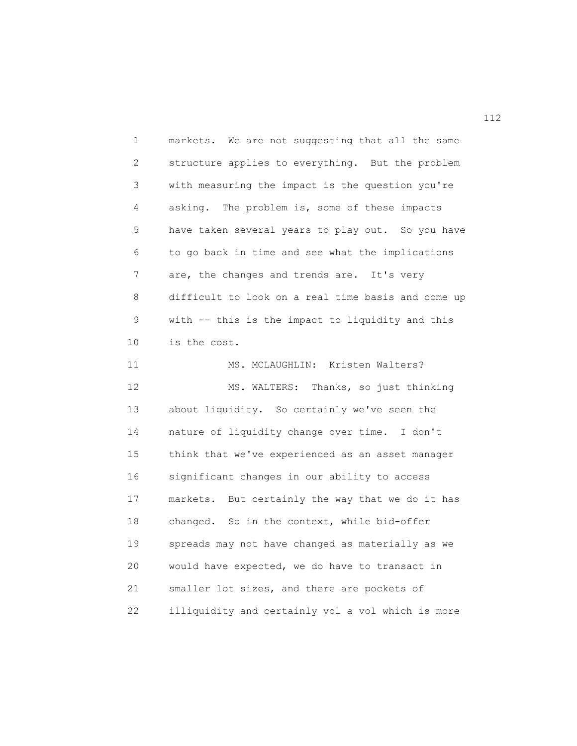markets. We are not suggesting that all the same structure applies to everything. But the problem with measuring the impact is the question you're asking. The problem is, some of these impacts have taken several years to play out. So you have to go back in time and see what the implications are, the changes and trends are. It's very difficult to look on a real time basis and come up with -- this is the impact to liquidity and this is the cost.

MS. MCLAUGHLIN: Kristen Walters?

MS. WALTERS: Thanks, so just thinking about liquidity. So certainly we've seen the nature of liquidity change over time. I don't think that we've experienced as an asset manager significant changes in our ability to access markets. But certainly the way that we do it has changed. So in the context, while bid-offer spreads may not have changed as materially as we would have expected, we do have to transact in smaller lot sizes, and there are pockets of illiquidity and certainly vol a vol which is more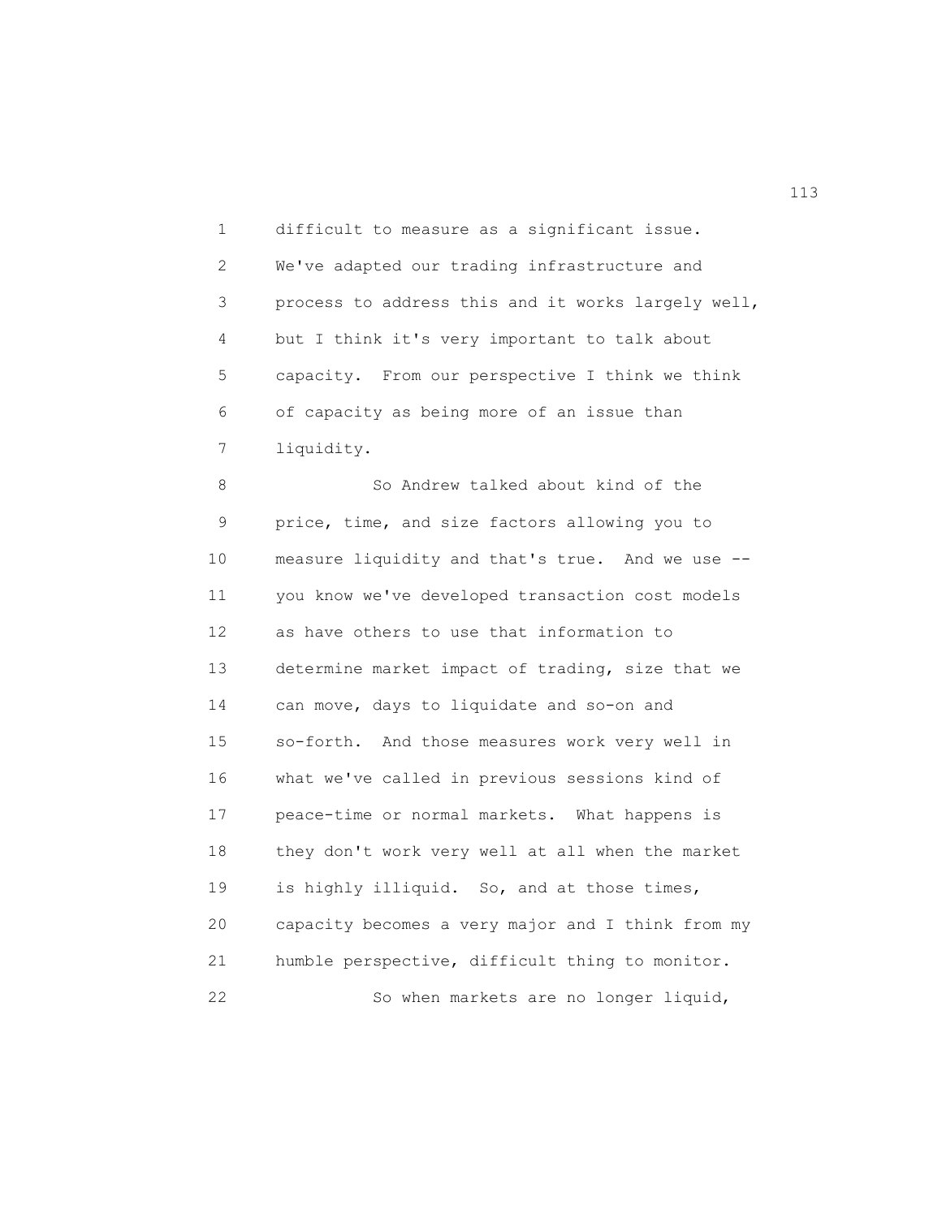difficult to measure as a significant issue. We've adapted our trading infrastructure and process to address this and it works largely well, but I think it's very important to talk about capacity. From our perspective I think we think of capacity as being more of an issue than liquidity.

So Andrew talked about kind of the price, time, and size factors allowing you to measure liquidity and that's true. And we use -- you know we've developed transaction cost models as have others to use that information to determine market impact of trading, size that we can move, days to liquidate and so-on and so-forth. And those measures work very well in what we've called in previous sessions kind of peace-time or normal markets. What happens is they don't work very well at all when the market is highly illiquid. So, and at those times, capacity becomes a very major and I think from my humble perspective, difficult thing to monitor.

So when markets are no longer liquid,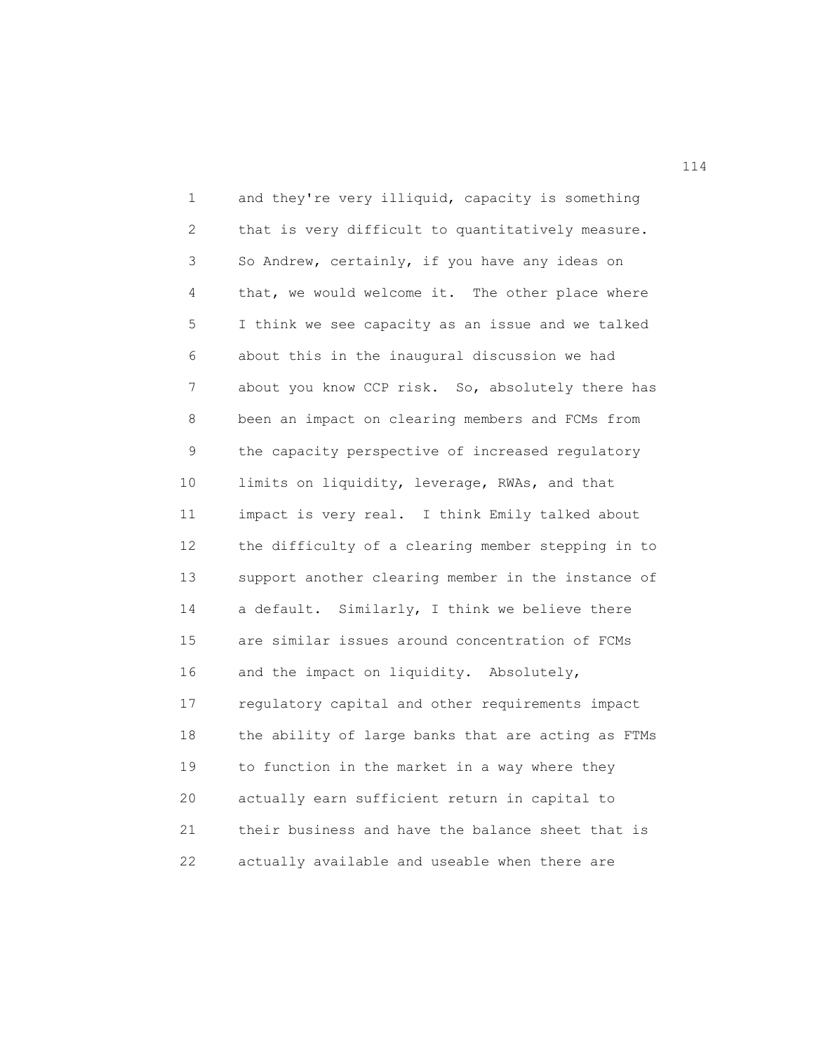and they're very illiquid, capacity is something that is very difficult to quantitatively measure. So Andrew, certainly, if you have any ideas on that, we would welcome it. The other place where I think we see capacity as an issue and we talked about this in the inaugural discussion we had about you know CCP risk. So, absolutely there has been an impact on clearing members and FCMs from the capacity perspective of increased regulatory limits on liquidity, leverage, RWAs, and that impact is very real. I think Emily talked about the difficulty of a clearing member stepping in to support another clearing member in the instance of a default. Similarly, I think we believe there are similar issues around concentration of FCMs and the impact on liquidity. Absolutely, regulatory capital and other requirements impact the ability of large banks that are acting as FTMs to function in the market in a way where they actually earn sufficient return in capital to their business and have the balance sheet that is actually available and useable when there are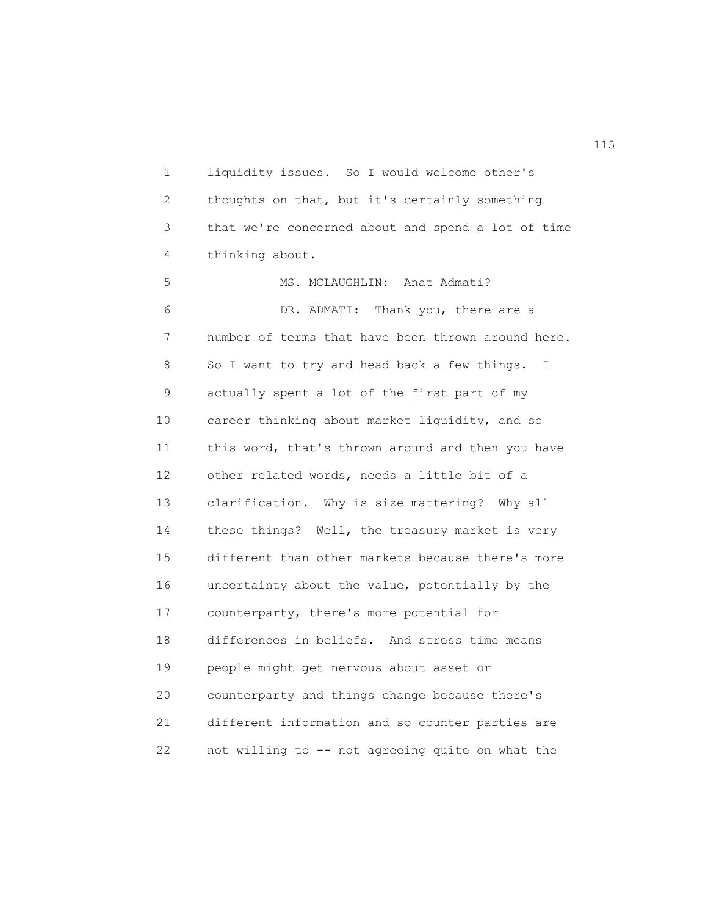liquidity issues. So I would welcome other's thoughts on that, but it's certainly something that we're concerned about and spend a lot of time thinking about.

MS. MCLAUGHLIN: Anat Admati?

DR. ADMATI: Thank you, there are a number of terms that have been thrown around here. So I want to try and head back a few things. I actually spent a lot of the first part of my career thinking about market liquidity, and so this word, that's thrown around and then you have other related words, needs a little bit of a clarification. Why is size mattering? Why all these things? Well, the treasury market is very different than other markets because there's more uncertainty about the value, potentially by the counterparty, there's more potential for differences in beliefs. And stress time means people might get nervous about asset or counterparty and things change because there's different information and so counter parties are not willing to -- not agreeing quite on what the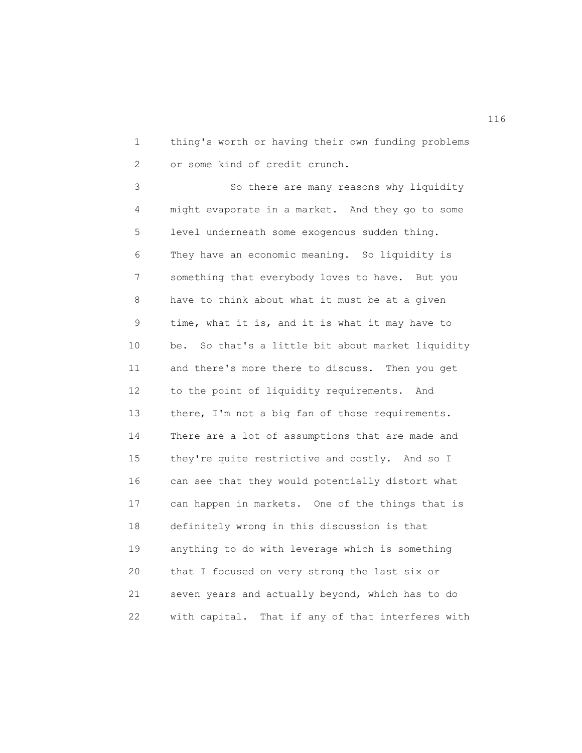thing's worth or having their own funding problems or some kind of credit crunch.

So there are many reasons why liquidity might evaporate in a market. And they go to some level underneath some exogenous sudden thing. They have an economic meaning. So liquidity is something that everybody loves to have. But you have to think about what it must be at a given time, what it is, and it is what it may have to be. So that's a little bit about market liquidity and there's more there to discuss. Then you get to the point of liquidity requirements. And there, I'm not a big fan of those requirements. There are a lot of assumptions that are made and they're quite restrictive and costly. And so I can see that they would potentially distort what can happen in markets. One of the things that is definitely wrong in this discussion is that anything to do with leverage which is something that I focused on very strong the last six or seven years and actually beyond, which has to do with capital. That if any of that interferes with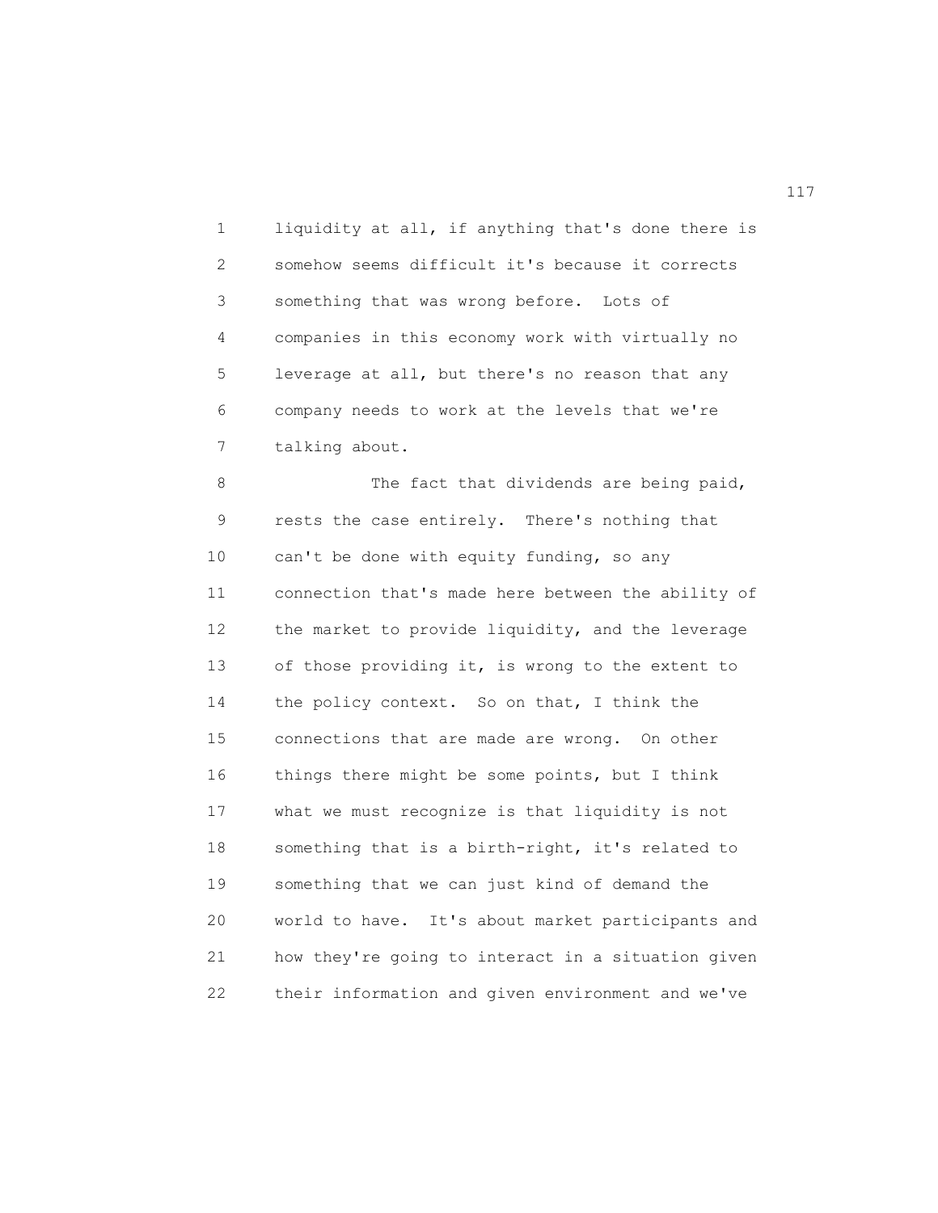liquidity at all, if anything that's done there is somehow seems difficult it's because it corrects something that was wrong before. Lots of companies in this economy work with virtually no leverage at all, but there's no reason that any company needs to work at the levels that we're talking about.

The fact that dividends are being paid, rests the case entirely. There's nothing that can't be done with equity funding, so any connection that's made here between the ability of the market to provide liquidity, and the leverage of those providing it, is wrong to the extent to the policy context. So on that, I think the connections that are made are wrong. On other things there might be some points, but I think what we must recognize is that liquidity is not something that is a birth-right, it's related to something that we can just kind of demand the world to have. It's about market participants and how they're going to interact in a situation given their information and given environment and we've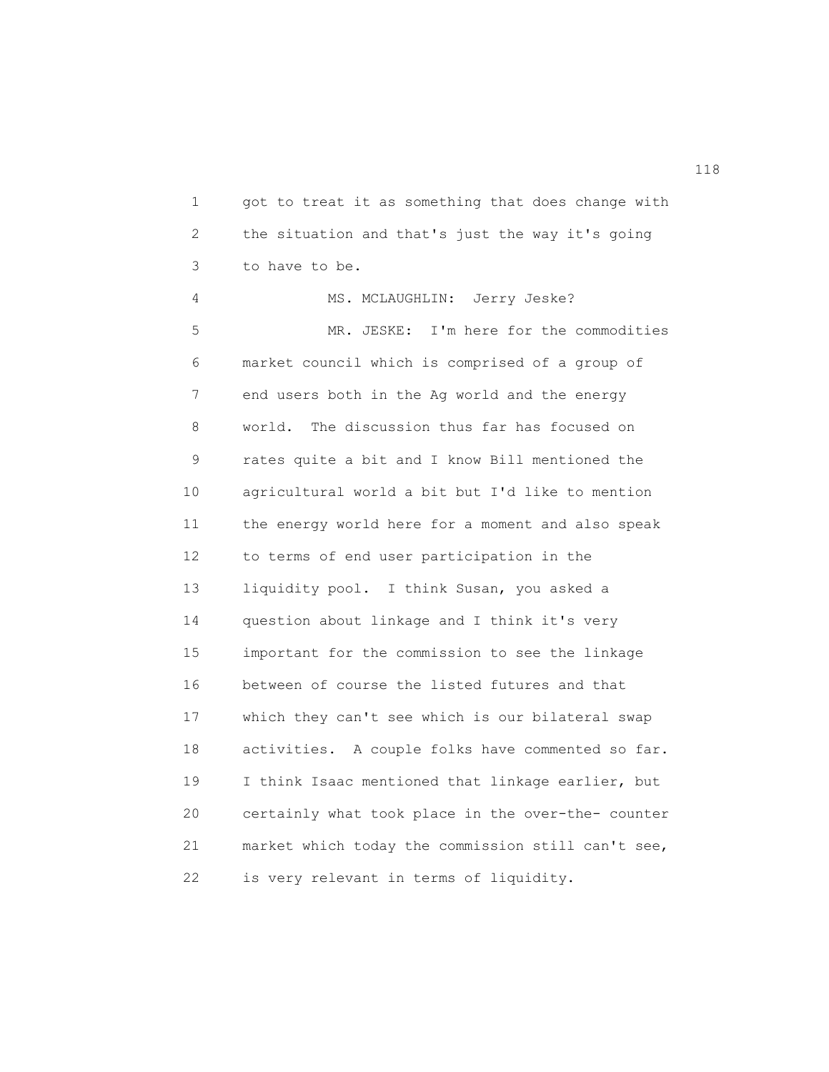got to treat it as something that does change with the situation and that's just the way it's going to have to be.

MS. MCLAUGHLIN: Jerry Jeske?

MR. JESKE: I'm here for the commodities market council which is comprised of a group of end users both in the Ag world and the energy world. The discussion thus far has focused on rates quite a bit and I know Bill mentioned the agricultural world a bit but I'd like to mention the energy world here for a moment and also speak to terms of end user participation in the liquidity pool. I think Susan, you asked a question about linkage and I think it's very important for the commission to see the linkage between of course the listed futures and that which they can't see which is our bilateral swap activities. A couple folks have commented so far. I think Isaac mentioned that linkage earlier, but certainly what took place in the over-the- counter market which today the commission still can't see, is very relevant in terms of liquidity.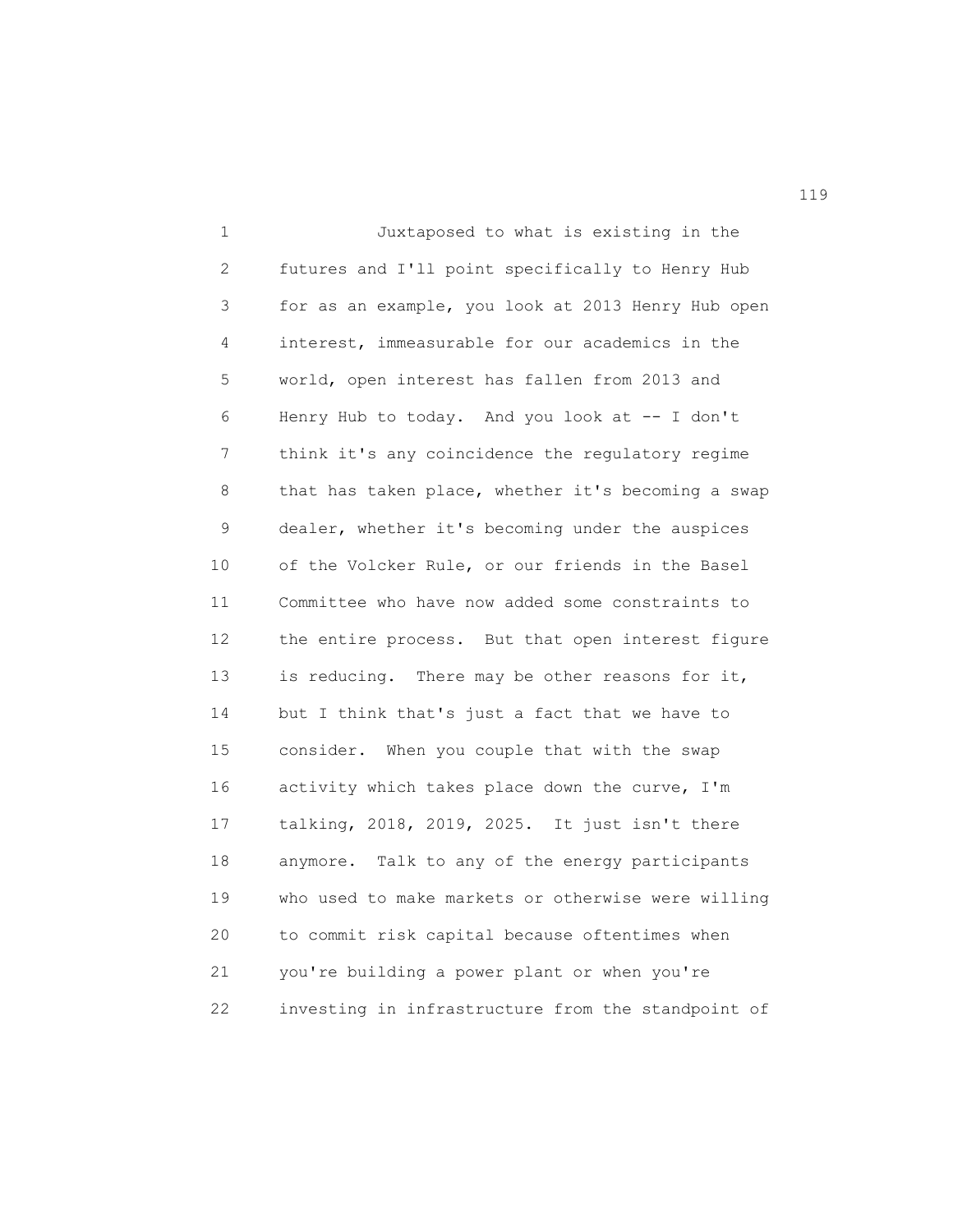Juxtaposed to what is existing in the futures and I'll point specifically to Henry Hub for as an example, you look at 2013 Henry Hub open interest, immeasurable for our academics in the world, open interest has fallen from 2013 and Henry Hub to today. And you look at -- I don't think it's any coincidence the regulatory regime that has taken place, whether it's becoming a swap dealer, whether it's becoming under the auspices of the Volcker Rule, or our friends in the Basel Committee who have now added some constraints to the entire process. But that open interest figure is reducing. There may be other reasons for it, but I think that's just a fact that we have to consider. When you couple that with the swap activity which takes place down the curve, I'm talking, 2018, 2019, 2025. It just isn't there anymore. Talk to any of the energy participants who used to make markets or otherwise were willing to commit risk capital because oftentimes when you're building a power plant or when you're investing in infrastructure from the standpoint of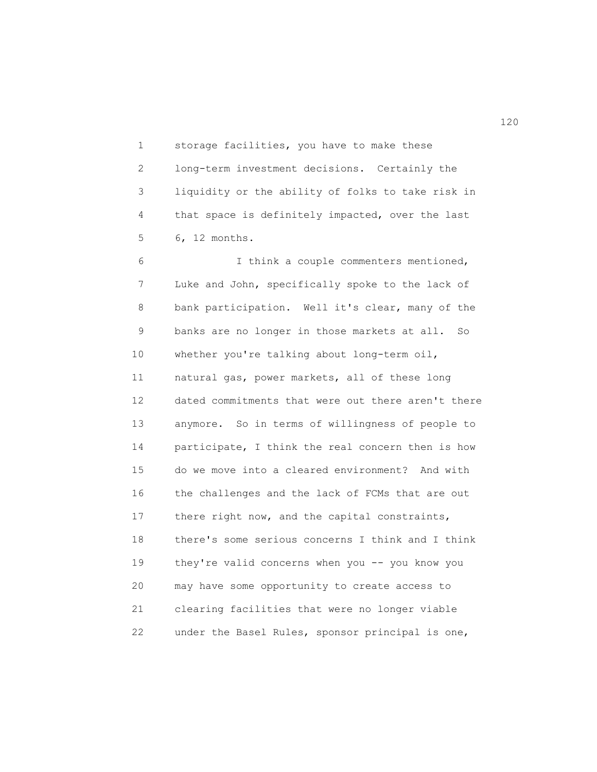storage facilities, you have to make these long-term investment decisions. Certainly the liquidity or the ability of folks to take risk in that space is definitely impacted, over the last 6, 12 months.

I think a couple commenters mentioned, Luke and John, specifically spoke to the lack of bank participation. Well it's clear, many of the banks are no longer in those markets at all. So whether you're talking about long-term oil, natural gas, power markets, all of these long dated commitments that were out there aren't there anymore. So in terms of willingness of people to participate, I think the real concern then is how do we move into a cleared environment? And with the challenges and the lack of FCMs that are out there right now, and the capital constraints, there's some serious concerns I think and I think they're valid concerns when you -- you know you may have some opportunity to create access to clearing facilities that were no longer viable under the Basel Rules, sponsor principal is one,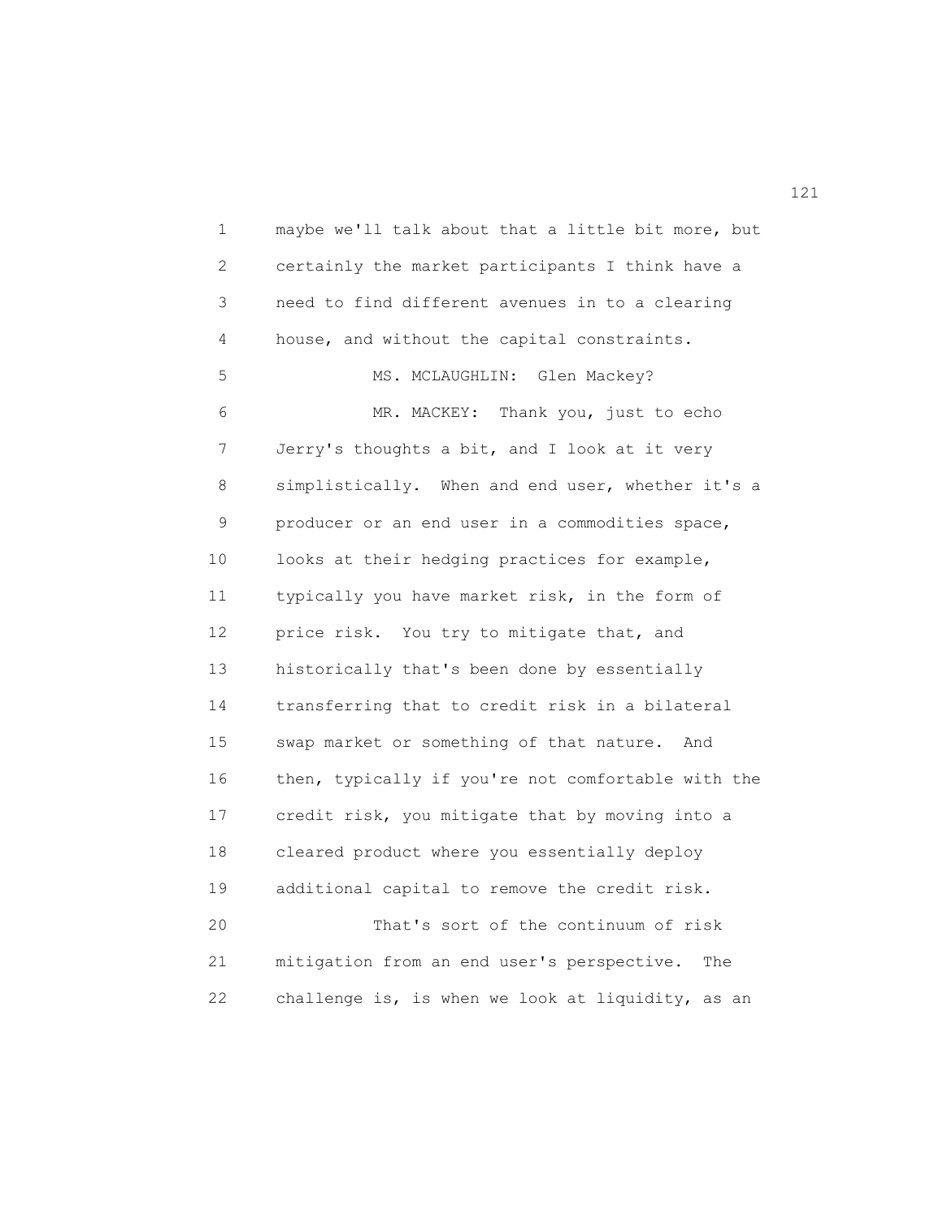maybe we'll talk about that a little bit more, but certainly the market participants I think have a need to find different avenues in to a clearing house, and without the capital constraints.

MS. MCLAUGHLIN: Glen Mackey?

MR. MACKEY: Thank you, just to echo Jerry's thoughts a bit, and I look at it very simplistically. When and end user, whether it's a producer or an end user in a commodities space, looks at their hedging practices for example, typically you have market risk, in the form of price risk. You try to mitigate that, and historically that's been done by essentially transferring that to credit risk in a bilateral swap market or something of that nature. And then, typically if you're not comfortable with the credit risk, you mitigate that by moving into a cleared product where you essentially deploy additional capital to remove the credit risk.

That's sort of the continuum of risk mitigation from an end user's perspective. The challenge is, is when we look at liquidity, as an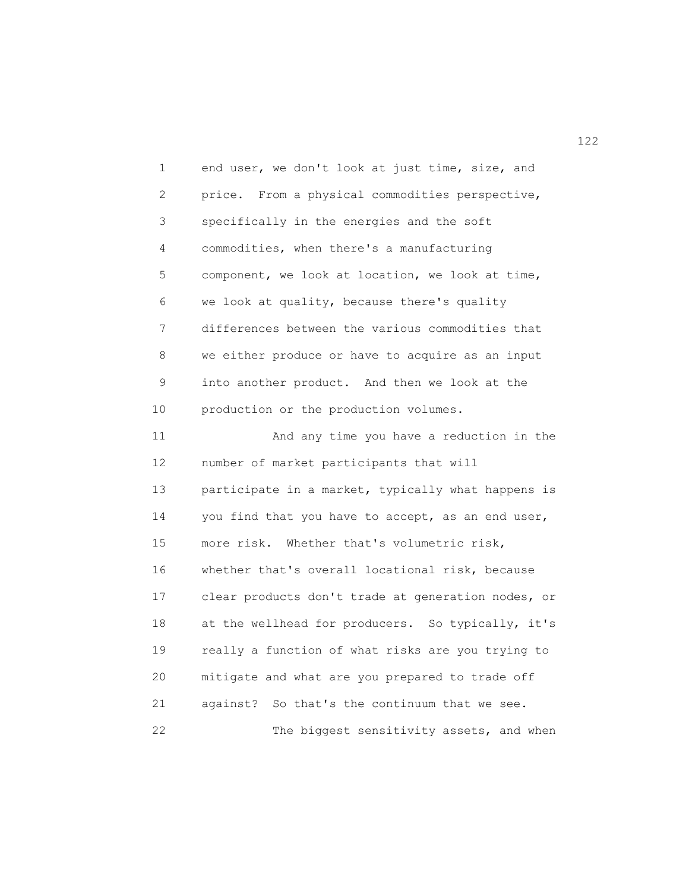end user, we don't look at just time, size, and price. From a physical commodities perspective, specifically in the energies and the soft commodities, when there's a manufacturing component, we look at location, we look at time, we look at quality, because there's quality differences between the various commodities that we either produce or have to acquire as an input into another product. And then we look at the production or the production volumes.

And any time you have a reduction in the number of market participants that will participate in a market, typically what happens is you find that you have to accept, as an end user, more risk. Whether that's volumetric risk, whether that's overall locational risk, because clear products don't trade at generation nodes, or at the wellhead for producers. So typically, it's really a function of what risks are you trying to mitigate and what are you prepared to trade off against? So that's the continuum that we see.

The biggest sensitivity assets, and when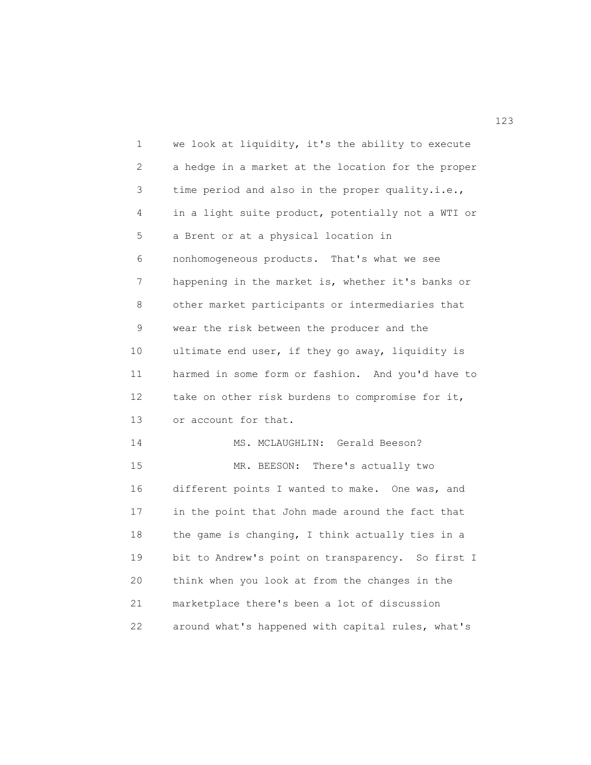we look at liquidity, it's the ability to execute a hedge in a market at the location for the proper time period and also in the proper quality.i.e., in a light suite product, potentially not a WTI or a Brent or at a physical location in nonhomogeneous products. That's what we see happening in the market is, whether it's banks or other market participants or intermediaries that wear the risk between the producer and the ultimate end user, if they go away, liquidity is harmed in some form or fashion. And you'd have to take on other risk burdens to compromise for it, or account for that.

MS. MCLAUGHLIN: Gerald Beeson?

MR. BEESON: There's actually two different points I wanted to make. One was, and in the point that John made around the fact that the game is changing, I think actually ties in a bit to Andrew's point on transparency. So first I think when you look at from the changes in the marketplace there's been a lot of discussion around what's happened with capital rules, what's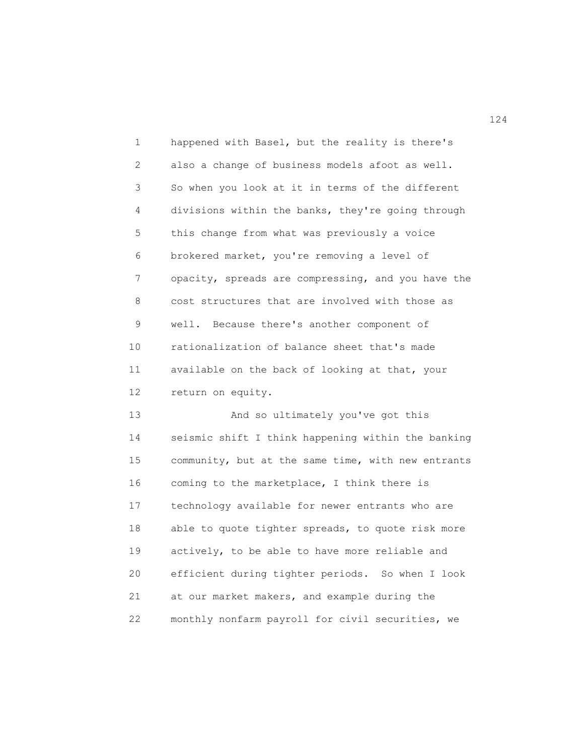happened with Basel, but the reality is there's also a change of business models afoot as well. So when you look at it in terms of the different divisions within the banks, they're going through this change from what was previously a voice brokered market, you're removing a level of opacity, spreads are compressing, and you have the cost structures that are involved with those as well. Because there's another component of rationalization of balance sheet that's made available on the back of looking at that, your return on equity.

And so ultimately you've got this seismic shift I think happening within the banking community, but at the same time, with new entrants coming to the marketplace, I think there is technology available for newer entrants who are able to quote tighter spreads, to quote risk more actively, to be able to have more reliable and efficient during tighter periods. So when I look at our market makers, and example during the monthly nonfarm payroll for civil securities, we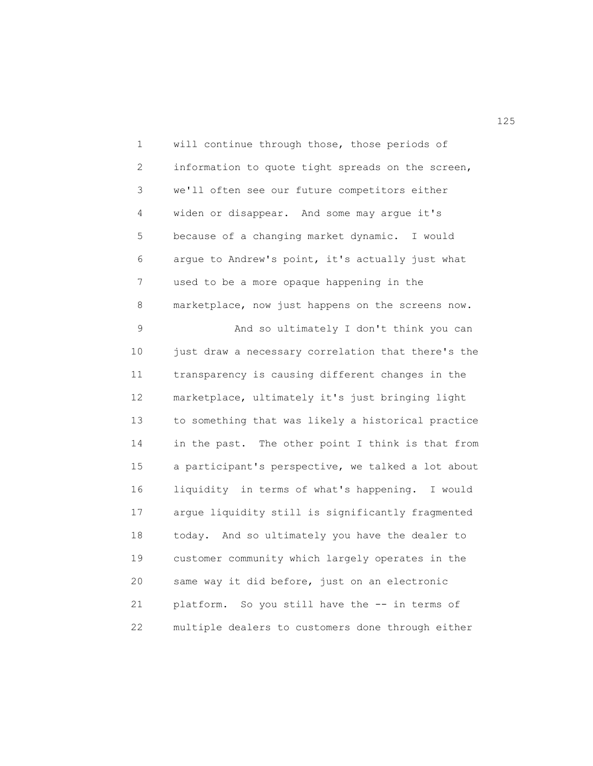will continue through those, those periods of information to quote tight spreads on the screen, we'll often see our future competitors either widen or disappear. And some may argue it's because of a changing market dynamic. I would argue to Andrew's point, it's actually just what used to be a more opaque happening in the marketplace, now just happens on the screens now.

And so ultimately I don't think you can just draw a necessary correlation that there's the transparency is causing different changes in the marketplace, ultimately it's just bringing light to something that was likely a historical practice in the past. The other point I think is that from a participant's perspective, we talked a lot about liquidity in terms of what's happening. I would argue liquidity still is significantly fragmented today. And so ultimately you have the dealer to customer community which largely operates in the same way it did before, just on an electronic platform. So you still have the -- in terms of multiple dealers to customers done through either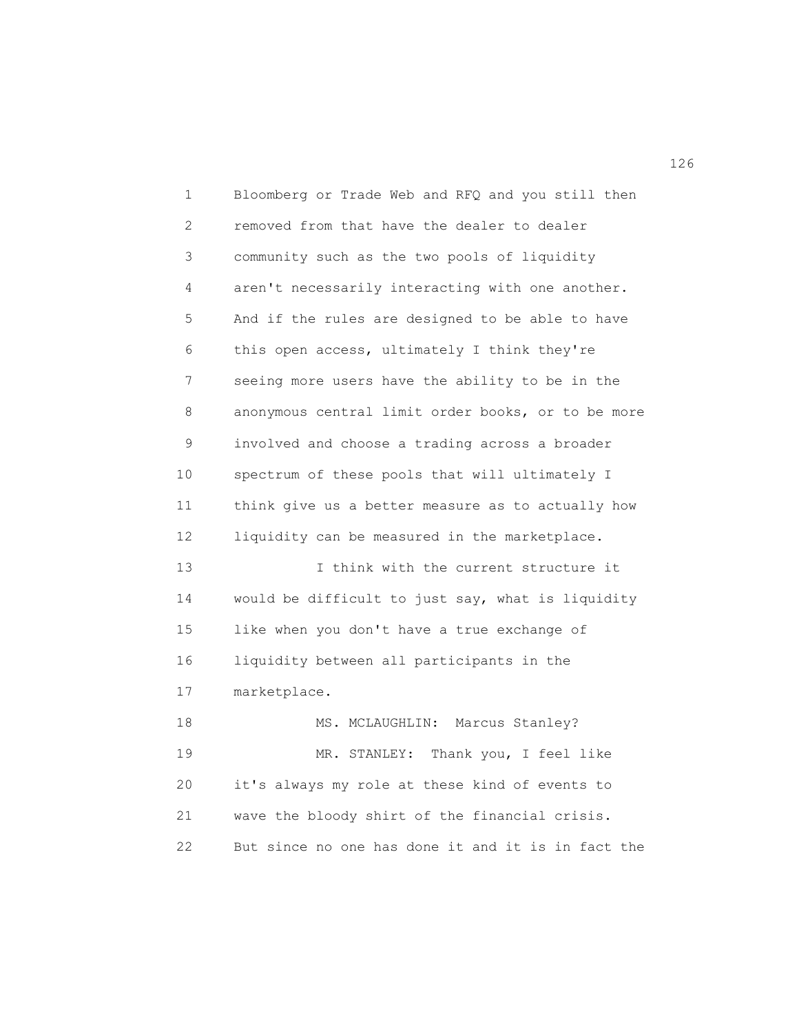Bloomberg or Trade Web and RFQ and you still then removed from that have the dealer to dealer community such as the two pools of liquidity aren't necessarily interacting with one another. And if the rules are designed to be able to have this open access, ultimately I think they're seeing more users have the ability to be in the anonymous central limit order books, or to be more involved and choose a trading across a broader spectrum of these pools that will ultimately I think give us a better measure as to actually how liquidity can be measured in the marketplace.

I think with the current structure it would be difficult to just say, what is liquidity like when you don't have a true exchange of liquidity between all participants in the marketplace.

MS. MCLAUGHLIN: Marcus Stanley?

MR. STANLEY: Thank you, I feel like it's always my role at these kind of events to wave the bloody shirt of the financial crisis. But since no one has done it and it is in fact the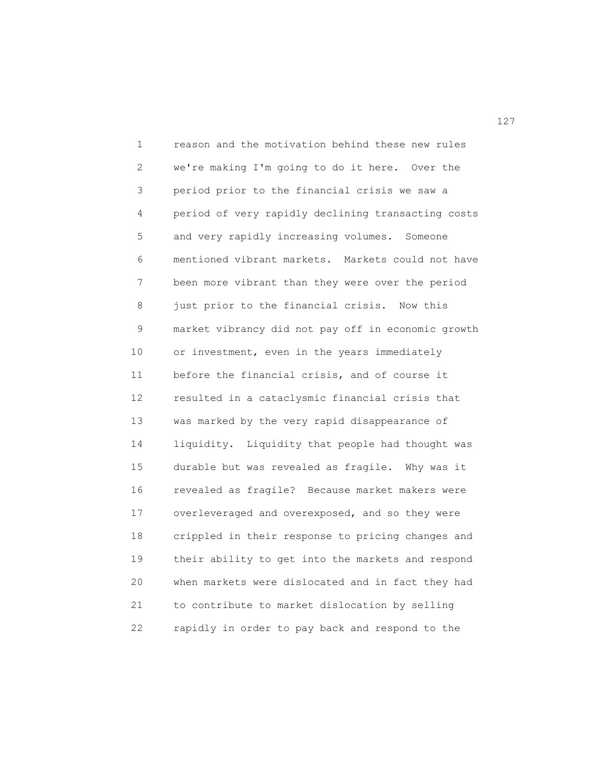reason and the motivation behind these new rules we're making I'm going to do it here. Over the period prior to the financial crisis we saw a period of very rapidly declining transacting costs and very rapidly increasing volumes. Someone mentioned vibrant markets. Markets could not have been more vibrant than they were over the period just prior to the financial crisis. Now this market vibrancy did not pay off in economic growth or investment, even in the years immediately before the financial crisis, and of course it resulted in a cataclysmic financial crisis that was marked by the very rapid disappearance of liquidity. Liquidity that people had thought was durable but was revealed as fragile. Why was it revealed as fragile? Because market makers were overleveraged and overexposed, and so they were crippled in their response to pricing changes and their ability to get into the markets and respond when markets were dislocated and in fact they had to contribute to market dislocation by selling rapidly in order to pay back and respond to the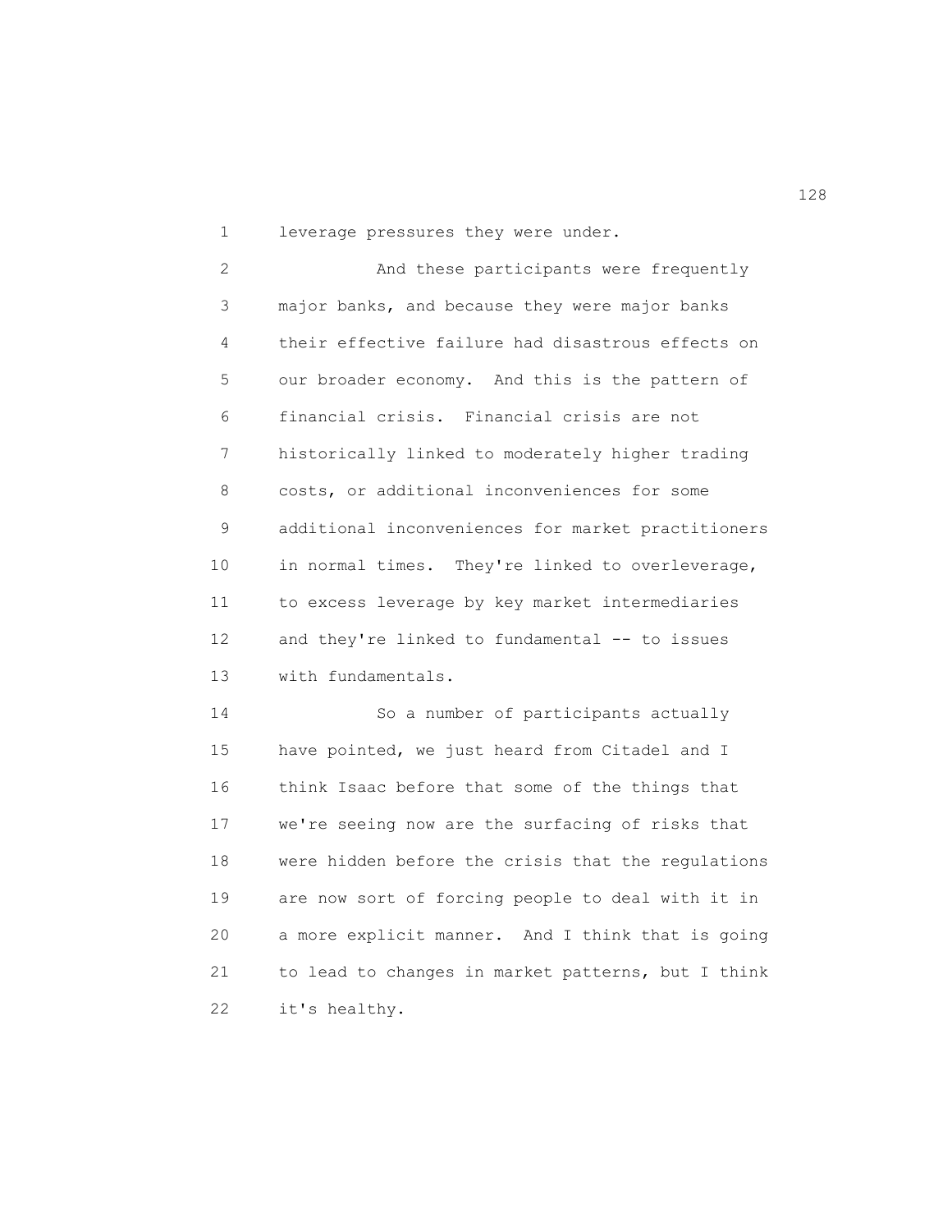leverage pressures they were under.

And these participants were frequently major banks, and because they were major banks their effective failure had disastrous effects on our broader economy. And this is the pattern of financial crisis. Financial crisis are not historically linked to moderately higher trading costs, or additional inconveniences for some additional inconveniences for market practitioners in normal times. They're linked to overleverage, to excess leverage by key market intermediaries and they're linked to fundamental -- to issues with fundamentals.

So a number of participants actually have pointed, we just heard from Citadel and I think Isaac before that some of the things that we're seeing now are the surfacing of risks that were hidden before the crisis that the regulations are now sort of forcing people to deal with it in a more explicit manner. And I think that is going to lead to changes in market patterns, but I think it's healthy.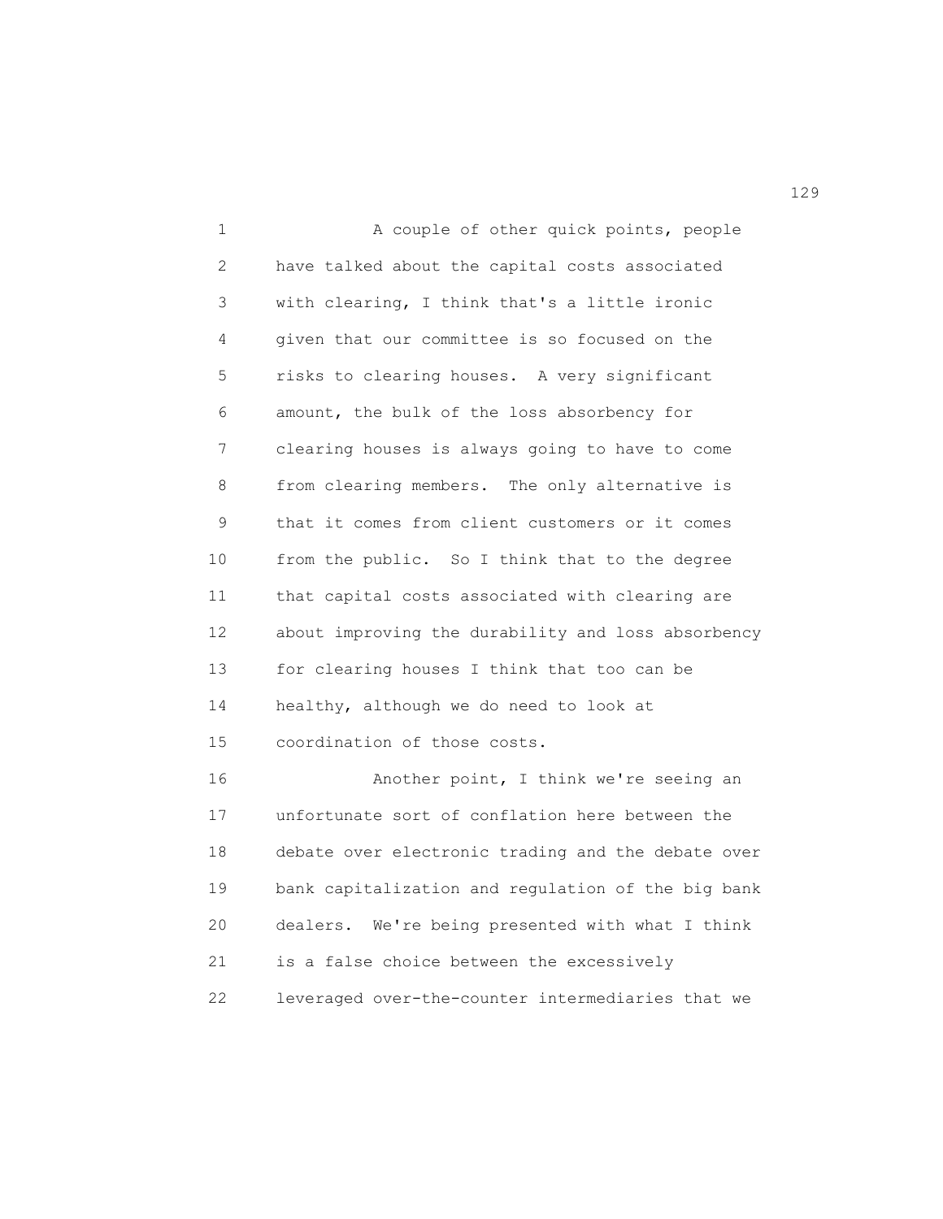A couple of other quick points, people have talked about the capital costs associated with clearing, I think that's a little ironic given that our committee is so focused on the risks to clearing houses. A very significant amount, the bulk of the loss absorbency for clearing houses is always going to have to come from clearing members. The only alternative is that it comes from client customers or it comes from the public. So I think that to the degree that capital costs associated with clearing are about improving the durability and loss absorbency for clearing houses I think that too can be healthy, although we do need to look at coordination of those costs.

Another point, I think we're seeing an unfortunate sort of conflation here between the debate over electronic trading and the debate over bank capitalization and regulation of the big bank dealers. We're being presented with what I think is a false choice between the excessively leveraged over-the-counter intermediaries that we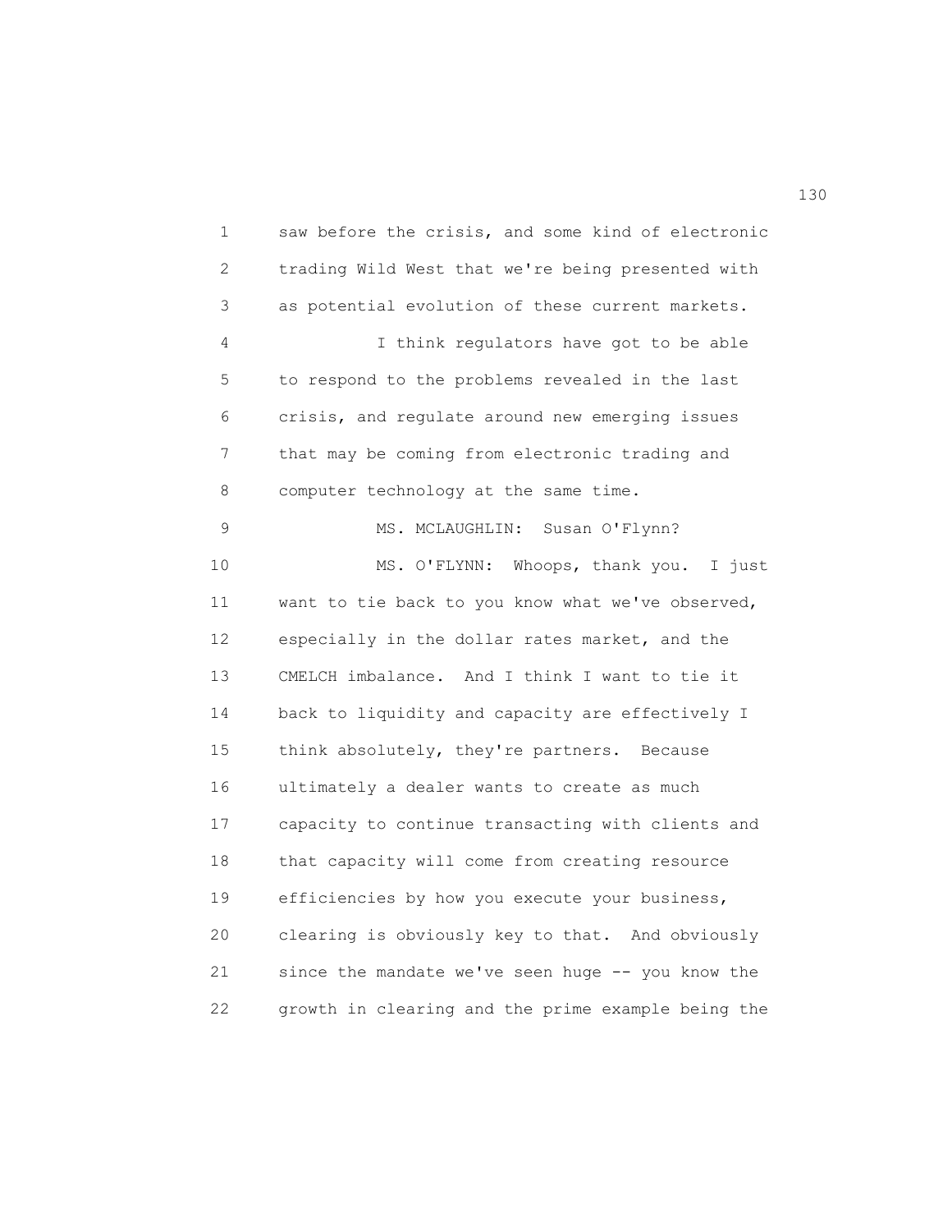saw before the crisis, and some kind of electronic trading Wild West that we're being presented with as potential evolution of these current markets.

I think regulators have got to be able to respond to the problems revealed in the last crisis, and regulate around new emerging issues that may be coming from electronic trading and computer technology at the same time.

MS. MCLAUGHLIN: Susan O'Flynn?

MS. O'FLYNN: Whoops, thank you. I just want to tie back to you know what we've observed, especially in the dollar rates market, and the CMELCH imbalance. And I think I want to tie it back to liquidity and capacity are effectively I think absolutely, they're partners. Because ultimately a dealer wants to create as much capacity to continue transacting with clients and that capacity will come from creating resource efficiencies by how you execute your business, clearing is obviously key to that. And obviously since the mandate we've seen huge -- you know the growth in clearing and the prime example being the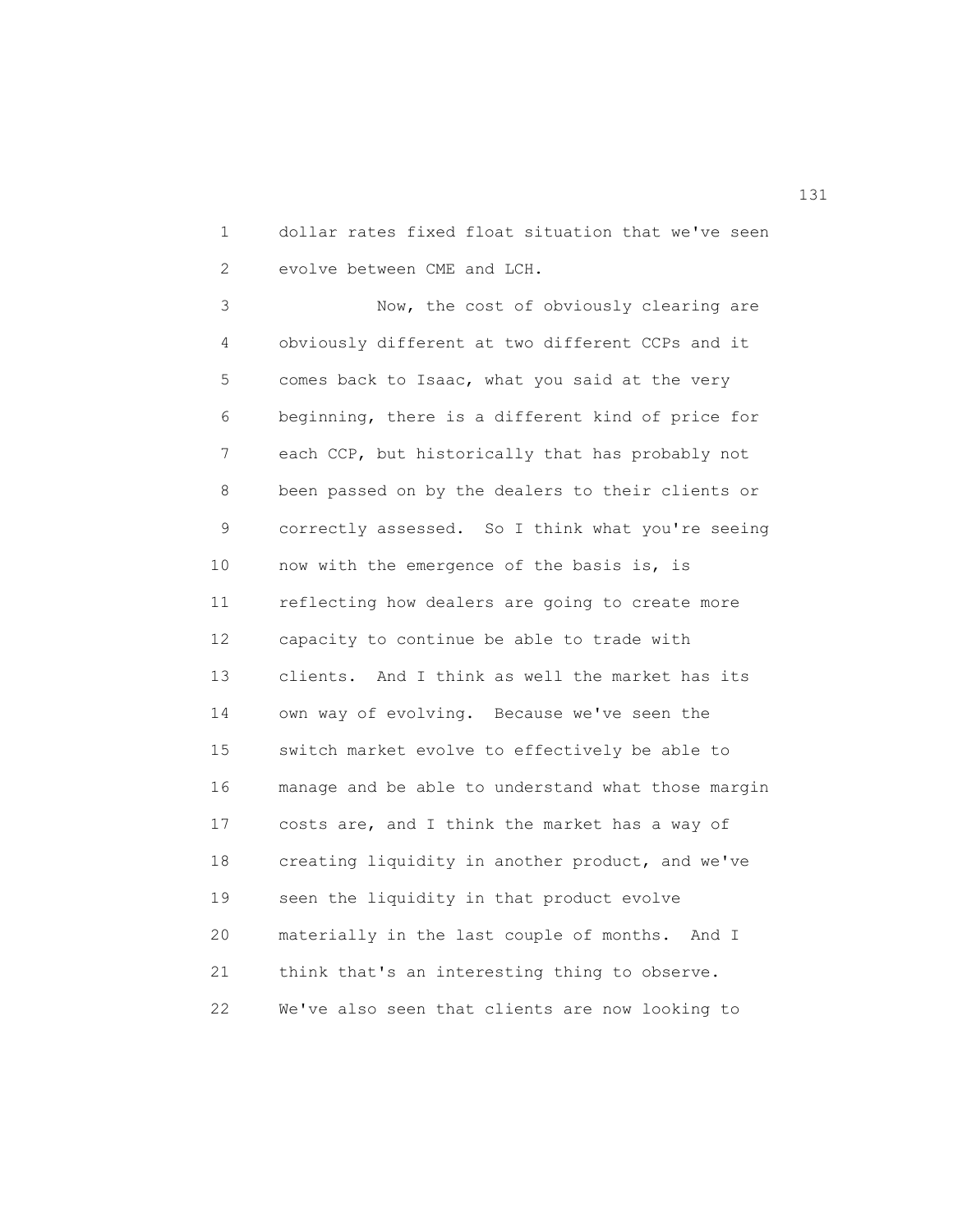dollar rates fixed float situation that we've seen evolve between CME and LCH.

Now, the cost of obviously clearing are obviously different at two different CCPs and it comes back to Isaac, what you said at the very beginning, there is a different kind of price for each CCP, but historically that has probably not been passed on by the dealers to their clients or correctly assessed. So I think what you're seeing now with the emergence of the basis is, is reflecting how dealers are going to create more capacity to continue be able to trade with clients. And I think as well the market has its own way of evolving. Because we've seen the switch market evolve to effectively be able to manage and be able to understand what those margin costs are, and I think the market has a way of creating liquidity in another product, and we've seen the liquidity in that product evolve materially in the last couple of months. And I think that's an interesting thing to observe. We've also seen that clients are now looking to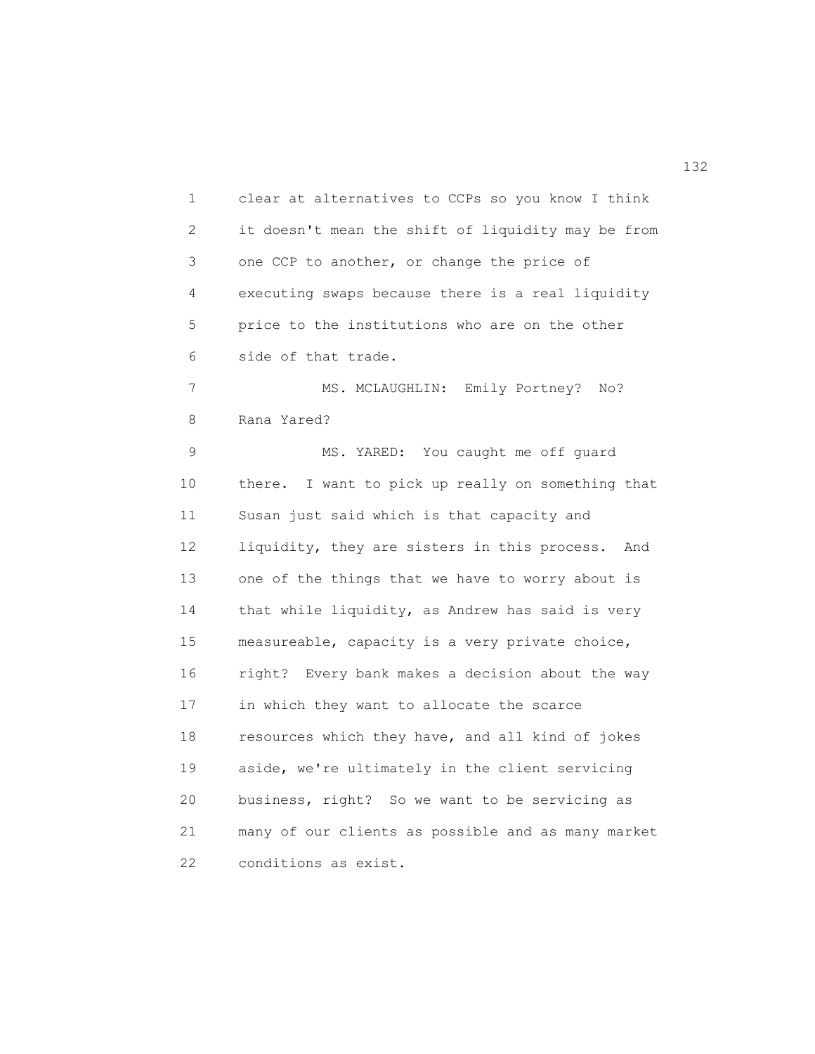clear at alternatives to CCPs so you know I think it doesn't mean the shift of liquidity may be from one CCP to another, or change the price of executing swaps because there is a real liquidity price to the institutions who are on the other side of that trade.

MS. MCLAUGHLIN: Emily Portney? No? Rana Yared?

MS. YARED: You caught me off guard there. I want to pick up really on something that Susan just said which is that capacity and liquidity, they are sisters in this process. And one of the things that we have to worry about is that while liquidity, as Andrew has said is very measureable, capacity is a very private choice, right? Every bank makes a decision about the way in which they want to allocate the scarce resources which they have, and all kind of jokes aside, we're ultimately in the client servicing business, right? So we want to be servicing as many of our clients as possible and as many market conditions as exist.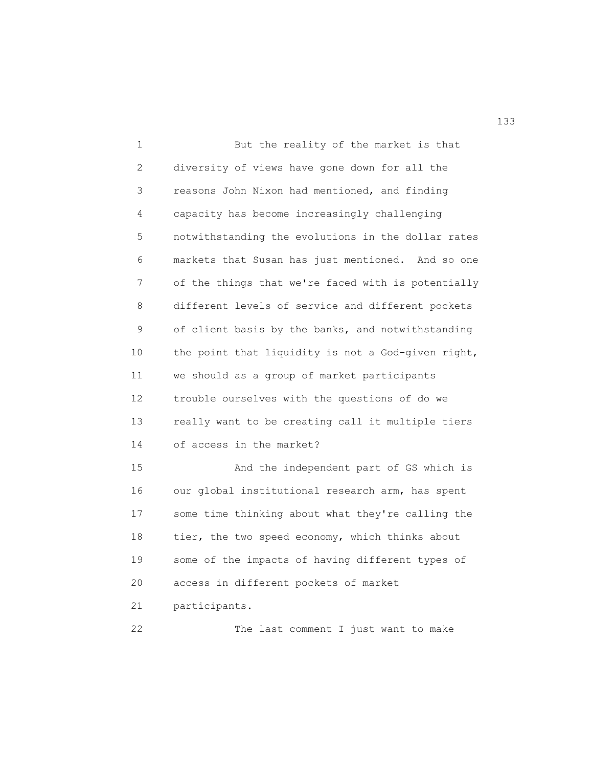But the reality of the market is that diversity of views have gone down for all the reasons John Nixon had mentioned, and finding capacity has become increasingly challenging notwithstanding the evolutions in the dollar rates markets that Susan has just mentioned. And so one of the things that we're faced with is potentially different levels of service and different pockets of client basis by the banks, and notwithstanding the point that liquidity is not a God-given right, we should as a group of market participants trouble ourselves with the questions of do we really want to be creating call it multiple tiers of access in the market?

And the independent part of GS which is our global institutional research arm, has spent some time thinking about what they're calling the tier, the two speed economy, which thinks about some of the impacts of having different types of access in different pockets of market participants.

The last comment I just want to make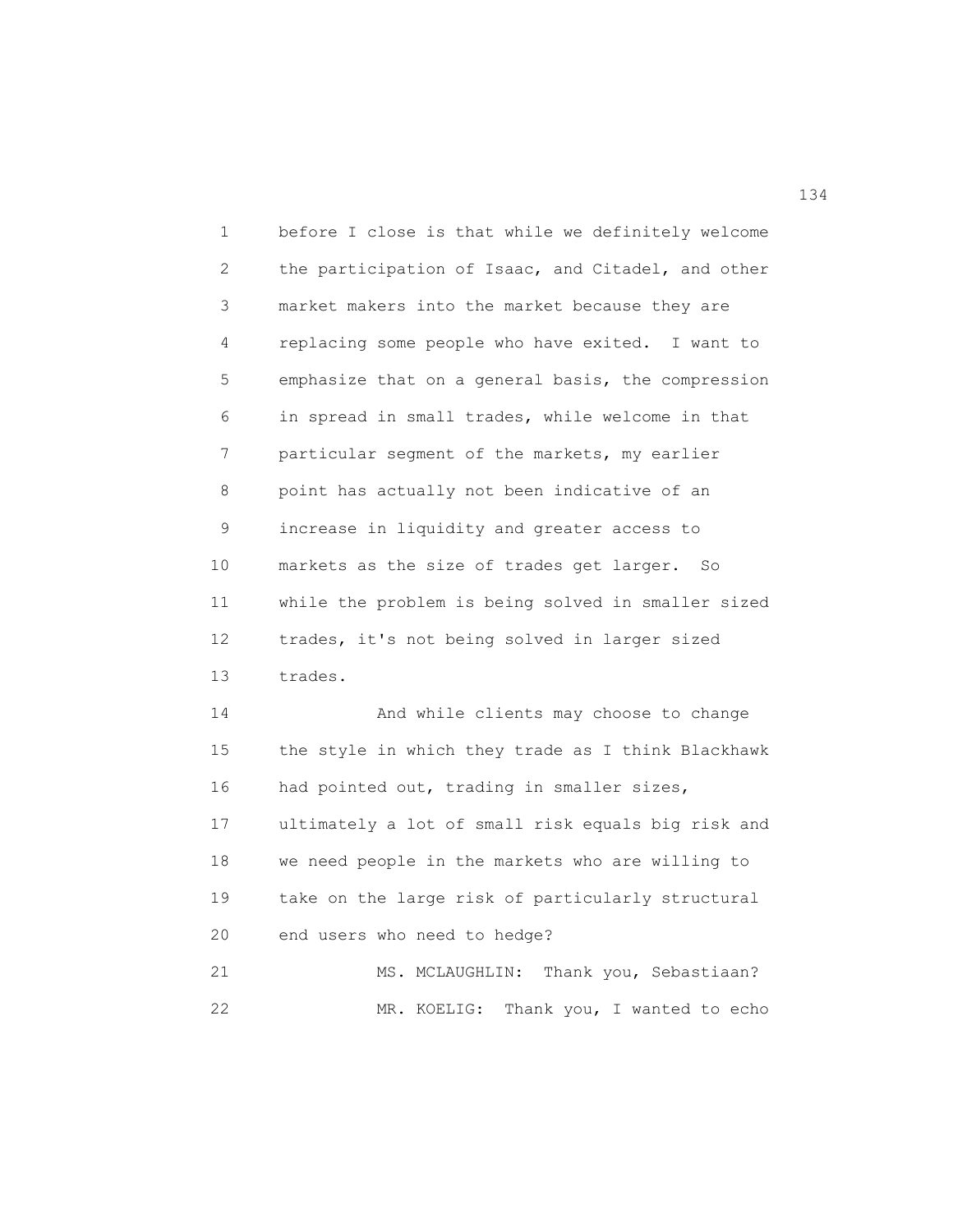before I close is that while we definitely welcome the participation of Isaac, and Citadel, and other market makers into the market because they are replacing some people who have exited. I want to emphasize that on a general basis, the compression in spread in small trades, while welcome in that particular segment of the markets, my earlier point has actually not been indicative of an increase in liquidity and greater access to markets as the size of trades get larger. So while the problem is being solved in smaller sized trades, it's not being solved in larger sized trades.

And while clients may choose to change the style in which they trade as I think Blackhawk had pointed out, trading in smaller sizes, ultimately a lot of small risk equals big risk and we need people in the markets who are willing to take on the large risk of particularly structural end users who need to hedge?

MS. MCLAUGHLIN: Thank you, Sebastiaan?

MR. KOELIG: Thank you, I wanted to echo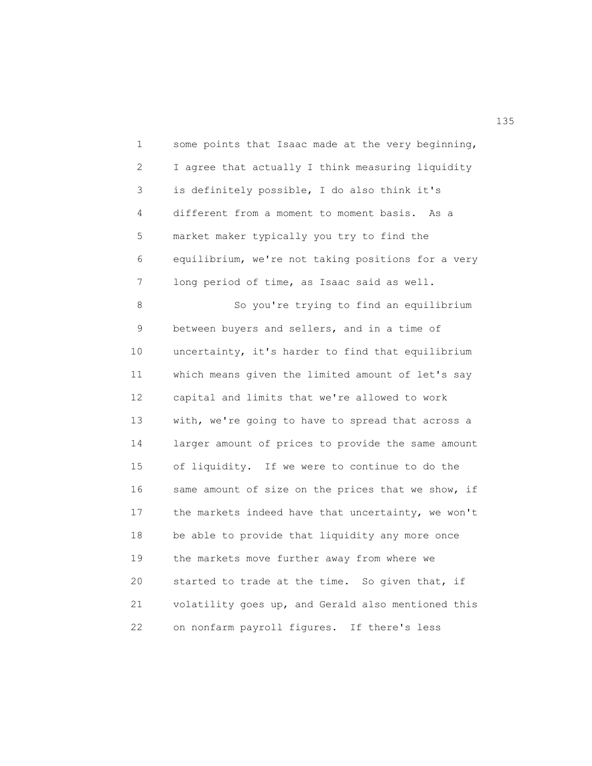some points that Isaac made at the very beginning, I agree that actually I think measuring liquidity is definitely possible, I do also think it's different from a moment to moment basis. As a market maker typically you try to find the equilibrium, we're not taking positions for a very long period of time, as Isaac said as well.

So you're trying to find an equilibrium between buyers and sellers, and in a time of uncertainty, it's harder to find that equilibrium which means given the limited amount of let's say capital and limits that we're allowed to work with, we're going to have to spread that across a larger amount of prices to provide the same amount of liquidity. If we were to continue to do the same amount of size on the prices that we show, if the markets indeed have that uncertainty, we won't be able to provide that liquidity any more once the markets move further away from where we started to trade at the time. So given that, if volatility goes up, and Gerald also mentioned this on nonfarm payroll figures. If there's less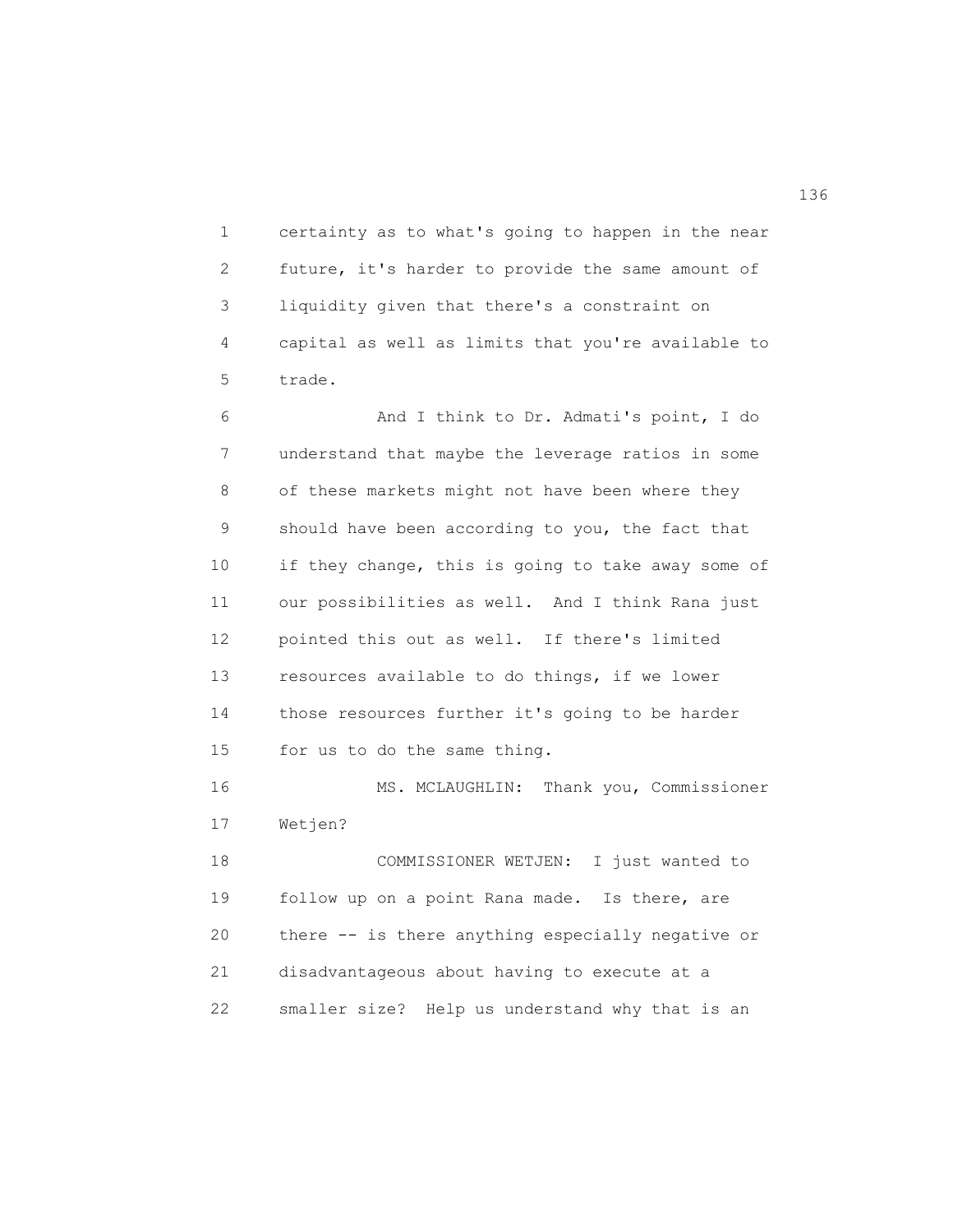certainty as to what's going to happen in the near future, it's harder to provide the same amount of liquidity given that there's a constraint on capital as well as limits that you're available to trade.

And I think to Dr. Admati's point, I do understand that maybe the leverage ratios in some of these markets might not have been where they should have been according to you, the fact that if they change, this is going to take away some of our possibilities as well. And I think Rana just pointed this out as well. If there's limited resources available to do things, if we lower those resources further it's going to be harder for us to do the same thing.

MS. MCLAUGHLIN: Thank you, Commissioner Wetjen?

COMMISSIONER WETJEN: I just wanted to follow up on a point Rana made. Is there, are there -- is there anything especially negative or disadvantageous about having to execute at a smaller size? Help us understand why that is an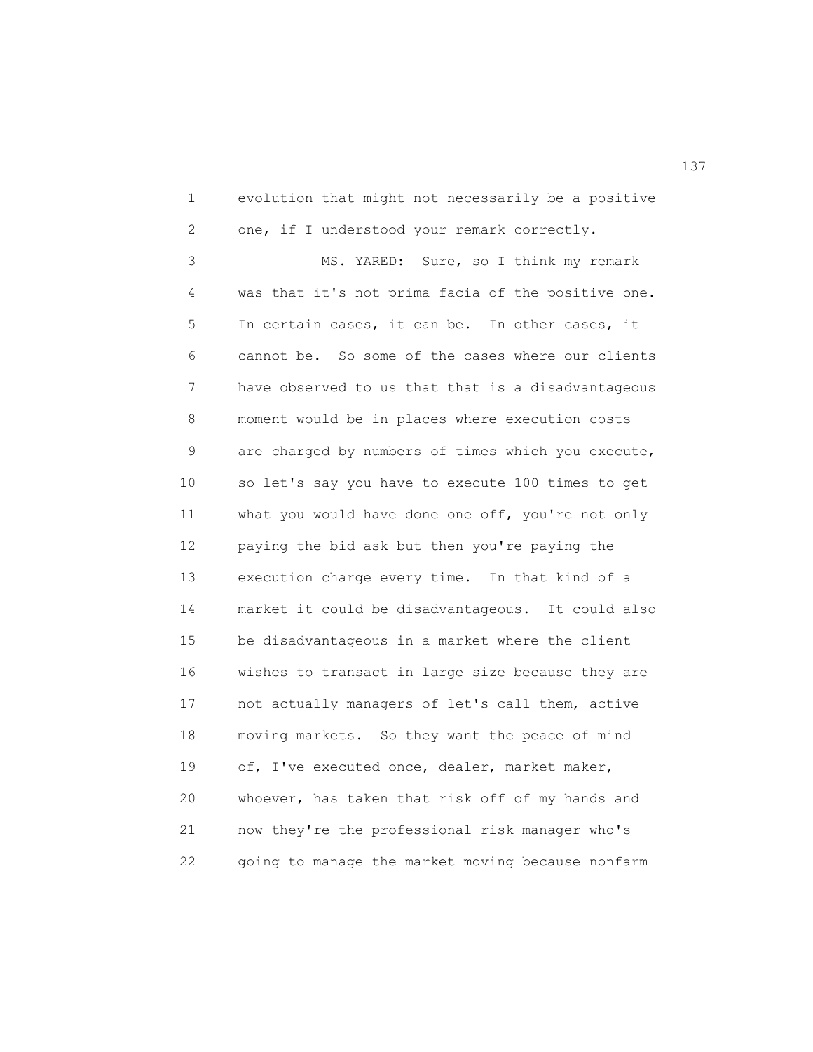evolution that might not necessarily be a positive one, if I understood your remark correctly.

MS. YARED: Sure, so I think my remark was that it's not prima facia of the positive one. In certain cases, it can be. In other cases, it cannot be. So some of the cases where our clients have observed to us that that is a disadvantageous moment would be in places where execution costs are charged by numbers of times which you execute, so let's say you have to execute 100 times to get what you would have done one off, you're not only paying the bid ask but then you're paying the execution charge every time. In that kind of a market it could be disadvantageous. It could also be disadvantageous in a market where the client wishes to transact in large size because they are not actually managers of let's call them, active moving markets. So they want the peace of mind of, I've executed once, dealer, market maker, whoever, has taken that risk off of my hands and now they're the professional risk manager who's going to manage the market moving because nonfarm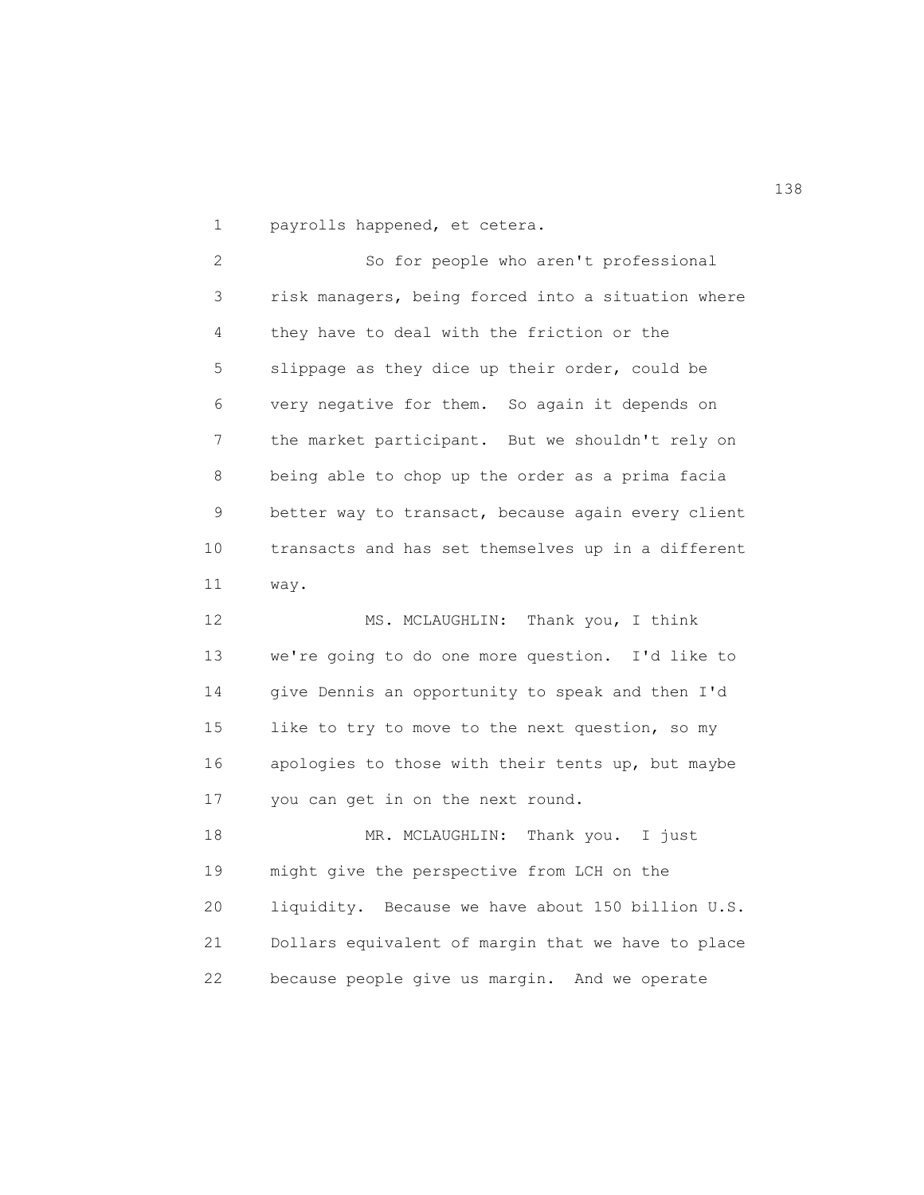payrolls happened, et cetera.

So for people who aren't professional risk managers, being forced into a situation where they have to deal with the friction or the slippage as they dice up their order, could be very negative for them. So again it depends on the market participant. But we shouldn't rely on being able to chop up the order as a prima facia better way to transact, because again every client transacts and has set themselves up in a different way.

MS. MCLAUGHLIN: Thank you, I think we're going to do one more question. I'd like to give Dennis an opportunity to speak and then I'd like to try to move to the next question, so my apologies to those with their tents up, but maybe you can get in on the next round.

MR. MCLAUGHLIN: Thank you. I just might give the perspective from LCH on the liquidity. Because we have about 150 billion U.S. Dollars equivalent of margin that we have to place because people give us margin. And we operate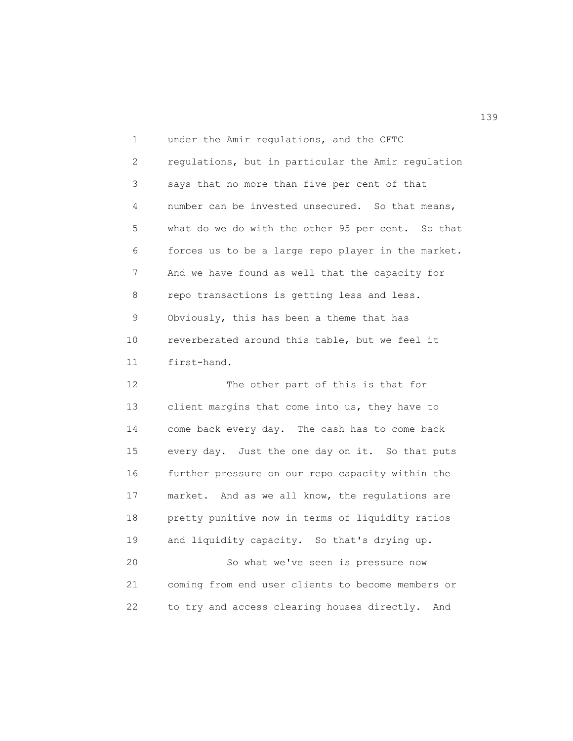under the Amir regulations, and the CFTC regulations, but in particular the Amir regulation says that no more than five per cent of that number can be invested unsecured. So that means, what do we do with the other 95 per cent. So that forces us to be a large repo player in the market. And we have found as well that the capacity for repo transactions is getting less and less. Obviously, this has been a theme that has reverberated around this table, but we feel it first-hand.

The other part of this is that for client margins that come into us, they have to come back every day. The cash has to come back every day. Just the one day on it. So that puts further pressure on our repo capacity within the market. And as we all know, the regulations are pretty punitive now in terms of liquidity ratios and liquidity capacity. So that's drying up.

So what we've seen is pressure now coming from end user clients to become members or to try and access clearing houses directly. And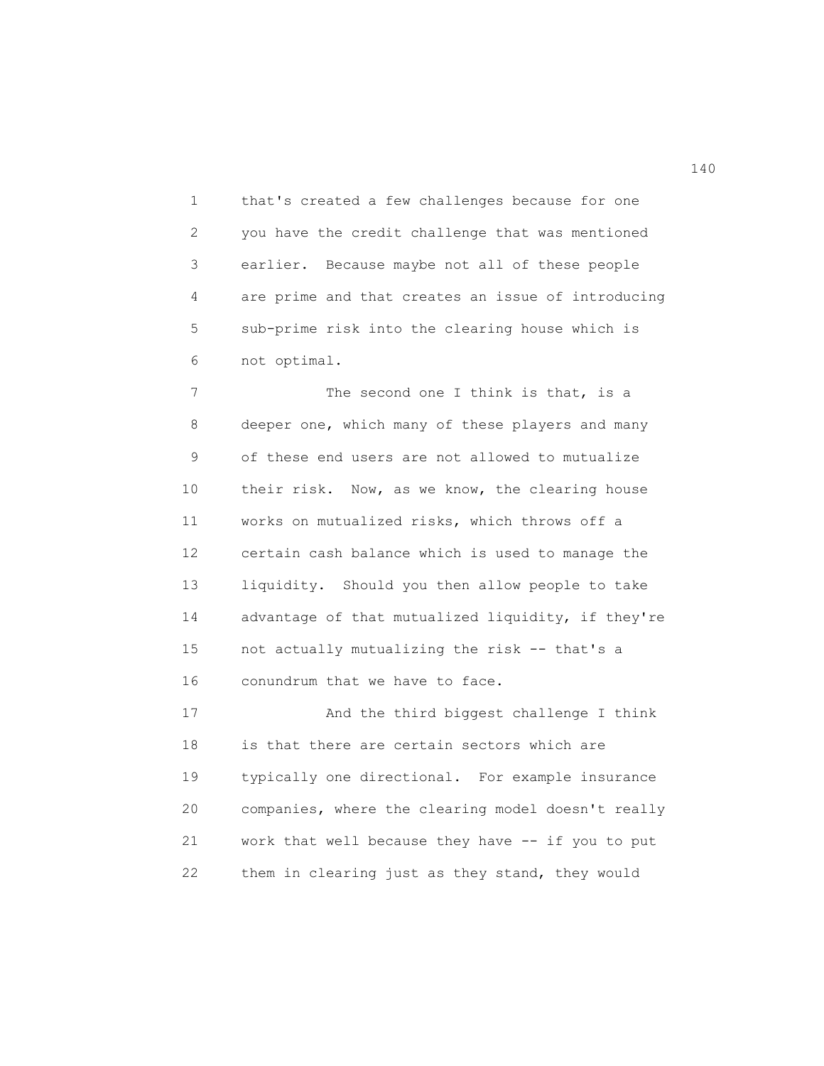that's created a few challenges because for one you have the credit challenge that was mentioned earlier. Because maybe not all of these people are prime and that creates an issue of introducing sub-prime risk into the clearing house which is not optimal.

The second one I think is that, is a deeper one, which many of these players and many of these end users are not allowed to mutualize their risk. Now, as we know, the clearing house works on mutualized risks, which throws off a certain cash balance which is used to manage the liquidity. Should you then allow people to take advantage of that mutualized liquidity, if they're not actually mutualizing the risk -- that's a conundrum that we have to face.

And the third biggest challenge I think is that there are certain sectors which are typically one directional. For example insurance companies, where the clearing model doesn't really work that well because they have -- if you to put them in clearing just as they stand, they would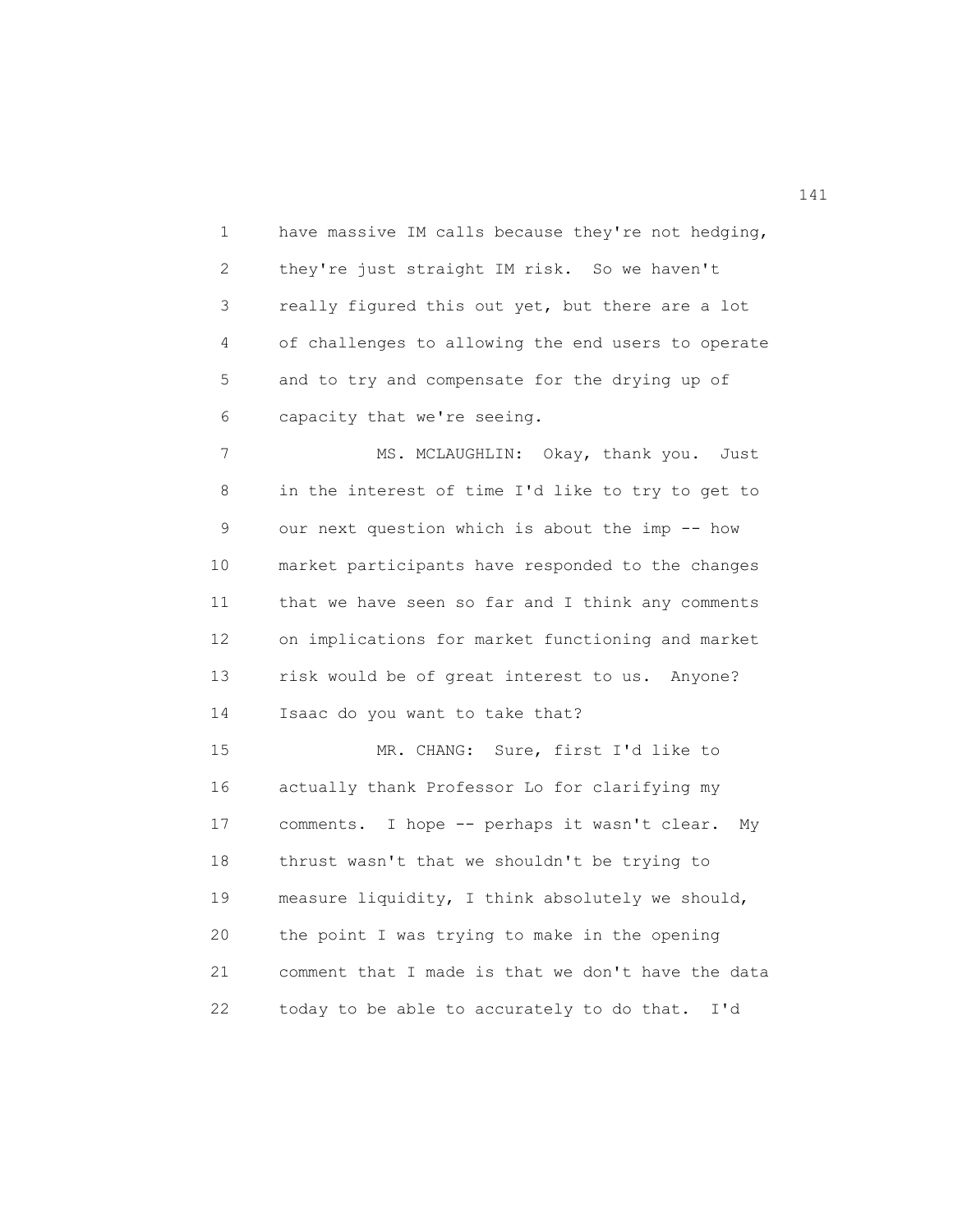have massive IM calls because they're not hedging, they're just straight IM risk. So we haven't really figured this out yet, but there are a lot of challenges to allowing the end users to operate and to try and compensate for the drying up of capacity that we're seeing.

MS. MCLAUGHLIN: Okay, thank you. Just in the interest of time I'd like to try to get to our next question which is about the imp -- how market participants have responded to the changes that we have seen so far and I think any comments on implications for market functioning and market risk would be of great interest to us. Anyone? Isaac do you want to take that?

MR. CHANG: Sure, first I'd like to actually thank Professor Lo for clarifying my comments. I hope -- perhaps it wasn't clear. My thrust wasn't that we shouldn't be trying to measure liquidity, I think absolutely we should, the point I was trying to make in the opening comment that I made is that we don't have the data today to be able to accurately to do that. I'd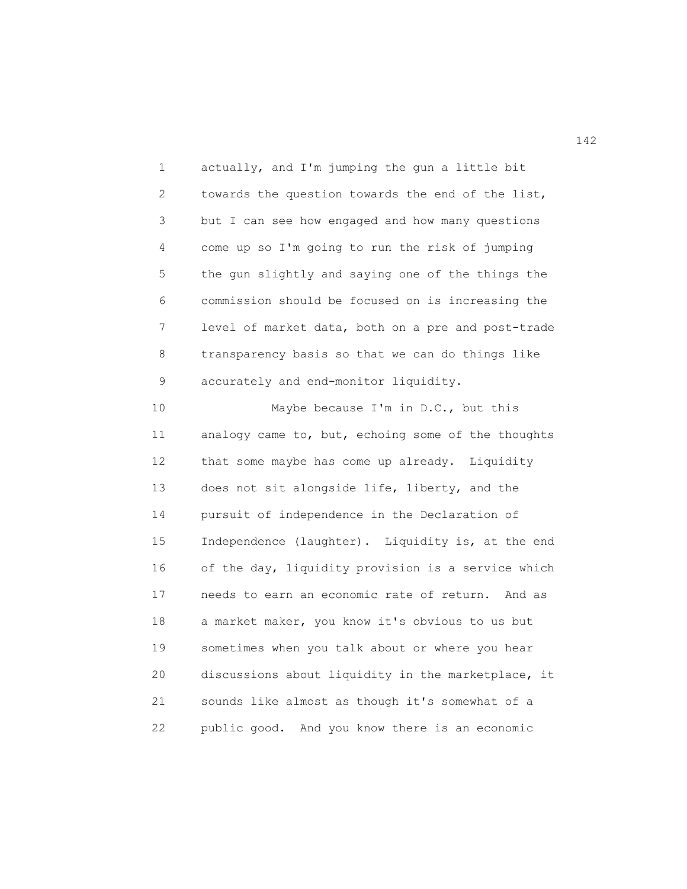actually, and I'm jumping the gun a little bit towards the question towards the end of the list, but I can see how engaged and how many questions come up so I'm going to run the risk of jumping the gun slightly and saying one of the things the commission should be focused on is increasing the level of market data, both on a pre and post-trade transparency basis so that we can do things like accurately and end-monitor liquidity.

Maybe because I'm in D.C., but this analogy came to, but, echoing some of the thoughts that some maybe has come up already. Liquidity does not sit alongside life, liberty, and the pursuit of independence in the Declaration of Independence (laughter). Liquidity is, at the end of the day, liquidity provision is a service which needs to earn an economic rate of return. And as a market maker, you know it's obvious to us but sometimes when you talk about or where you hear discussions about liquidity in the marketplace, it sounds like almost as though it's somewhat of a public good. And you know there is an economic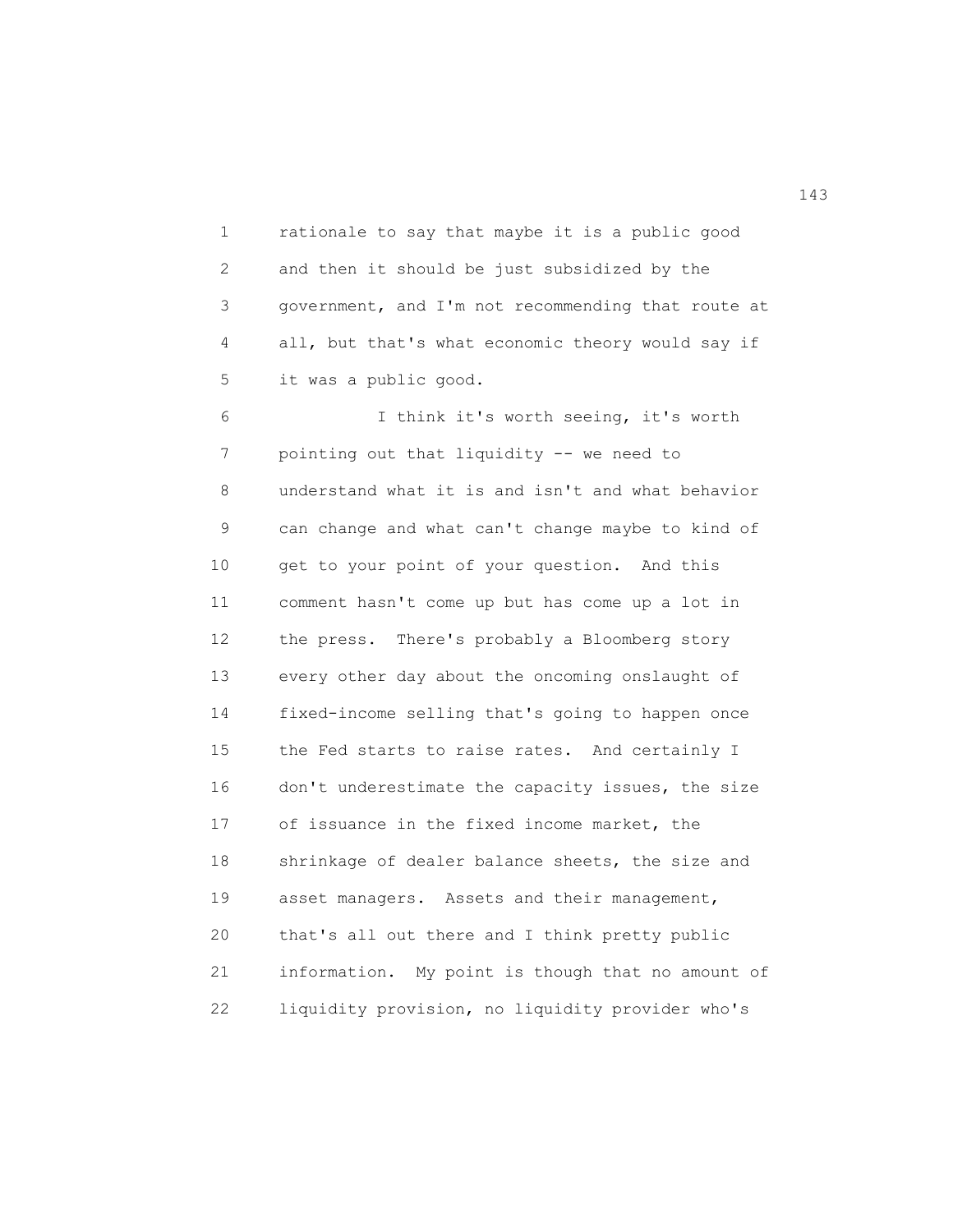rationale to say that maybe it is a public good and then it should be just subsidized by the government, and I'm not recommending that route at all, but that's what economic theory would say if it was a public good.

I think it's worth seeing, it's worth pointing out that liquidity -- we need to understand what it is and isn't and what behavior can change and what can't change maybe to kind of get to your point of your question. And this comment hasn't come up but has come up a lot in the press. There's probably a Bloomberg story every other day about the oncoming onslaught of fixed-income selling that's going to happen once the Fed starts to raise rates. And certainly I don't underestimate the capacity issues, the size of issuance in the fixed income market, the shrinkage of dealer balance sheets, the size and asset managers. Assets and their management, that's all out there and I think pretty public information. My point is though that no amount of liquidity provision, no liquidity provider who's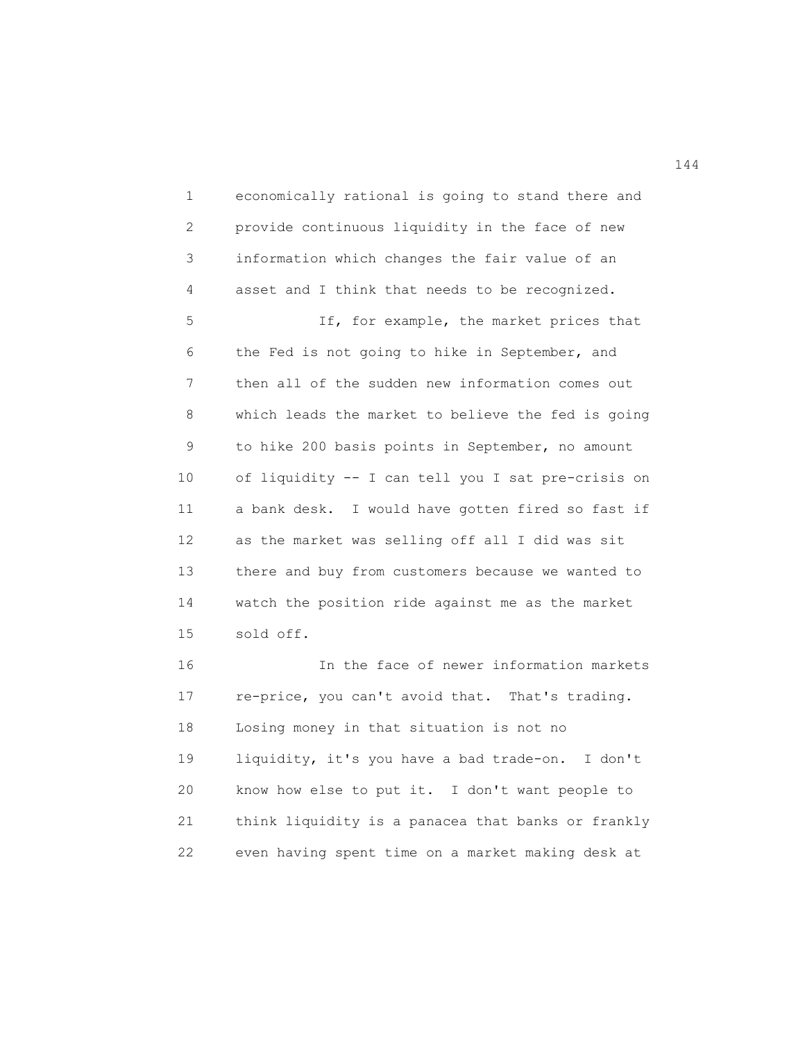economically rational is going to stand there and provide continuous liquidity in the face of new information which changes the fair value of an asset and I think that needs to be recognized.

If, for example, the market prices that the Fed is not going to hike in September, and then all of the sudden new information comes out which leads the market to believe the fed is going to hike 200 basis points in September, no amount of liquidity -- I can tell you I sat pre-crisis on a bank desk. I would have gotten fired so fast if as the market was selling off all I did was sit there and buy from customers because we wanted to watch the position ride against me as the market sold off.

In the face of newer information markets re-price, you can't avoid that. That's trading. Losing money in that situation is not no liquidity, it's you have a bad trade-on. I don't know how else to put it. I don't want people to think liquidity is a panacea that banks or frankly even having spent time on a market making desk at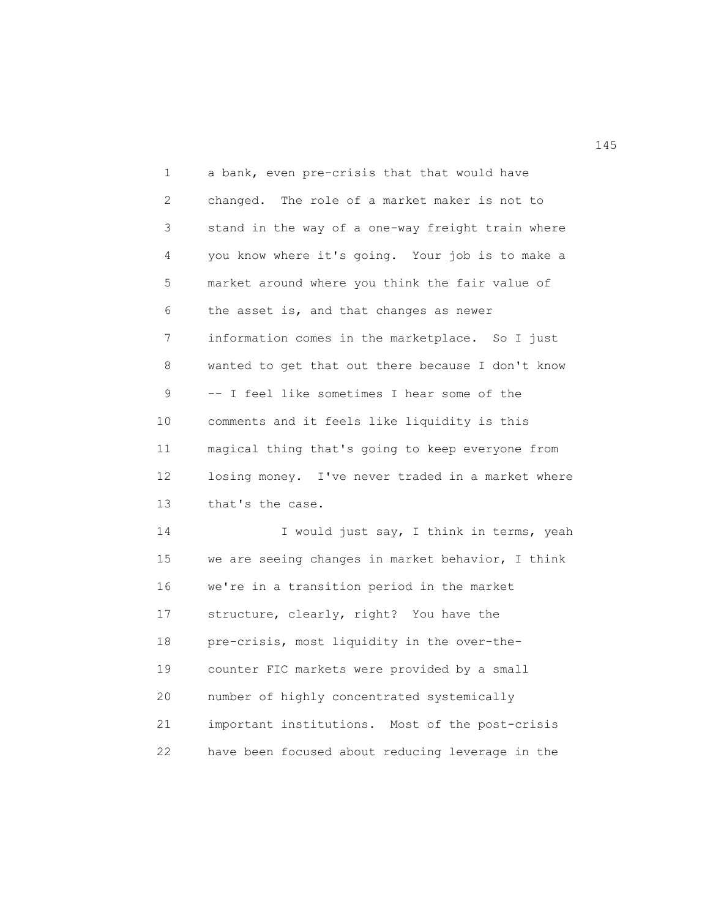a bank, even pre-crisis that that would have changed. The role of a market maker is not to stand in the way of a one-way freight train where you know where it's going. Your job is to make a market around where you think the fair value of the asset is, and that changes as newer information comes in the marketplace. So I just wanted to get that out there because I don't know -- I feel like sometimes I hear some of the comments and it feels like liquidity is this magical thing that's going to keep everyone from losing money. I've never traded in a market where that's the case.

I would just say, I think in terms, yeah we are seeing changes in market behavior, I think we're in a transition period in the market structure, clearly, right? You have the pre-crisis, most liquidity in the over-the-counter FIC markets were provided by a small number of highly concentrated systemically important institutions. Most of the post-crisis have been focused about reducing leverage in the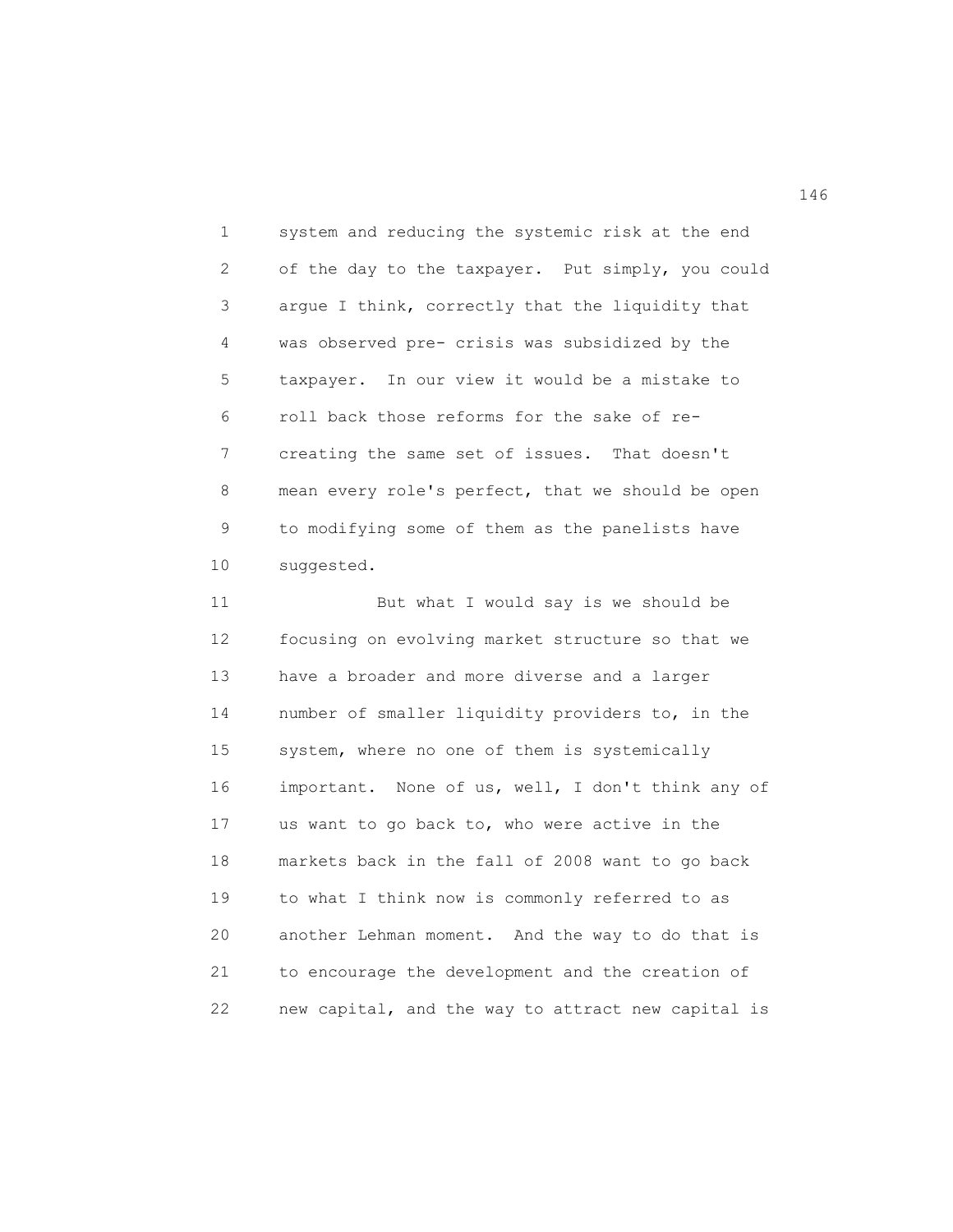system and reducing the systemic risk at the end of the day to the taxpayer. Put simply, you could argue I think, correctly that the liquidity that was observed pre- crisis was subsidized by the taxpayer. In our view it would be a mistake to roll back those reforms for the sake of re-creating the same set of issues. That doesn't mean every role's perfect, that we should be open to modifying some of them as the panelists have suggested.

But what I would say is we should be focusing on evolving market structure so that we have a broader and more diverse and a larger number of smaller liquidity providers to, in the system, where no one of them is systemically important. None of us, well, I don't think any of us want to go back to, who were active in the markets back in the fall of 2008 want to go back to what I think now is commonly referred to as another Lehman moment. And the way to do that is to encourage the development and the creation of new capital, and the way to attract new capital is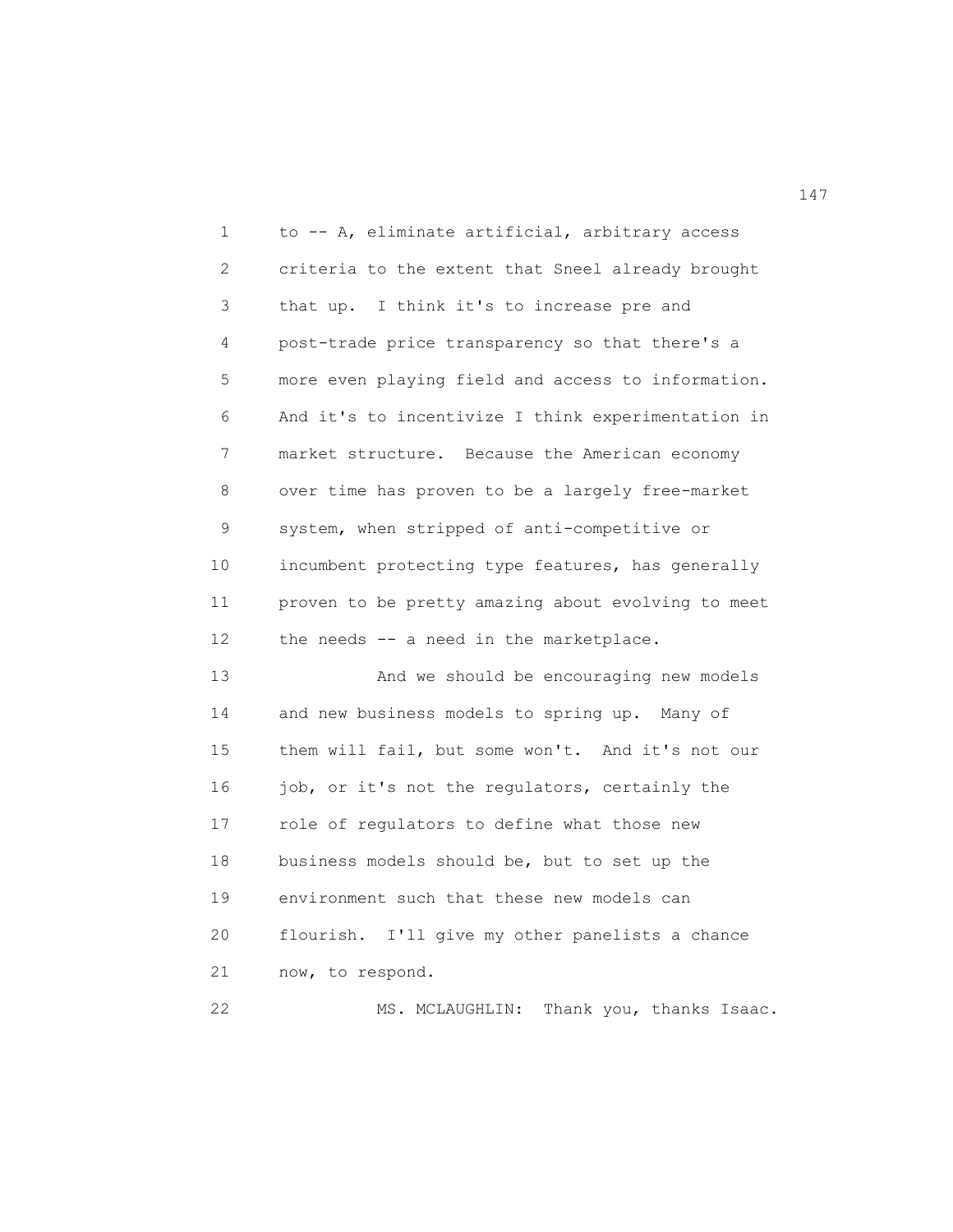to -- A, eliminate artificial, arbitrary access criteria to the extent that Sneel already brought that up. I think it's to increase pre and post-trade price transparency so that there's a more even playing field and access to information. And it's to incentivize I think experimentation in market structure. Because the American economy over time has proven to be a largely free-market system, when stripped of anti-competitive or incumbent protecting type features, has generally proven to be pretty amazing about evolving to meet the needs -- a need in the marketplace.

And we should be encouraging new models and new business models to spring up. Many of them will fail, but some won't. And it's not our job, or it's not the regulators, certainly the role of regulators to define what those new business models should be, but to set up the environment such that these new models can flourish. I'll give my other panelists a chance now, to respond.

MS. MCLAUGHLIN: Thank you, thanks Isaac.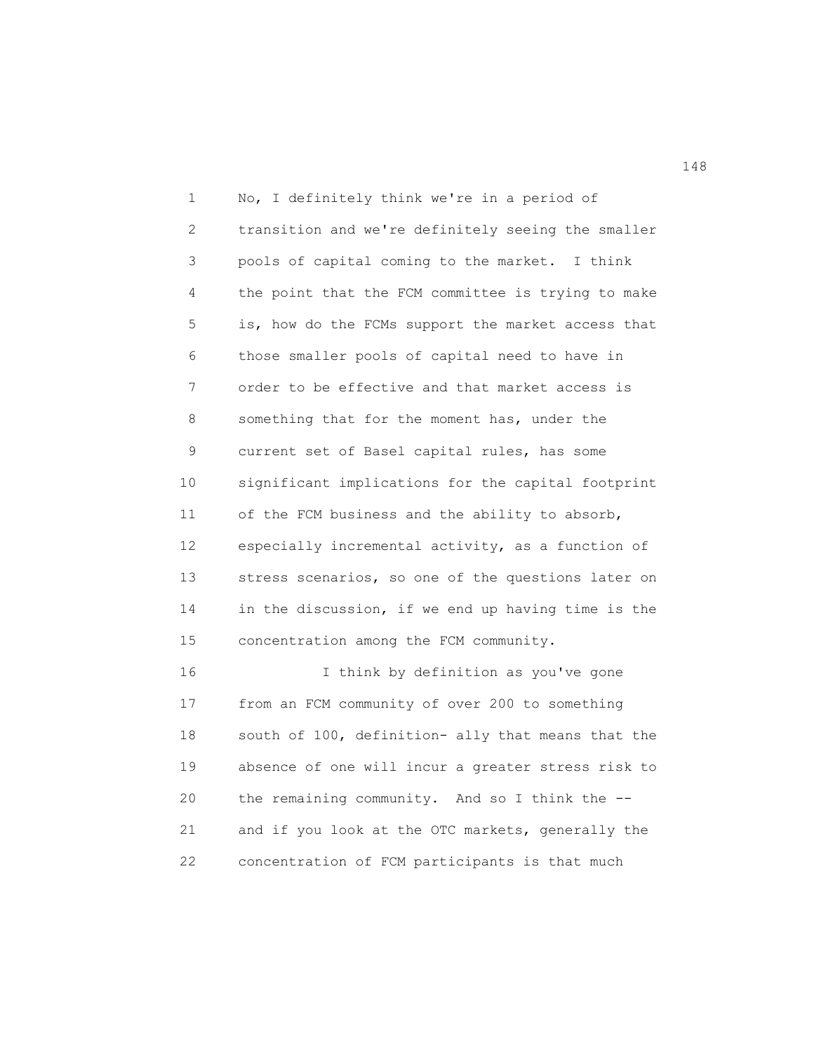No, I definitely think we're in a period of transition and we're definitely seeing the smaller pools of capital coming to the market. I think the point that the FCM committee is trying to make is, how do the FCMs support the market access that those smaller pools of capital need to have in order to be effective and that market access is something that for the moment has, under the current set of Basel capital rules, has some significant implications for the capital footprint of the FCM business and the ability to absorb, especially incremental activity, as a function of stress scenarios, so one of the questions later on in the discussion, if we end up having time is the concentration among the FCM community.

I think by definition as you've gone from an FCM community of over 200 to something south of 100, definition- ally that means that the absence of one will incur a greater stress risk to the remaining community. And so I think the -- and if you look at the OTC markets, generally the concentration of FCM participants is that much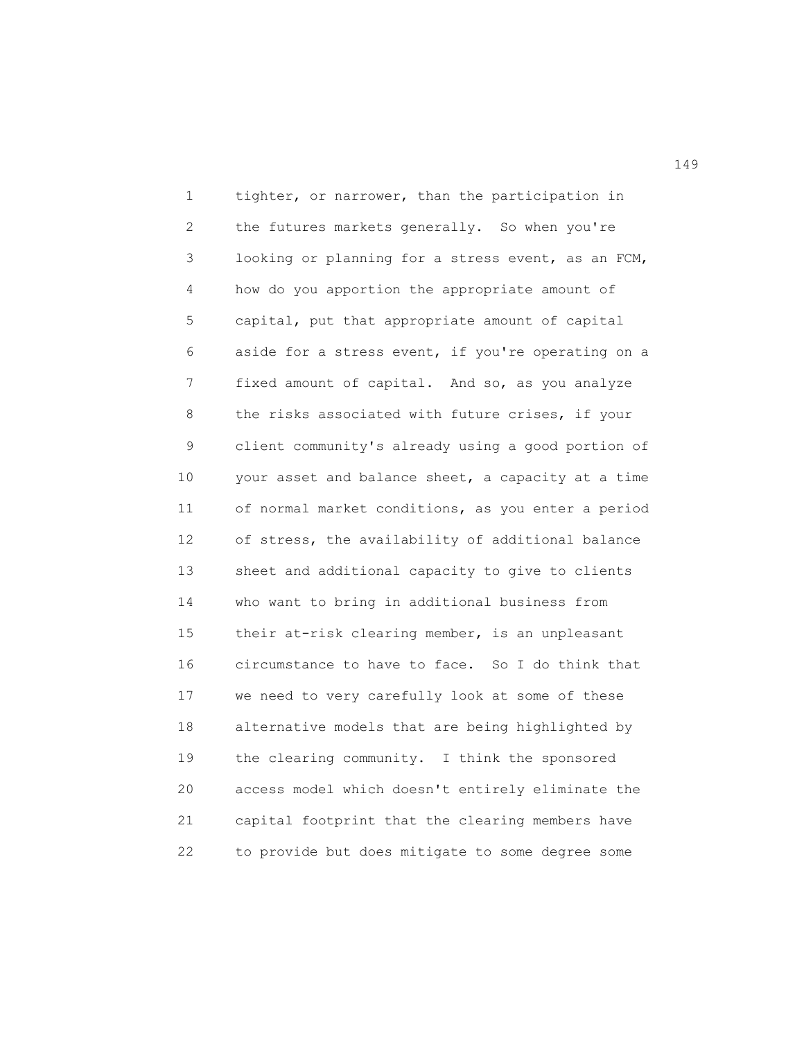tighter, or narrower, than the participation in the futures markets generally. So when you're looking or planning for a stress event, as an FCM, how do you apportion the appropriate amount of capital, put that appropriate amount of capital aside for a stress event, if you're operating on a fixed amount of capital. And so, as you analyze the risks associated with future crises, if your client community's already using a good portion of your asset and balance sheet, a capacity at a time of normal market conditions, as you enter a period of stress, the availability of additional balance sheet and additional capacity to give to clients who want to bring in additional business from their at-risk clearing member, is an unpleasant circumstance to have to face. So I do think that we need to very carefully look at some of these alternative models that are being highlighted by the clearing community. I think the sponsored access model which doesn't entirely eliminate the capital footprint that the clearing members have to provide but does mitigate to some degree some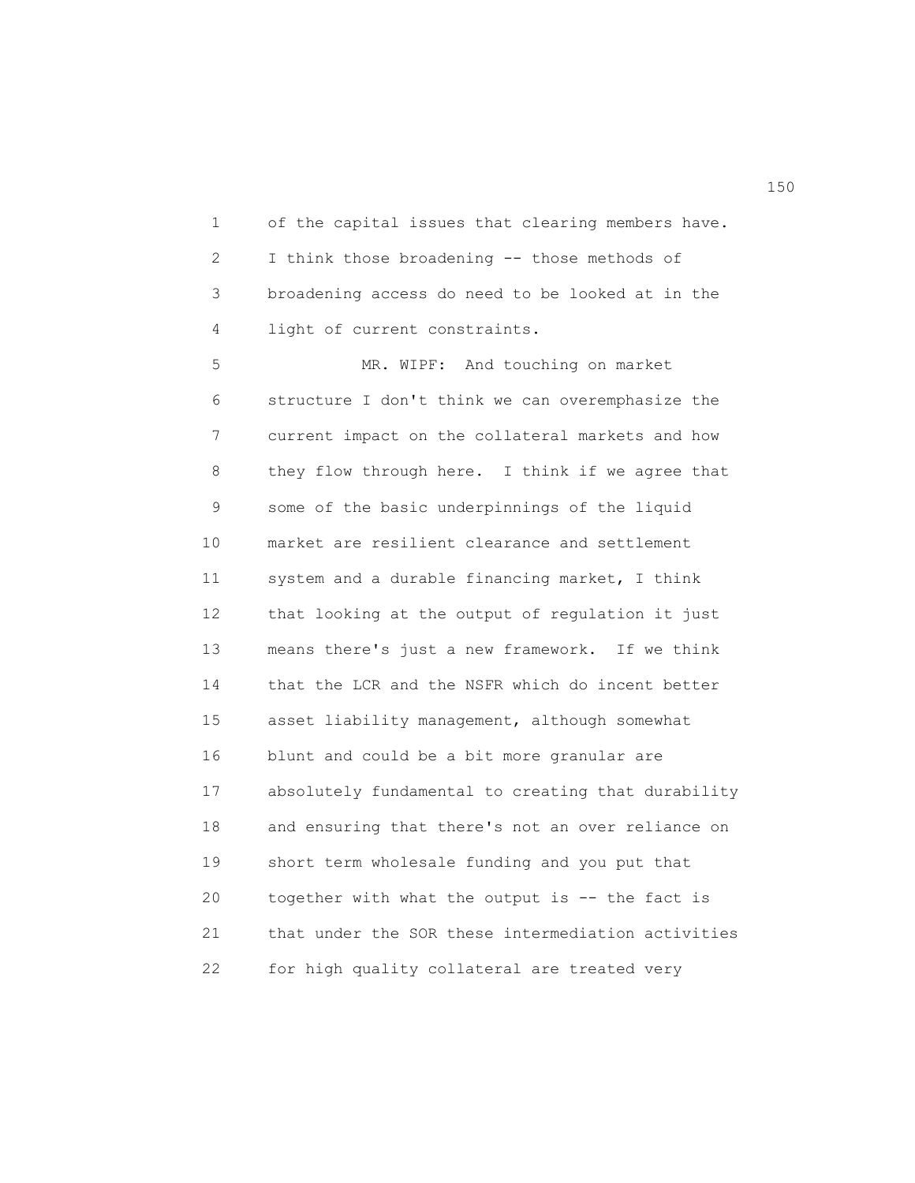of the capital issues that clearing members have. I think those broadening -- those methods of broadening access do need to be looked at in the light of current constraints.

MR. WIPF: And touching on market structure I don't think we can overemphasize the current impact on the collateral markets and how they flow through here. I think if we agree that some of the basic underpinnings of the liquid market are resilient clearance and settlement system and a durable financing market, I think that looking at the output of regulation it just means there's just a new framework. If we think that the LCR and the NSFR which do incent better asset liability management, although somewhat blunt and could be a bit more granular are absolutely fundamental to creating that durability and ensuring that there's not an over reliance on short term wholesale funding and you put that together with what the output is -- the fact is that under the SOR these intermediation activities for high quality collateral are treated very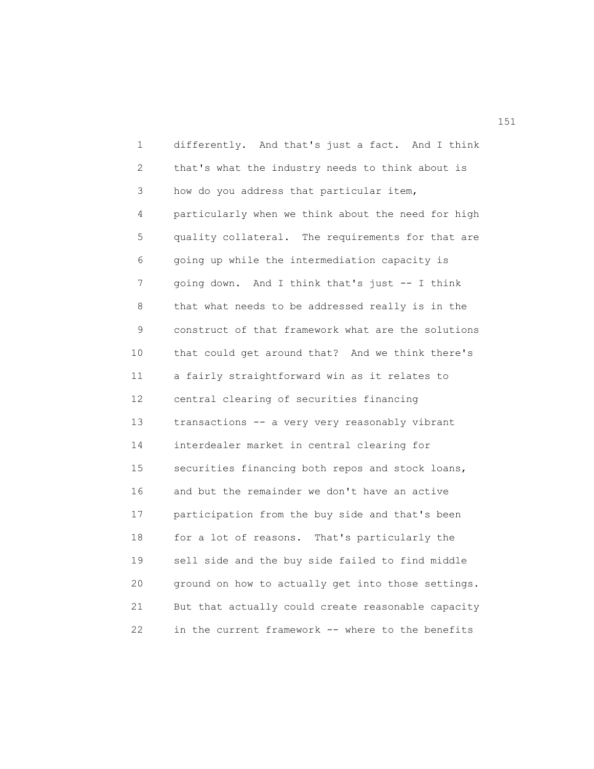differently. And that's just a fact. And I think that's what the industry needs to think about is how do you address that particular item, particularly when we think about the need for high quality collateral. The requirements for that are going up while the intermediation capacity is going down. And I think that's just -- I think that what needs to be addressed really is in the construct of that framework what are the solutions that could get around that? And we think there's a fairly straightforward win as it relates to central clearing of securities financing transactions -- a very very reasonably vibrant interdealer market in central clearing for securities financing both repos and stock loans, and but the remainder we don't have an active participation from the buy side and that's been for a lot of reasons. That's particularly the sell side and the buy side failed to find middle ground on how to actually get into those settings. But that actually could create reasonable capacity in the current framework -- where to the benefits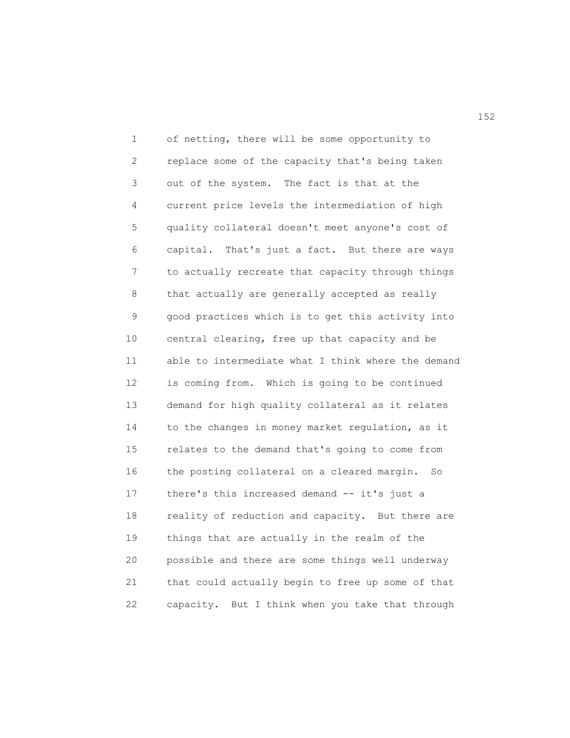of netting, there will be some opportunity to replace some of the capacity that's being taken out of the system. The fact is that at the current price levels the intermediation of high quality collateral doesn't meet anyone's cost of capital. That's just a fact. But there are ways to actually recreate that capacity through things that actually are generally accepted as really good practices which is to get this activity into central clearing, free up that capacity and be able to intermediate what I think where the demand is coming from. Which is going to be continued demand for high quality collateral as it relates to the changes in money market regulation, as it relates to the demand that's going to come from the posting collateral on a cleared margin. So there's this increased demand -- it's just a reality of reduction and capacity. But there are things that are actually in the realm of the possible and there are some things well underway that could actually begin to free up some of that capacity. But I think when you take that through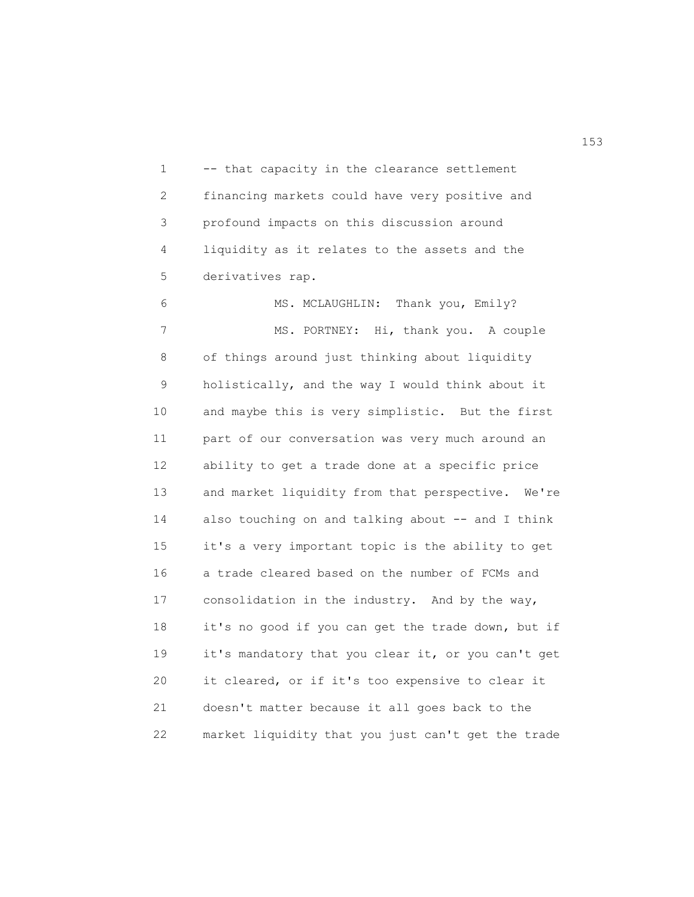-- that capacity in the clearance settlement financing markets could have very positive and profound impacts on this discussion around liquidity as it relates to the assets and the derivatives rap.

MS. MCLAUGHLIN: Thank you, Emily?

MS. PORTNEY: Hi, thank you. A couple of things around just thinking about liquidity holistically, and the way I would think about it and maybe this is very simplistic. But the first part of our conversation was very much around an ability to get a trade done at a specific price and market liquidity from that perspective. We're also touching on and talking about -- and I think it's a very important topic is the ability to get a trade cleared based on the number of FCMs and consolidation in the industry. And by the way, it's no good if you can get the trade down, but if it's mandatory that you clear it, or you can't get it cleared, or if it's too expensive to clear it doesn't matter because it all goes back to the market liquidity that you just can't get the trade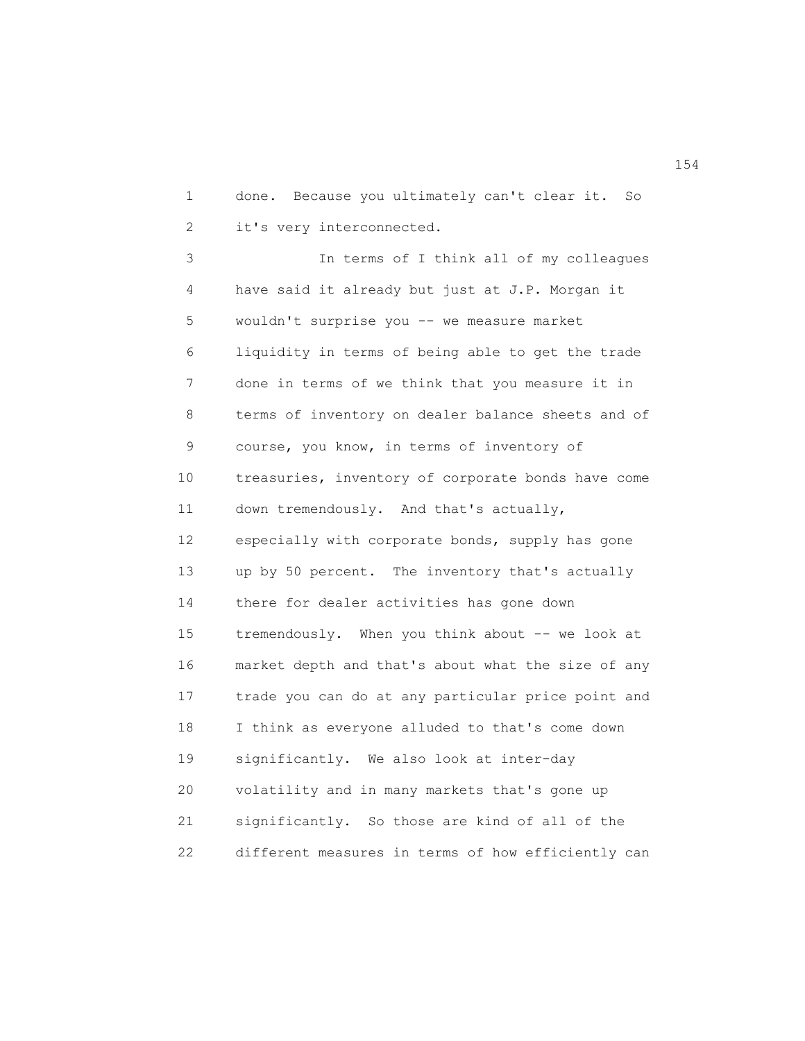done. Because you ultimately can't clear it. So it's very interconnected.

In terms of I think all of my colleagues have said it already but just at J.P. Morgan it wouldn't surprise you -- we measure market liquidity in terms of being able to get the trade done in terms of we think that you measure it in terms of inventory on dealer balance sheets and of course, you know, in terms of inventory of treasuries, inventory of corporate bonds have come down tremendously. And that's actually, especially with corporate bonds, supply has gone up by 50 percent. The inventory that's actually there for dealer activities has gone down tremendously. When you think about -- we look at market depth and that's about what the size of any trade you can do at any particular price point and I think as everyone alluded to that's come down significantly. We also look at inter-day volatility and in many markets that's gone up significantly. So those are kind of all of the different measures in terms of how efficiently can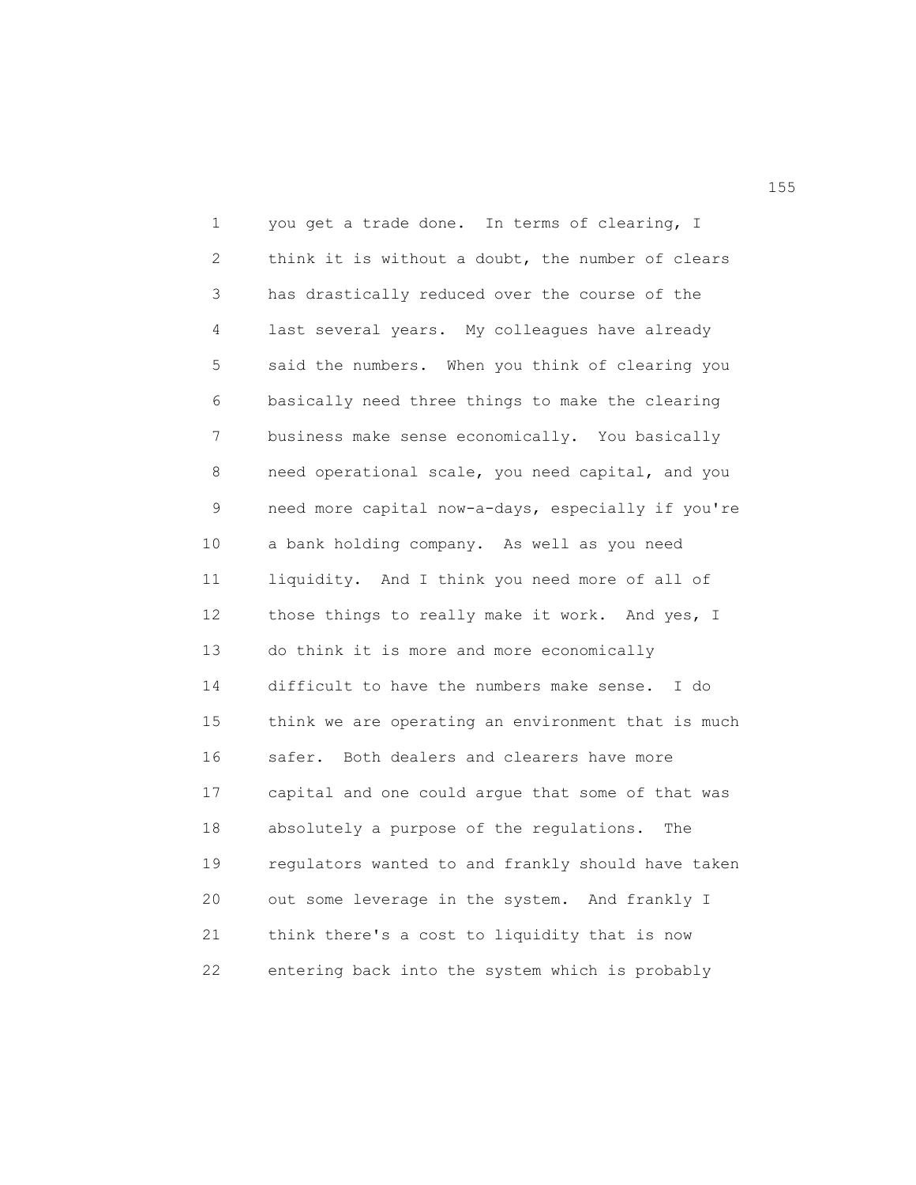you get a trade done. In terms of clearing, I think it is without a doubt, the number of clears has drastically reduced over the course of the last several years. My colleagues have already said the numbers. When you think of clearing you basically need three things to make the clearing business make sense economically. You basically need operational scale, you need capital, and you need more capital now-a-days, especially if you're a bank holding company. As well as you need liquidity. And I think you need more of all of those things to really make it work. And yes, I do think it is more and more economically difficult to have the numbers make sense. I do think we are operating an environment that is much safer. Both dealers and clearers have more capital and one could argue that some of that was absolutely a purpose of the regulations. The regulators wanted to and frankly should have taken out some leverage in the system. And frankly I think there's a cost to liquidity that is now entering back into the system which is probably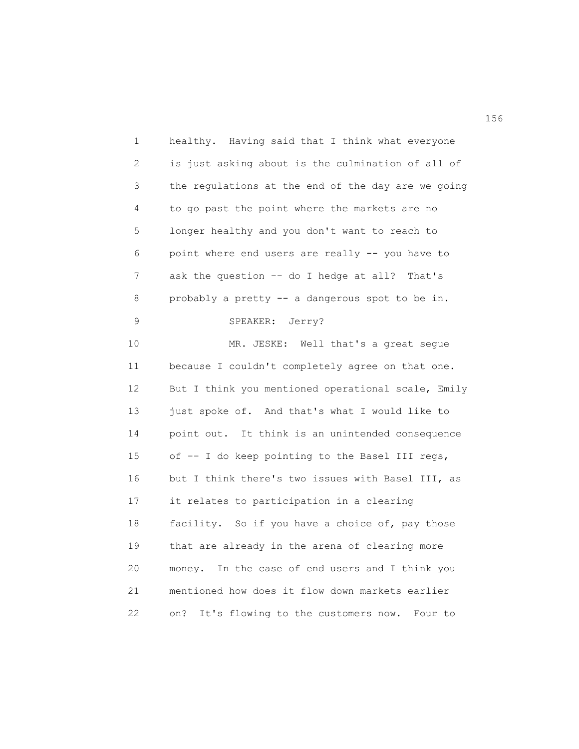healthy. Having said that I think what everyone is just asking about is the culmination of all of the regulations at the end of the day are we going to go past the point where the markets are no longer healthy and you don't want to reach to point where end users are really -- you have to ask the question -- do I hedge at all? That's probably a pretty -- a dangerous spot to be in.

SPEAKER: Jerry?

MR. JESKE: Well that's a great segue because I couldn't completely agree on that one. But I think you mentioned operational scale, Emily just spoke of. And that's what I would like to point out. It think is an unintended consequence of -- I do keep pointing to the Basel III regs, but I think there's two issues with Basel III, as it relates to participation in a clearing facility. So if you have a choice of, pay those that are already in the arena of clearing more money. In the case of end users and I think you mentioned how does it flow down markets earlier on? It's flowing to the customers now. Four to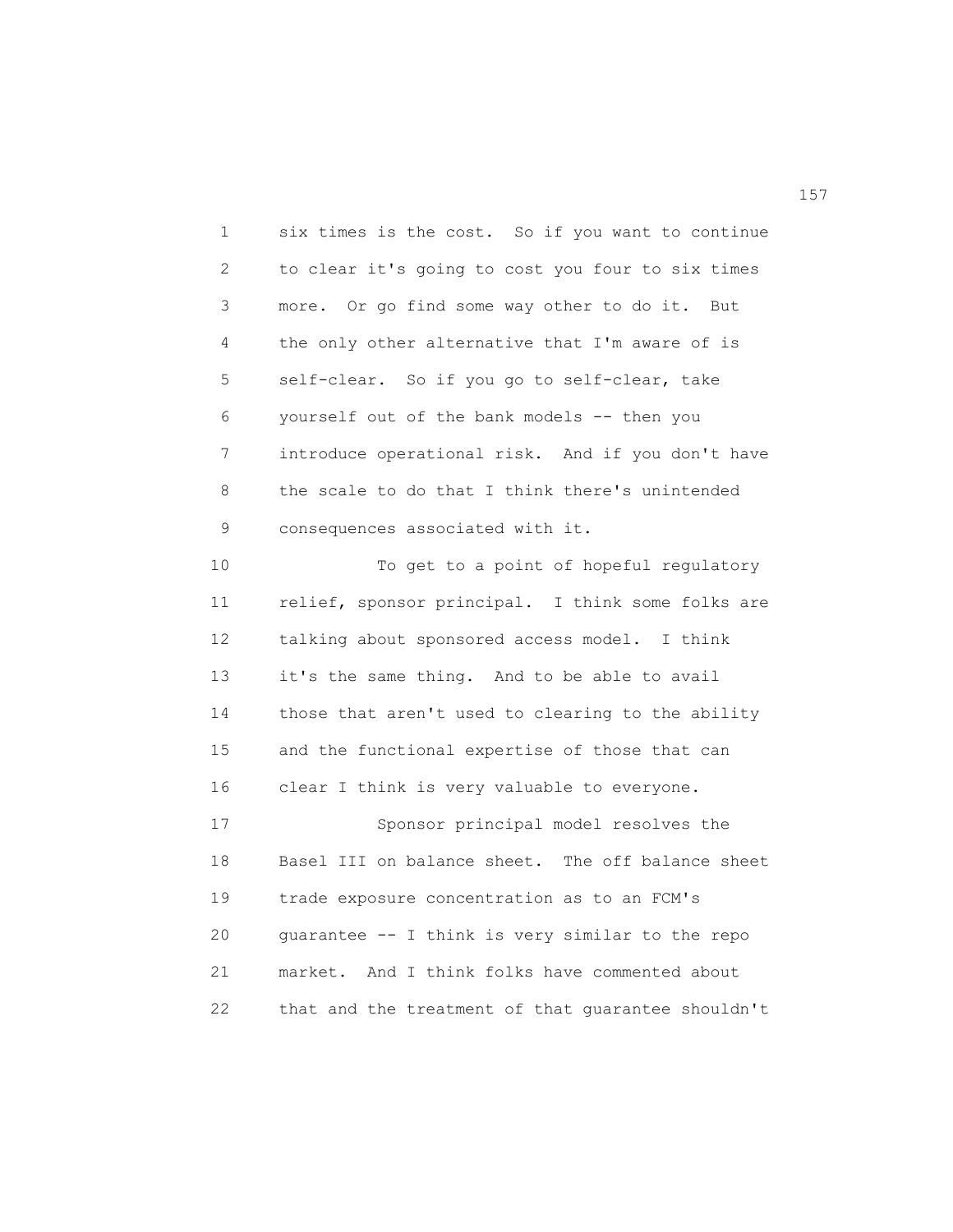six times is the cost. So if you want to continue to clear it's going to cost you four to six times more. Or go find some way other to do it. But the only other alternative that I'm aware of is self-clear. So if you go to self-clear, take yourself out of the bank models -- then you introduce operational risk. And if you don't have the scale to do that I think there's unintended consequences associated with it.

To get to a point of hopeful regulatory relief, sponsor principal. I think some folks are talking about sponsored access model. I think it's the same thing. And to be able to avail those that aren't used to clearing to the ability and the functional expertise of those that can clear I think is very valuable to everyone.

Sponsor principal model resolves the Basel III on balance sheet. The off balance sheet trade exposure concentration as to an FCM's guarantee -- I think is very similar to the repo market. And I think folks have commented about that and the treatment of that guarantee shouldn't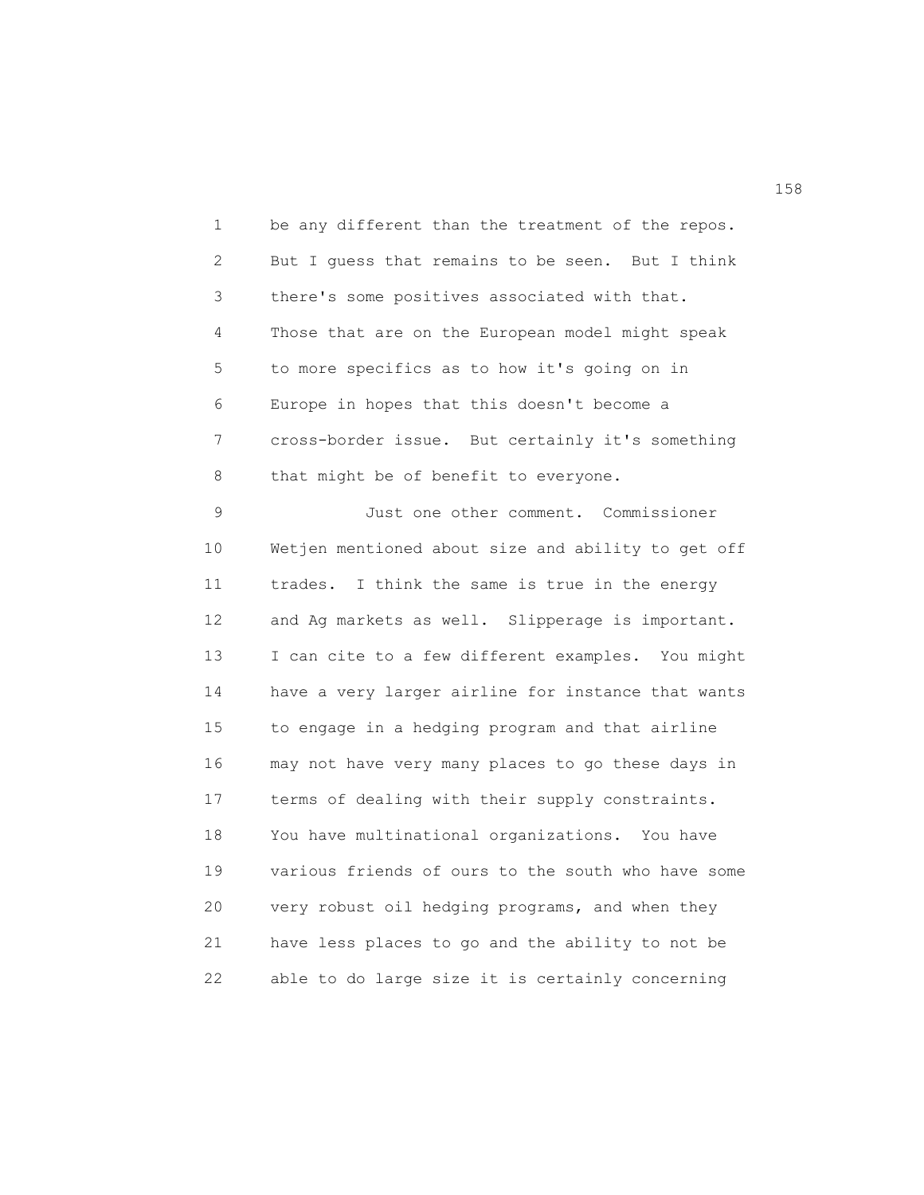be any different than the treatment of the repos. But I guess that remains to be seen. But I think there's some positives associated with that. Those that are on the European model might speak to more specifics as to how it's going on in Europe in hopes that this doesn't become a cross-border issue. But certainly it's something that might be of benefit to everyone.

Just one other comment. Commissioner Wetjen mentioned about size and ability to get off trades. I think the same is true in the energy and Ag markets as well. Slipperage is important. I can cite to a few different examples. You might have a very larger airline for instance that wants to engage in a hedging program and that airline may not have very many places to go these days in terms of dealing with their supply constraints. You have multinational organizations. You have various friends of ours to the south who have some very robust oil hedging programs, and when they have less places to go and the ability to not be able to do large size it is certainly concerning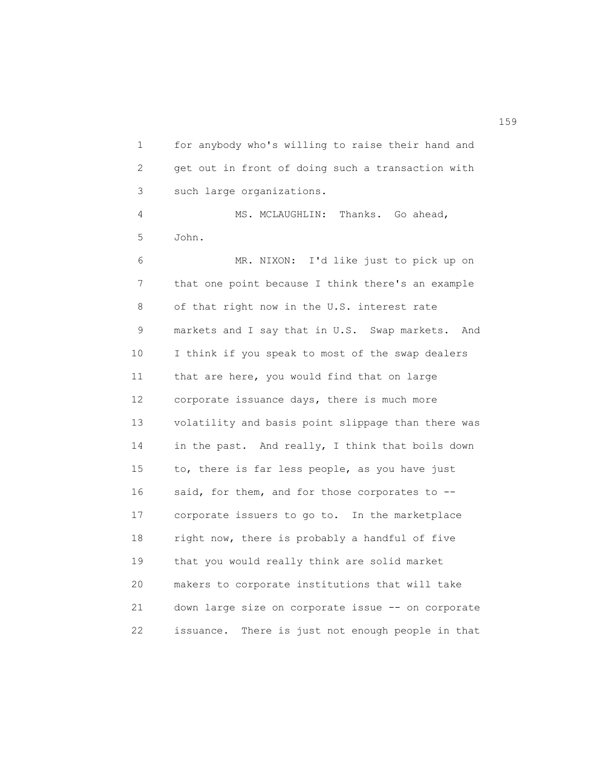for anybody who's willing to raise their hand and get out in front of doing such a transaction with such large organizations.

MS. MCLAUGHLIN: Thanks. Go ahead, John.

MR. NIXON: I'd like just to pick up on that one point because I think there's an example of that right now in the U.S. interest rate markets and I say that in U.S. Swap markets. And I think if you speak to most of the swap dealers that are here, you would find that on large corporate issuance days, there is much more volatility and basis point slippage than there was in the past. And really, I think that boils down to, there is far less people, as you have just said, for them, and for those corporates to -- corporate issuers to go to. In the marketplace right now, there is probably a handful of five that you would really think are solid market makers to corporate institutions that will take down large size on corporate issue -- on corporate issuance. There is just not enough people in that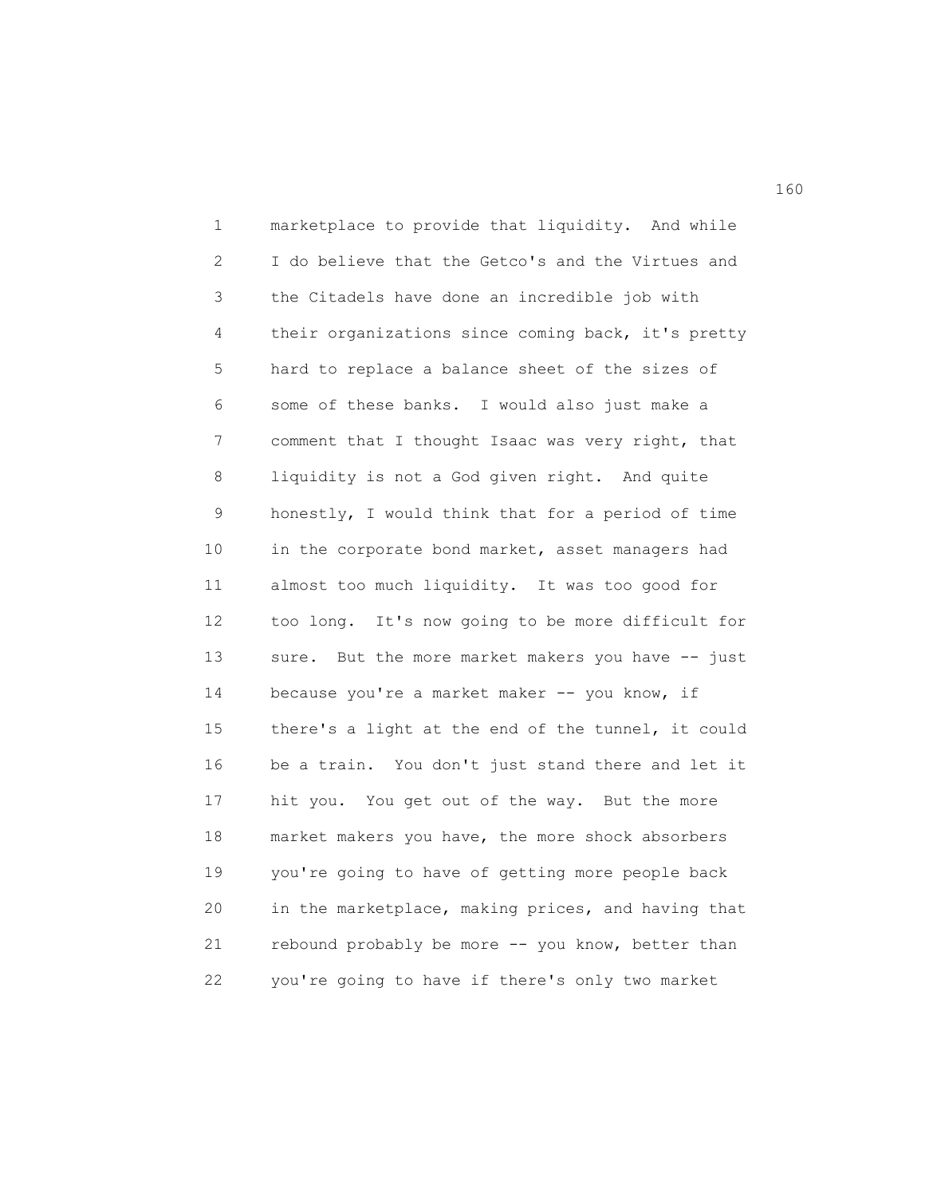marketplace to provide that liquidity. And while I do believe that the Getco's and the Virtues and the Citadels have done an incredible job with their organizations since coming back, it's pretty hard to replace a balance sheet of the sizes of some of these banks. I would also just make a comment that I thought Isaac was very right, that liquidity is not a God given right. And quite honestly, I would think that for a period of time in the corporate bond market, asset managers had almost too much liquidity. It was too good for too long. It's now going to be more difficult for sure. But the more market makers you have -- just because you're a market maker -- you know, if there's a light at the end of the tunnel, it could be a train. You don't just stand there and let it hit you. You get out of the way. But the more market makers you have, the more shock absorbers you're going to have of getting more people back in the marketplace, making prices, and having that rebound probably be more -- you know, better than you're going to have if there's only two market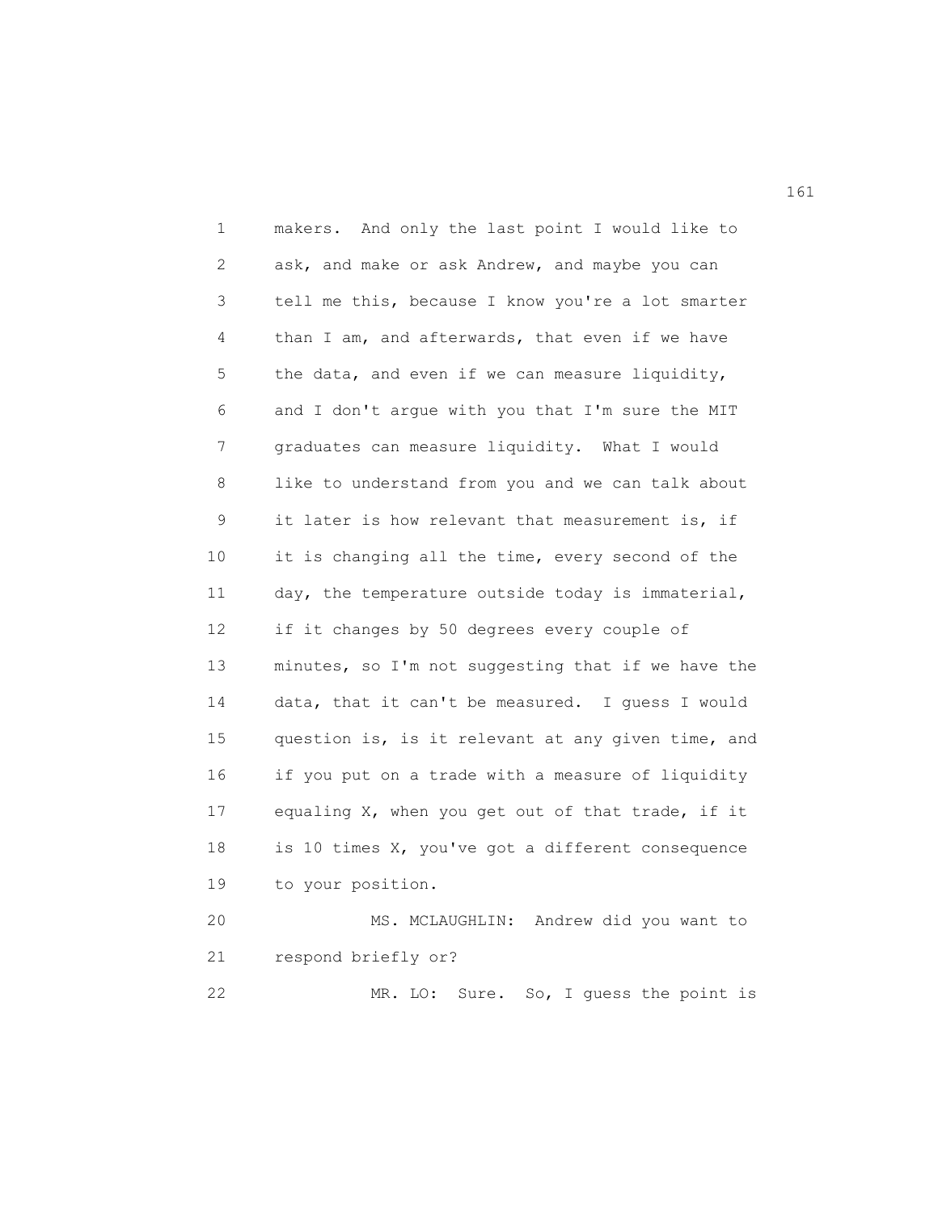makers. And only the last point I would like to ask, and make or ask Andrew, and maybe you can tell me this, because I know you're a lot smarter than I am, and afterwards, that even if we have the data, and even if we can measure liquidity, and I don't argue with you that I'm sure the MIT graduates can measure liquidity. What I would like to understand from you and we can talk about it later is how relevant that measurement is, if it is changing all the time, every second of the day, the temperature outside today is immaterial, if it changes by 50 degrees every couple of minutes, so I'm not suggesting that if we have the data, that it can't be measured. I guess I would question is, is it relevant at any given time, and if you put on a trade with a measure of liquidity equaling X, when you get out of that trade, if it is 10 times X, you've got a different consequence to your position.

MS. MCLAUGHLIN: Andrew did you want to respond briefly or?

MR. LO: Sure. So, I guess the point is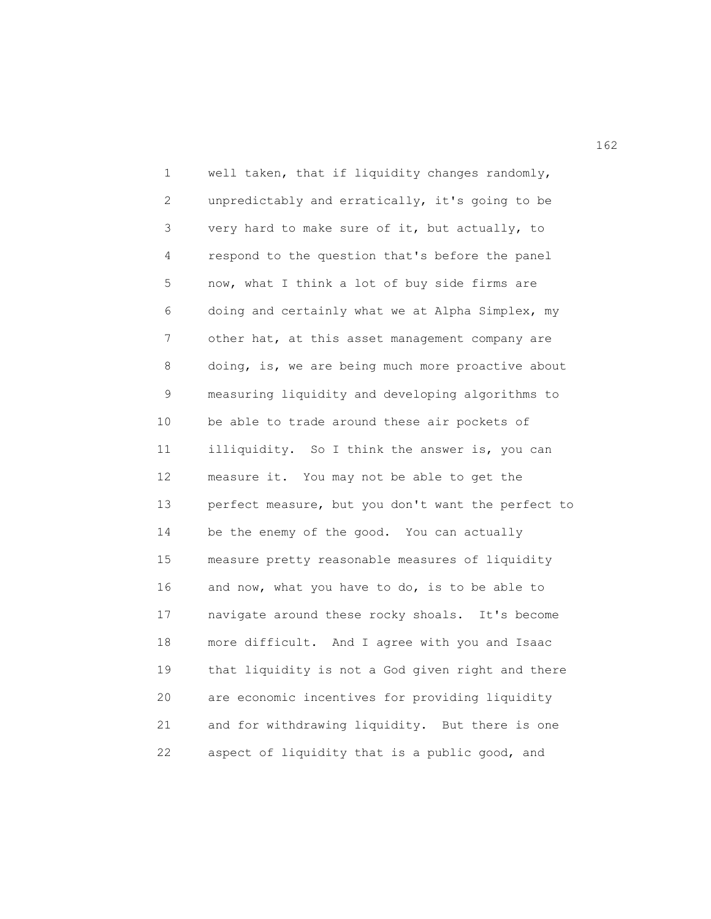well taken, that if liquidity changes randomly, unpredictably and erratically, it's going to be very hard to make sure of it, but actually, to respond to the question that's before the panel now, what I think a lot of buy side firms are doing and certainly what we at Alpha Simplex, my other hat, at this asset management company are doing, is, we are being much more proactive about measuring liquidity and developing algorithms to be able to trade around these air pockets of illiquidity. So I think the answer is, you can measure it. You may not be able to get the perfect measure, but you don't want the perfect to be the enemy of the good. You can actually measure pretty reasonable measures of liquidity and now, what you have to do, is to be able to navigate around these rocky shoals. It's become more difficult. And I agree with you and Isaac that liquidity is not a God given right and there are economic incentives for providing liquidity and for withdrawing liquidity. But there is one aspect of liquidity that is a public good, and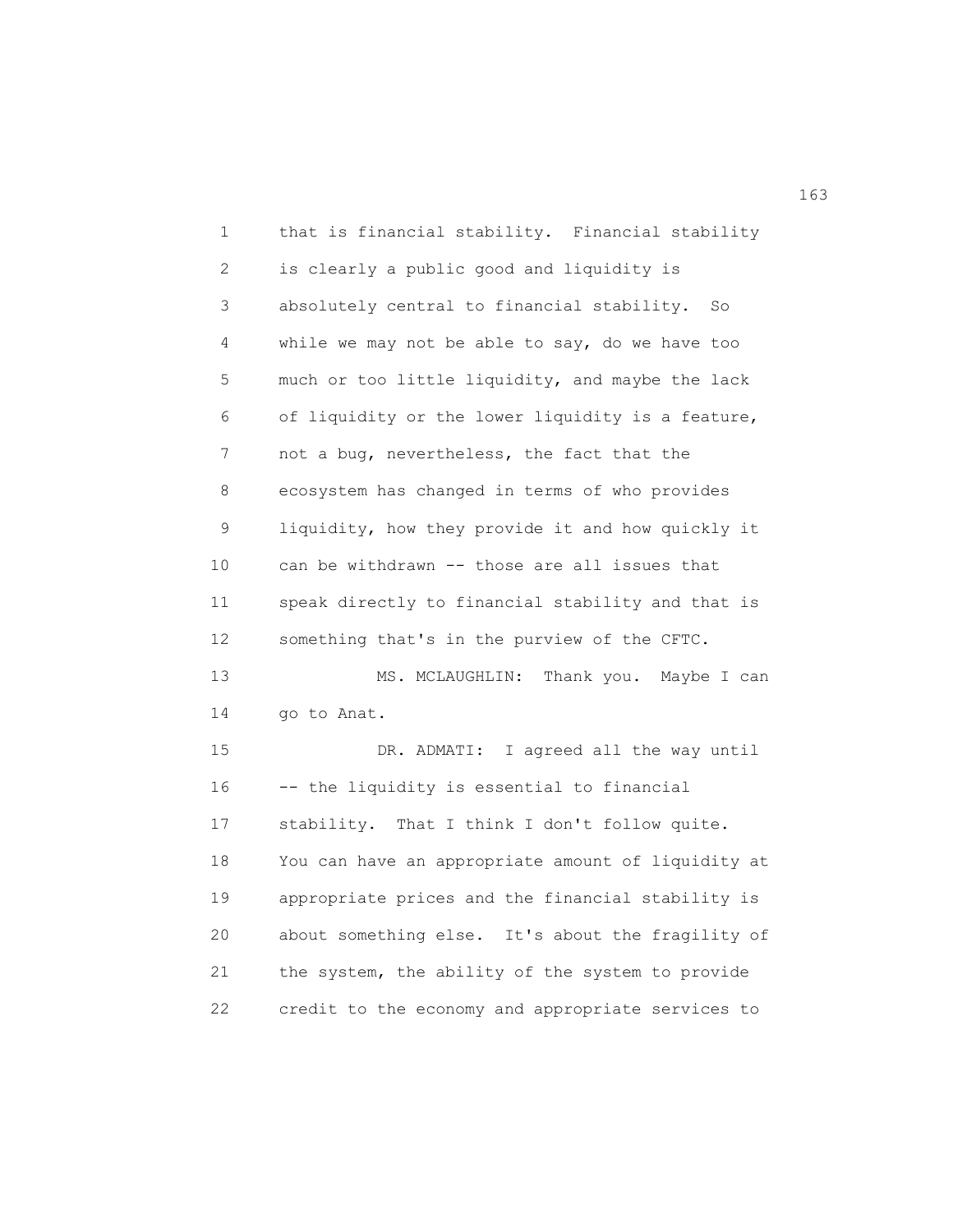that is financial stability. Financial stability is clearly a public good and liquidity is absolutely central to financial stability. So while we may not be able to say, do we have too much or too little liquidity, and maybe the lack of liquidity or the lower liquidity is a feature, not a bug, nevertheless, the fact that the ecosystem has changed in terms of who provides liquidity, how they provide it and how quickly it can be withdrawn -- those are all issues that speak directly to financial stability and that is something that's in the purview of the CFTC.

MS. MCLAUGHLIN: Thank you. Maybe I can go to Anat.

DR. ADMATI: I agreed all the way until -- the liquidity is essential to financial stability. That I think I don't follow quite. You can have an appropriate amount of liquidity at appropriate prices and the financial stability is about something else. It's about the fragility of the system, the ability of the system to provide credit to the economy and appropriate services to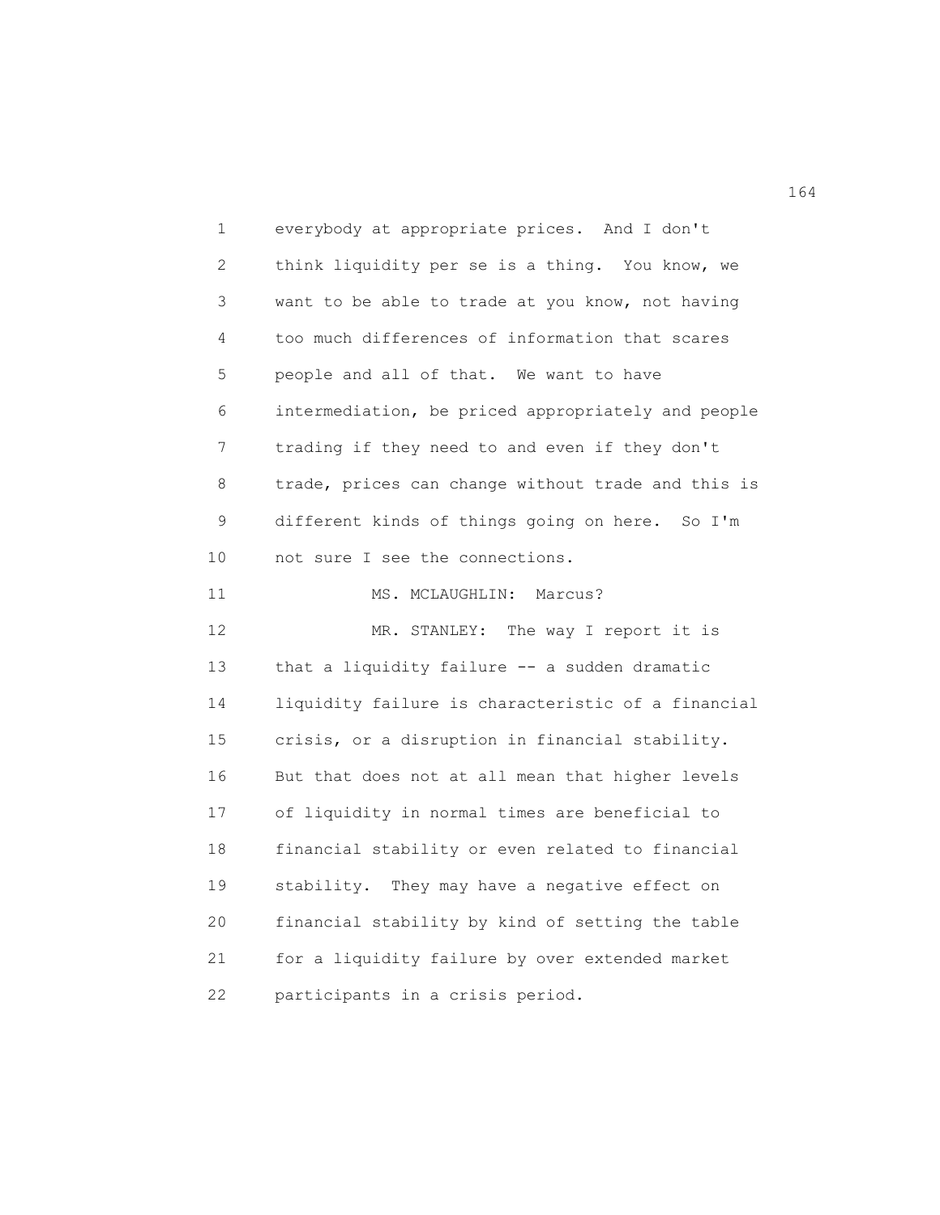everybody at appropriate prices. And I don't think liquidity per se is a thing. You know, we want to be able to trade at you know, not having too much differences of information that scares people and all of that. We want to have intermediation, be priced appropriately and people trading if they need to and even if they don't trade, prices can change without trade and this is different kinds of things going on here. So I'm not sure I see the connections.

MS. MCLAUGHLIN: Marcus?

MR. STANLEY: The way I report it is that a liquidity failure -- a sudden dramatic liquidity failure is characteristic of a financial crisis, or a disruption in financial stability. But that does not at all mean that higher levels of liquidity in normal times are beneficial to financial stability or even related to financial stability. They may have a negative effect on financial stability by kind of setting the table for a liquidity failure by over extended market participants in a crisis period.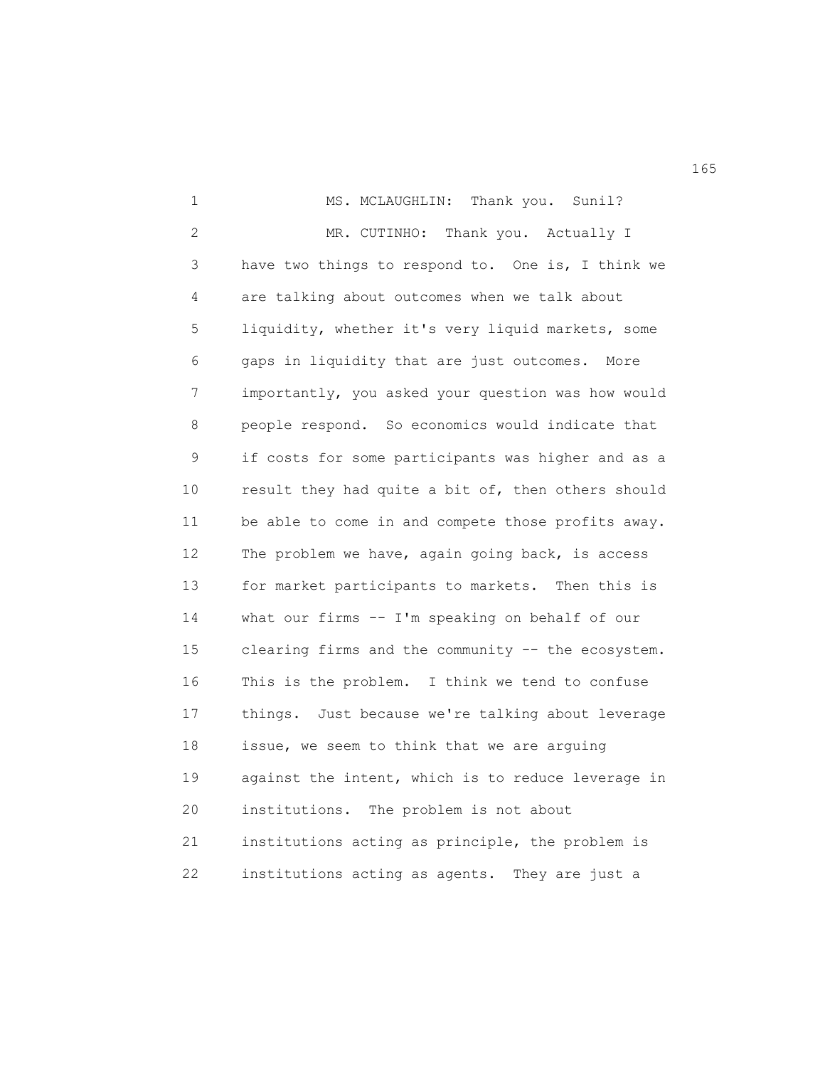MS. MCLAUGHLIN: Thank you. Sunil?

MR. CUTINHO: Thank you. Actually I have two things to respond to. One is, I think we are talking about outcomes when we talk about liquidity, whether it's very liquid markets, some gaps in liquidity that are just outcomes. More importantly, you asked your question was how would people respond. So economics would indicate that if costs for some participants was higher and as a result they had quite a bit of, then others should be able to come in and compete those profits away. The problem we have, again going back, is access for market participants to markets. Then this is what our firms -- I'm speaking on behalf of our clearing firms and the community -- the ecosystem. This is the problem. I think we tend to confuse things. Just because we're talking about leverage issue, we seem to think that we are arguing against the intent, which is to reduce leverage in institutions. The problem is not about institutions acting as principle, the problem is institutions acting as agents. They are just a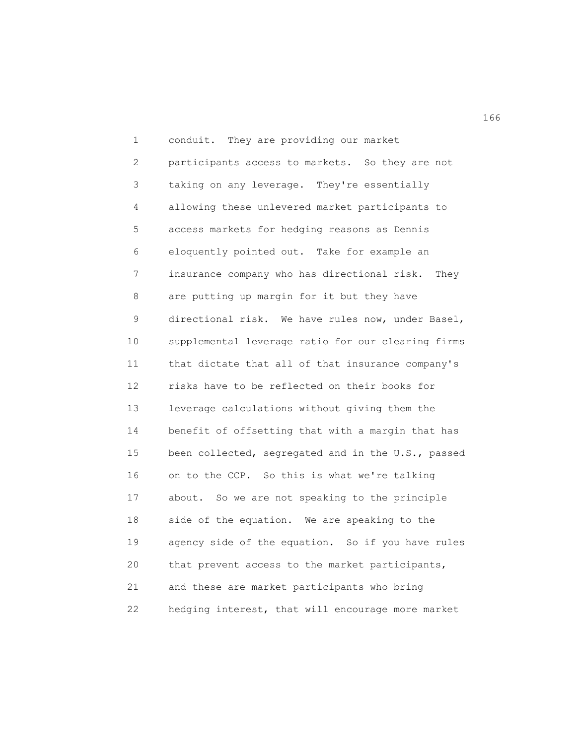conduit. They are providing our market participants access to markets. So they are not taking on any leverage. They're essentially allowing these unlevered market participants to access markets for hedging reasons as Dennis eloquently pointed out. Take for example an insurance company who has directional risk. They are putting up margin for it but they have directional risk. We have rules now, under Basel, supplemental leverage ratio for our clearing firms that dictate that all of that insurance company's risks have to be reflected on their books for leverage calculations without giving them the benefit of offsetting that with a margin that has been collected, segregated and in the U.S., passed on to the CCP. So this is what we're talking about. So we are not speaking to the principle side of the equation. We are speaking to the agency side of the equation. So if you have rules that prevent access to the market participants, and these are market participants who bring hedging interest, that will encourage more market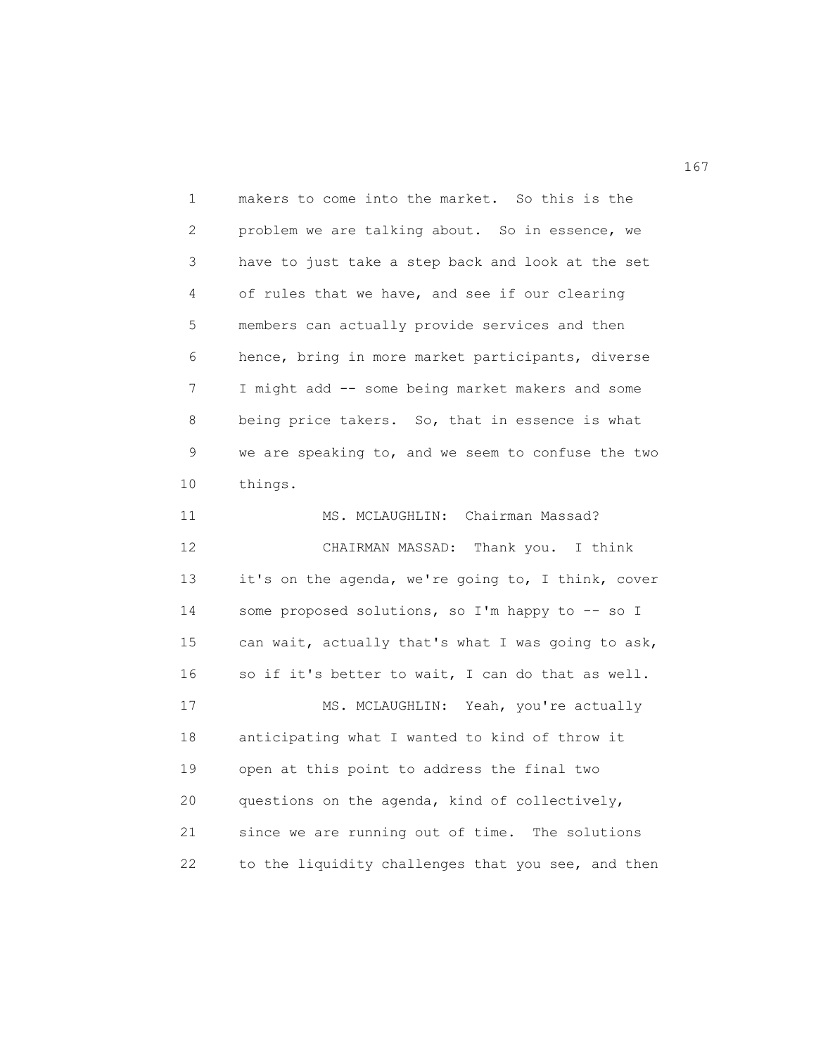makers to come into the market. So this is the problem we are talking about. So in essence, we have to just take a step back and look at the set of rules that we have, and see if our clearing members can actually provide services and then hence, bring in more market participants, diverse I might add -- some being market makers and some being price takers. So, that in essence is what we are speaking to, and we seem to confuse the two things.

MS. MCLAUGHLIN: Chairman Massad?

CHAIRMAN MASSAD: Thank you. I think it's on the agenda, we're going to, I think, cover some proposed solutions, so I'm happy to -- so I can wait, actually that's what I was going to ask, so if it's better to wait, I can do that as well.

MS. MCLAUGHLIN: Yeah, you're actually anticipating what I wanted to kind of throw it open at this point to address the final two questions on the agenda, kind of collectively, since we are running out of time. The solutions to the liquidity challenges that you see, and then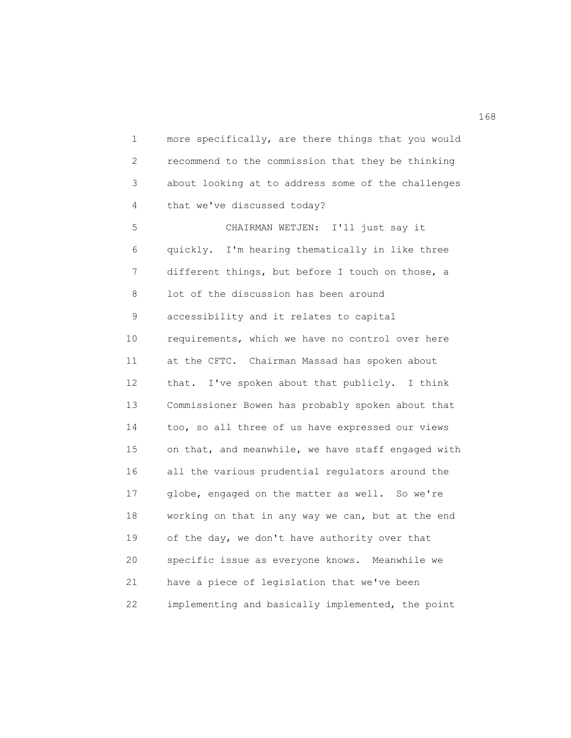more specifically, are there things that you would recommend to the commission that they be thinking about looking at to address some of the challenges that we've discussed today?

CHAIRMAN WETJEN: I'll just say it quickly. I'm hearing thematically in like three different things, but before I touch on those, a lot of the discussion has been around accessibility and it relates to capital requirements, which we have no control over here at the CFTC. Chairman Massad has spoken about that. I've spoken about that publicly. I think Commissioner Bowen has probably spoken about that too, so all three of us have expressed our views on that, and meanwhile, we have staff engaged with all the various prudential regulators around the globe, engaged on the matter as well. So we're working on that in any way we can, but at the end of the day, we don't have authority over that specific issue as everyone knows. Meanwhile we have a piece of legislation that we've been implementing and basically implemented, the point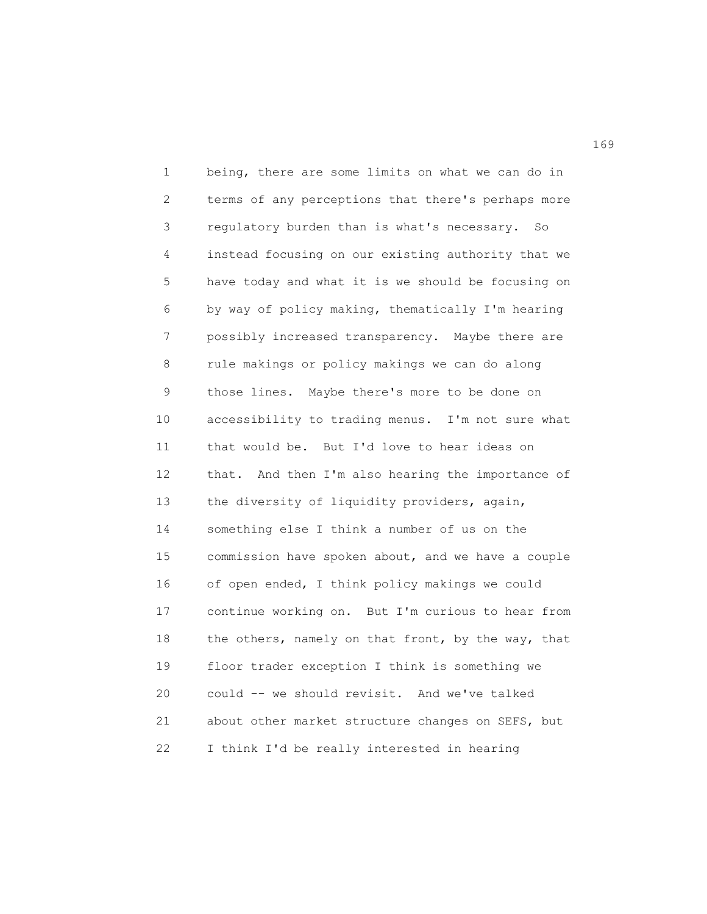being, there are some limits on what we can do in terms of any perceptions that there's perhaps more regulatory burden than is what's necessary. So instead focusing on our existing authority that we have today and what it is we should be focusing on by way of policy making, thematically I'm hearing possibly increased transparency. Maybe there are rule makings or policy makings we can do along those lines. Maybe there's more to be done on accessibility to trading menus. I'm not sure what that would be. But I'd love to hear ideas on that. And then I'm also hearing the importance of the diversity of liquidity providers, again, something else I think a number of us on the commission have spoken about, and we have a couple of open ended, I think policy makings we could continue working on. But I'm curious to hear from the others, namely on that front, by the way, that floor trader exception I think is something we could -- we should revisit. And we've talked about other market structure changes on SEFS, but I think I'd be really interested in hearing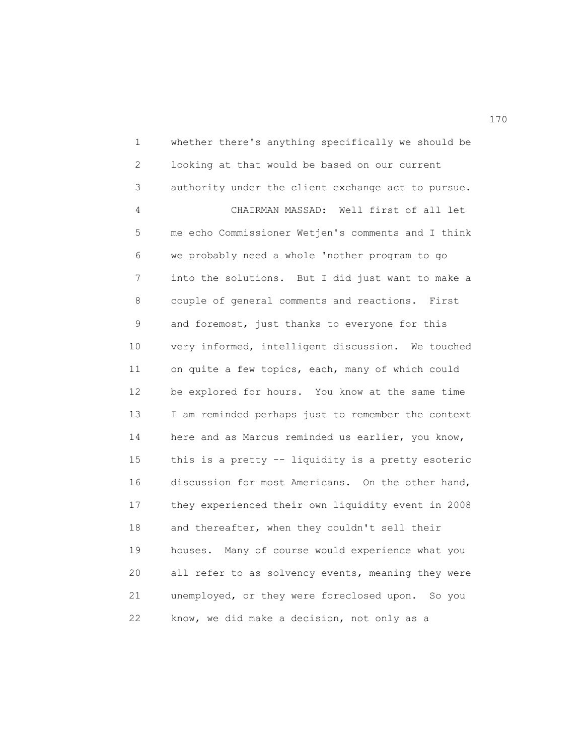whether there's anything specifically we should be looking at that would be based on our current authority under the client exchange act to pursue.

CHAIRMAN MASSAD: Well first of all let me echo Commissioner Wetjen's comments and I think we probably need a whole 'nother program to go into the solutions. But I did just want to make a couple of general comments and reactions. First and foremost, just thanks to everyone for this very informed, intelligent discussion. We touched on quite a few topics, each, many of which could be explored for hours. You know at the same time I am reminded perhaps just to remember the context here and as Marcus reminded us earlier, you know, this is a pretty -- liquidity is a pretty esoteric discussion for most Americans. On the other hand, they experienced their own liquidity event in 2008 and thereafter, when they couldn't sell their houses. Many of course would experience what you all refer to as solvency events, meaning they were unemployed, or they were foreclosed upon. So you know, we did make a decision, not only as a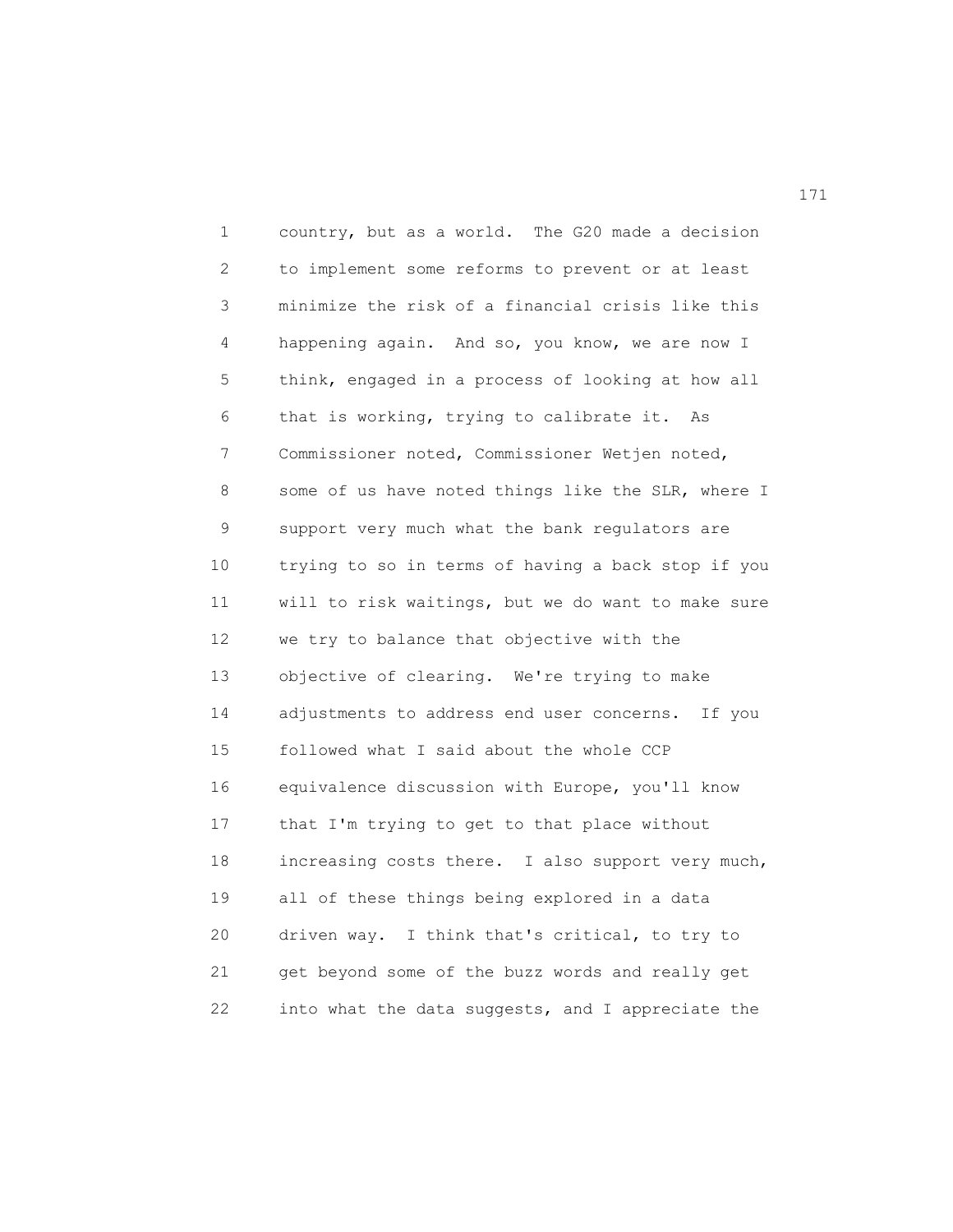country, but as a world. The G20 made a decision to implement some reforms to prevent or at least minimize the risk of a financial crisis like this happening again. And so, you know, we are now I think, engaged in a process of looking at how all that is working, trying to calibrate it. As Commissioner noted, Commissioner Wetjen noted, some of us have noted things like the SLR, where I support very much what the bank regulators are trying to so in terms of having a back stop if you will to risk waitings, but we do want to make sure we try to balance that objective with the objective of clearing. We're trying to make adjustments to address end user concerns. If you followed what I said about the whole CCP equivalence discussion with Europe, you'll know that I'm trying to get to that place without increasing costs there. I also support very much, all of these things being explored in a data driven way. I think that's critical, to try to get beyond some of the buzz words and really get into what the data suggests, and I appreciate the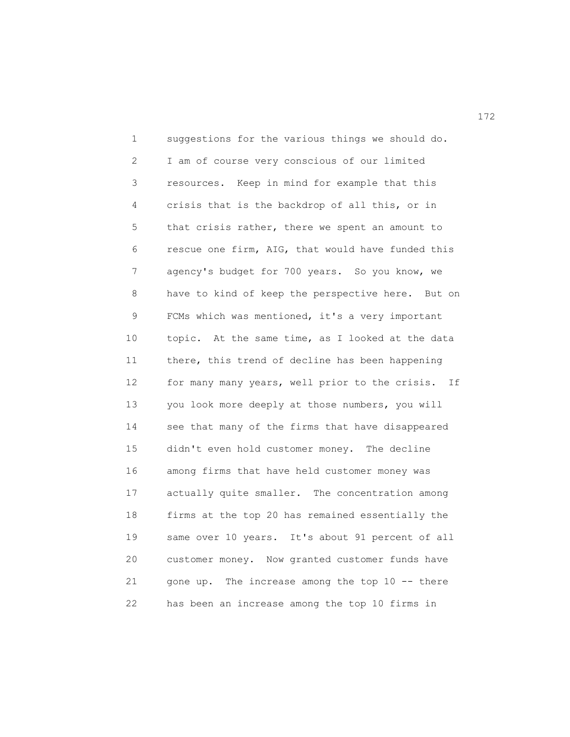suggestions for the various things we should do. I am of course very conscious of our limited resources. Keep in mind for example that this crisis that is the backdrop of all this, or in that crisis rather, there we spent an amount to rescue one firm, AIG, that would have funded this agency's budget for 700 years. So you know, we have to kind of keep the perspective here. But on FCMs which was mentioned, it's a very important topic. At the same time, as I looked at the data there, this trend of decline has been happening for many many years, well prior to the crisis. If you look more deeply at those numbers, you will see that many of the firms that have disappeared didn't even hold customer money. The decline among firms that have held customer money was actually quite smaller. The concentration among firms at the top 20 has remained essentially the same over 10 years. It's about 91 percent of all customer money. Now granted customer funds have gone up. The increase among the top 10 -- there has been an increase among the top 10 firms in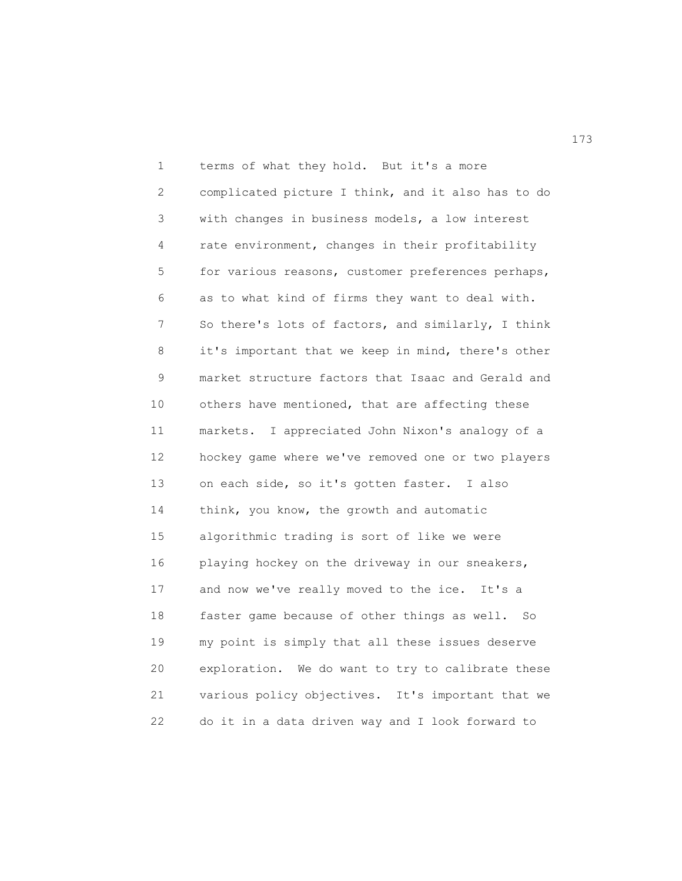terms of what they hold. But it's a more complicated picture I think, and it also has to do with changes in business models, a low interest rate environment, changes in their profitability for various reasons, customer preferences perhaps, as to what kind of firms they want to deal with. So there's lots of factors, and similarly, I think it's important that we keep in mind, there's other market structure factors that Isaac and Gerald and others have mentioned, that are affecting these markets. I appreciated John Nixon's analogy of a hockey game where we've removed one or two players on each side, so it's gotten faster. I also think, you know, the growth and automatic algorithmic trading is sort of like we were playing hockey on the driveway in our sneakers, and now we've really moved to the ice. It's a faster game because of other things as well. So my point is simply that all these issues deserve exploration. We do want to try to calibrate these various policy objectives. It's important that we do it in a data driven way and I look forward to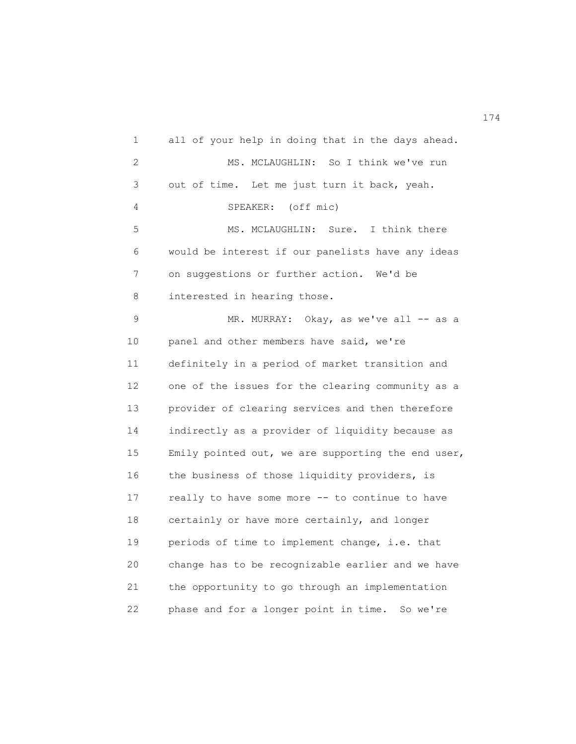all of your help in doing that in the days ahead.

MS. MCLAUGHLIN: So I think we've run out of time. Let me just turn it back, yeah.

SPEAKER: (off mic)

MS. MCLAUGHLIN: Sure. I think there would be interest if our panelists have any ideas on suggestions or further action. We'd be interested in hearing those.

MR. MURRAY: Okay, as we've all -- as a panel and other members have said, we're definitely in a period of market transition and one of the issues for the clearing community as a provider of clearing services and then therefore indirectly as a provider of liquidity because as Emily pointed out, we are supporting the end user, the business of those liquidity providers, is really to have some more -- to continue to have certainly or have more certainly, and longer periods of time to implement change, i.e. that change has to be recognizable earlier and we have the opportunity to go through an implementation phase and for a longer point in time. So we're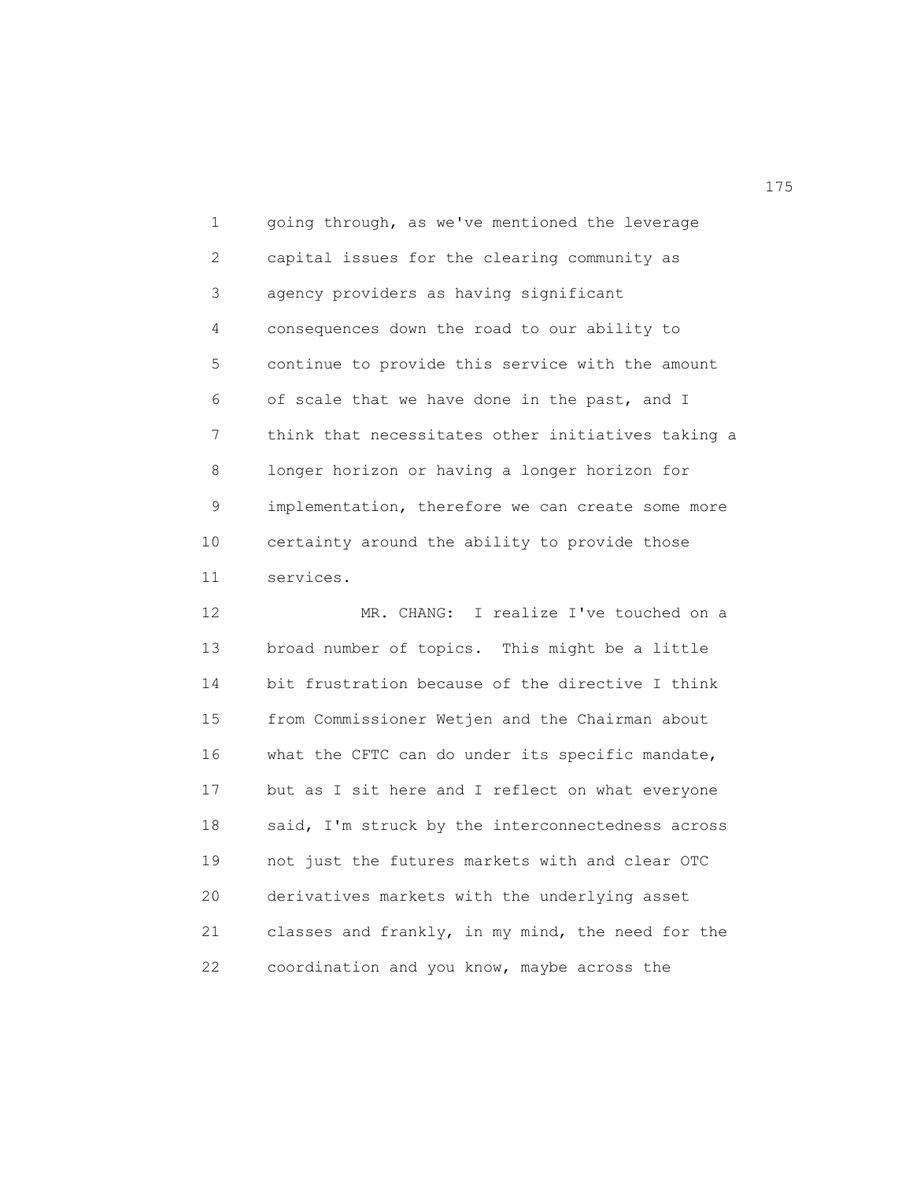going through, as we've mentioned the leverage capital issues for the clearing community as agency providers as having significant consequences down the road to our ability to continue to provide this service with the amount of scale that we have done in the past, and I think that necessitates other initiatives taking a longer horizon or having a longer horizon for implementation, therefore we can create some more certainty around the ability to provide those services.

MR. CHANG: I realize I've touched on a broad number of topics. This might be a little bit frustration because of the directive I think from Commissioner Wetjen and the Chairman about what the CFTC can do under its specific mandate, but as I sit here and I reflect on what everyone said, I'm struck by the interconnectedness across not just the futures markets with and clear OTC derivatives markets with the underlying asset classes and frankly, in my mind, the need for the coordination and you know, maybe across the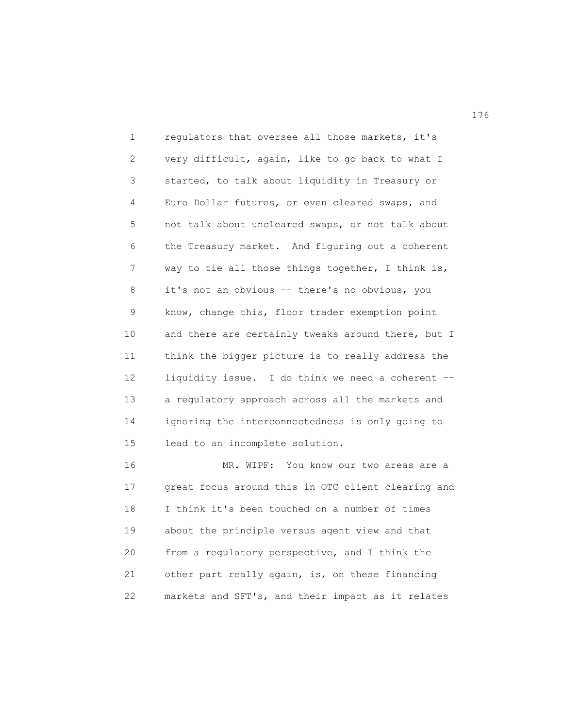regulators that oversee all those markets, it's very difficult, again, like to go back to what I started, to talk about liquidity in Treasury or Euro Dollar futures, or even cleared swaps, and not talk about uncleared swaps, or not talk about the Treasury market. And figuring out a coherent way to tie all those things together, I think is, it's not an obvious -- there's no obvious, you know, change this, floor trader exemption point and there are certainly tweaks around there, but I think the bigger picture is to really address the liquidity issue. I do think we need a coherent -- a regulatory approach across all the markets and ignoring the interconnectedness is only going to lead to an incomplete solution.

MR. WIPF: You know our two areas are a great focus around this in OTC client clearing and I think it's been touched on a number of times about the principle versus agent view and that from a regulatory perspective, and I think the other part really again, is, on these financing markets and SFT's, and their impact as it relates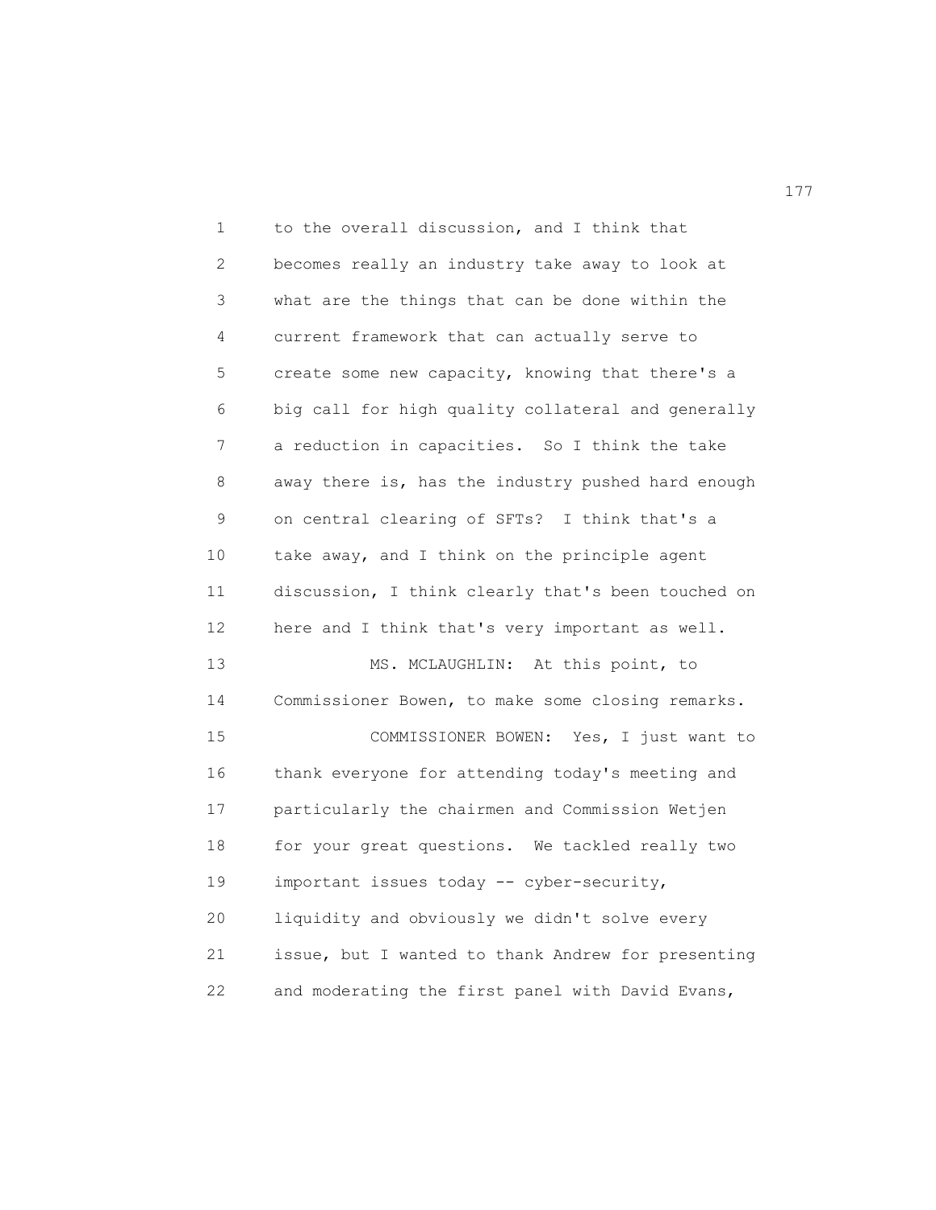to the overall discussion, and I think that becomes really an industry take away to look at what are the things that can be done within the current framework that can actually serve to create some new capacity, knowing that there's a big call for high quality collateral and generally a reduction in capacities. So I think the take away there is, has the industry pushed hard enough on central clearing of SFTs? I think that's a take away, and I think on the principle agent discussion, I think clearly that's been touched on here and I think that's very important as well.

MS. MCLAUGHLIN: At this point, to Commissioner Bowen, to make some closing remarks.

COMMISSIONER BOWEN: Yes, I just want to thank everyone for attending today's meeting and particularly the chairmen and Commission Wetjen for your great questions. We tackled really two important issues today -- cyber-security, liquidity and obviously we didn't solve every issue, but I wanted to thank Andrew for presenting and moderating the first panel with David Evans,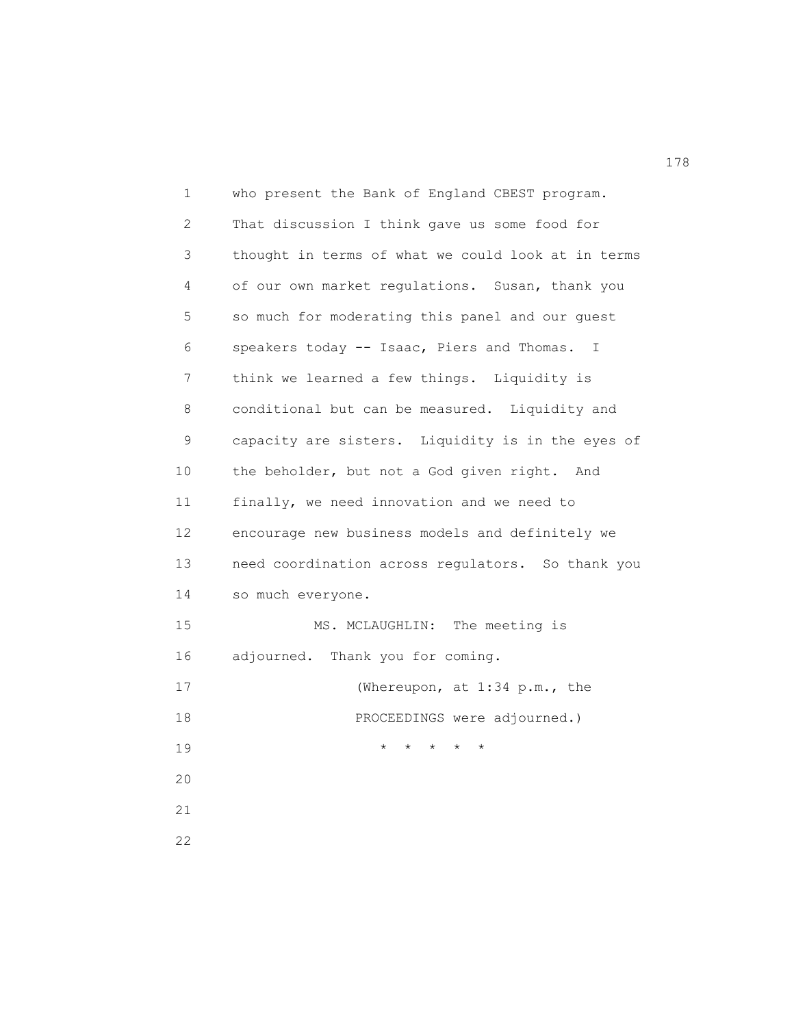who present the Bank of England CBEST program. That discussion I think gave us some food for thought in terms of what we could look at in terms of our own market regulations. Susan, thank you so much for moderating this panel and our guest speakers today -- Isaac, Piers and Thomas. I think we learned a few things. Liquidity is conditional but can be measured. Liquidity and capacity are sisters. Liquidity is in the eyes of the beholder, but not a God given right. And finally, we need innovation and we need to encourage new business models and definitely we need coordination across regulators. So thank you so much everyone.

MS. MCLAUGHLIN: The meeting is adjourned. Thank you for coming.

(Whereupon, at 1:34 p.m., the PROCEEDINGS were adjourned.)

* * * * *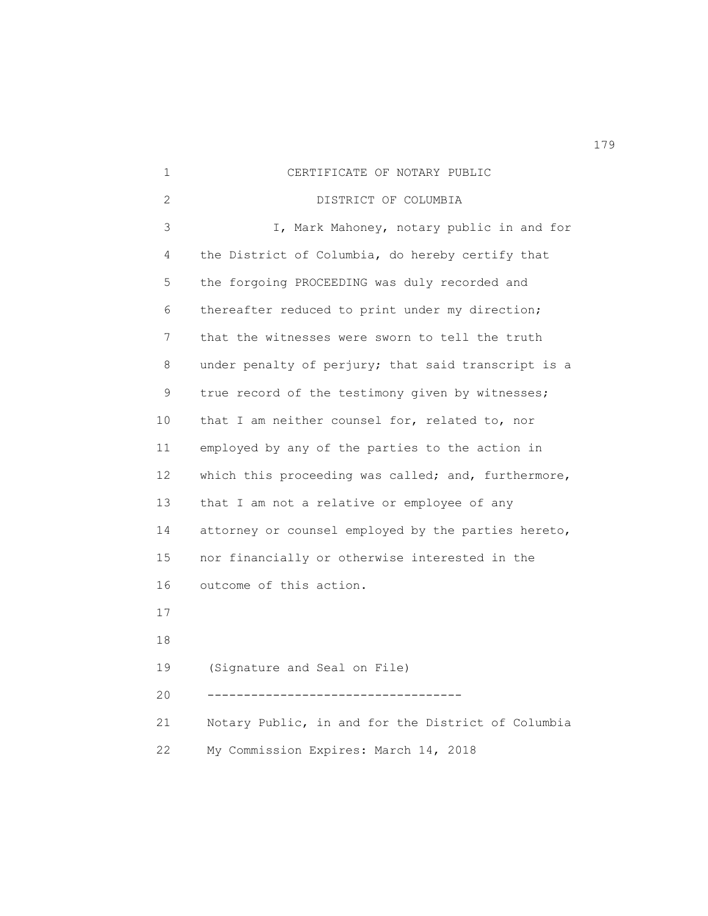# CERTIFICATE OF NOTARY PUBLIC

## DISTRICT OF COLUMBIA

I, Mark Mahoney, notary public in and for the District of Columbia, do hereby certify that the forgoing PROCEEDING was duly recorded and thereafter reduced to print under my direction; that the witnesses were sworn to tell the truth under penalty of perjury; that said transcript is a true record of the testimony given by witnesses; that I am neither counsel for, related to, nor employed by any of the parties to the action in which this proceeding was called; and, furthermore, that I am not a relative or employee of any attorney or counsel employed by the parties hereto, nor financially or otherwise interested in the outcome of this action.

(Signature and Seal on File)

-----------------------------------

Notary Public, in and for the District of Columbia

My Commission Expires: March 14, 2018